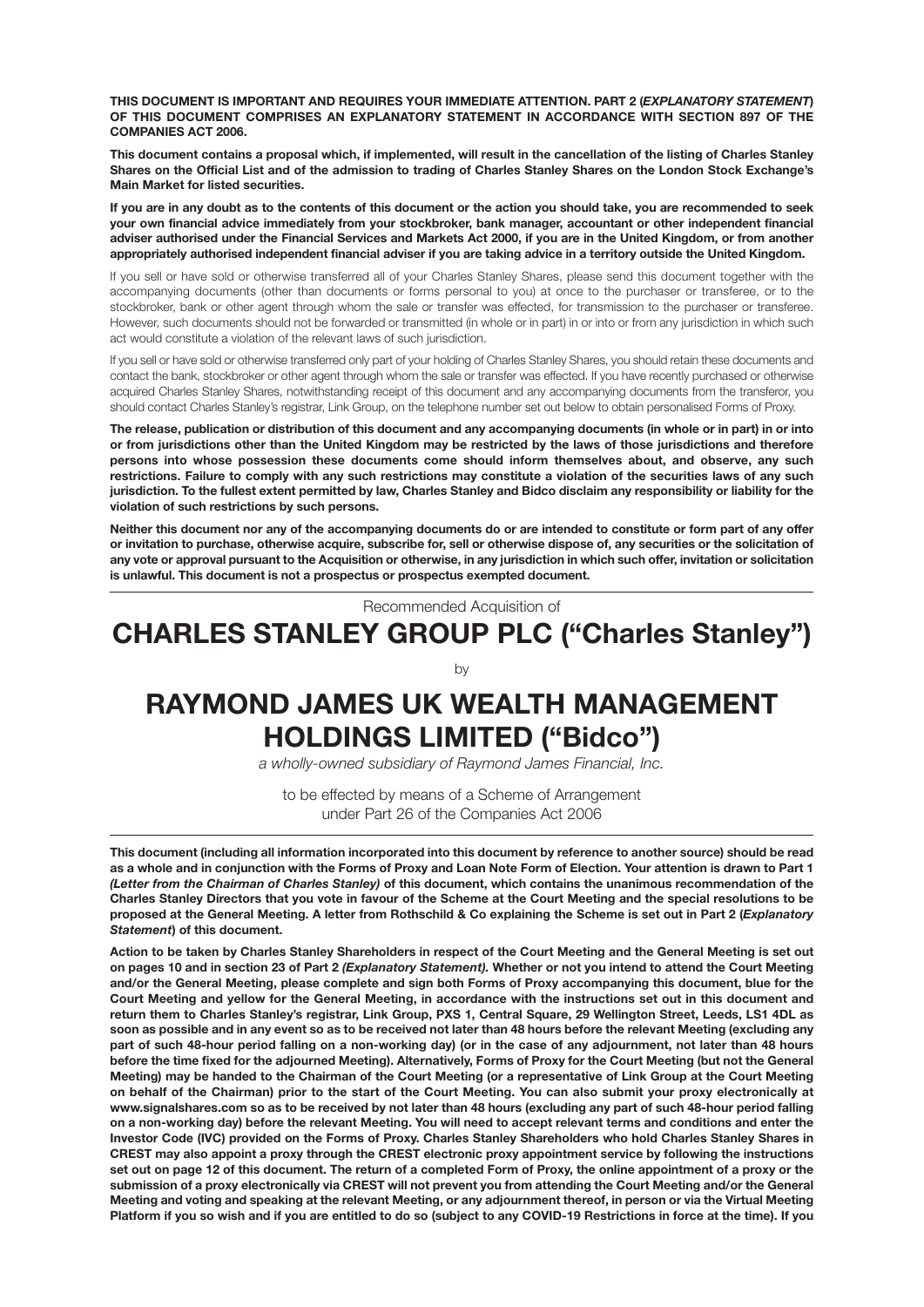**THIS DOCUMENT IS IMPORTANT AND REQUIRES YOUR IMMEDIATE ATTENTION. PART 2 (*EXPLANATORY STATEMENT*) OF THIS DOCUMENT COMPRISES AN EXPLANATORY STATEMENT IN ACCORDANCE WITH SECTION 897 OF THE COMPANIES ACT 2006.**

**This document contains a proposal which, if implemented, will result in the cancellation of the listing of Charles Stanley Shares on the Official List and of the admission to trading of Charles Stanley Shares on the London Stock Exchange's Main Market for listed securities.**

**If you are in any doubt as to the contents of this document or the action you should take, you are recommended to seek your own financial advice immediately from your stockbroker, bank manager, accountant or other independent financial adviser authorised under the Financial Services and Markets Act 2000, if you are in the United Kingdom, or from another appropriately authorised independent financial adviser if you are taking advice in a territory outside the United Kingdom.**

If you sell or have sold or otherwise transferred all of your Charles Stanley Shares, please send this document together with the accompanying documents (other than documents or forms personal to you) at once to the purchaser or transferee, or to the stockbroker, bank or other agent through whom the sale or transfer was effected, for transmission to the purchaser or transferee. However, such documents should not be forwarded or transmitted (in whole or in part) in or into or from any jurisdiction in which such act would constitute a violation of the relevant laws of such jurisdiction.

If you sell or have sold or otherwise transferred only part of your holding of Charles Stanley Shares, you should retain these documents and contact the bank, stockbroker or other agent through whom the sale or transfer was effected. If you have recently purchased or otherwise acquired Charles Stanley Shares, notwithstanding receipt of this document and any accompanying documents from the transferor, you should contact Charles Stanley's registrar, Link Group, on the telephone number set out below to obtain personalised Forms of Proxy.

**The release, publication or distribution of this document and any accompanying documents (in whole or in part) in or into or from jurisdictions other than the United Kingdom may be restricted by the laws of those jurisdictions and therefore persons into whose possession these documents come should inform themselves about, and observe, any such restrictions. Failure to comply with any such restrictions may constitute a violation of the securities laws of any such jurisdiction. To the fullest extent permitted by law, Charles Stanley and Bidco disclaim any responsibility or liability for the violation of such restrictions by such persons.**

**Neither this document nor any of the accompanying documents do or are intended to constitute or form part of any offer or invitation to purchase, otherwise acquire, subscribe for, sell or otherwise dispose of, any securities or the solicitation of any vote or approval pursuant to the Acquisition or otherwise, in any jurisdiction in which such offer, invitation or solicitation is unlawful. This document is not a prospectus or prospectus exempted document.**

---

Recommended Acquisition of

# CHARLES STANLEY GROUP PLC ("Charles Stanley")

by

# RAYMOND JAMES UK WEALTH MANAGEMENT HOLDINGS LIMITED ("Bidco")

*a wholly-owned subsidiary of Raymond James Financial, Inc.*

to be effected by means of a Scheme of Arrangement under Part 26 of the Companies Act 2006

---

**This document (including all information incorporated into this document by reference to another source) should be read as a whole and in conjunction with the Forms of Proxy and Loan Note Form of Election. Your attention is drawn to Part 1 *(Letter from the Chairman of Charles Stanley)* of this document, which contains the unanimous recommendation of the Charles Stanley Directors that you vote in favour of the Scheme at the Court Meeting and the special resolutions to be proposed at the General Meeting. A letter from Rothschild & Co explaining the Scheme is set out in Part 2 (*Explanatory Statement*) of this document.**

**Action to be taken by Charles Stanley Shareholders in respect of the Court Meeting and the General Meeting is set out on pages 10 and in section 23 of Part 2 *(Explanatory Statement).* Whether or not you intend to attend the Court Meeting and/or the General Meeting, please complete and sign both Forms of Proxy accompanying this document, blue for the Court Meeting and yellow for the General Meeting, in accordance with the instructions set out in this document and return them to Charles Stanley's registrar, Link Group, PXS 1, Central Square, 29 Wellington Street, Leeds, LS1 4DL as soon as possible and in any event so as to be received not later than 48 hours before the relevant Meeting (excluding any part of such 48-hour period falling on a non-working day) (or in the case of any adjournment, not later than 48 hours before the time fixed for the adjourned Meeting). Alternatively, Forms of Proxy for the Court Meeting (but not the General Meeting) may be handed to the Chairman of the Court Meeting (or a representative of Link Group at the Court Meeting on behalf of the Chairman) prior to the start of the Court Meeting. You can also submit your proxy electronically at www.signalshares.com so as to be received by not later than 48 hours (excluding any part of such 48-hour period falling on a non-working day) before the relevant Meeting. You will need to accept relevant terms and conditions and enter the Investor Code (IVC) provided on the Forms of Proxy. Charles Stanley Shareholders who hold Charles Stanley Shares in CREST may also appoint a proxy through the CREST electronic proxy appointment service by following the instructions set out on page 12 of this document. The return of a completed Form of Proxy, the online appointment of a proxy or the submission of a proxy electronically via CREST will not prevent you from attending the Court Meeting and/or the General Meeting and voting and speaking at the relevant Meeting, or any adjournment thereof, in person or via the Virtual Meeting Platform if you so wish and if you are entitled to do so (subject to any COVID-19 Restrictions in force at the time). If you**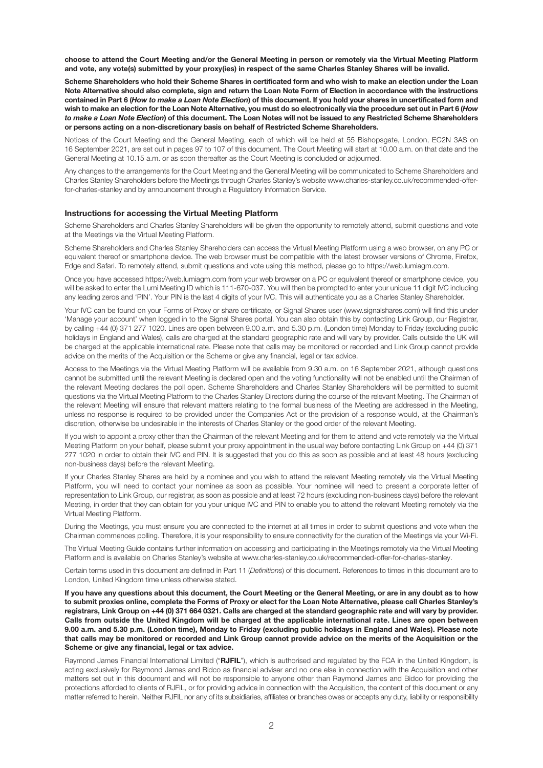**choose to attend the Court Meeting and/or the General Meeting in person or remotely via the Virtual Meeting Platform and vote, any vote(s) submitted by your proxy(ies) in respect of the same Charles Stanley Shares will be invalid.**

**Scheme Shareholders who hold their Scheme Shares in certificated form and who wish to make an election under the Loan Note Alternative should also complete, sign and return the Loan Note Form of Election in accordance with the instructions contained in Part 6 (*How to make a Loan Note Election*) of this document. If you hold your shares in uncertificated form and wish to make an election for the Loan Note Alternative, you must do so electronically via the procedure set out in Part 6 (*How to make a Loan Note Election*) of this document. The Loan Notes will not be issued to any Restricted Scheme Shareholders or persons acting on a non-discretionary basis on behalf of Restricted Scheme Shareholders.**

Notices of the Court Meeting and the General Meeting, each of which will be held at 55 Bishopsgate, London, EC2N 3AS on 16 September 2021, are set out in pages 97 to 107 of this document. The Court Meeting will start at 10.00 a.m. on that date and the General Meeting at 10.15 a.m. or as soon thereafter as the Court Meeting is concluded or adjourned.

Any changes to the arrangements for the Court Meeting and the General Meeting will be communicated to Scheme Shareholders and Charles Stanley Shareholders before the Meetings through Charles Stanley's website www.charles-stanley.co.uk/recommended-offer-for-charles-stanley and by announcement through a Regulatory Information Service.

## Instructions for accessing the Virtual Meeting Platform

Scheme Shareholders and Charles Stanley Shareholders will be given the opportunity to remotely attend, submit questions and vote at the Meetings via the Virtual Meeting Platform.

Scheme Shareholders and Charles Stanley Shareholders can access the Virtual Meeting Platform using a web browser, on any PC or equivalent thereof or smartphone device. The web browser must be compatible with the latest browser versions of Chrome, Firefox, Edge and Safari. To remotely attend, submit questions and vote using this method, please go to https://web.lumiagm.com.

Once you have accessed https://web.lumiagm.com from your web browser on a PC or equivalent thereof or smartphone device, you will be asked to enter the Lumi Meeting ID which is 111-670-037. You will then be prompted to enter your unique 11 digit IVC including any leading zeros and 'PIN'. Your PIN is the last 4 digits of your IVC. This will authenticate you as a Charles Stanley Shareholder.

Your IVC can be found on your Forms of Proxy or share certificate, or Signal Shares user (www.signalshares.com) will find this under 'Manage your account' when logged in to the Signal Shares portal. You can also obtain this by contacting Link Group, our Registrar, by calling +44 (0) 371 277 1020. Lines are open between 9.00 a.m. and 5.30 p.m. (London time) Monday to Friday (excluding public holidays in England and Wales), calls are charged at the standard geographic rate and will vary by provider. Calls outside the UK will be charged at the applicable international rate. Please note that calls may be monitored or recorded and Link Group cannot provide advice on the merits of the Acquisition or the Scheme or give any financial, legal or tax advice.

Access to the Meetings via the Virtual Meeting Platform will be available from 9.30 a.m. on 16 September 2021, although questions cannot be submitted until the relevant Meeting is declared open and the voting functionality will not be enabled until the Chairman of the relevant Meeting declares the poll open. Scheme Shareholders and Charles Stanley Shareholders will be permitted to submit questions via the Virtual Meeting Platform to the Charles Stanley Directors during the course of the relevant Meeting. The Chairman of the relevant Meeting will ensure that relevant matters relating to the formal business of the Meeting are addressed in the Meeting, unless no response is required to be provided under the Companies Act or the provision of a response would, at the Chairman's discretion, otherwise be undesirable in the interests of Charles Stanley or the good order of the relevant Meeting.

If you wish to appoint a proxy other than the Chairman of the relevant Meeting and for them to attend and vote remotely via the Virtual Meeting Platform on your behalf, please submit your proxy appointment in the usual way before contacting Link Group on +44 (0) 371 277 1020 in order to obtain their IVC and PIN. It is suggested that you do this as soon as possible and at least 48 hours (excluding non-business days) before the relevant Meeting.

If your Charles Stanley Shares are held by a nominee and you wish to attend the relevant Meeting remotely via the Virtual Meeting Platform, you will need to contact your nominee as soon as possible. Your nominee will need to present a corporate letter of representation to Link Group, our registrar, as soon as possible and at least 72 hours (excluding non-business days) before the relevant Meeting, in order that they can obtain for you your unique IVC and PIN to enable you to attend the relevant Meeting remotely via the Virtual Meeting Platform.

During the Meetings, you must ensure you are connected to the internet at all times in order to submit questions and vote when the Chairman commences polling. Therefore, it is your responsibility to ensure connectivity for the duration of the Meetings via your Wi-Fi.

The Virtual Meeting Guide contains further information on accessing and participating in the Meetings remotely via the Virtual Meeting Platform and is available on Charles Stanley's website at www.charles-stanley.co.uk/recommended-offer-for-charles-stanley.

Certain terms used in this document are defined in Part 11 (*Definitions*) of this document. References to times in this document are to London, United Kingdom time unless otherwise stated.

**If you have any questions about this document, the Court Meeting or the General Meeting, or are in any doubt as to how to submit proxies online, complete the Forms of Proxy or elect for the Loan Note Alternative, please call Charles Stanley's registrars, Link Group on +44 (0) 371 664 0321. Calls are charged at the standard geographic rate and will vary by provider. Calls from outside the United Kingdom will be charged at the applicable international rate. Lines are open between 9.00 a.m. and 5.30 p.m. (London time), Monday to Friday (excluding public holidays in England and Wales). Please note that calls may be monitored or recorded and Link Group cannot provide advice on the merits of the Acquisition or the Scheme or give any financial, legal or tax advice.**

Raymond James Financial International Limited ("**RJFIL**"), which is authorised and regulated by the FCA in the United Kingdom, is acting exclusively for Raymond James and Bidco as financial adviser and no one else in connection with the Acquisition and other matters set out in this document and will not be responsible to anyone other than Raymond James and Bidco for providing the protections afforded to clients of RJFIL, or for providing advice in connection with the Acquisition, the content of this document or any matter referred to herein. Neither RJFIL nor any of its subsidiaries, affiliates or branches owes or accepts any duty, liability or responsibility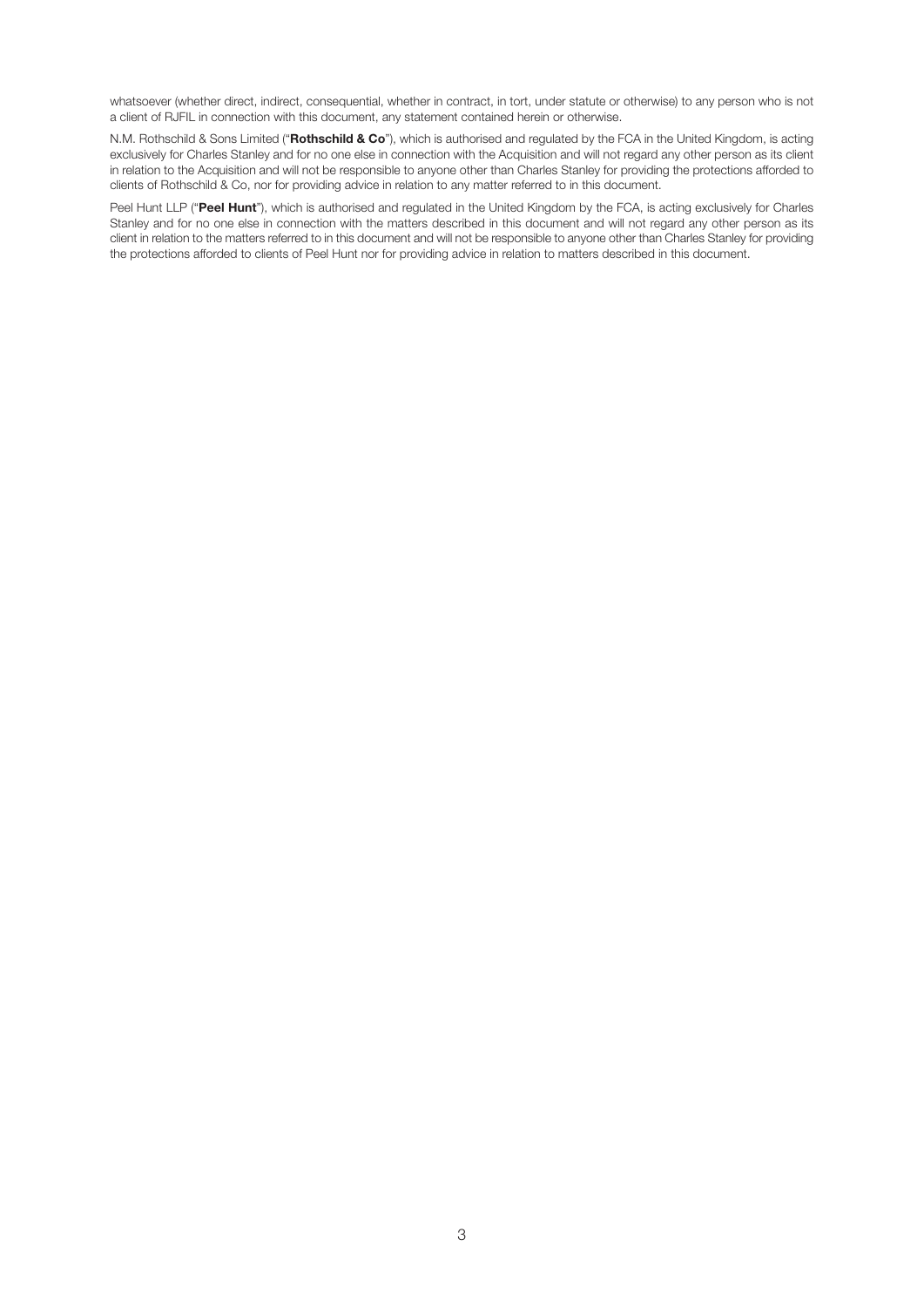whatsoever (whether direct, indirect, consequential, whether in contract, in tort, under statute or otherwise) to any person who is not a client of RJFIL in connection with this document, any statement contained herein or otherwise.

N.M. Rothschild & Sons Limited ("**Rothschild & Co**"), which is authorised and regulated by the FCA in the United Kingdom, is acting exclusively for Charles Stanley and for no one else in connection with the Acquisition and will not regard any other person as its client in relation to the Acquisition and will not be responsible to anyone other than Charles Stanley for providing the protections afforded to clients of Rothschild & Co, nor for providing advice in relation to any matter referred to in this document.

Peel Hunt LLP ("**Peel Hunt**"), which is authorised and regulated in the United Kingdom by the FCA, is acting exclusively for Charles Stanley and for no one else in connection with the matters described in this document and will not regard any other person as its client in relation to the matters referred to in this document and will not be responsible to anyone other than Charles Stanley for providing the protections afforded to clients of Peel Hunt nor for providing advice in relation to matters described in this document.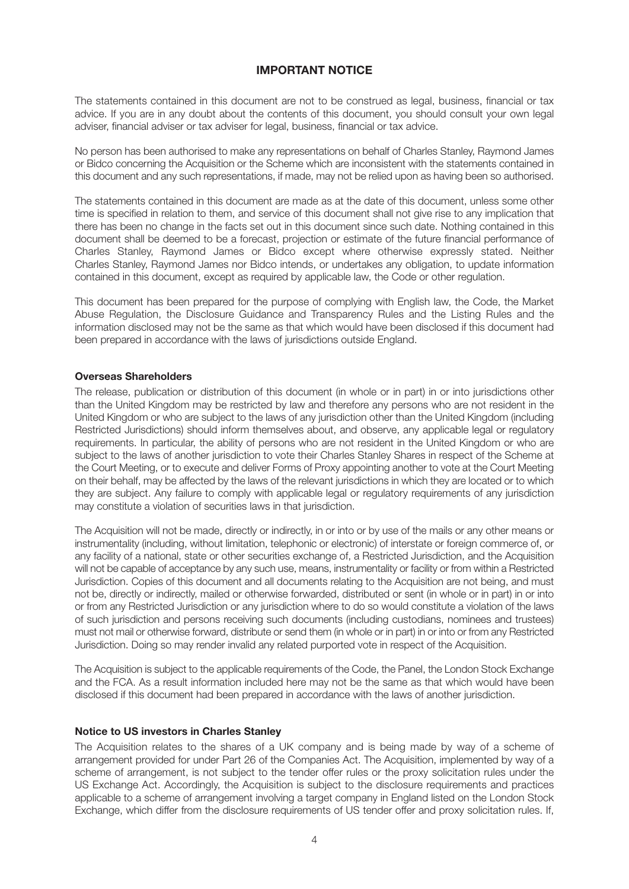## IMPORTANT NOTICE

The statements contained in this document are not to be construed as legal, business, financial or tax advice. If you are in any doubt about the contents of this document, you should consult your own legal adviser, financial adviser or tax adviser for legal, business, financial or tax advice.

No person has been authorised to make any representations on behalf of Charles Stanley, Raymond James or Bidco concerning the Acquisition or the Scheme which are inconsistent with the statements contained in this document and any such representations, if made, may not be relied upon as having been so authorised.

The statements contained in this document are made as at the date of this document, unless some other time is specified in relation to them, and service of this document shall not give rise to any implication that there has been no change in the facts set out in this document since such date. Nothing contained in this document shall be deemed to be a forecast, projection or estimate of the future financial performance of Charles Stanley, Raymond James or Bidco except where otherwise expressly stated. Neither Charles Stanley, Raymond James nor Bidco intends, or undertakes any obligation, to update information contained in this document, except as required by applicable law, the Code or other regulation.

This document has been prepared for the purpose of complying with English law, the Code, the Market Abuse Regulation, the Disclosure Guidance and Transparency Rules and the Listing Rules and the information disclosed may not be the same as that which would have been disclosed if this document had been prepared in accordance with the laws of jurisdictions outside England.

### Overseas Shareholders

The release, publication or distribution of this document (in whole or in part) in or into jurisdictions other than the United Kingdom may be restricted by law and therefore any persons who are not resident in the United Kingdom or who are subject to the laws of any jurisdiction other than the United Kingdom (including Restricted Jurisdictions) should inform themselves about, and observe, any applicable legal or regulatory requirements. In particular, the ability of persons who are not resident in the United Kingdom or who are subject to the laws of another jurisdiction to vote their Charles Stanley Shares in respect of the Scheme at the Court Meeting, or to execute and deliver Forms of Proxy appointing another to vote at the Court Meeting on their behalf, may be affected by the laws of the relevant jurisdictions in which they are located or to which they are subject. Any failure to comply with applicable legal or regulatory requirements of any jurisdiction may constitute a violation of securities laws in that jurisdiction.

The Acquisition will not be made, directly or indirectly, in or into or by use of the mails or any other means or instrumentality (including, without limitation, telephonic or electronic) of interstate or foreign commerce of, or any facility of a national, state or other securities exchange of, a Restricted Jurisdiction, and the Acquisition will not be capable of acceptance by any such use, means, instrumentality or facility or from within a Restricted Jurisdiction. Copies of this document and all documents relating to the Acquisition are not being, and must not be, directly or indirectly, mailed or otherwise forwarded, distributed or sent (in whole or in part) in or into or from any Restricted Jurisdiction or any jurisdiction where to do so would constitute a violation of the laws of such jurisdiction and persons receiving such documents (including custodians, nominees and trustees) must not mail or otherwise forward, distribute or send them (in whole or in part) in or into or from any Restricted Jurisdiction. Doing so may render invalid any related purported vote in respect of the Acquisition.

The Acquisition is subject to the applicable requirements of the Code, the Panel, the London Stock Exchange and the FCA. As a result information included here may not be the same as that which would have been disclosed if this document had been prepared in accordance with the laws of another jurisdiction.

### Notice to US investors in Charles Stanley

The Acquisition relates to the shares of a UK company and is being made by way of a scheme of arrangement provided for under Part 26 of the Companies Act. The Acquisition, implemented by way of a scheme of arrangement, is not subject to the tender offer rules or the proxy solicitation rules under the US Exchange Act. Accordingly, the Acquisition is subject to the disclosure requirements and practices applicable to a scheme of arrangement involving a target company in England listed on the London Stock Exchange, which differ from the disclosure requirements of US tender offer and proxy solicitation rules. If,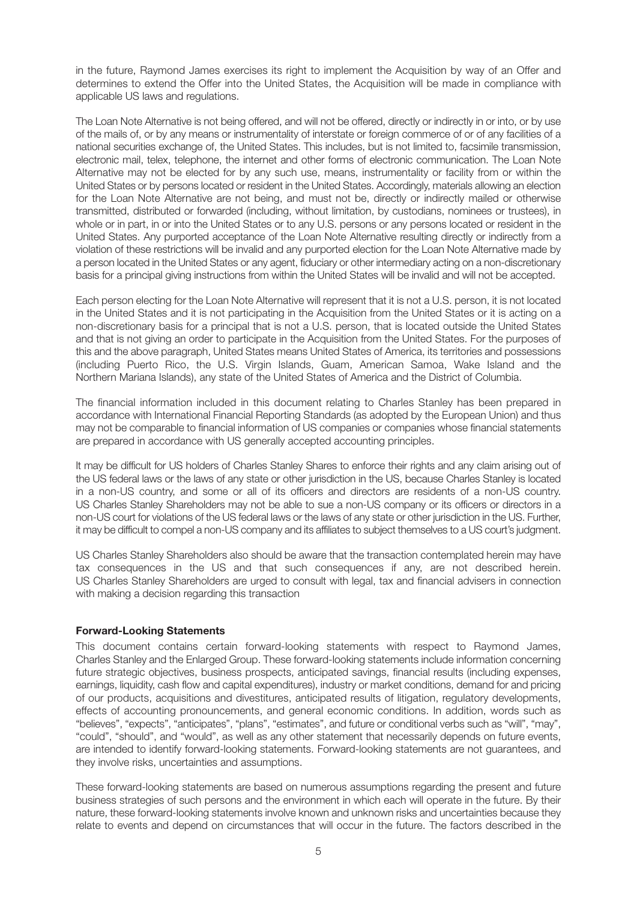in the future, Raymond James exercises its right to implement the Acquisition by way of an Offer and determines to extend the Offer into the United States, the Acquisition will be made in compliance with applicable US laws and regulations.

The Loan Note Alternative is not being offered, and will not be offered, directly or indirectly in or into, or by use of the mails of, or by any means or instrumentality of interstate or foreign commerce of or of any facilities of a national securities exchange of, the United States. This includes, but is not limited to, facsimile transmission, electronic mail, telex, telephone, the internet and other forms of electronic communication. The Loan Note Alternative may not be elected for by any such use, means, instrumentality or facility from or within the United States or by persons located or resident in the United States. Accordingly, materials allowing an election for the Loan Note Alternative are not being, and must not be, directly or indirectly mailed or otherwise transmitted, distributed or forwarded (including, without limitation, by custodians, nominees or trustees), in whole or in part, in or into the United States or to any U.S. persons or any persons located or resident in the United States. Any purported acceptance of the Loan Note Alternative resulting directly or indirectly from a violation of these restrictions will be invalid and any purported election for the Loan Note Alternative made by a person located in the United States or any agent, fiduciary or other intermediary acting on a non-discretionary basis for a principal giving instructions from within the United States will be invalid and will not be accepted.

Each person electing for the Loan Note Alternative will represent that it is not a U.S. person, it is not located in the United States and it is not participating in the Acquisition from the United States or it is acting on a non-discretionary basis for a principal that is not a U.S. person, that is located outside the United States and that is not giving an order to participate in the Acquisition from the United States. For the purposes of this and the above paragraph, United States means United States of America, its territories and possessions (including Puerto Rico, the U.S. Virgin Islands, Guam, American Samoa, Wake Island and the Northern Mariana Islands), any state of the United States of America and the District of Columbia.

The financial information included in this document relating to Charles Stanley has been prepared in accordance with International Financial Reporting Standards (as adopted by the European Union) and thus may not be comparable to financial information of US companies or companies whose financial statements are prepared in accordance with US generally accepted accounting principles.

It may be difficult for US holders of Charles Stanley Shares to enforce their rights and any claim arising out of the US federal laws or the laws of any state or other jurisdiction in the US, because Charles Stanley is located in a non-US country, and some or all of its officers and directors are residents of a non-US country. US Charles Stanley Shareholders may not be able to sue a non-US company or its officers or directors in a non-US court for violations of the US federal laws or the laws of any state or other jurisdiction in the US. Further, it may be difficult to compel a non-US company and its affiliates to subject themselves to a US court's judgment.

US Charles Stanley Shareholders also should be aware that the transaction contemplated herein may have tax consequences in the US and that such consequences if any, are not described herein. US Charles Stanley Shareholders are urged to consult with legal, tax and financial advisers in connection with making a decision regarding this transaction

**Forward-Looking Statements**

This document contains certain forward-looking statements with respect to Raymond James, Charles Stanley and the Enlarged Group. These forward-looking statements include information concerning future strategic objectives, business prospects, anticipated savings, financial results (including expenses, earnings, liquidity, cash flow and capital expenditures), industry or market conditions, demand for and pricing of our products, acquisitions and divestitures, anticipated results of litigation, regulatory developments, effects of accounting pronouncements, and general economic conditions. In addition, words such as "believes", "expects", "anticipates", "plans", "estimates", and future or conditional verbs such as "will", "may", "could", "should", and "would", as well as any other statement that necessarily depends on future events, are intended to identify forward-looking statements. Forward-looking statements are not guarantees, and they involve risks, uncertainties and assumptions.

These forward-looking statements are based on numerous assumptions regarding the present and future business strategies of such persons and the environment in which each will operate in the future. By their nature, these forward-looking statements involve known and unknown risks and uncertainties because they relate to events and depend on circumstances that will occur in the future. The factors described in the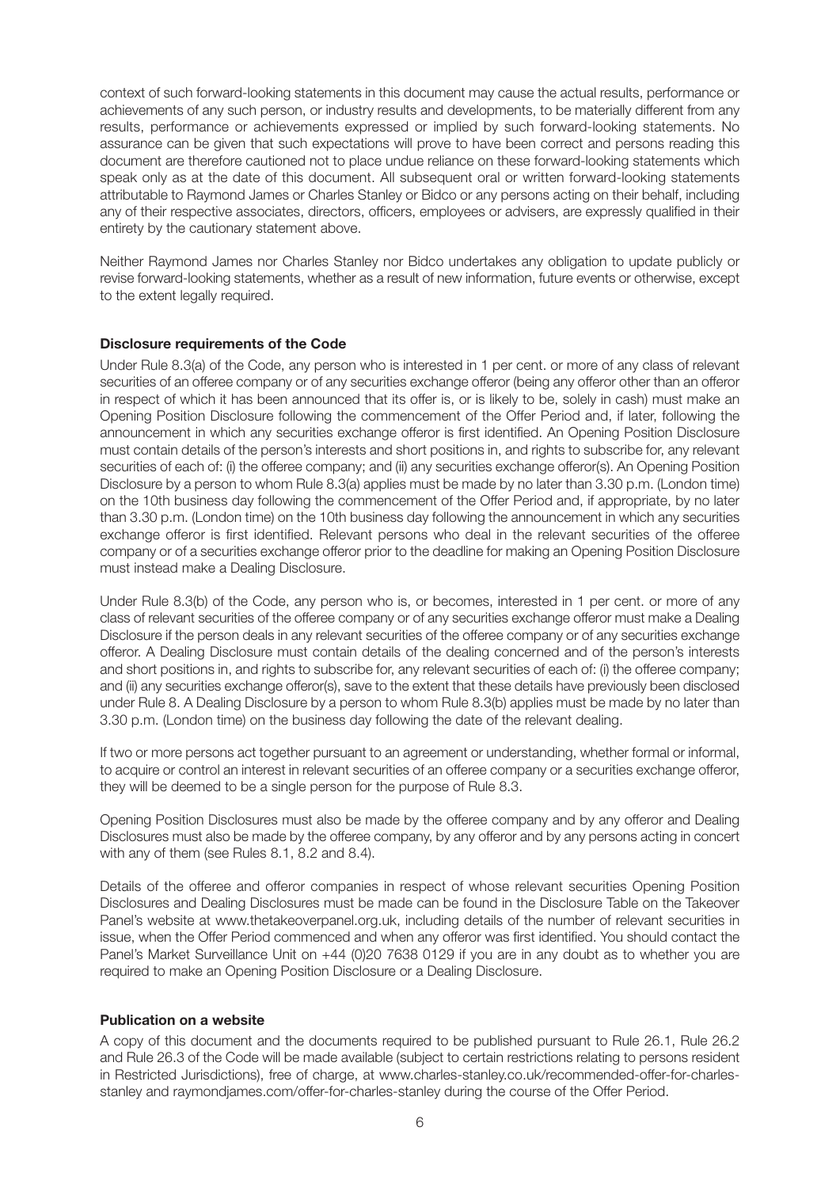context of such forward-looking statements in this document may cause the actual results, performance or achievements of any such person, or industry results and developments, to be materially different from any results, performance or achievements expressed or implied by such forward-looking statements. No assurance can be given that such expectations will prove to have been correct and persons reading this document are therefore cautioned not to place undue reliance on these forward-looking statements which speak only as at the date of this document. All subsequent oral or written forward-looking statements attributable to Raymond James or Charles Stanley or Bidco or any persons acting on their behalf, including any of their respective associates, directors, officers, employees or advisers, are expressly qualified in their entirety by the cautionary statement above.

Neither Raymond James nor Charles Stanley nor Bidco undertakes any obligation to update publicly or revise forward-looking statements, whether as a result of new information, future events or otherwise, except to the extent legally required.

**Disclosure requirements of the Code**

Under Rule 8.3(a) of the Code, any person who is interested in 1 per cent. or more of any class of relevant securities of an offeree company or of any securities exchange offeror (being any offeror other than an offeror in respect of which it has been announced that its offer is, or is likely to be, solely in cash) must make an Opening Position Disclosure following the commencement of the Offer Period and, if later, following the announcement in which any securities exchange offeror is first identified. An Opening Position Disclosure must contain details of the person's interests and short positions in, and rights to subscribe for, any relevant securities of each of: (i) the offeree company; and (ii) any securities exchange offeror(s). An Opening Position Disclosure by a person to whom Rule 8.3(a) applies must be made by no later than 3.30 p.m. (London time) on the 10th business day following the commencement of the Offer Period and, if appropriate, by no later than 3.30 p.m. (London time) on the 10th business day following the announcement in which any securities exchange offeror is first identified. Relevant persons who deal in the relevant securities of the offeree company or of a securities exchange offeror prior to the deadline for making an Opening Position Disclosure must instead make a Dealing Disclosure.

Under Rule 8.3(b) of the Code, any person who is, or becomes, interested in 1 per cent. or more of any class of relevant securities of the offeree company or of any securities exchange offeror must make a Dealing Disclosure if the person deals in any relevant securities of the offeree company or of any securities exchange offeror. A Dealing Disclosure must contain details of the dealing concerned and of the person's interests and short positions in, and rights to subscribe for, any relevant securities of each of: (i) the offeree company; and (ii) any securities exchange offeror(s), save to the extent that these details have previously been disclosed under Rule 8. A Dealing Disclosure by a person to whom Rule 8.3(b) applies must be made by no later than 3.30 p.m. (London time) on the business day following the date of the relevant dealing.

If two or more persons act together pursuant to an agreement or understanding, whether formal or informal, to acquire or control an interest in relevant securities of an offeree company or a securities exchange offeror, they will be deemed to be a single person for the purpose of Rule 8.3.

Opening Position Disclosures must also be made by the offeree company and by any offeror and Dealing Disclosures must also be made by the offeree company, by any offeror and by any persons acting in concert with any of them (see Rules 8.1, 8.2 and 8.4).

Details of the offeree and offeror companies in respect of whose relevant securities Opening Position Disclosures and Dealing Disclosures must be made can be found in the Disclosure Table on the Takeover Panel's website at www.thetakeoverpanel.org.uk, including details of the number of relevant securities in issue, when the Offer Period commenced and when any offeror was first identified. You should contact the Panel's Market Surveillance Unit on +44 (0)20 7638 0129 if you are in any doubt as to whether you are required to make an Opening Position Disclosure or a Dealing Disclosure.

**Publication on a website**

A copy of this document and the documents required to be published pursuant to Rule 26.1, Rule 26.2 and Rule 26.3 of the Code will be made available (subject to certain restrictions relating to persons resident in Restricted Jurisdictions), free of charge, at www.charles-stanley.co.uk/recommended-offer-for-charles-stanley and raymondjames.com/offer-for-charles-stanley during the course of the Offer Period.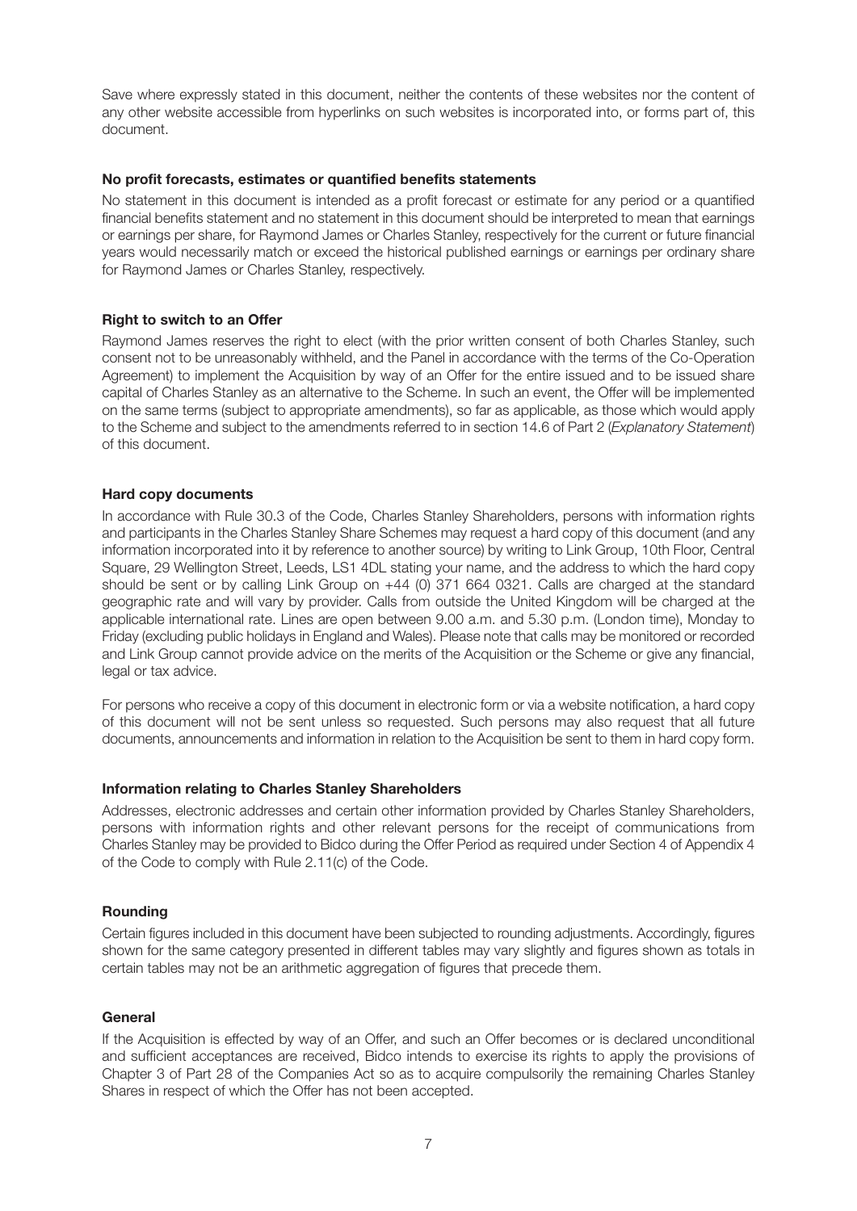Save where expressly stated in this document, neither the contents of these websites nor the content of any other website accessible from hyperlinks on such websites is incorporated into, or forms part of, this document.

**No profit forecasts, estimates or quantified benefits statements**

No statement in this document is intended as a profit forecast or estimate for any period or a quantified financial benefits statement and no statement in this document should be interpreted to mean that earnings or earnings per share, for Raymond James or Charles Stanley, respectively for the current or future financial years would necessarily match or exceed the historical published earnings or earnings per ordinary share for Raymond James or Charles Stanley, respectively.

**Right to switch to an Offer**

Raymond James reserves the right to elect (with the prior written consent of both Charles Stanley, such consent not to be unreasonably withheld, and the Panel in accordance with the terms of the Co-Operation Agreement) to implement the Acquisition by way of an Offer for the entire issued and to be issued share capital of Charles Stanley as an alternative to the Scheme. In such an event, the Offer will be implemented on the same terms (subject to appropriate amendments), so far as applicable, as those which would apply to the Scheme and subject to the amendments referred to in section 14.6 of Part 2 (*Explanatory Statement*) of this document.

**Hard copy documents**

In accordance with Rule 30.3 of the Code, Charles Stanley Shareholders, persons with information rights and participants in the Charles Stanley Share Schemes may request a hard copy of this document (and any information incorporated into it by reference to another source) by writing to Link Group, 10th Floor, Central Square, 29 Wellington Street, Leeds, LS1 4DL stating your name, and the address to which the hard copy should be sent or by calling Link Group on +44 (0) 371 664 0321. Calls are charged at the standard geographic rate and will vary by provider. Calls from outside the United Kingdom will be charged at the applicable international rate. Lines are open between 9.00 a.m. and 5.30 p.m. (London time), Monday to Friday (excluding public holidays in England and Wales). Please note that calls may be monitored or recorded and Link Group cannot provide advice on the merits of the Acquisition or the Scheme or give any financial, legal or tax advice.

For persons who receive a copy of this document in electronic form or via a website notification, a hard copy of this document will not be sent unless so requested. Such persons may also request that all future documents, announcements and information in relation to the Acquisition be sent to them in hard copy form.

**Information relating to Charles Stanley Shareholders**

Addresses, electronic addresses and certain other information provided by Charles Stanley Shareholders, persons with information rights and other relevant persons for the receipt of communications from Charles Stanley may be provided to Bidco during the Offer Period as required under Section 4 of Appendix 4 of the Code to comply with Rule 2.11(c) of the Code.

**Rounding**

Certain figures included in this document have been subjected to rounding adjustments. Accordingly, figures shown for the same category presented in different tables may vary slightly and figures shown as totals in certain tables may not be an arithmetic aggregation of figures that precede them.

**General**

If the Acquisition is effected by way of an Offer, and such an Offer becomes or is declared unconditional and sufficient acceptances are received, Bidco intends to exercise its rights to apply the provisions of Chapter 3 of Part 28 of the Companies Act so as to acquire compulsorily the remaining Charles Stanley Shares in respect of which the Offer has not been accepted.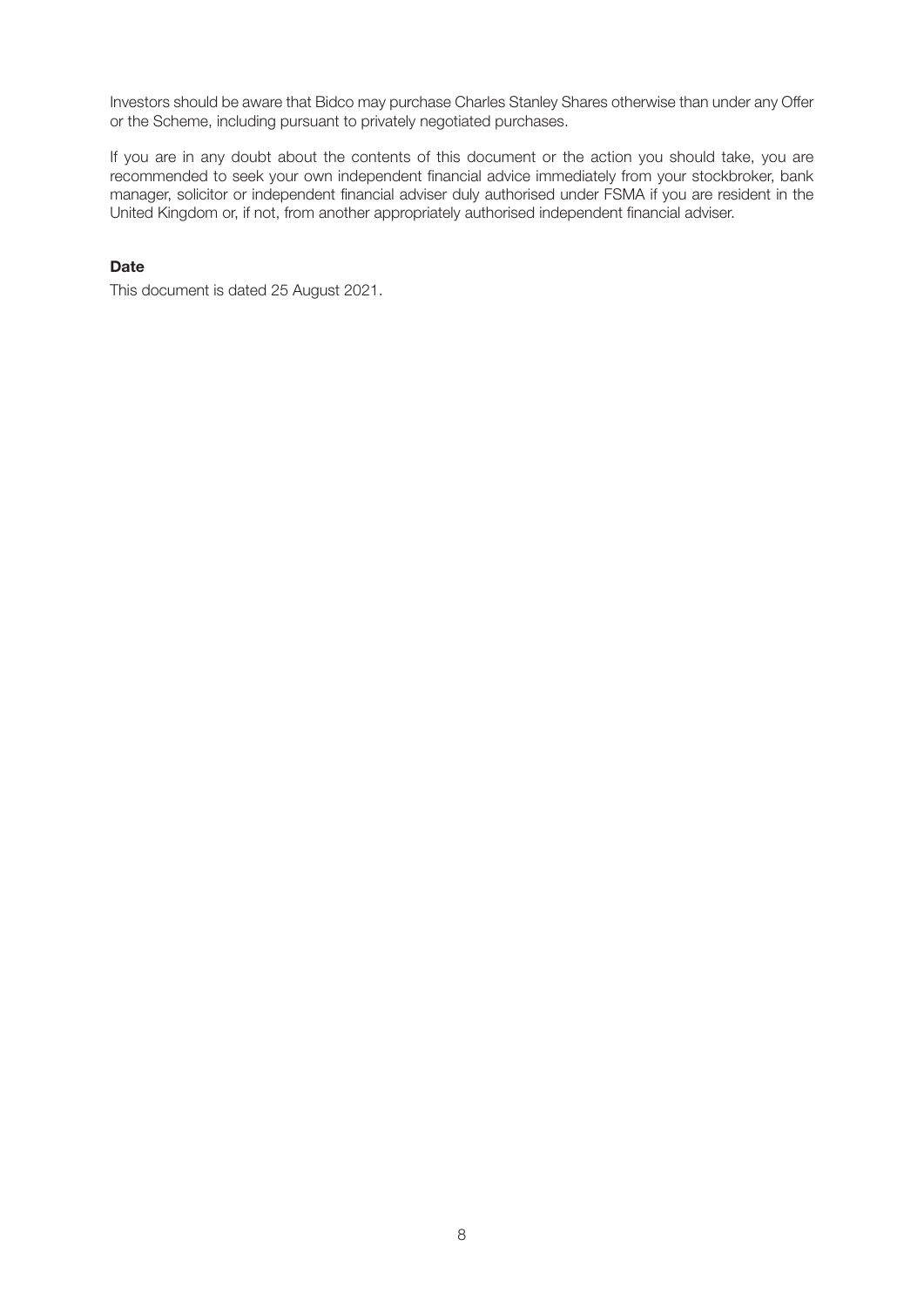Investors should be aware that Bidco may purchase Charles Stanley Shares otherwise than under any Offer or the Scheme, including pursuant to privately negotiated purchases.

If you are in any doubt about the contents of this document or the action you should take, you are recommended to seek your own independent financial advice immediately from your stockbroker, bank manager, solicitor or independent financial adviser duly authorised under FSMA if you are resident in the United Kingdom or, if not, from another appropriately authorised independent financial adviser.

**Date**

This document is dated 25 August 2021.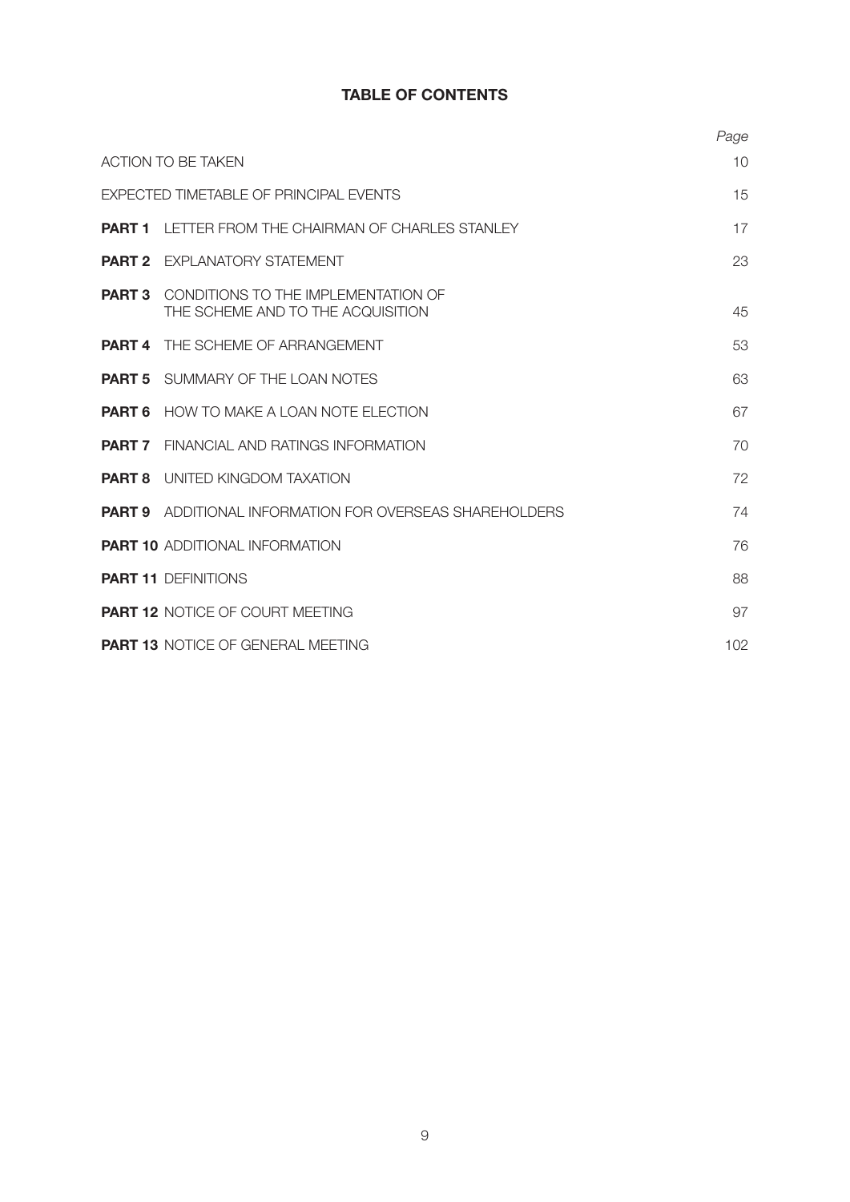## TABLE OF CONTENTS

| | | Page |
|---|---|---|
| ACTION TO BE TAKEN | | 10 |
| EXPECTED TIMETABLE OF PRINCIPAL EVENTS | | 15 |
| **PART 1** | LETTER FROM THE CHAIRMAN OF CHARLES STANLEY | 17 |
| **PART 2** | EXPLANATORY STATEMENT | 23 |
| **PART 3** | CONDITIONS TO THE IMPLEMENTATION OF THE SCHEME AND TO THE ACQUISITION | 45 |
| **PART 4** | THE SCHEME OF ARRANGEMENT | 53 |
| **PART 5** | SUMMARY OF THE LOAN NOTES | 63 |
| **PART 6** | HOW TO MAKE A LOAN NOTE ELECTION | 67 |
| **PART 7** | FINANCIAL AND RATINGS INFORMATION | 70 |
| **PART 8** | UNITED KINGDOM TAXATION | 72 |
| **PART 9** | ADDITIONAL INFORMATION FOR OVERSEAS SHAREHOLDERS | 74 |
| **PART 10** | ADDITIONAL INFORMATION | 76 |
| **PART 11** | DEFINITIONS | 88 |
| **PART 12** | NOTICE OF COURT MEETING | 97 |
| **PART 13** | NOTICE OF GENERAL MEETING | 102 |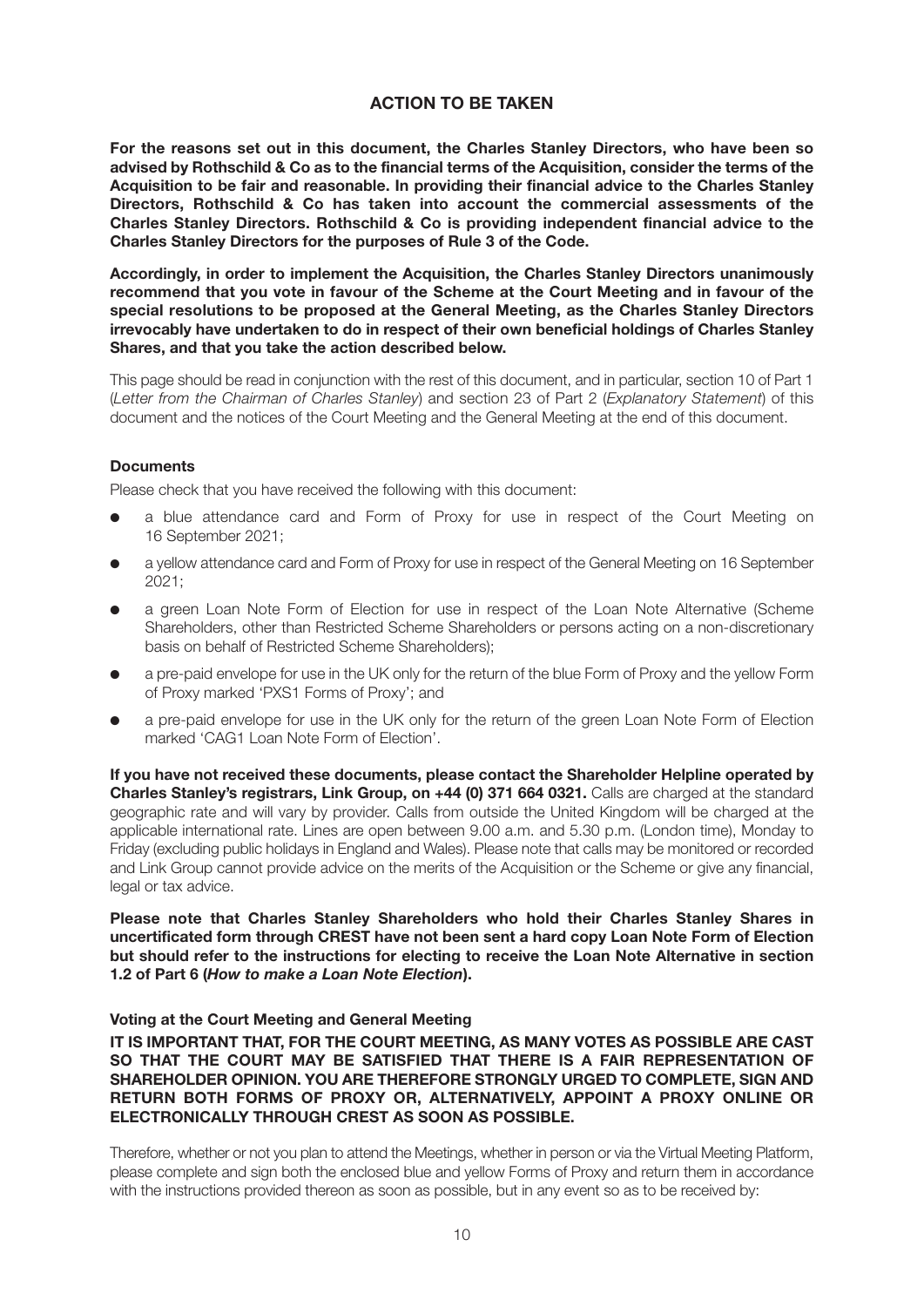## ACTION TO BE TAKEN

**For the reasons set out in this document, the Charles Stanley Directors, who have been so advised by Rothschild & Co as to the financial terms of the Acquisition, consider the terms of the Acquisition to be fair and reasonable. In providing their financial advice to the Charles Stanley Directors, Rothschild & Co has taken into account the commercial assessments of the Charles Stanley Directors. Rothschild & Co is providing independent financial advice to the Charles Stanley Directors for the purposes of Rule 3 of the Code.**

**Accordingly, in order to implement the Acquisition, the Charles Stanley Directors unanimously recommend that you vote in favour of the Scheme at the Court Meeting and in favour of the special resolutions to be proposed at the General Meeting, as the Charles Stanley Directors irrevocably have undertaken to do in respect of their own beneficial holdings of Charles Stanley Shares, and that you take the action described below.**

This page should be read in conjunction with the rest of this document, and in particular, section 10 of Part 1 (*Letter from the Chairman of Charles Stanley*) and section 23 of Part 2 (*Explanatory Statement*) of this document and the notices of the Court Meeting and the General Meeting at the end of this document.

### Documents

Please check that you have received the following with this document:

- a blue attendance card and Form of Proxy for use in respect of the Court Meeting on 16 September 2021;
- a yellow attendance card and Form of Proxy for use in respect of the General Meeting on 16 September 2021;
- a green Loan Note Form of Election for use in respect of the Loan Note Alternative (Scheme Shareholders, other than Restricted Scheme Shareholders or persons acting on a non-discretionary basis on behalf of Restricted Scheme Shareholders);
- a pre-paid envelope for use in the UK only for the return of the blue Form of Proxy and the yellow Form of Proxy marked 'PXS1 Forms of Proxy'; and
- a pre-paid envelope for use in the UK only for the return of the green Loan Note Form of Election marked 'CAG1 Loan Note Form of Election'.

**If you have not received these documents, please contact the Shareholder Helpline operated by Charles Stanley's registrars, Link Group, on +44 (0) 371 664 0321.** Calls are charged at the standard geographic rate and will vary by provider. Calls from outside the United Kingdom will be charged at the applicable international rate. Lines are open between 9.00 a.m. and 5.30 p.m. (London time), Monday to Friday (excluding public holidays in England and Wales). Please note that calls may be monitored or recorded and Link Group cannot provide advice on the merits of the Acquisition or the Scheme or give any financial, legal or tax advice.

**Please note that Charles Stanley Shareholders who hold their Charles Stanley Shares in uncertificated form through CREST have not been sent a hard copy Loan Note Form of Election but should refer to the instructions for electing to receive the Loan Note Alternative in section 1.2 of Part 6 (*How to make a Loan Note Election*).**

### Voting at the Court Meeting and General Meeting

**IT IS IMPORTANT THAT, FOR THE COURT MEETING, AS MANY VOTES AS POSSIBLE ARE CAST SO THAT THE COURT MAY BE SATISFIED THAT THERE IS A FAIR REPRESENTATION OF SHAREHOLDER OPINION. YOU ARE THEREFORE STRONGLY URGED TO COMPLETE, SIGN AND RETURN BOTH FORMS OF PROXY OR, ALTERNATIVELY, APPOINT A PROXY ONLINE OR ELECTRONICALLY THROUGH CREST AS SOON AS POSSIBLE.**

Therefore, whether or not you plan to attend the Meetings, whether in person or via the Virtual Meeting Platform, please complete and sign both the enclosed blue and yellow Forms of Proxy and return them in accordance with the instructions provided thereon as soon as possible, but in any event so as to be received by: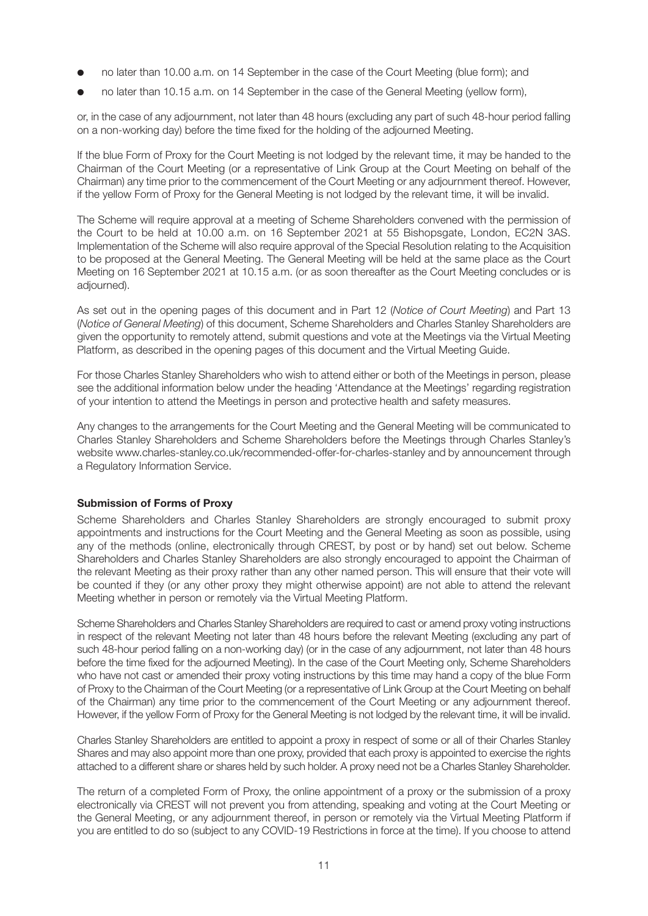- no later than 10.00 a.m. on 14 September in the case of the Court Meeting (blue form); and
- no later than 10.15 a.m. on 14 September in the case of the General Meeting (yellow form),

or, in the case of any adjournment, not later than 48 hours (excluding any part of such 48-hour period falling on a non-working day) before the time fixed for the holding of the adjourned Meeting.

If the blue Form of Proxy for the Court Meeting is not lodged by the relevant time, it may be handed to the Chairman of the Court Meeting (or a representative of Link Group at the Court Meeting on behalf of the Chairman) any time prior to the commencement of the Court Meeting or any adjournment thereof. However, if the yellow Form of Proxy for the General Meeting is not lodged by the relevant time, it will be invalid.

The Scheme will require approval at a meeting of Scheme Shareholders convened with the permission of the Court to be held at 10.00 a.m. on 16 September 2021 at 55 Bishopsgate, London, EC2N 3AS. Implementation of the Scheme will also require approval of the Special Resolution relating to the Acquisition to be proposed at the General Meeting. The General Meeting will be held at the same place as the Court Meeting on 16 September 2021 at 10.15 a.m. (or as soon thereafter as the Court Meeting concludes or is adjourned).

As set out in the opening pages of this document and in Part 12 (*Notice of Court Meeting*) and Part 13 (*Notice of General Meeting*) of this document, Scheme Shareholders and Charles Stanley Shareholders are given the opportunity to remotely attend, submit questions and vote at the Meetings via the Virtual Meeting Platform, as described in the opening pages of this document and the Virtual Meeting Guide.

For those Charles Stanley Shareholders who wish to attend either or both of the Meetings in person, please see the additional information below under the heading 'Attendance at the Meetings' regarding registration of your intention to attend the Meetings in person and protective health and safety measures.

Any changes to the arrangements for the Court Meeting and the General Meeting will be communicated to Charles Stanley Shareholders and Scheme Shareholders before the Meetings through Charles Stanley's website www.charles-stanley.co.uk/recommended-offer-for-charles-stanley and by announcement through a Regulatory Information Service.

**Submission of Forms of Proxy**

Scheme Shareholders and Charles Stanley Shareholders are strongly encouraged to submit proxy appointments and instructions for the Court Meeting and the General Meeting as soon as possible, using any of the methods (online, electronically through CREST, by post or by hand) set out below. Scheme Shareholders and Charles Stanley Shareholders are also strongly encouraged to appoint the Chairman of the relevant Meeting as their proxy rather than any other named person. This will ensure that their vote will be counted if they (or any other proxy they might otherwise appoint) are not able to attend the relevant Meeting whether in person or remotely via the Virtual Meeting Platform.

Scheme Shareholders and Charles Stanley Shareholders are required to cast or amend proxy voting instructions in respect of the relevant Meeting not later than 48 hours before the relevant Meeting (excluding any part of such 48-hour period falling on a non-working day) (or in the case of any adjournment, not later than 48 hours before the time fixed for the adjourned Meeting). In the case of the Court Meeting only, Scheme Shareholders who have not cast or amended their proxy voting instructions by this time may hand a copy of the blue Form of Proxy to the Chairman of the Court Meeting (or a representative of Link Group at the Court Meeting on behalf of the Chairman) any time prior to the commencement of the Court Meeting or any adjournment thereof. However, if the yellow Form of Proxy for the General Meeting is not lodged by the relevant time, it will be invalid.

Charles Stanley Shareholders are entitled to appoint a proxy in respect of some or all of their Charles Stanley Shares and may also appoint more than one proxy, provided that each proxy is appointed to exercise the rights attached to a different share or shares held by such holder. A proxy need not be a Charles Stanley Shareholder.

The return of a completed Form of Proxy, the online appointment of a proxy or the submission of a proxy electronically via CREST will not prevent you from attending, speaking and voting at the Court Meeting or the General Meeting, or any adjournment thereof, in person or remotely via the Virtual Meeting Platform if you are entitled to do so (subject to any COVID-19 Restrictions in force at the time). If you choose to attend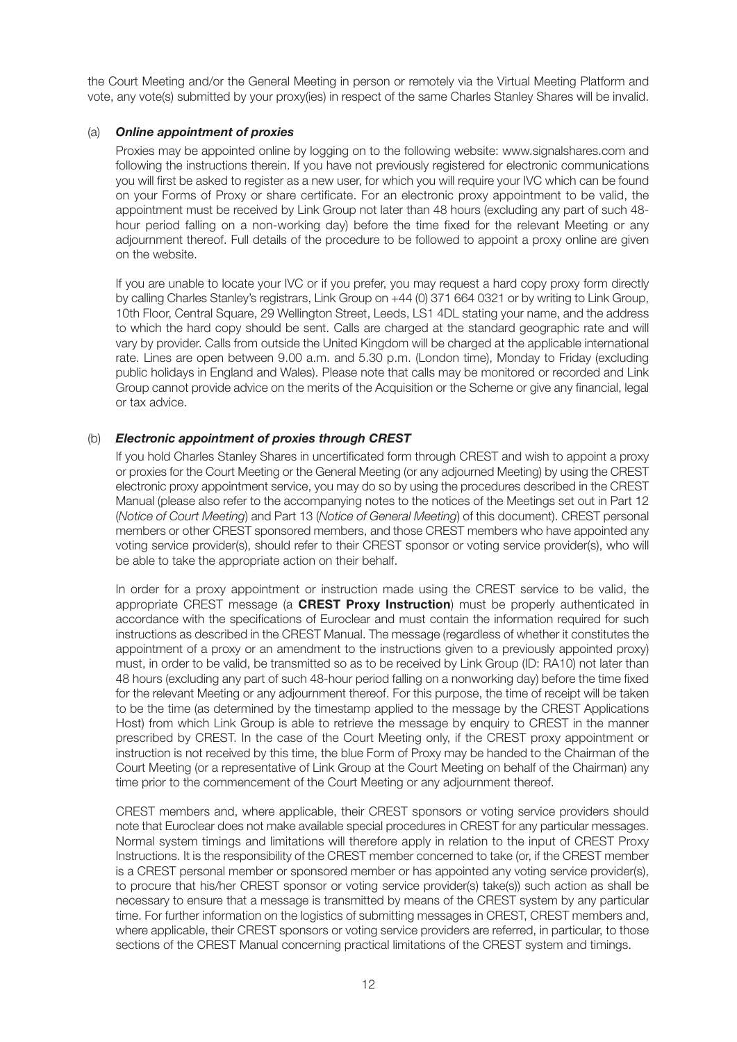the Court Meeting and/or the General Meeting in person or remotely via the Virtual Meeting Platform and vote, any vote(s) submitted by your proxy(ies) in respect of the same Charles Stanley Shares will be invalid.

(a) ***Online appointment of proxies***

Proxies may be appointed online by logging on to the following website: www.signalshares.com and following the instructions therein. If you have not previously registered for electronic communications you will first be asked to register as a new user, for which you will require your IVC which can be found on your Forms of Proxy or share certificate. For an electronic proxy appointment to be valid, the appointment must be received by Link Group not later than 48 hours (excluding any part of such 48-hour period falling on a non-working day) before the time fixed for the relevant Meeting or any adjournment thereof. Full details of the procedure to be followed to appoint a proxy online are given on the website.

If you are unable to locate your IVC or if you prefer, you may request a hard copy proxy form directly by calling Charles Stanley's registrars, Link Group on +44 (0) 371 664 0321 or by writing to Link Group, 10th Floor, Central Square, 29 Wellington Street, Leeds, LS1 4DL stating your name, and the address to which the hard copy should be sent. Calls are charged at the standard geographic rate and will vary by provider. Calls from outside the United Kingdom will be charged at the applicable international rate. Lines are open between 9.00 a.m. and 5.30 p.m. (London time), Monday to Friday (excluding public holidays in England and Wales). Please note that calls may be monitored or recorded and Link Group cannot provide advice on the merits of the Acquisition or the Scheme or give any financial, legal or tax advice.

(b) ***Electronic appointment of proxies through CREST***

If you hold Charles Stanley Shares in uncertificated form through CREST and wish to appoint a proxy or proxies for the Court Meeting or the General Meeting (or any adjourned Meeting) by using the CREST electronic proxy appointment service, you may do so by using the procedures described in the CREST Manual (please also refer to the accompanying notes to the notices of the Meetings set out in Part 12 (*Notice of Court Meeting*) and Part 13 (*Notice of General Meeting*) of this document). CREST personal members or other CREST sponsored members, and those CREST members who have appointed any voting service provider(s), should refer to their CREST sponsor or voting service provider(s), who will be able to take the appropriate action on their behalf.

In order for a proxy appointment or instruction made using the CREST service to be valid, the appropriate CREST message (a **CREST Proxy Instruction**) must be properly authenticated in accordance with the specifications of Euroclear and must contain the information required for such instructions as described in the CREST Manual. The message (regardless of whether it constitutes the appointment of a proxy or an amendment to the instructions given to a previously appointed proxy) must, in order to be valid, be transmitted so as to be received by Link Group (ID: RA10) not later than 48 hours (excluding any part of such 48-hour period falling on a nonworking day) before the time fixed for the relevant Meeting or any adjournment thereof. For this purpose, the time of receipt will be taken to be the time (as determined by the timestamp applied to the message by the CREST Applications Host) from which Link Group is able to retrieve the message by enquiry to CREST in the manner prescribed by CREST. In the case of the Court Meeting only, if the CREST proxy appointment or instruction is not received by this time, the blue Form of Proxy may be handed to the Chairman of the Court Meeting (or a representative of Link Group at the Court Meeting on behalf of the Chairman) any time prior to the commencement of the Court Meeting or any adjournment thereof.

CREST members and, where applicable, their CREST sponsors or voting service providers should note that Euroclear does not make available special procedures in CREST for any particular messages. Normal system timings and limitations will therefore apply in relation to the input of CREST Proxy Instructions. It is the responsibility of the CREST member concerned to take (or, if the CREST member is a CREST personal member or sponsored member or has appointed any voting service provider(s), to procure that his/her CREST sponsor or voting service provider(s) take(s)) such action as shall be necessary to ensure that a message is transmitted by means of the CREST system by any particular time. For further information on the logistics of submitting messages in CREST, CREST members and, where applicable, their CREST sponsors or voting service providers are referred, in particular, to those sections of the CREST Manual concerning practical limitations of the CREST system and timings.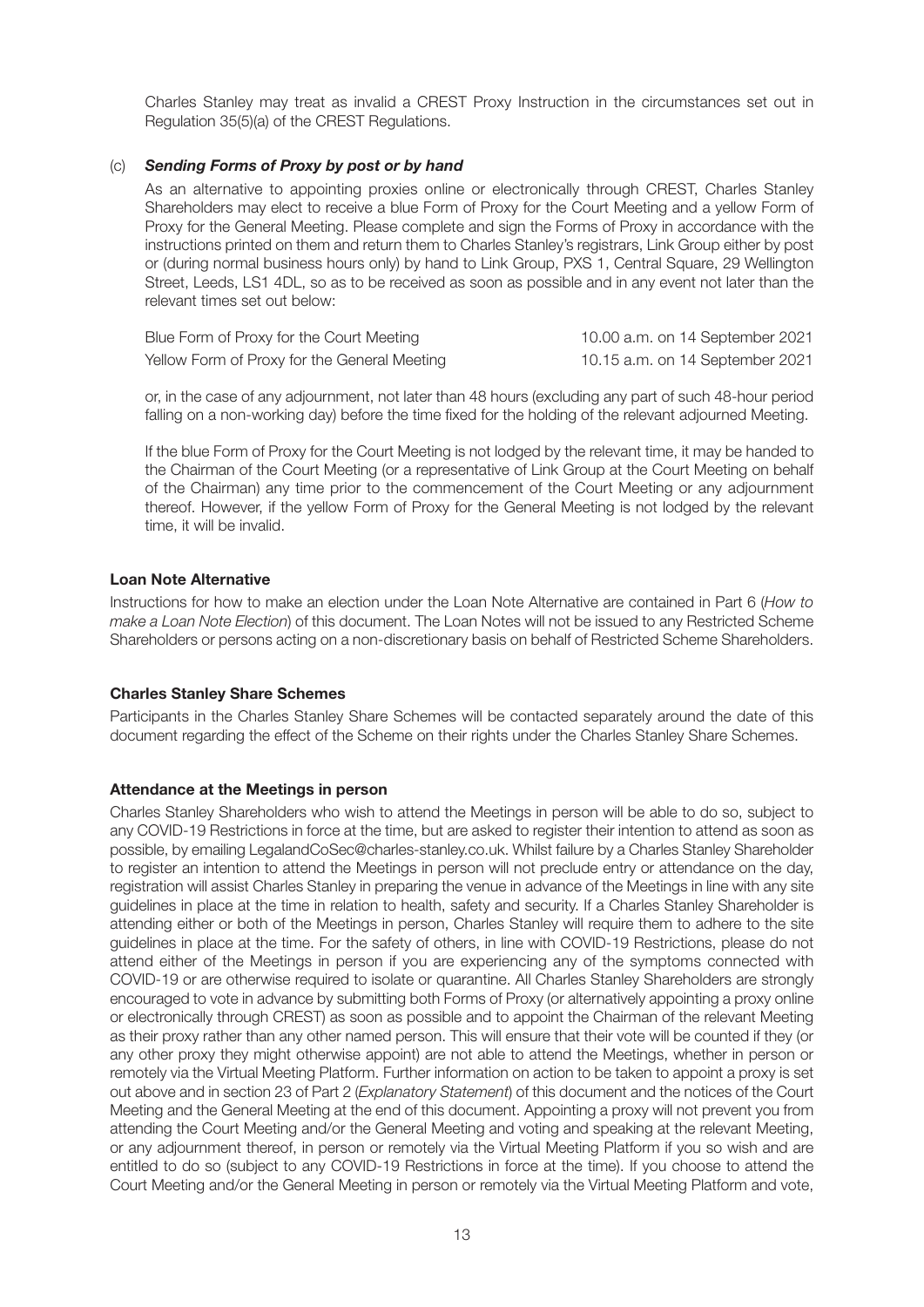Charles Stanley may treat as invalid a CREST Proxy Instruction in the circumstances set out in Regulation 35(5)(a) of the CREST Regulations.

(c) ***Sending Forms of Proxy by post or by hand***

As an alternative to appointing proxies online or electronically through CREST, Charles Stanley Shareholders may elect to receive a blue Form of Proxy for the Court Meeting and a yellow Form of Proxy for the General Meeting. Please complete and sign the Forms of Proxy in accordance with the instructions printed on them and return them to Charles Stanley's registrars, Link Group either by post or (during normal business hours only) by hand to Link Group, PXS 1, Central Square, 29 Wellington Street, Leeds, LS1 4DL, so as to be received as soon as possible and in any event not later than the relevant times set out below:

| | |
|---|---|
| Blue Form of Proxy for the Court Meeting | 10.00 a.m. on 14 September 2021 |
| Yellow Form of Proxy for the General Meeting | 10.15 a.m. on 14 September 2021 |

or, in the case of any adjournment, not later than 48 hours (excluding any part of such 48-hour period falling on a non-working day) before the time fixed for the holding of the relevant adjourned Meeting.

If the blue Form of Proxy for the Court Meeting is not lodged by the relevant time, it may be handed to the Chairman of the Court Meeting (or a representative of Link Group at the Court Meeting on behalf of the Chairman) any time prior to the commencement of the Court Meeting or any adjournment thereof. However, if the yellow Form of Proxy for the General Meeting is not lodged by the relevant time, it will be invalid.

**Loan Note Alternative**

Instructions for how to make an election under the Loan Note Alternative are contained in Part 6 (*How to make a Loan Note Election*) of this document. The Loan Notes will not be issued to any Restricted Scheme Shareholders or persons acting on a non-discretionary basis on behalf of Restricted Scheme Shareholders.

**Charles Stanley Share Schemes**

Participants in the Charles Stanley Share Schemes will be contacted separately around the date of this document regarding the effect of the Scheme on their rights under the Charles Stanley Share Schemes.

**Attendance at the Meetings in person**

Charles Stanley Shareholders who wish to attend the Meetings in person will be able to do so, subject to any COVID-19 Restrictions in force at the time, but are asked to register their intention to attend as soon as possible, by emailing LegalandCoSec@charles-stanley.co.uk. Whilst failure by a Charles Stanley Shareholder to register an intention to attend the Meetings in person will not preclude entry or attendance on the day, registration will assist Charles Stanley in preparing the venue in advance of the Meetings in line with any site guidelines in place at the time in relation to health, safety and security. If a Charles Stanley Shareholder is attending either or both of the Meetings in person, Charles Stanley will require them to adhere to the site guidelines in place at the time. For the safety of others, in line with COVID-19 Restrictions, please do not attend either of the Meetings in person if you are experiencing any of the symptoms connected with COVID-19 or are otherwise required to isolate or quarantine. All Charles Stanley Shareholders are strongly encouraged to vote in advance by submitting both Forms of Proxy (or alternatively appointing a proxy online or electronically through CREST) as soon as possible and to appoint the Chairman of the relevant Meeting as their proxy rather than any other named person. This will ensure that their vote will be counted if they (or any other proxy they might otherwise appoint) are not able to attend the Meetings, whether in person or remotely via the Virtual Meeting Platform. Further information on action to be taken to appoint a proxy is set out above and in section 23 of Part 2 (*Explanatory Statement*) of this document and the notices of the Court Meeting and the General Meeting at the end of this document. Appointing a proxy will not prevent you from attending the Court Meeting and/or the General Meeting and voting and speaking at the relevant Meeting, or any adjournment thereof, in person or remotely via the Virtual Meeting Platform if you so wish and are entitled to do so (subject to any COVID-19 Restrictions in force at the time). If you choose to attend the Court Meeting and/or the General Meeting in person or remotely via the Virtual Meeting Platform and vote,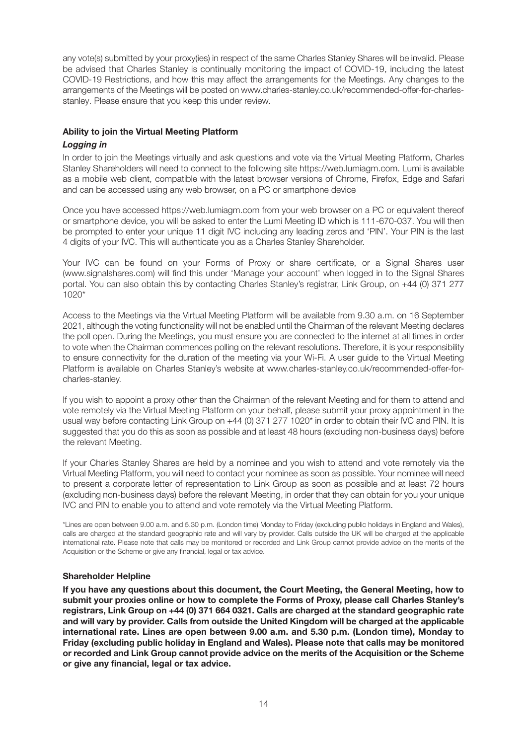any vote(s) submitted by your proxy(ies) in respect of the same Charles Stanley Shares will be invalid. Please be advised that Charles Stanley is continually monitoring the impact of COVID-19, including the latest COVID-19 Restrictions, and how this may affect the arrangements for the Meetings. Any changes to the arrangements of the Meetings will be posted on www.charles-stanley.co.uk/recommended-offer-for-charles-stanley. Please ensure that you keep this under review.

**Ability to join the Virtual Meeting Platform**

***Logging in***

In order to join the Meetings virtually and ask questions and vote via the Virtual Meeting Platform, Charles Stanley Shareholders will need to connect to the following site https://web.lumiagm.com. Lumi is available as a mobile web client, compatible with the latest browser versions of Chrome, Firefox, Edge and Safari and can be accessed using any web browser, on a PC or smartphone device

Once you have accessed https://web.lumiagm.com from your web browser on a PC or equivalent thereof or smartphone device, you will be asked to enter the Lumi Meeting ID which is 111-670-037. You will then be prompted to enter your unique 11 digit IVC including any leading zeros and 'PIN'. Your PIN is the last 4 digits of your IVC. This will authenticate you as a Charles Stanley Shareholder.

Your IVC can be found on your Forms of Proxy or share certificate, or a Signal Shares user (www.signalshares.com) will find this under 'Manage your account' when logged in to the Signal Shares portal. You can also obtain this by contacting Charles Stanley's registrar, Link Group, on +44 (0) 371 277 1020*

Access to the Meetings via the Virtual Meeting Platform will be available from 9.30 a.m. on 16 September 2021, although the voting functionality will not be enabled until the Chairman of the relevant Meeting declares the poll open. During the Meetings, you must ensure you are connected to the internet at all times in order to vote when the Chairman commences polling on the relevant resolutions. Therefore, it is your responsibility to ensure connectivity for the duration of the meeting via your Wi-Fi. A user guide to the Virtual Meeting Platform is available on Charles Stanley's website at www.charles-stanley.co.uk/recommended-offer-for-charles-stanley.

If you wish to appoint a proxy other than the Chairman of the relevant Meeting and for them to attend and vote remotely via the Virtual Meeting Platform on your behalf, please submit your proxy appointment in the usual way before contacting Link Group on +44 (0) 371 277 1020* in order to obtain their IVC and PIN. It is suggested that you do this as soon as possible and at least 48 hours (excluding non-business days) before the relevant Meeting.

If your Charles Stanley Shares are held by a nominee and you wish to attend and vote remotely via the Virtual Meeting Platform, you will need to contact your nominee as soon as possible. Your nominee will need to present a corporate letter of representation to Link Group as soon as possible and at least 72 hours (excluding non-business days) before the relevant Meeting, in order that they can obtain for you your unique IVC and PIN to enable you to attend and vote remotely via the Virtual Meeting Platform.

*Lines are open between 9.00 a.m. and 5.30 p.m. (London time) Monday to Friday (excluding public holidays in England and Wales), calls are charged at the standard geographic rate and will vary by provider. Calls outside the UK will be charged at the applicable international rate. Please note that calls may be monitored or recorded and Link Group cannot provide advice on the merits of the Acquisition or the Scheme or give any financial, legal or tax advice.

**Shareholder Helpline**

**If you have any questions about this document, the Court Meeting, the General Meeting, how to submit your proxies online or how to complete the Forms of Proxy, please call Charles Stanley's registrars, Link Group on +44 (0) 371 664 0321. Calls are charged at the standard geographic rate and will vary by provider. Calls from outside the United Kingdom will be charged at the applicable international rate. Lines are open between 9.00 a.m. and 5.30 p.m. (London time), Monday to Friday (excluding public holiday in England and Wales). Please note that calls may be monitored or recorded and Link Group cannot provide advice on the merits of the Acquisition or the Scheme or give any financial, legal or tax advice.**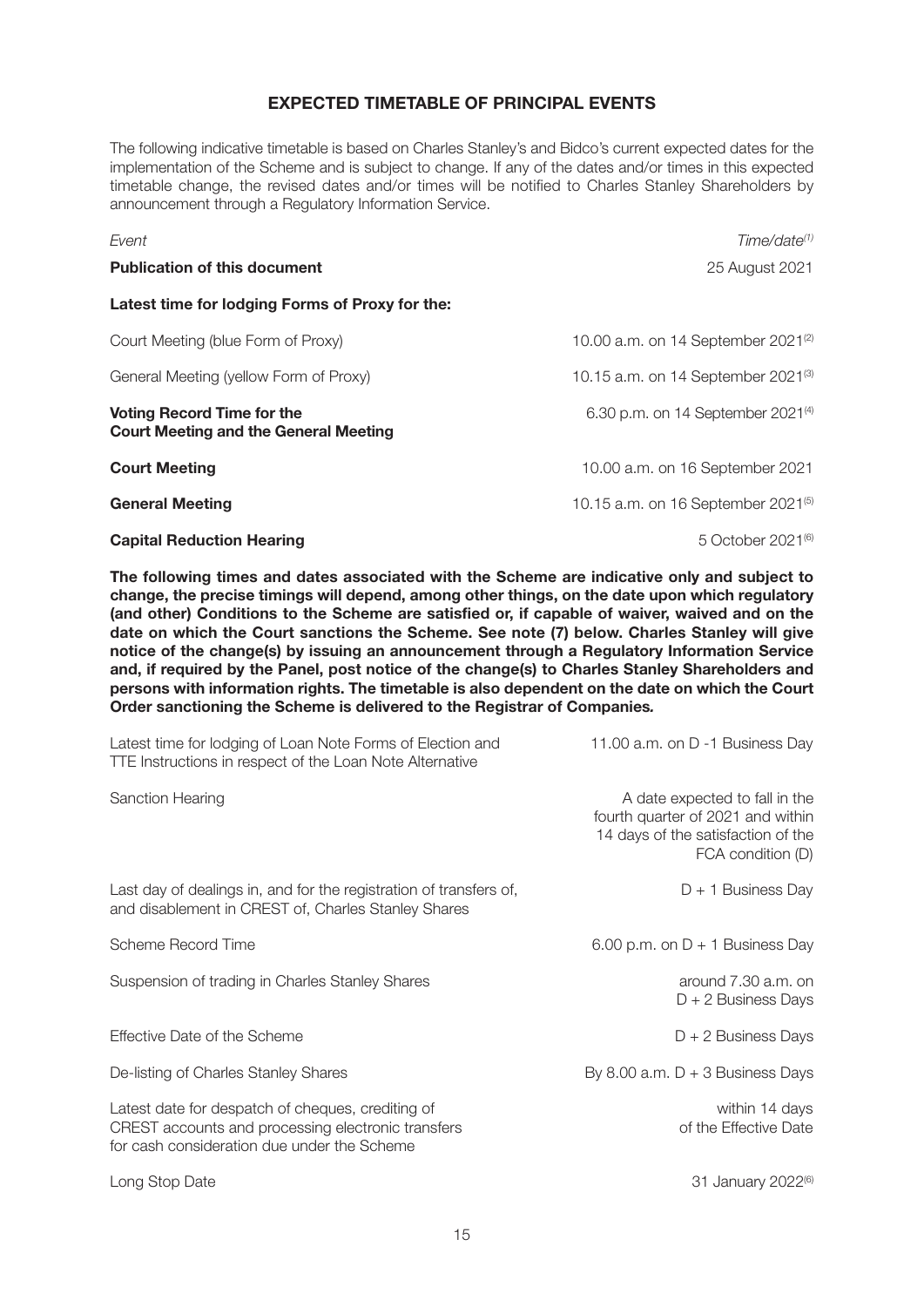## EXPECTED TIMETABLE OF PRINCIPAL EVENTS

The following indicative timetable is based on Charles Stanley's and Bidco's current expected dates for the implementation of the Scheme and is subject to change. If any of the dates and/or times in this expected timetable change, the revised dates and/or times will be notified to Charles Stanley Shareholders by announcement through a Regulatory Information Service.

| *Event* | *Time/date*[(1)] |
|---|---|
| **Publication of this document** | 25 August 2021 |
| **Latest time for lodging Forms of Proxy for the:** | |
| Court Meeting (blue Form of Proxy) | 10.00 a.m. on 14 September 2021[(2)] |
| General Meeting (yellow Form of Proxy) | 10.15 a.m. on 14 September 2021[(3)] |
| **Voting Record Time for the Court Meeting and the General Meeting** | 6.30 p.m. on 14 September 2021[(4)] |
| **Court Meeting** | 10.00 a.m. on 16 September 2021 |
| **General Meeting** | 10.15 a.m. on 16 September 2021[(5)] |
| **Capital Reduction Hearing** | 5 October 2021[(6)] |

**The following times and dates associated with the Scheme are indicative only and subject to change, the precise timings will depend, among other things, on the date upon which regulatory (and other) Conditions to the Scheme are satisfied or, if capable of waiver, waived and on the date on which the Court sanctions the Scheme. See note (7) below. Charles Stanley will give notice of the change(s) by issuing an announcement through a Regulatory Information Service and, if required by the Panel, post notice of the change(s) to Charles Stanley Shareholders and persons with information rights. The timetable is also dependent on the date on which the Court Order sanctioning the Scheme is delivered to the Registrar of Companies.**

| | |
|---|---|
| Latest time for lodging of Loan Note Forms of Election and TTE Instructions in respect of the Loan Note Alternative | 11.00 a.m. on D -1 Business Day |
| Sanction Hearing | A date expected to fall in the fourth quarter of 2021 and within 14 days of the satisfaction of the FCA condition (D) |
| Last day of dealings in, and for the registration of transfers of, and disablement in CREST of, Charles Stanley Shares | D + 1 Business Day |
| Scheme Record Time | 6.00 p.m. on D + 1 Business Day |
| Suspension of trading in Charles Stanley Shares | around 7.30 a.m. on D + 2 Business Days |
| Effective Date of the Scheme | D + 2 Business Days |
| De-listing of Charles Stanley Shares | By 8.00 a.m. D + 3 Business Days |
| Latest date for despatch of cheques, crediting of CREST accounts and processing electronic transfers for cash consideration due under the Scheme | within 14 days of the Effective Date |
| Long Stop Date | 31 January 2022[(6)] |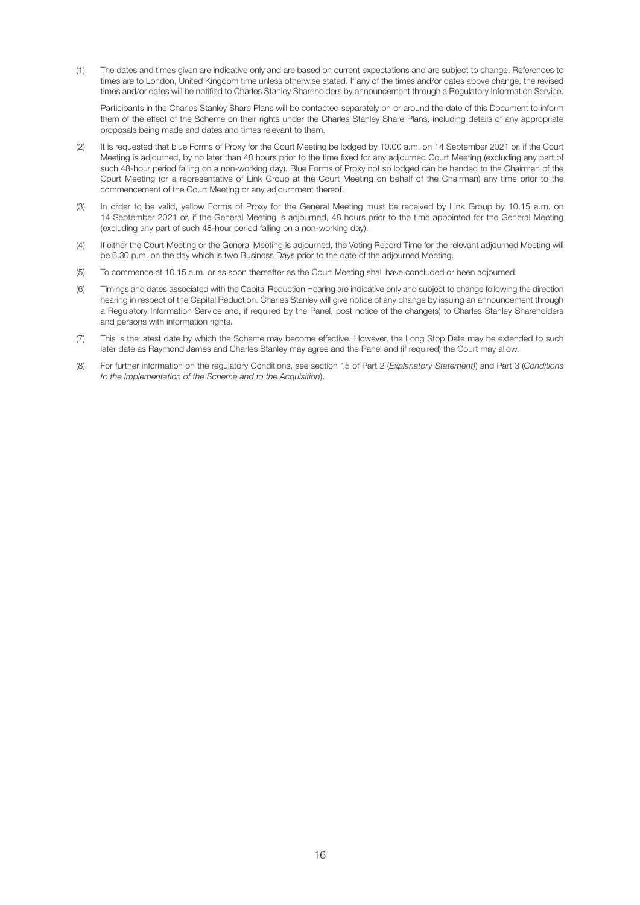(1) The dates and times given are indicative only and are based on current expectations and are subject to change. References to times are to London, United Kingdom time unless otherwise stated. If any of the times and/or dates above change, the revised times and/or dates will be notified to Charles Stanley Shareholders by announcement through a Regulatory Information Service.

Participants in the Charles Stanley Share Plans will be contacted separately on or around the date of this Document to inform them of the effect of the Scheme on their rights under the Charles Stanley Share Plans, including details of any appropriate proposals being made and dates and times relevant to them.

(2) It is requested that blue Forms of Proxy for the Court Meeting be lodged by 10.00 a.m. on 14 September 2021 or, if the Court Meeting is adjourned, by no later than 48 hours prior to the time fixed for any adjourned Court Meeting (excluding any part of such 48-hour period falling on a non-working day). Blue Forms of Proxy not so lodged can be handed to the Chairman of the Court Meeting (or a representative of Link Group at the Court Meeting on behalf of the Chairman) any time prior to the commencement of the Court Meeting or any adjournment thereof.

(3) In order to be valid, yellow Forms of Proxy for the General Meeting must be received by Link Group by 10.15 a.m. on 14 September 2021 or, if the General Meeting is adjourned, 48 hours prior to the time appointed for the General Meeting (excluding any part of such 48-hour period falling on a non-working day).

(4) If either the Court Meeting or the General Meeting is adjourned, the Voting Record Time for the relevant adjourned Meeting will be 6.30 p.m. on the day which is two Business Days prior to the date of the adjourned Meeting.

(5) To commence at 10.15 a.m. or as soon thereafter as the Court Meeting shall have concluded or been adjourned.

(6) Timings and dates associated with the Capital Reduction Hearing are indicative only and subject to change following the direction hearing in respect of the Capital Reduction. Charles Stanley will give notice of any change by issuing an announcement through a Regulatory Information Service and, if required by the Panel, post notice of the change(s) to Charles Stanley Shareholders and persons with information rights.

(7) This is the latest date by which the Scheme may become effective. However, the Long Stop Date may be extended to such later date as Raymond James and Charles Stanley may agree and the Panel and (if required) the Court may allow.

(8) For further information on the regulatory Conditions, see section 15 of Part 2 (*Explanatory Statement)*) and Part 3 (*Conditions to the Implementation of the Scheme and to the Acquisition*).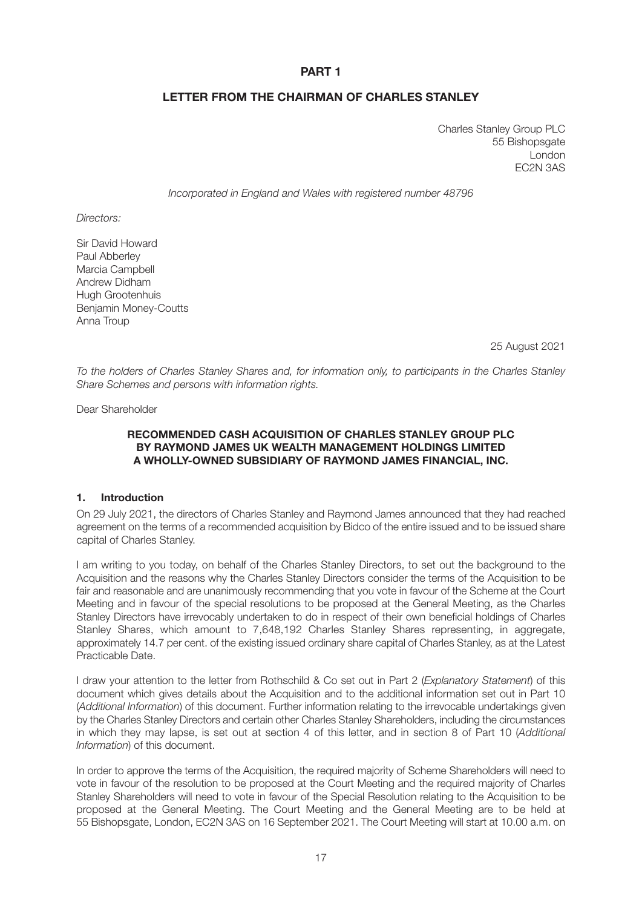# PART 1

## LETTER FROM THE CHAIRMAN OF CHARLES STANLEY

Charles Stanley Group PLC
55 Bishopsgate
London
EC2N 3AS

*Incorporated in England and Wales with registered number 48796*

*Directors:*

Sir David Howard
Paul Abberley
Marcia Campbell
Andrew Didham
Hugh Grootenhuis
Benjamin Money-Coutts
Anna Troup

25 August 2021

*To the holders of Charles Stanley Shares and, for information only, to participants in the Charles Stanley Share Schemes and persons with information rights.*

Dear Shareholder

**RECOMMENDED CASH ACQUISITION OF CHARLES STANLEY GROUP PLC BY RAYMOND JAMES UK WEALTH MANAGEMENT HOLDINGS LIMITED A WHOLLY-OWNED SUBSIDIARY OF RAYMOND JAMES FINANCIAL, INC.**

### 1. Introduction

On 29 July 2021, the directors of Charles Stanley and Raymond James announced that they had reached agreement on the terms of a recommended acquisition by Bidco of the entire issued and to be issued share capital of Charles Stanley.

I am writing to you today, on behalf of the Charles Stanley Directors, to set out the background to the Acquisition and the reasons why the Charles Stanley Directors consider the terms of the Acquisition to be fair and reasonable and are unanimously recommending that you vote in favour of the Scheme at the Court Meeting and in favour of the special resolutions to be proposed at the General Meeting, as the Charles Stanley Directors have irrevocably undertaken to do in respect of their own beneficial holdings of Charles Stanley Shares, which amount to 7,648,192 Charles Stanley Shares representing, in aggregate, approximately 14.7 per cent. of the existing issued ordinary share capital of Charles Stanley, as at the Latest Practicable Date.

I draw your attention to the letter from Rothschild & Co set out in Part 2 (*Explanatory Statement*) of this document which gives details about the Acquisition and to the additional information set out in Part 10 (*Additional Information*) of this document. Further information relating to the irrevocable undertakings given by the Charles Stanley Directors and certain other Charles Stanley Shareholders, including the circumstances in which they may lapse, is set out at section 4 of this letter, and in section 8 of Part 10 (*Additional Information*) of this document.

In order to approve the terms of the Acquisition, the required majority of Scheme Shareholders will need to vote in favour of the resolution to be proposed at the Court Meeting and the required majority of Charles Stanley Shareholders will need to vote in favour of the Special Resolution relating to the Acquisition to be proposed at the General Meeting. The Court Meeting and the General Meeting are to be held at 55 Bishopsgate, London, EC2N 3AS on 16 September 2021. The Court Meeting will start at 10.00 a.m. on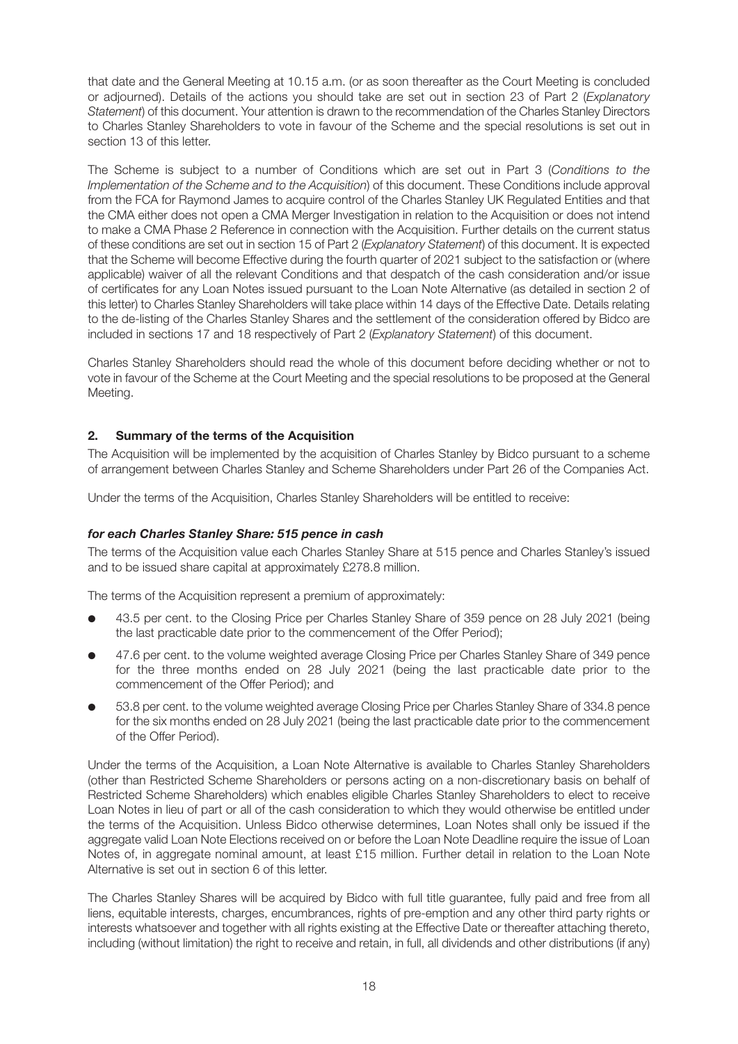that date and the General Meeting at 10.15 a.m. (or as soon thereafter as the Court Meeting is concluded or adjourned). Details of the actions you should take are set out in section 23 of Part 2 (*Explanatory Statement*) of this document. Your attention is drawn to the recommendation of the Charles Stanley Directors to Charles Stanley Shareholders to vote in favour of the Scheme and the special resolutions is set out in section 13 of this letter.

The Scheme is subject to a number of Conditions which are set out in Part 3 (*Conditions to the Implementation of the Scheme and to the Acquisition*) of this document. These Conditions include approval from the FCA for Raymond James to acquire control of the Charles Stanley UK Regulated Entities and that the CMA either does not open a CMA Merger Investigation in relation to the Acquisition or does not intend to make a CMA Phase 2 Reference in connection with the Acquisition. Further details on the current status of these conditions are set out in section 15 of Part 2 (*Explanatory Statement*) of this document. It is expected that the Scheme will become Effective during the fourth quarter of 2021 subject to the satisfaction or (where applicable) waiver of all the relevant Conditions and that despatch of the cash consideration and/or issue of certificates for any Loan Notes issued pursuant to the Loan Note Alternative (as detailed in section 2 of this letter) to Charles Stanley Shareholders will take place within 14 days of the Effective Date. Details relating to the de-listing of the Charles Stanley Shares and the settlement of the consideration offered by Bidco are included in sections 17 and 18 respectively of Part 2 (*Explanatory Statement*) of this document.

Charles Stanley Shareholders should read the whole of this document before deciding whether or not to vote in favour of the Scheme at the Court Meeting and the special resolutions to be proposed at the General Meeting.

## 2. Summary of the terms of the Acquisition

The Acquisition will be implemented by the acquisition of Charles Stanley by Bidco pursuant to a scheme of arrangement between Charles Stanley and Scheme Shareholders under Part 26 of the Companies Act.

Under the terms of the Acquisition, Charles Stanley Shareholders will be entitled to receive:

***for each Charles Stanley Share: 515 pence in cash***

The terms of the Acquisition value each Charles Stanley Share at 515 pence and Charles Stanley's issued and to be issued share capital at approximately £278.8 million.

The terms of the Acquisition represent a premium of approximately:

- 43.5 per cent. to the Closing Price per Charles Stanley Share of 359 pence on 28 July 2021 (being the last practicable date prior to the commencement of the Offer Period);
- 47.6 per cent. to the volume weighted average Closing Price per Charles Stanley Share of 349 pence for the three months ended on 28 July 2021 (being the last practicable date prior to the commencement of the Offer Period); and
- 53.8 per cent. to the volume weighted average Closing Price per Charles Stanley Share of 334.8 pence for the six months ended on 28 July 2021 (being the last practicable date prior to the commencement of the Offer Period).

Under the terms of the Acquisition, a Loan Note Alternative is available to Charles Stanley Shareholders (other than Restricted Scheme Shareholders or persons acting on a non-discretionary basis on behalf of Restricted Scheme Shareholders) which enables eligible Charles Stanley Shareholders to elect to receive Loan Notes in lieu of part or all of the cash consideration to which they would otherwise be entitled under the terms of the Acquisition. Unless Bidco otherwise determines, Loan Notes shall only be issued if the aggregate valid Loan Note Elections received on or before the Loan Note Deadline require the issue of Loan Notes of, in aggregate nominal amount, at least £15 million. Further detail in relation to the Loan Note Alternative is set out in section 6 of this letter.

The Charles Stanley Shares will be acquired by Bidco with full title guarantee, fully paid and free from all liens, equitable interests, charges, encumbrances, rights of pre-emption and any other third party rights or interests whatsoever and together with all rights existing at the Effective Date or thereafter attaching thereto, including (without limitation) the right to receive and retain, in full, all dividends and other distributions (if any)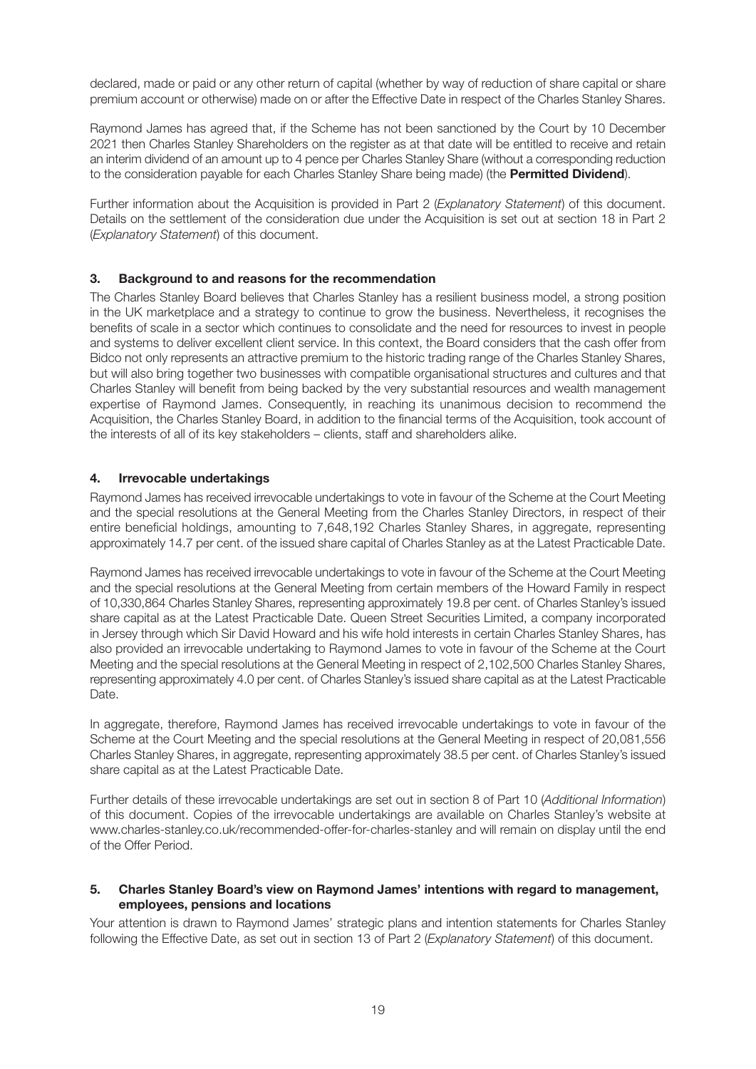declared, made or paid or any other return of capital (whether by way of reduction of share capital or share premium account or otherwise) made on or after the Effective Date in respect of the Charles Stanley Shares.

Raymond James has agreed that, if the Scheme has not been sanctioned by the Court by 10 December 2021 then Charles Stanley Shareholders on the register as at that date will be entitled to receive and retain an interim dividend of an amount up to 4 pence per Charles Stanley Share (without a corresponding reduction to the consideration payable for each Charles Stanley Share being made) (the **Permitted Dividend**).

Further information about the Acquisition is provided in Part 2 (*Explanatory Statement*) of this document. Details on the settlement of the consideration due under the Acquisition is set out at section 18 in Part 2 (*Explanatory Statement*) of this document.

## 3. Background to and reasons for the recommendation

The Charles Stanley Board believes that Charles Stanley has a resilient business model, a strong position in the UK marketplace and a strategy to continue to grow the business. Nevertheless, it recognises the benefits of scale in a sector which continues to consolidate and the need for resources to invest in people and systems to deliver excellent client service. In this context, the Board considers that the cash offer from Bidco not only represents an attractive premium to the historic trading range of the Charles Stanley Shares, but will also bring together two businesses with compatible organisational structures and cultures and that Charles Stanley will benefit from being backed by the very substantial resources and wealth management expertise of Raymond James. Consequently, in reaching its unanimous decision to recommend the Acquisition, the Charles Stanley Board, in addition to the financial terms of the Acquisition, took account of the interests of all of its key stakeholders – clients, staff and shareholders alike.

## 4. Irrevocable undertakings

Raymond James has received irrevocable undertakings to vote in favour of the Scheme at the Court Meeting and the special resolutions at the General Meeting from the Charles Stanley Directors, in respect of their entire beneficial holdings, amounting to 7,648,192 Charles Stanley Shares, in aggregate, representing approximately 14.7 per cent. of the issued share capital of Charles Stanley as at the Latest Practicable Date.

Raymond James has received irrevocable undertakings to vote in favour of the Scheme at the Court Meeting and the special resolutions at the General Meeting from certain members of the Howard Family in respect of 10,330,864 Charles Stanley Shares, representing approximately 19.8 per cent. of Charles Stanley's issued share capital as at the Latest Practicable Date. Queen Street Securities Limited, a company incorporated in Jersey through which Sir David Howard and his wife hold interests in certain Charles Stanley Shares, has also provided an irrevocable undertaking to Raymond James to vote in favour of the Scheme at the Court Meeting and the special resolutions at the General Meeting in respect of 2,102,500 Charles Stanley Shares, representing approximately 4.0 per cent. of Charles Stanley's issued share capital as at the Latest Practicable Date.

In aggregate, therefore, Raymond James has received irrevocable undertakings to vote in favour of the Scheme at the Court Meeting and the special resolutions at the General Meeting in respect of 20,081,556 Charles Stanley Shares, in aggregate, representing approximately 38.5 per cent. of Charles Stanley's issued share capital as at the Latest Practicable Date.

Further details of these irrevocable undertakings are set out in section 8 of Part 10 (*Additional Information*) of this document. Copies of the irrevocable undertakings are available on Charles Stanley's website at www.charles-stanley.co.uk/recommended-offer-for-charles-stanley and will remain on display until the end of the Offer Period.

## 5. Charles Stanley Board's view on Raymond James' intentions with regard to management, employees, pensions and locations

Your attention is drawn to Raymond James' strategic plans and intention statements for Charles Stanley following the Effective Date, as set out in section 13 of Part 2 (*Explanatory Statement*) of this document.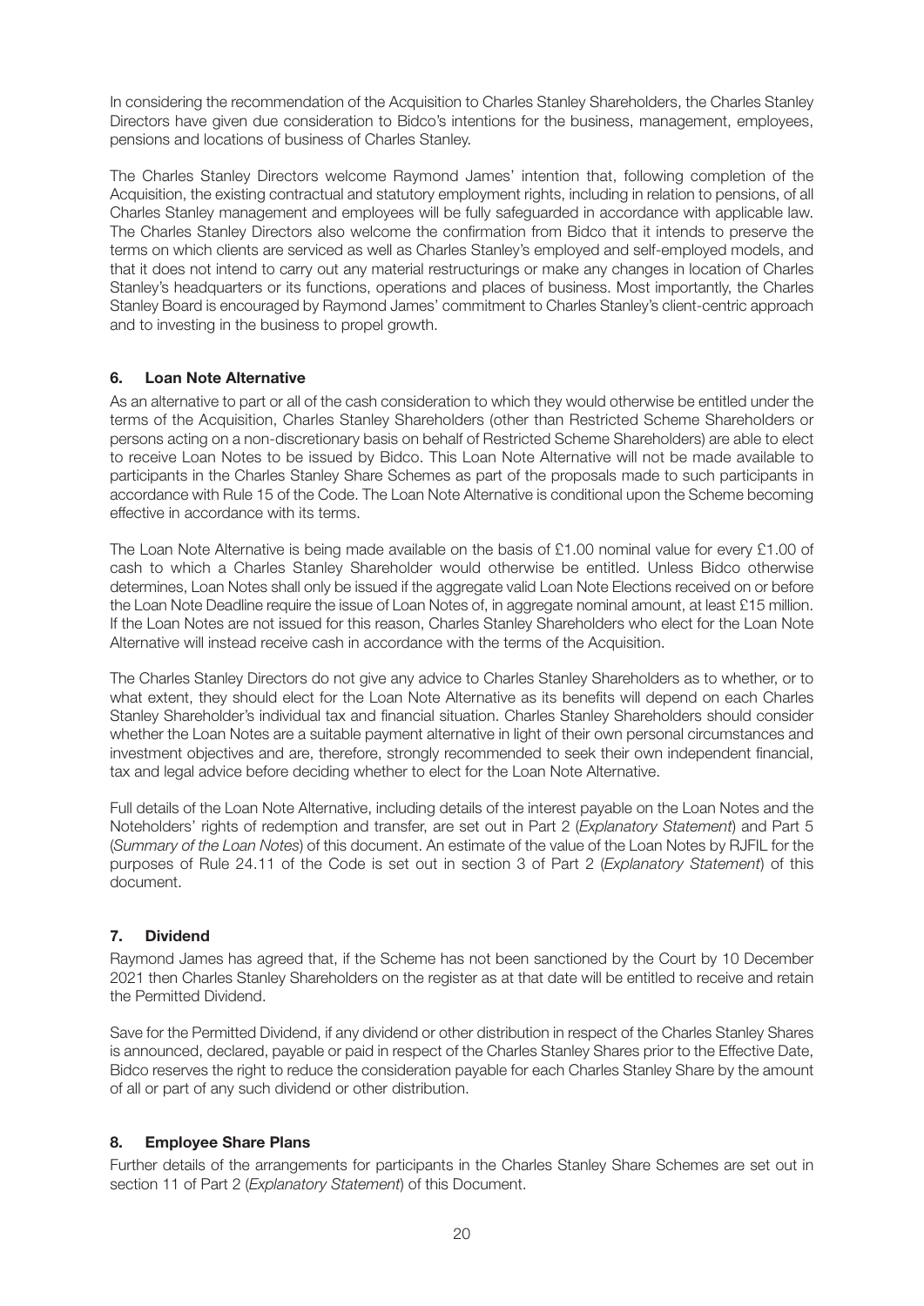In considering the recommendation of the Acquisition to Charles Stanley Shareholders, the Charles Stanley Directors have given due consideration to Bidco's intentions for the business, management, employees, pensions and locations of business of Charles Stanley.

The Charles Stanley Directors welcome Raymond James' intention that, following completion of the Acquisition, the existing contractual and statutory employment rights, including in relation to pensions, of all Charles Stanley management and employees will be fully safeguarded in accordance with applicable law. The Charles Stanley Directors also welcome the confirmation from Bidco that it intends to preserve the terms on which clients are serviced as well as Charles Stanley's employed and self-employed models, and that it does not intend to carry out any material restructurings or make any changes in location of Charles Stanley's headquarters or its functions, operations and places of business. Most importantly, the Charles Stanley Board is encouraged by Raymond James' commitment to Charles Stanley's client-centric approach and to investing in the business to propel growth.

## 6. Loan Note Alternative

As an alternative to part or all of the cash consideration to which they would otherwise be entitled under the terms of the Acquisition, Charles Stanley Shareholders (other than Restricted Scheme Shareholders or persons acting on a non-discretionary basis on behalf of Restricted Scheme Shareholders) are able to elect to receive Loan Notes to be issued by Bidco. This Loan Note Alternative will not be made available to participants in the Charles Stanley Share Schemes as part of the proposals made to such participants in accordance with Rule 15 of the Code. The Loan Note Alternative is conditional upon the Scheme becoming effective in accordance with its terms.

The Loan Note Alternative is being made available on the basis of £1.00 nominal value for every £1.00 of cash to which a Charles Stanley Shareholder would otherwise be entitled. Unless Bidco otherwise determines, Loan Notes shall only be issued if the aggregate valid Loan Note Elections received on or before the Loan Note Deadline require the issue of Loan Notes of, in aggregate nominal amount, at least £15 million. If the Loan Notes are not issued for this reason, Charles Stanley Shareholders who elect for the Loan Note Alternative will instead receive cash in accordance with the terms of the Acquisition.

The Charles Stanley Directors do not give any advice to Charles Stanley Shareholders as to whether, or to what extent, they should elect for the Loan Note Alternative as its benefits will depend on each Charles Stanley Shareholder's individual tax and financial situation. Charles Stanley Shareholders should consider whether the Loan Notes are a suitable payment alternative in light of their own personal circumstances and investment objectives and are, therefore, strongly recommended to seek their own independent financial, tax and legal advice before deciding whether to elect for the Loan Note Alternative.

Full details of the Loan Note Alternative, including details of the interest payable on the Loan Notes and the Noteholders' rights of redemption and transfer, are set out in Part 2 (*Explanatory Statement*) and Part 5 (*Summary of the Loan Notes*) of this document. An estimate of the value of the Loan Notes by RJFIL for the purposes of Rule 24.11 of the Code is set out in section 3 of Part 2 (*Explanatory Statement*) of this document.

## 7. Dividend

Raymond James has agreed that, if the Scheme has not been sanctioned by the Court by 10 December 2021 then Charles Stanley Shareholders on the register as at that date will be entitled to receive and retain the Permitted Dividend.

Save for the Permitted Dividend, if any dividend or other distribution in respect of the Charles Stanley Shares is announced, declared, payable or paid in respect of the Charles Stanley Shares prior to the Effective Date, Bidco reserves the right to reduce the consideration payable for each Charles Stanley Share by the amount of all or part of any such dividend or other distribution.

## 8. Employee Share Plans

Further details of the arrangements for participants in the Charles Stanley Share Schemes are set out in section 11 of Part 2 (*Explanatory Statement*) of this Document.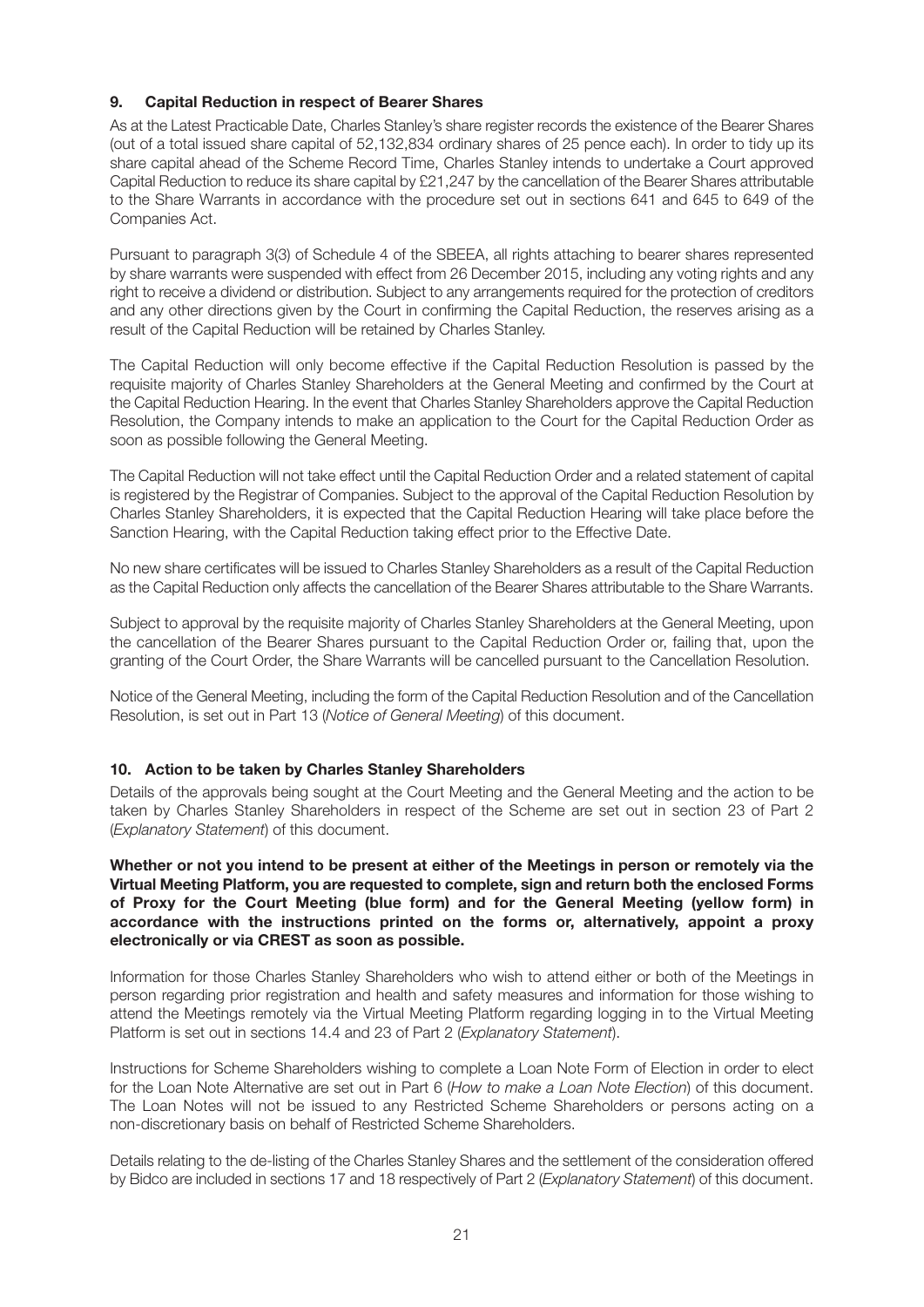## 9. Capital Reduction in respect of Bearer Shares

As at the Latest Practicable Date, Charles Stanley's share register records the existence of the Bearer Shares (out of a total issued share capital of 52,132,834 ordinary shares of 25 pence each). In order to tidy up its share capital ahead of the Scheme Record Time, Charles Stanley intends to undertake a Court approved Capital Reduction to reduce its share capital by £21,247 by the cancellation of the Bearer Shares attributable to the Share Warrants in accordance with the procedure set out in sections 641 and 645 to 649 of the Companies Act.

Pursuant to paragraph 3(3) of Schedule 4 of the SBEEA, all rights attaching to bearer shares represented by share warrants were suspended with effect from 26 December 2015, including any voting rights and any right to receive a dividend or distribution. Subject to any arrangements required for the protection of creditors and any other directions given by the Court in confirming the Capital Reduction, the reserves arising as a result of the Capital Reduction will be retained by Charles Stanley.

The Capital Reduction will only become effective if the Capital Reduction Resolution is passed by the requisite majority of Charles Stanley Shareholders at the General Meeting and confirmed by the Court at the Capital Reduction Hearing. In the event that Charles Stanley Shareholders approve the Capital Reduction Resolution, the Company intends to make an application to the Court for the Capital Reduction Order as soon as possible following the General Meeting.

The Capital Reduction will not take effect until the Capital Reduction Order and a related statement of capital is registered by the Registrar of Companies. Subject to the approval of the Capital Reduction Resolution by Charles Stanley Shareholders, it is expected that the Capital Reduction Hearing will take place before the Sanction Hearing, with the Capital Reduction taking effect prior to the Effective Date.

No new share certificates will be issued to Charles Stanley Shareholders as a result of the Capital Reduction as the Capital Reduction only affects the cancellation of the Bearer Shares attributable to the Share Warrants.

Subject to approval by the requisite majority of Charles Stanley Shareholders at the General Meeting, upon the cancellation of the Bearer Shares pursuant to the Capital Reduction Order or, failing that, upon the granting of the Court Order, the Share Warrants will be cancelled pursuant to the Cancellation Resolution.

Notice of the General Meeting, including the form of the Capital Reduction Resolution and of the Cancellation Resolution, is set out in Part 13 (*Notice of General Meeting*) of this document.

## 10. Action to be taken by Charles Stanley Shareholders

Details of the approvals being sought at the Court Meeting and the General Meeting and the action to be taken by Charles Stanley Shareholders in respect of the Scheme are set out in section 23 of Part 2 (*Explanatory Statement*) of this document.

**Whether or not you intend to be present at either of the Meetings in person or remotely via the Virtual Meeting Platform, you are requested to complete, sign and return both the enclosed Forms of Proxy for the Court Meeting (blue form) and for the General Meeting (yellow form) in accordance with the instructions printed on the forms or, alternatively, appoint a proxy electronically or via CREST as soon as possible.**

Information for those Charles Stanley Shareholders who wish to attend either or both of the Meetings in person regarding prior registration and health and safety measures and information for those wishing to attend the Meetings remotely via the Virtual Meeting Platform regarding logging in to the Virtual Meeting Platform is set out in sections 14.4 and 23 of Part 2 (*Explanatory Statement*).

Instructions for Scheme Shareholders wishing to complete a Loan Note Form of Election in order to elect for the Loan Note Alternative are set out in Part 6 (*How to make a Loan Note Election*) of this document. The Loan Notes will not be issued to any Restricted Scheme Shareholders or persons acting on a non-discretionary basis on behalf of Restricted Scheme Shareholders.

Details relating to the de-listing of the Charles Stanley Shares and the settlement of the consideration offered by Bidco are included in sections 17 and 18 respectively of Part 2 (*Explanatory Statement*) of this document.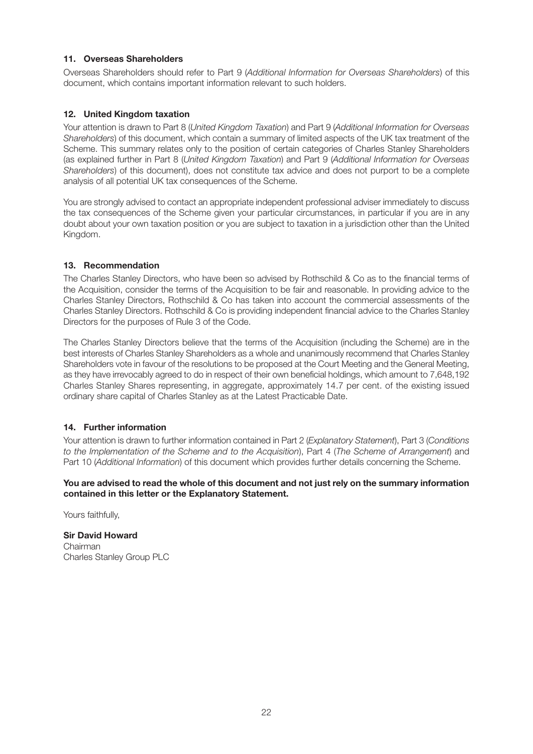### 11. Overseas Shareholders

Overseas Shareholders should refer to Part 9 (*Additional Information for Overseas Shareholders*) of this document, which contains important information relevant to such holders.

### 12. United Kingdom taxation

Your attention is drawn to Part 8 (*United Kingdom Taxation*) and Part 9 (*Additional Information for Overseas Shareholders*) of this document, which contain a summary of limited aspects of the UK tax treatment of the Scheme. This summary relates only to the position of certain categories of Charles Stanley Shareholders (as explained further in Part 8 (*United Kingdom Taxation*) and Part 9 (*Additional Information for Overseas Shareholders*) of this document), does not constitute tax advice and does not purport to be a complete analysis of all potential UK tax consequences of the Scheme.

You are strongly advised to contact an appropriate independent professional adviser immediately to discuss the tax consequences of the Scheme given your particular circumstances, in particular if you are in any doubt about your own taxation position or you are subject to taxation in a jurisdiction other than the United Kingdom.

### 13. Recommendation

The Charles Stanley Directors, who have been so advised by Rothschild & Co as to the financial terms of the Acquisition, consider the terms of the Acquisition to be fair and reasonable. In providing advice to the Charles Stanley Directors, Rothschild & Co has taken into account the commercial assessments of the Charles Stanley Directors. Rothschild & Co is providing independent financial advice to the Charles Stanley Directors for the purposes of Rule 3 of the Code.

The Charles Stanley Directors believe that the terms of the Acquisition (including the Scheme) are in the best interests of Charles Stanley Shareholders as a whole and unanimously recommend that Charles Stanley Shareholders vote in favour of the resolutions to be proposed at the Court Meeting and the General Meeting, as they have irrevocably agreed to do in respect of their own beneficial holdings, which amount to 7,648,192 Charles Stanley Shares representing, in aggregate, approximately 14.7 per cent. of the existing issued ordinary share capital of Charles Stanley as at the Latest Practicable Date.

### 14. Further information

Your attention is drawn to further information contained in Part 2 (*Explanatory Statement*), Part 3 (*Conditions to the Implementation of the Scheme and to the Acquisition*), Part 4 (*The Scheme of Arrangement*) and Part 10 (*Additional Information*) of this document which provides further details concerning the Scheme.

**You are advised to read the whole of this document and not just rely on the summary information contained in this letter or the Explanatory Statement.**

Yours faithfully,

**Sir David Howard**
Chairman
Charles Stanley Group PLC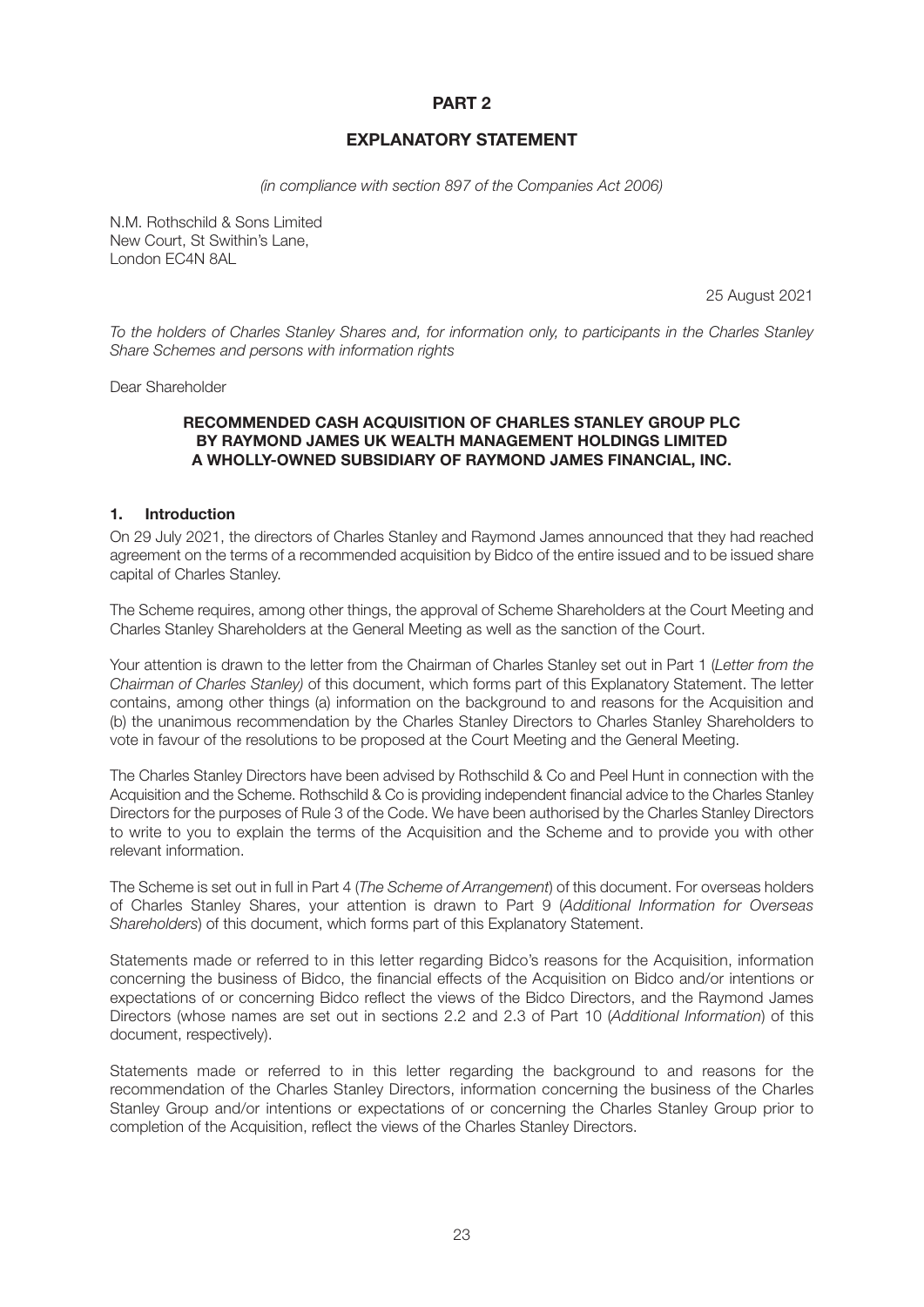# PART 2

## EXPLANATORY STATEMENT

*(in compliance with section 897 of the Companies Act 2006)*

N.M. Rothschild & Sons Limited
New Court, St Swithin's Lane,
London EC4N 8AL

25 August 2021

*To the holders of Charles Stanley Shares and, for information only, to participants in the Charles Stanley Share Schemes and persons with information rights*

Dear Shareholder

**RECOMMENDED CASH ACQUISITION OF CHARLES STANLEY GROUP PLC BY RAYMOND JAMES UK WEALTH MANAGEMENT HOLDINGS LIMITED A WHOLLY-OWNED SUBSIDIARY OF RAYMOND JAMES FINANCIAL, INC.**

### 1. Introduction

On 29 July 2021, the directors of Charles Stanley and Raymond James announced that they had reached agreement on the terms of a recommended acquisition by Bidco of the entire issued and to be issued share capital of Charles Stanley.

The Scheme requires, among other things, the approval of Scheme Shareholders at the Court Meeting and Charles Stanley Shareholders at the General Meeting as well as the sanction of the Court.

Your attention is drawn to the letter from the Chairman of Charles Stanley set out in Part 1 (*Letter from the Chairman of Charles Stanley)* of this document, which forms part of this Explanatory Statement. The letter contains, among other things (a) information on the background to and reasons for the Acquisition and (b) the unanimous recommendation by the Charles Stanley Directors to Charles Stanley Shareholders to vote in favour of the resolutions to be proposed at the Court Meeting and the General Meeting.

The Charles Stanley Directors have been advised by Rothschild & Co and Peel Hunt in connection with the Acquisition and the Scheme. Rothschild & Co is providing independent financial advice to the Charles Stanley Directors for the purposes of Rule 3 of the Code. We have been authorised by the Charles Stanley Directors to write to you to explain the terms of the Acquisition and the Scheme and to provide you with other relevant information.

The Scheme is set out in full in Part 4 (*The Scheme of Arrangement*) of this document. For overseas holders of Charles Stanley Shares, your attention is drawn to Part 9 (*Additional Information for Overseas Shareholders*) of this document, which forms part of this Explanatory Statement.

Statements made or referred to in this letter regarding Bidco's reasons for the Acquisition, information concerning the business of Bidco, the financial effects of the Acquisition on Bidco and/or intentions or expectations of or concerning Bidco reflect the views of the Bidco Directors, and the Raymond James Directors (whose names are set out in sections 2.2 and 2.3 of Part 10 (*Additional Information*) of this document, respectively).

Statements made or referred to in this letter regarding the background to and reasons for the recommendation of the Charles Stanley Directors, information concerning the business of the Charles Stanley Group and/or intentions or expectations of or concerning the Charles Stanley Group prior to completion of the Acquisition, reflect the views of the Charles Stanley Directors.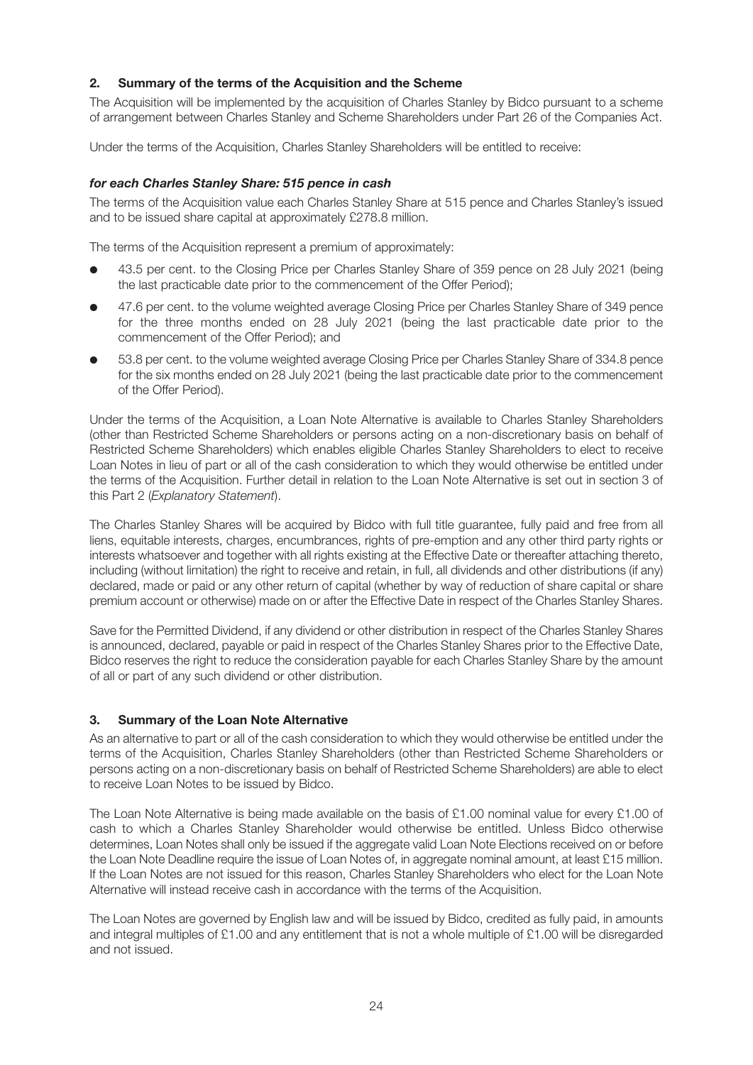## 2. Summary of the terms of the Acquisition and the Scheme

The Acquisition will be implemented by the acquisition of Charles Stanley by Bidco pursuant to a scheme of arrangement between Charles Stanley and Scheme Shareholders under Part 26 of the Companies Act.

Under the terms of the Acquisition, Charles Stanley Shareholders will be entitled to receive:

***for each Charles Stanley Share: 515 pence in cash***

The terms of the Acquisition value each Charles Stanley Share at 515 pence and Charles Stanley's issued and to be issued share capital at approximately £278.8 million.

The terms of the Acquisition represent a premium of approximately:

- 43.5 per cent. to the Closing Price per Charles Stanley Share of 359 pence on 28 July 2021 (being the last practicable date prior to the commencement of the Offer Period);
- 47.6 per cent. to the volume weighted average Closing Price per Charles Stanley Share of 349 pence for the three months ended on 28 July 2021 (being the last practicable date prior to the commencement of the Offer Period); and
- 53.8 per cent. to the volume weighted average Closing Price per Charles Stanley Share of 334.8 pence for the six months ended on 28 July 2021 (being the last practicable date prior to the commencement of the Offer Period).

Under the terms of the Acquisition, a Loan Note Alternative is available to Charles Stanley Shareholders (other than Restricted Scheme Shareholders or persons acting on a non-discretionary basis on behalf of Restricted Scheme Shareholders) which enables eligible Charles Stanley Shareholders to elect to receive Loan Notes in lieu of part or all of the cash consideration to which they would otherwise be entitled under the terms of the Acquisition. Further detail in relation to the Loan Note Alternative is set out in section 3 of this Part 2 (*Explanatory Statement*).

The Charles Stanley Shares will be acquired by Bidco with full title guarantee, fully paid and free from all liens, equitable interests, charges, encumbrances, rights of pre-emption and any other third party rights or interests whatsoever and together with all rights existing at the Effective Date or thereafter attaching thereto, including (without limitation) the right to receive and retain, in full, all dividends and other distributions (if any) declared, made or paid or any other return of capital (whether by way of reduction of share capital or share premium account or otherwise) made on or after the Effective Date in respect of the Charles Stanley Shares.

Save for the Permitted Dividend, if any dividend or other distribution in respect of the Charles Stanley Shares is announced, declared, payable or paid in respect of the Charles Stanley Shares prior to the Effective Date, Bidco reserves the right to reduce the consideration payable for each Charles Stanley Share by the amount of all or part of any such dividend or other distribution.

## 3. Summary of the Loan Note Alternative

As an alternative to part or all of the cash consideration to which they would otherwise be entitled under the terms of the Acquisition, Charles Stanley Shareholders (other than Restricted Scheme Shareholders or persons acting on a non-discretionary basis on behalf of Restricted Scheme Shareholders) are able to elect to receive Loan Notes to be issued by Bidco.

The Loan Note Alternative is being made available on the basis of £1.00 nominal value for every £1.00 of cash to which a Charles Stanley Shareholder would otherwise be entitled. Unless Bidco otherwise determines, Loan Notes shall only be issued if the aggregate valid Loan Note Elections received on or before the Loan Note Deadline require the issue of Loan Notes of, in aggregate nominal amount, at least £15 million. If the Loan Notes are not issued for this reason, Charles Stanley Shareholders who elect for the Loan Note Alternative will instead receive cash in accordance with the terms of the Acquisition.

The Loan Notes are governed by English law and will be issued by Bidco, credited as fully paid, in amounts and integral multiples of £1.00 and any entitlement that is not a whole multiple of £1.00 will be disregarded and not issued.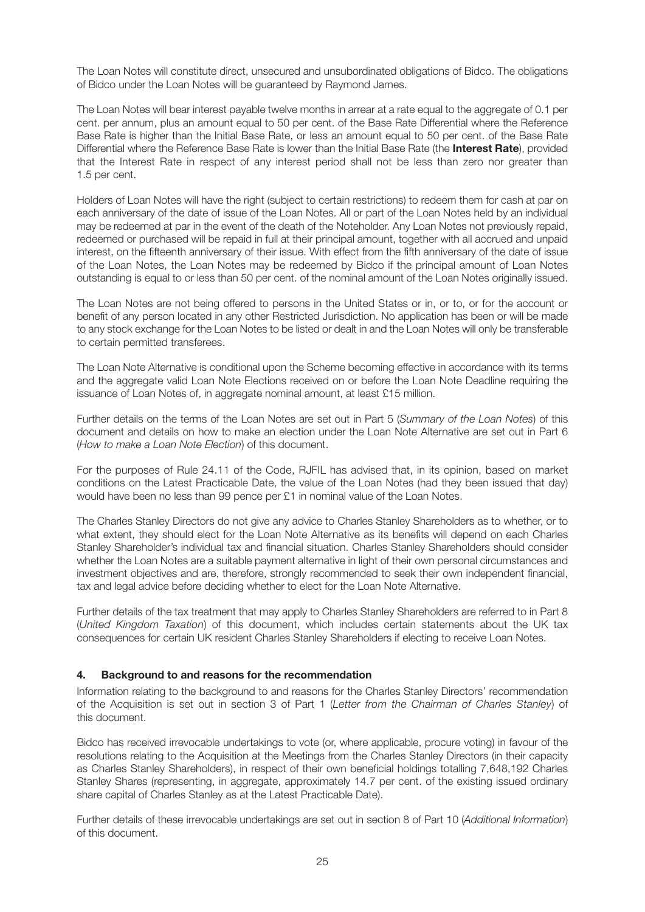The Loan Notes will constitute direct, unsecured and unsubordinated obligations of Bidco. The obligations of Bidco under the Loan Notes will be guaranteed by Raymond James.

The Loan Notes will bear interest payable twelve months in arrear at a rate equal to the aggregate of 0.1 per cent. per annum, plus an amount equal to 50 per cent. of the Base Rate Differential where the Reference Base Rate is higher than the Initial Base Rate, or less an amount equal to 50 per cent. of the Base Rate Differential where the Reference Base Rate is lower than the Initial Base Rate (the **Interest Rate**), provided that the Interest Rate in respect of any interest period shall not be less than zero nor greater than 1.5 per cent.

Holders of Loan Notes will have the right (subject to certain restrictions) to redeem them for cash at par on each anniversary of the date of issue of the Loan Notes. All or part of the Loan Notes held by an individual may be redeemed at par in the event of the death of the Noteholder. Any Loan Notes not previously repaid, redeemed or purchased will be repaid in full at their principal amount, together with all accrued and unpaid interest, on the fifteenth anniversary of their issue. With effect from the fifth anniversary of the date of issue of the Loan Notes, the Loan Notes may be redeemed by Bidco if the principal amount of Loan Notes outstanding is equal to or less than 50 per cent. of the nominal amount of the Loan Notes originally issued.

The Loan Notes are not being offered to persons in the United States or in, or to, or for the account or benefit of any person located in any other Restricted Jurisdiction. No application has been or will be made to any stock exchange for the Loan Notes to be listed or dealt in and the Loan Notes will only be transferable to certain permitted transferees.

The Loan Note Alternative is conditional upon the Scheme becoming effective in accordance with its terms and the aggregate valid Loan Note Elections received on or before the Loan Note Deadline requiring the issuance of Loan Notes of, in aggregate nominal amount, at least £15 million.

Further details on the terms of the Loan Notes are set out in Part 5 (*Summary of the Loan Notes*) of this document and details on how to make an election under the Loan Note Alternative are set out in Part 6 (*How to make a Loan Note Election*) of this document.

For the purposes of Rule 24.11 of the Code, RJFIL has advised that, in its opinion, based on market conditions on the Latest Practicable Date, the value of the Loan Notes (had they been issued that day) would have been no less than 99 pence per £1 in nominal value of the Loan Notes.

The Charles Stanley Directors do not give any advice to Charles Stanley Shareholders as to whether, or to what extent, they should elect for the Loan Note Alternative as its benefits will depend on each Charles Stanley Shareholder's individual tax and financial situation. Charles Stanley Shareholders should consider whether the Loan Notes are a suitable payment alternative in light of their own personal circumstances and investment objectives and are, therefore, strongly recommended to seek their own independent financial, tax and legal advice before deciding whether to elect for the Loan Note Alternative.

Further details of the tax treatment that may apply to Charles Stanley Shareholders are referred to in Part 8 (*United Kingdom Taxation*) of this document, which includes certain statements about the UK tax consequences for certain UK resident Charles Stanley Shareholders if electing to receive Loan Notes.

## 4. Background to and reasons for the recommendation

Information relating to the background to and reasons for the Charles Stanley Directors' recommendation of the Acquisition is set out in section 3 of Part 1 (*Letter from the Chairman of Charles Stanley*) of this document.

Bidco has received irrevocable undertakings to vote (or, where applicable, procure voting) in favour of the resolutions relating to the Acquisition at the Meetings from the Charles Stanley Directors (in their capacity as Charles Stanley Shareholders), in respect of their own beneficial holdings totalling 7,648,192 Charles Stanley Shares (representing, in aggregate, approximately 14.7 per cent. of the existing issued ordinary share capital of Charles Stanley as at the Latest Practicable Date).

Further details of these irrevocable undertakings are set out in section 8 of Part 10 (*Additional Information*) of this document.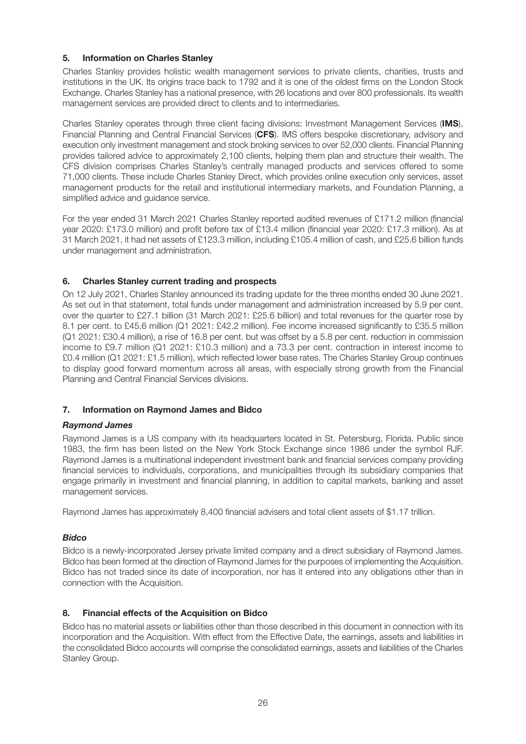## 5. Information on Charles Stanley

Charles Stanley provides holistic wealth management services to private clients, charities, trusts and institutions in the UK. Its origins trace back to 1792 and it is one of the oldest firms on the London Stock Exchange. Charles Stanley has a national presence, with 26 locations and over 800 professionals. Its wealth management services are provided direct to clients and to intermediaries.

Charles Stanley operates through three client facing divisions: Investment Management Services (**IMS**), Financial Planning and Central Financial Services (**CFS**). IMS offers bespoke discretionary, advisory and execution only investment management and stock broking services to over 52,000 clients. Financial Planning provides tailored advice to approximately 2,100 clients, helping them plan and structure their wealth. The CFS division comprises Charles Stanley's centrally managed products and services offered to some 71,000 clients. These include Charles Stanley Direct, which provides online execution only services, asset management products for the retail and institutional intermediary markets, and Foundation Planning, a simplified advice and guidance service.

For the year ended 31 March 2021 Charles Stanley reported audited revenues of £171.2 million (financial year 2020: £173.0 million) and profit before tax of £13.4 million (financial year 2020: £17.3 million). As at 31 March 2021, it had net assets of £123.3 million, including £105.4 million of cash, and £25.6 billion funds under management and administration.

## 6. Charles Stanley current trading and prospects

On 12 July 2021, Charles Stanley announced its trading update for the three months ended 30 June 2021. As set out in that statement, total funds under management and administration increased by 5.9 per cent. over the quarter to £27.1 billion (31 March 2021: £25.6 billion) and total revenues for the quarter rose by 8.1 per cent. to £45.6 million (Q1 2021: £42.2 million). Fee income increased significantly to £35.5 million (Q1 2021: £30.4 million), a rise of 16.8 per cent. but was offset by a 5.8 per cent. reduction in commission income to £9.7 million (Q1 2021: £10.3 million) and a 73.3 per cent. contraction in interest income to £0.4 million (Q1 2021: £1.5 million), which reflected lower base rates. The Charles Stanley Group continues to display good forward momentum across all areas, with especially strong growth from the Financial Planning and Central Financial Services divisions.

## 7. Information on Raymond James and Bidco

### *Raymond James*

Raymond James is a US company with its headquarters located in St. Petersburg, Florida. Public since 1983, the firm has been listed on the New York Stock Exchange since 1986 under the symbol RJF. Raymond James is a multinational independent investment bank and financial services company providing financial services to individuals, corporations, and municipalities through its subsidiary companies that engage primarily in investment and financial planning, in addition to capital markets, banking and asset management services.

Raymond James has approximately 8,400 financial advisers and total client assets of $1.17 trillion.

### *Bidco*

Bidco is a newly-incorporated Jersey private limited company and a direct subsidiary of Raymond James. Bidco has been formed at the direction of Raymond James for the purposes of implementing the Acquisition. Bidco has not traded since its date of incorporation, nor has it entered into any obligations other than in connection with the Acquisition.

## 8. Financial effects of the Acquisition on Bidco

Bidco has no material assets or liabilities other than those described in this document in connection with its incorporation and the Acquisition. With effect from the Effective Date, the earnings, assets and liabilities in the consolidated Bidco accounts will comprise the consolidated earnings, assets and liabilities of the Charles Stanley Group.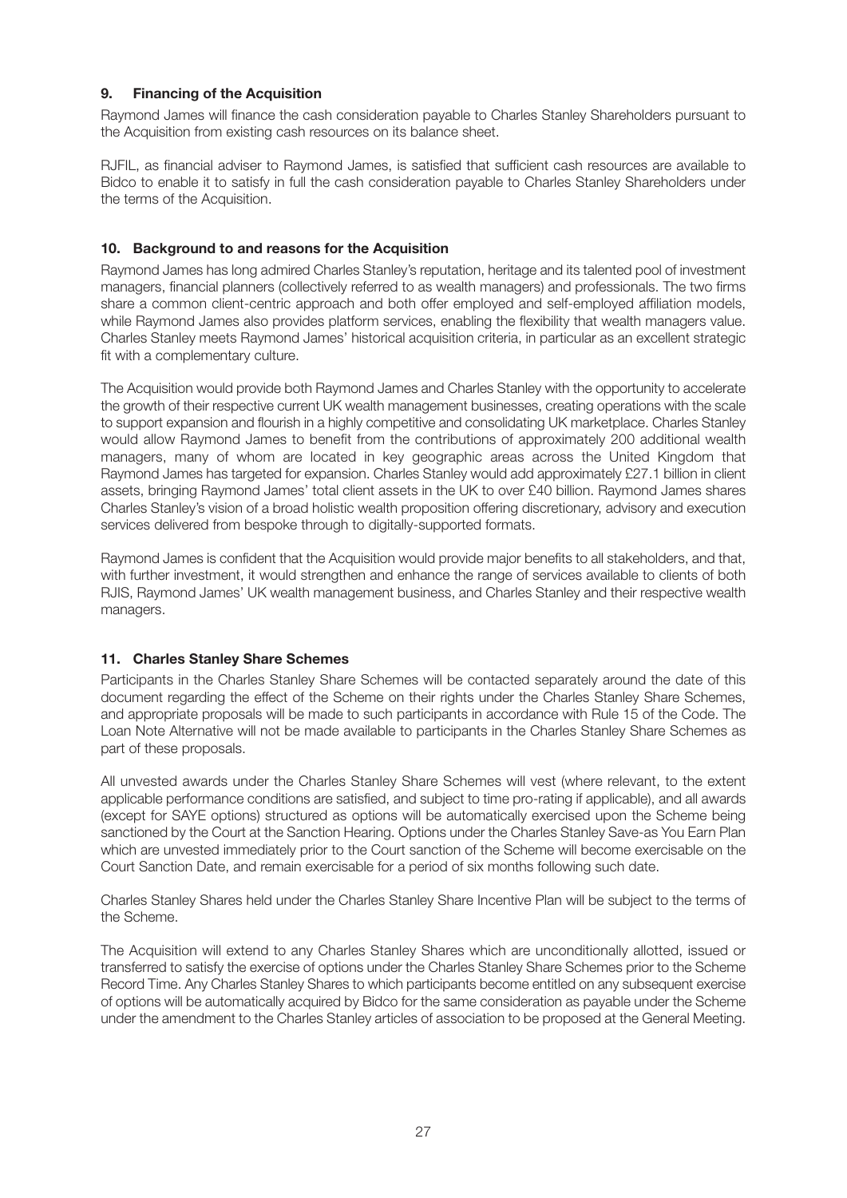## 9. Financing of the Acquisition

Raymond James will finance the cash consideration payable to Charles Stanley Shareholders pursuant to the Acquisition from existing cash resources on its balance sheet.

RJFIL, as financial adviser to Raymond James, is satisfied that sufficient cash resources are available to Bidco to enable it to satisfy in full the cash consideration payable to Charles Stanley Shareholders under the terms of the Acquisition.

## 10. Background to and reasons for the Acquisition

Raymond James has long admired Charles Stanley's reputation, heritage and its talented pool of investment managers, financial planners (collectively referred to as wealth managers) and professionals. The two firms share a common client-centric approach and both offer employed and self-employed affiliation models, while Raymond James also provides platform services, enabling the flexibility that wealth managers value. Charles Stanley meets Raymond James' historical acquisition criteria, in particular as an excellent strategic fit with a complementary culture.

The Acquisition would provide both Raymond James and Charles Stanley with the opportunity to accelerate the growth of their respective current UK wealth management businesses, creating operations with the scale to support expansion and flourish in a highly competitive and consolidating UK marketplace. Charles Stanley would allow Raymond James to benefit from the contributions of approximately 200 additional wealth managers, many of whom are located in key geographic areas across the United Kingdom that Raymond James has targeted for expansion. Charles Stanley would add approximately £27.1 billion in client assets, bringing Raymond James' total client assets in the UK to over £40 billion. Raymond James shares Charles Stanley's vision of a broad holistic wealth proposition offering discretionary, advisory and execution services delivered from bespoke through to digitally-supported formats.

Raymond James is confident that the Acquisition would provide major benefits to all stakeholders, and that, with further investment, it would strengthen and enhance the range of services available to clients of both RJIS, Raymond James' UK wealth management business, and Charles Stanley and their respective wealth managers.

## 11. Charles Stanley Share Schemes

Participants in the Charles Stanley Share Schemes will be contacted separately around the date of this document regarding the effect of the Scheme on their rights under the Charles Stanley Share Schemes, and appropriate proposals will be made to such participants in accordance with Rule 15 of the Code. The Loan Note Alternative will not be made available to participants in the Charles Stanley Share Schemes as part of these proposals.

All unvested awards under the Charles Stanley Share Schemes will vest (where relevant, to the extent applicable performance conditions are satisfied, and subject to time pro-rating if applicable), and all awards (except for SAYE options) structured as options will be automatically exercised upon the Scheme being sanctioned by the Court at the Sanction Hearing. Options under the Charles Stanley Save-as You Earn Plan which are unvested immediately prior to the Court sanction of the Scheme will become exercisable on the Court Sanction Date, and remain exercisable for a period of six months following such date.

Charles Stanley Shares held under the Charles Stanley Share Incentive Plan will be subject to the terms of the Scheme.

The Acquisition will extend to any Charles Stanley Shares which are unconditionally allotted, issued or transferred to satisfy the exercise of options under the Charles Stanley Share Schemes prior to the Scheme Record Time. Any Charles Stanley Shares to which participants become entitled on any subsequent exercise of options will be automatically acquired by Bidco for the same consideration as payable under the Scheme under the amendment to the Charles Stanley articles of association to be proposed at the General Meeting.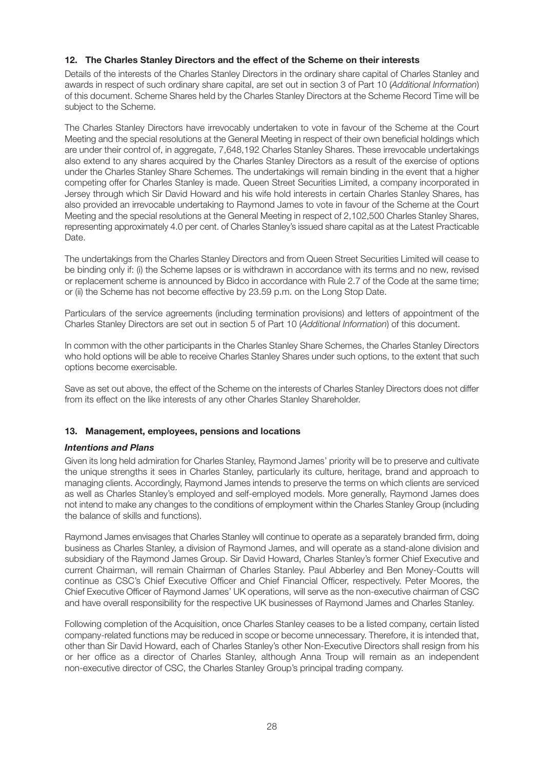## 12. The Charles Stanley Directors and the effect of the Scheme on their interests

Details of the interests of the Charles Stanley Directors in the ordinary share capital of Charles Stanley and awards in respect of such ordinary share capital, are set out in section 3 of Part 10 (*Additional Information*) of this document. Scheme Shares held by the Charles Stanley Directors at the Scheme Record Time will be subject to the Scheme.

The Charles Stanley Directors have irrevocably undertaken to vote in favour of the Scheme at the Court Meeting and the special resolutions at the General Meeting in respect of their own beneficial holdings which are under their control of, in aggregate, 7,648,192 Charles Stanley Shares. These irrevocable undertakings also extend to any shares acquired by the Charles Stanley Directors as a result of the exercise of options under the Charles Stanley Share Schemes. The undertakings will remain binding in the event that a higher competing offer for Charles Stanley is made. Queen Street Securities Limited, a company incorporated in Jersey through which Sir David Howard and his wife hold interests in certain Charles Stanley Shares, has also provided an irrevocable undertaking to Raymond James to vote in favour of the Scheme at the Court Meeting and the special resolutions at the General Meeting in respect of 2,102,500 Charles Stanley Shares, representing approximately 4.0 per cent. of Charles Stanley's issued share capital as at the Latest Practicable Date.

The undertakings from the Charles Stanley Directors and from Queen Street Securities Limited will cease to be binding only if: (i) the Scheme lapses or is withdrawn in accordance with its terms and no new, revised or replacement scheme is announced by Bidco in accordance with Rule 2.7 of the Code at the same time; or (ii) the Scheme has not become effective by 23.59 p.m. on the Long Stop Date.

Particulars of the service agreements (including termination provisions) and letters of appointment of the Charles Stanley Directors are set out in section 5 of Part 10 (*Additional Information*) of this document.

In common with the other participants in the Charles Stanley Share Schemes, the Charles Stanley Directors who hold options will be able to receive Charles Stanley Shares under such options, to the extent that such options become exercisable.

Save as set out above, the effect of the Scheme on the interests of Charles Stanley Directors does not differ from its effect on the like interests of any other Charles Stanley Shareholder.

## 13. Management, employees, pensions and locations

### *Intentions and Plans*

Given its long held admiration for Charles Stanley, Raymond James' priority will be to preserve and cultivate the unique strengths it sees in Charles Stanley, particularly its culture, heritage, brand and approach to managing clients. Accordingly, Raymond James intends to preserve the terms on which clients are serviced as well as Charles Stanley's employed and self-employed models. More generally, Raymond James does not intend to make any changes to the conditions of employment within the Charles Stanley Group (including the balance of skills and functions).

Raymond James envisages that Charles Stanley will continue to operate as a separately branded firm, doing business as Charles Stanley, a division of Raymond James, and will operate as a stand-alone division and subsidiary of the Raymond James Group. Sir David Howard, Charles Stanley's former Chief Executive and current Chairman, will remain Chairman of Charles Stanley. Paul Abberley and Ben Money-Coutts will continue as CSC's Chief Executive Officer and Chief Financial Officer, respectively. Peter Moores, the Chief Executive Officer of Raymond James' UK operations, will serve as the non-executive chairman of CSC and have overall responsibility for the respective UK businesses of Raymond James and Charles Stanley.

Following completion of the Acquisition, once Charles Stanley ceases to be a listed company, certain listed company-related functions may be reduced in scope or become unnecessary. Therefore, it is intended that, other than Sir David Howard, each of Charles Stanley's other Non-Executive Directors shall resign from his or her office as a director of Charles Stanley, although Anna Troup will remain as an independent non-executive director of CSC, the Charles Stanley Group's principal trading company.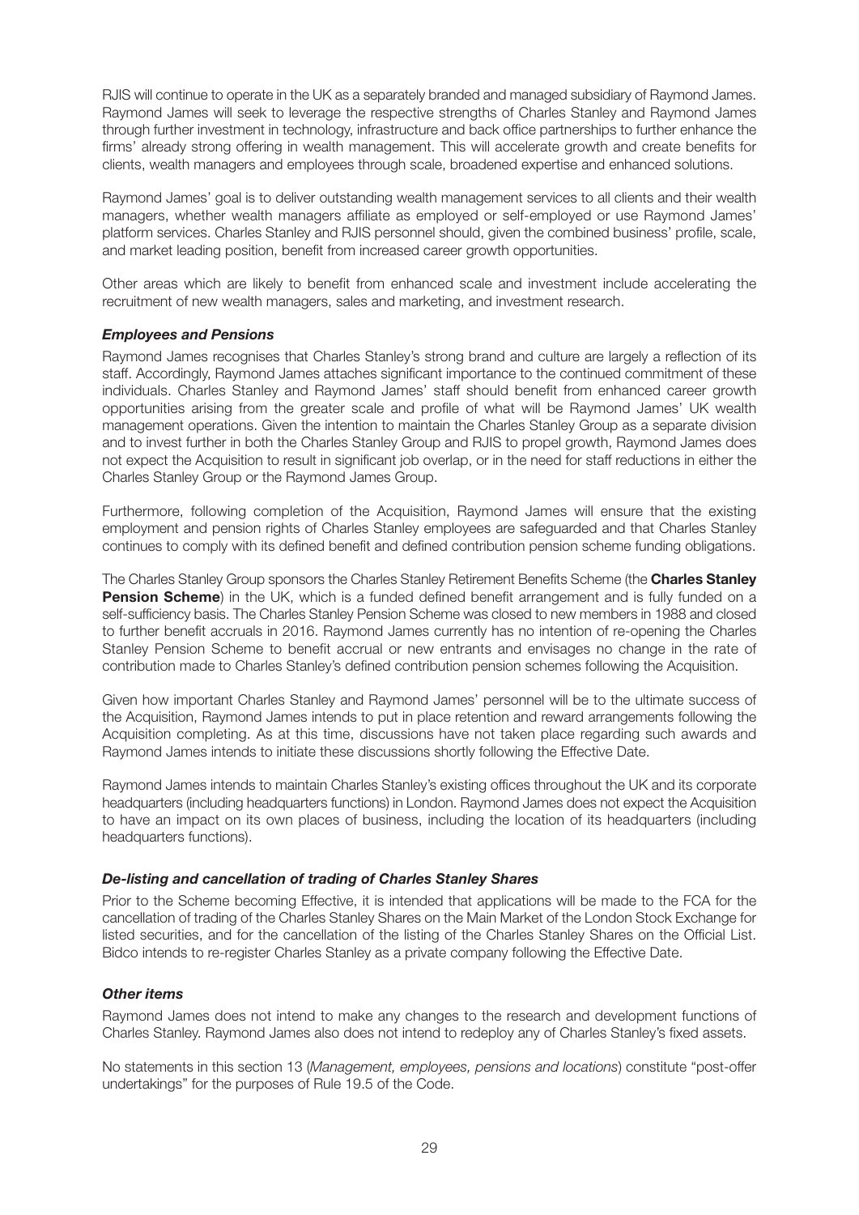RJIS will continue to operate in the UK as a separately branded and managed subsidiary of Raymond James. Raymond James will seek to leverage the respective strengths of Charles Stanley and Raymond James through further investment in technology, infrastructure and back office partnerships to further enhance the firms' already strong offering in wealth management. This will accelerate growth and create benefits for clients, wealth managers and employees through scale, broadened expertise and enhanced solutions.

Raymond James' goal is to deliver outstanding wealth management services to all clients and their wealth managers, whether wealth managers affiliate as employed or self-employed or use Raymond James' platform services. Charles Stanley and RJIS personnel should, given the combined business' profile, scale, and market leading position, benefit from increased career growth opportunities.

Other areas which are likely to benefit from enhanced scale and investment include accelerating the recruitment of new wealth managers, sales and marketing, and investment research.

***Employees and Pensions***

Raymond James recognises that Charles Stanley's strong brand and culture are largely a reflection of its staff. Accordingly, Raymond James attaches significant importance to the continued commitment of these individuals. Charles Stanley and Raymond James' staff should benefit from enhanced career growth opportunities arising from the greater scale and profile of what will be Raymond James' UK wealth management operations. Given the intention to maintain the Charles Stanley Group as a separate division and to invest further in both the Charles Stanley Group and RJIS to propel growth, Raymond James does not expect the Acquisition to result in significant job overlap, or in the need for staff reductions in either the Charles Stanley Group or the Raymond James Group.

Furthermore, following completion of the Acquisition, Raymond James will ensure that the existing employment and pension rights of Charles Stanley employees are safeguarded and that Charles Stanley continues to comply with its defined benefit and defined contribution pension scheme funding obligations.

The Charles Stanley Group sponsors the Charles Stanley Retirement Benefits Scheme (the **Charles Stanley Pension Scheme**) in the UK, which is a funded defined benefit arrangement and is fully funded on a self-sufficiency basis. The Charles Stanley Pension Scheme was closed to new members in 1988 and closed to further benefit accruals in 2016. Raymond James currently has no intention of re-opening the Charles Stanley Pension Scheme to benefit accrual or new entrants and envisages no change in the rate of contribution made to Charles Stanley's defined contribution pension schemes following the Acquisition.

Given how important Charles Stanley and Raymond James' personnel will be to the ultimate success of the Acquisition, Raymond James intends to put in place retention and reward arrangements following the Acquisition completing. As at this time, discussions have not taken place regarding such awards and Raymond James intends to initiate these discussions shortly following the Effective Date.

Raymond James intends to maintain Charles Stanley's existing offices throughout the UK and its corporate headquarters (including headquarters functions) in London. Raymond James does not expect the Acquisition to have an impact on its own places of business, including the location of its headquarters (including headquarters functions).

***De-listing and cancellation of trading of Charles Stanley Shares***

Prior to the Scheme becoming Effective, it is intended that applications will be made to the FCA for the cancellation of trading of the Charles Stanley Shares on the Main Market of the London Stock Exchange for listed securities, and for the cancellation of the listing of the Charles Stanley Shares on the Official List. Bidco intends to re-register Charles Stanley as a private company following the Effective Date.

***Other items***

Raymond James does not intend to make any changes to the research and development functions of Charles Stanley. Raymond James also does not intend to redeploy any of Charles Stanley's fixed assets.

No statements in this section 13 (*Management, employees, pensions and locations*) constitute "post-offer undertakings" for the purposes of Rule 19.5 of the Code.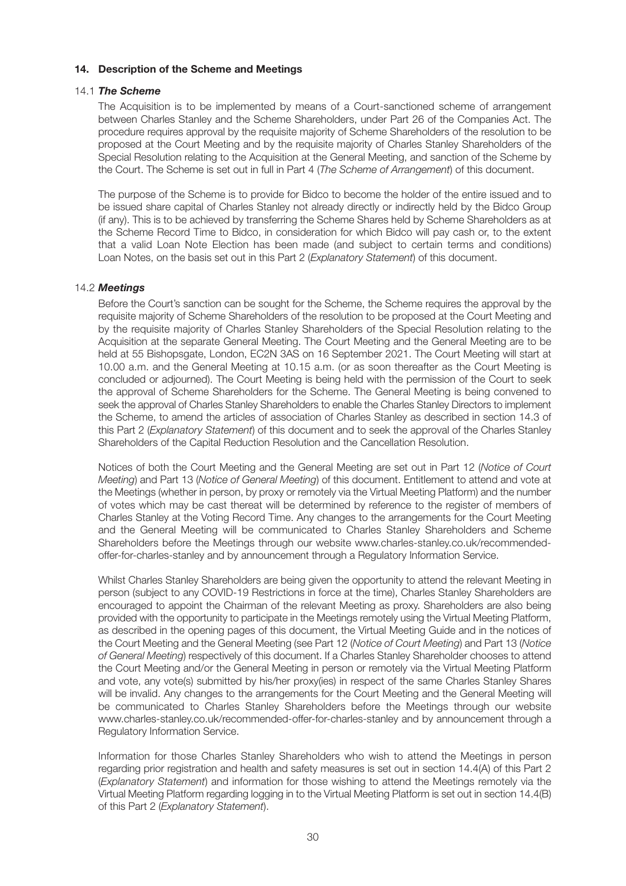## 14. Description of the Scheme and Meetings

### 14.1 *The Scheme*

The Acquisition is to be implemented by means of a Court-sanctioned scheme of arrangement between Charles Stanley and the Scheme Shareholders, under Part 26 of the Companies Act. The procedure requires approval by the requisite majority of Scheme Shareholders of the resolution to be proposed at the Court Meeting and by the requisite majority of Charles Stanley Shareholders of the Special Resolution relating to the Acquisition at the General Meeting, and sanction of the Scheme by the Court. The Scheme is set out in full in Part 4 (*The Scheme of Arrangement*) of this document.

The purpose of the Scheme is to provide for Bidco to become the holder of the entire issued and to be issued share capital of Charles Stanley not already directly or indirectly held by the Bidco Group (if any). This is to be achieved by transferring the Scheme Shares held by Scheme Shareholders as at the Scheme Record Time to Bidco, in consideration for which Bidco will pay cash or, to the extent that a valid Loan Note Election has been made (and subject to certain terms and conditions) Loan Notes, on the basis set out in this Part 2 (*Explanatory Statement*) of this document.

### 14.2 *Meetings*

Before the Court's sanction can be sought for the Scheme, the Scheme requires the approval by the requisite majority of Scheme Shareholders of the resolution to be proposed at the Court Meeting and by the requisite majority of Charles Stanley Shareholders of the Special Resolution relating to the Acquisition at the separate General Meeting. The Court Meeting and the General Meeting are to be held at 55 Bishopsgate, London, EC2N 3AS on 16 September 2021. The Court Meeting will start at 10.00 a.m. and the General Meeting at 10.15 a.m. (or as soon thereafter as the Court Meeting is concluded or adjourned). The Court Meeting is being held with the permission of the Court to seek the approval of Scheme Shareholders for the Scheme. The General Meeting is being convened to seek the approval of Charles Stanley Shareholders to enable the Charles Stanley Directors to implement the Scheme, to amend the articles of association of Charles Stanley as described in section 14.3 of this Part 2 (*Explanatory Statement*) of this document and to seek the approval of the Charles Stanley Shareholders of the Capital Reduction Resolution and the Cancellation Resolution.

Notices of both the Court Meeting and the General Meeting are set out in Part 12 (*Notice of Court Meeting*) and Part 13 (*Notice of General Meeting*) of this document. Entitlement to attend and vote at the Meetings (whether in person, by proxy or remotely via the Virtual Meeting Platform) and the number of votes which may be cast thereat will be determined by reference to the register of members of Charles Stanley at the Voting Record Time. Any changes to the arrangements for the Court Meeting and the General Meeting will be communicated to Charles Stanley Shareholders and Scheme Shareholders before the Meetings through our website www.charles-stanley.co.uk/recommended-offer-for-charles-stanley and by announcement through a Regulatory Information Service.

Whilst Charles Stanley Shareholders are being given the opportunity to attend the relevant Meeting in person (subject to any COVID-19 Restrictions in force at the time), Charles Stanley Shareholders are encouraged to appoint the Chairman of the relevant Meeting as proxy. Shareholders are also being provided with the opportunity to participate in the Meetings remotely using the Virtual Meeting Platform, as described in the opening pages of this document, the Virtual Meeting Guide and in the notices of the Court Meeting and the General Meeting (see Part 12 (*Notice of Court Meeting*) and Part 13 (*Notice of General Meeting*) respectively of this document. If a Charles Stanley Shareholder chooses to attend the Court Meeting and/or the General Meeting in person or remotely via the Virtual Meeting Platform and vote, any vote(s) submitted by his/her proxy(ies) in respect of the same Charles Stanley Shares will be invalid. Any changes to the arrangements for the Court Meeting and the General Meeting will be communicated to Charles Stanley Shareholders before the Meetings through our website www.charles-stanley.co.uk/recommended-offer-for-charles-stanley and by announcement through a Regulatory Information Service.

Information for those Charles Stanley Shareholders who wish to attend the Meetings in person regarding prior registration and health and safety measures is set out in section 14.4(A) of this Part 2 (*Explanatory Statement*) and information for those wishing to attend the Meetings remotely via the Virtual Meeting Platform regarding logging in to the Virtual Meeting Platform is set out in section 14.4(B) of this Part 2 (*Explanatory Statement*).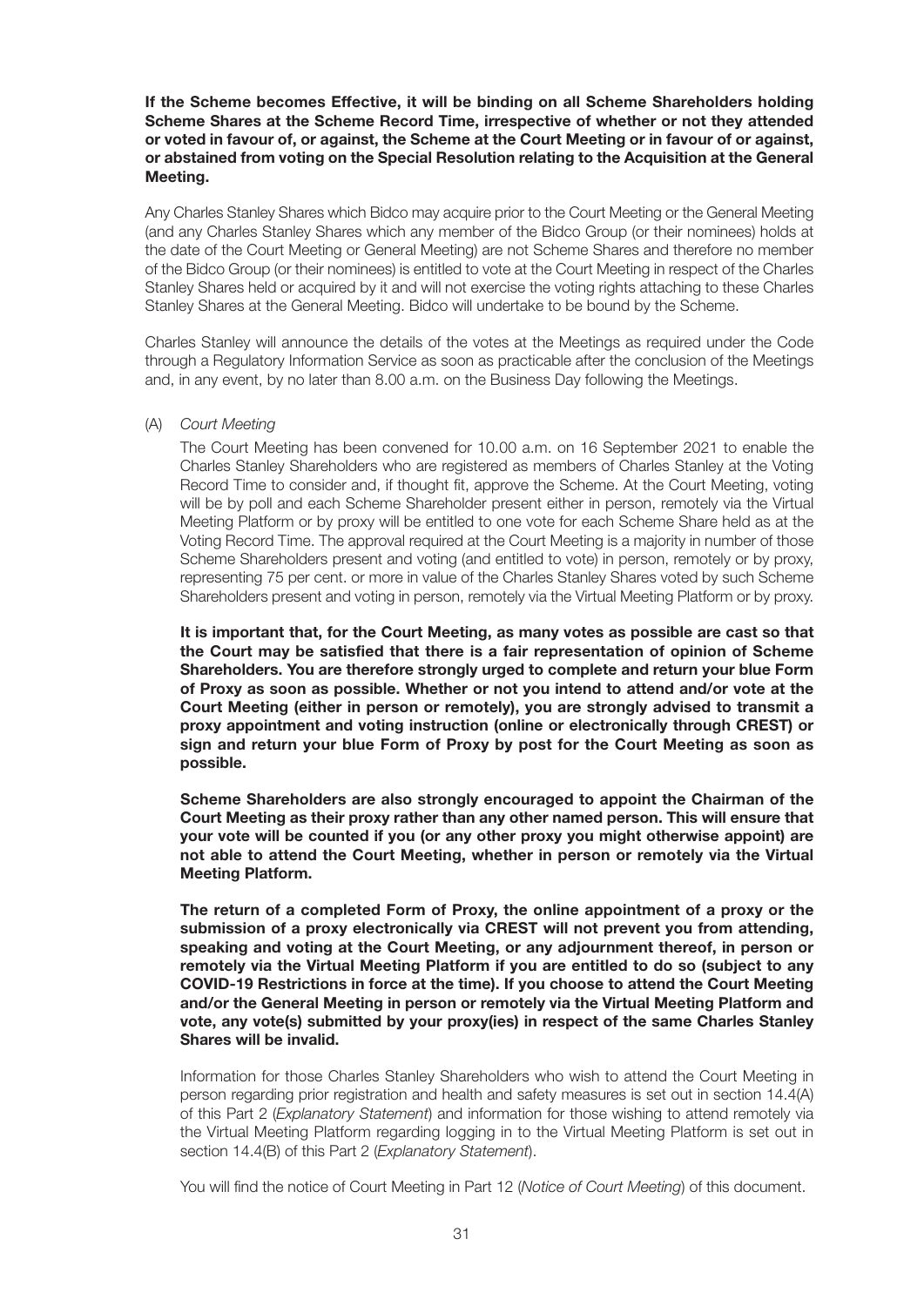**If the Scheme becomes Effective, it will be binding on all Scheme Shareholders holding Scheme Shares at the Scheme Record Time, irrespective of whether or not they attended or voted in favour of, or against, the Scheme at the Court Meeting or in favour of or against, or abstained from voting on the Special Resolution relating to the Acquisition at the General Meeting.**

Any Charles Stanley Shares which Bidco may acquire prior to the Court Meeting or the General Meeting (and any Charles Stanley Shares which any member of the Bidco Group (or their nominees) holds at the date of the Court Meeting or General Meeting) are not Scheme Shares and therefore no member of the Bidco Group (or their nominees) is entitled to vote at the Court Meeting in respect of the Charles Stanley Shares held or acquired by it and will not exercise the voting rights attaching to these Charles Stanley Shares at the General Meeting. Bidco will undertake to be bound by the Scheme.

Charles Stanley will announce the details of the votes at the Meetings as required under the Code through a Regulatory Information Service as soon as practicable after the conclusion of the Meetings and, in any event, by no later than 8.00 a.m. on the Business Day following the Meetings.

(A) *Court Meeting*

The Court Meeting has been convened for 10.00 a.m. on 16 September 2021 to enable the Charles Stanley Shareholders who are registered as members of Charles Stanley at the Voting Record Time to consider and, if thought fit, approve the Scheme. At the Court Meeting, voting will be by poll and each Scheme Shareholder present either in person, remotely via the Virtual Meeting Platform or by proxy will be entitled to one vote for each Scheme Share held as at the Voting Record Time. The approval required at the Court Meeting is a majority in number of those Scheme Shareholders present and voting (and entitled to vote) in person, remotely or by proxy, representing 75 per cent. or more in value of the Charles Stanley Shares voted by such Scheme Shareholders present and voting in person, remotely via the Virtual Meeting Platform or by proxy.

**It is important that, for the Court Meeting, as many votes as possible are cast so that the Court may be satisfied that there is a fair representation of opinion of Scheme Shareholders. You are therefore strongly urged to complete and return your blue Form of Proxy as soon as possible. Whether or not you intend to attend and/or vote at the Court Meeting (either in person or remotely), you are strongly advised to transmit a proxy appointment and voting instruction (online or electronically through CREST) or sign and return your blue Form of Proxy by post for the Court Meeting as soon as possible.**

**Scheme Shareholders are also strongly encouraged to appoint the Chairman of the Court Meeting as their proxy rather than any other named person. This will ensure that your vote will be counted if you (or any other proxy you might otherwise appoint) are not able to attend the Court Meeting, whether in person or remotely via the Virtual Meeting Platform.**

**The return of a completed Form of Proxy, the online appointment of a proxy or the submission of a proxy electronically via CREST will not prevent you from attending, speaking and voting at the Court Meeting, or any adjournment thereof, in person or remotely via the Virtual Meeting Platform if you are entitled to do so (subject to any COVID-19 Restrictions in force at the time). If you choose to attend the Court Meeting and/or the General Meeting in person or remotely via the Virtual Meeting Platform and vote, any vote(s) submitted by your proxy(ies) in respect of the same Charles Stanley Shares will be invalid.**

Information for those Charles Stanley Shareholders who wish to attend the Court Meeting in person regarding prior registration and health and safety measures is set out in section 14.4(A) of this Part 2 (*Explanatory Statement*) and information for those wishing to attend remotely via the Virtual Meeting Platform regarding logging in to the Virtual Meeting Platform is set out in section 14.4(B) of this Part 2 (*Explanatory Statement*).

You will find the notice of Court Meeting in Part 12 (*Notice of Court Meeting*) of this document.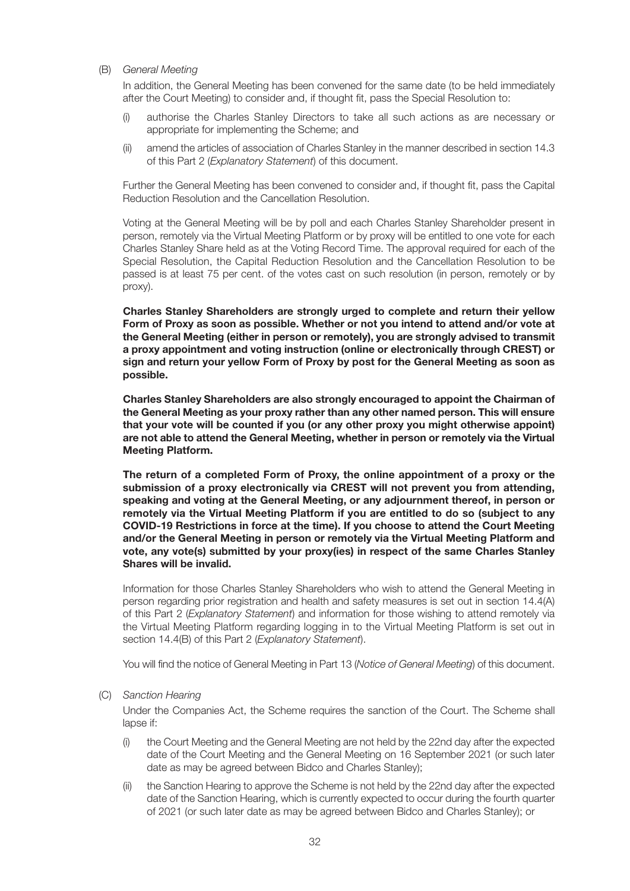(B) *General Meeting*

In addition, the General Meeting has been convened for the same date (to be held immediately after the Court Meeting) to consider and, if thought fit, pass the Special Resolution to:

(i) authorise the Charles Stanley Directors to take all such actions as are necessary or appropriate for implementing the Scheme; and

(ii) amend the articles of association of Charles Stanley in the manner described in section 14.3 of this Part 2 (*Explanatory Statement*) of this document.

Further the General Meeting has been convened to consider and, if thought fit, pass the Capital Reduction Resolution and the Cancellation Resolution.

Voting at the General Meeting will be by poll and each Charles Stanley Shareholder present in person, remotely via the Virtual Meeting Platform or by proxy will be entitled to one vote for each Charles Stanley Share held as at the Voting Record Time. The approval required for each of the Special Resolution, the Capital Reduction Resolution and the Cancellation Resolution to be passed is at least 75 per cent. of the votes cast on such resolution (in person, remotely or by proxy).

**Charles Stanley Shareholders are strongly urged to complete and return their yellow Form of Proxy as soon as possible. Whether or not you intend to attend and/or vote at the General Meeting (either in person or remotely), you are strongly advised to transmit a proxy appointment and voting instruction (online or electronically through CREST) or sign and return your yellow Form of Proxy by post for the General Meeting as soon as possible.**

**Charles Stanley Shareholders are also strongly encouraged to appoint the Chairman of the General Meeting as your proxy rather than any other named person. This will ensure that your vote will be counted if you (or any other proxy you might otherwise appoint) are not able to attend the General Meeting, whether in person or remotely via the Virtual Meeting Platform.**

**The return of a completed Form of Proxy, the online appointment of a proxy or the submission of a proxy electronically via CREST will not prevent you from attending, speaking and voting at the General Meeting, or any adjournment thereof, in person or remotely via the Virtual Meeting Platform if you are entitled to do so (subject to any COVID-19 Restrictions in force at the time). If you choose to attend the Court Meeting and/or the General Meeting in person or remotely via the Virtual Meeting Platform and vote, any vote(s) submitted by your proxy(ies) in respect of the same Charles Stanley Shares will be invalid.**

Information for those Charles Stanley Shareholders who wish to attend the General Meeting in person regarding prior registration and health and safety measures is set out in section 14.4(A) of this Part 2 (*Explanatory Statement*) and information for those wishing to attend remotely via the Virtual Meeting Platform regarding logging in to the Virtual Meeting Platform is set out in section 14.4(B) of this Part 2 (*Explanatory Statement*).

You will find the notice of General Meeting in Part 13 (*Notice of General Meeting*) of this document.

(C) *Sanction Hearing*

Under the Companies Act, the Scheme requires the sanction of the Court. The Scheme shall lapse if:

(i) the Court Meeting and the General Meeting are not held by the 22nd day after the expected date of the Court Meeting and the General Meeting on 16 September 2021 (or such later date as may be agreed between Bidco and Charles Stanley);

(ii) the Sanction Hearing to approve the Scheme is not held by the 22nd day after the expected date of the Sanction Hearing, which is currently expected to occur during the fourth quarter of 2021 (or such later date as may be agreed between Bidco and Charles Stanley); or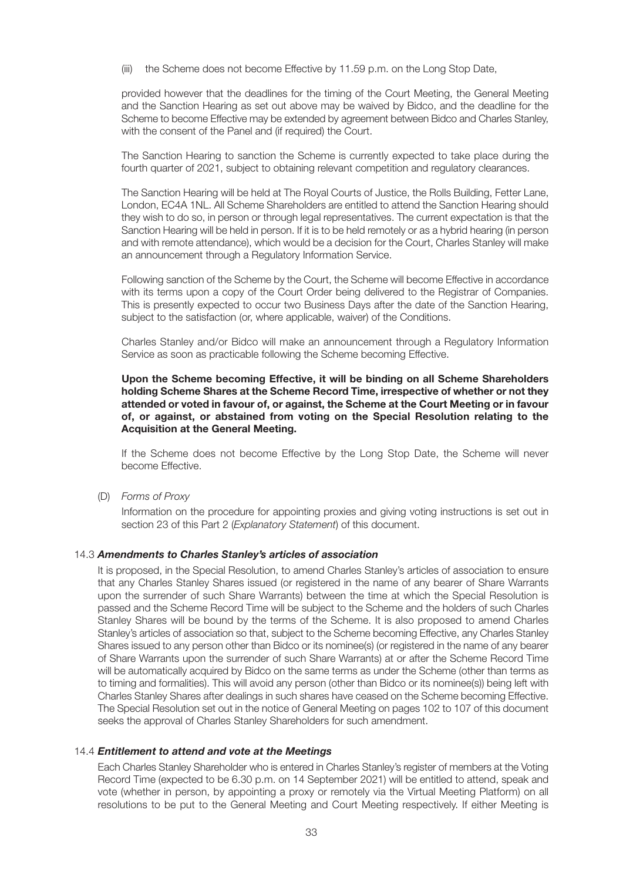(iii) the Scheme does not become Effective by 11.59 p.m. on the Long Stop Date,

provided however that the deadlines for the timing of the Court Meeting, the General Meeting and the Sanction Hearing as set out above may be waived by Bidco, and the deadline for the Scheme to become Effective may be extended by agreement between Bidco and Charles Stanley, with the consent of the Panel and (if required) the Court.

The Sanction Hearing to sanction the Scheme is currently expected to take place during the fourth quarter of 2021, subject to obtaining relevant competition and regulatory clearances.

The Sanction Hearing will be held at The Royal Courts of Justice, the Rolls Building, Fetter Lane, London, EC4A 1NL. All Scheme Shareholders are entitled to attend the Sanction Hearing should they wish to do so, in person or through legal representatives. The current expectation is that the Sanction Hearing will be held in person. If it is to be held remotely or as a hybrid hearing (in person and with remote attendance), which would be a decision for the Court, Charles Stanley will make an announcement through a Regulatory Information Service.

Following sanction of the Scheme by the Court, the Scheme will become Effective in accordance with its terms upon a copy of the Court Order being delivered to the Registrar of Companies. This is presently expected to occur two Business Days after the date of the Sanction Hearing, subject to the satisfaction (or, where applicable, waiver) of the Conditions.

Charles Stanley and/or Bidco will make an announcement through a Regulatory Information Service as soon as practicable following the Scheme becoming Effective.

**Upon the Scheme becoming Effective, it will be binding on all Scheme Shareholders holding Scheme Shares at the Scheme Record Time, irrespective of whether or not they attended or voted in favour of, or against, the Scheme at the Court Meeting or in favour of, or against, or abstained from voting on the Special Resolution relating to the Acquisition at the General Meeting.**

If the Scheme does not become Effective by the Long Stop Date, the Scheme will never become Effective.

(D) *Forms of Proxy*

Information on the procedure for appointing proxies and giving voting instructions is set out in section 23 of this Part 2 (*Explanatory Statement*) of this document.

### 14.3 *Amendments to Charles Stanley's articles of association*

It is proposed, in the Special Resolution, to amend Charles Stanley's articles of association to ensure that any Charles Stanley Shares issued (or registered in the name of any bearer of Share Warrants upon the surrender of such Share Warrants) between the time at which the Special Resolution is passed and the Scheme Record Time will be subject to the Scheme and the holders of such Charles Stanley Shares will be bound by the terms of the Scheme. It is also proposed to amend Charles Stanley's articles of association so that, subject to the Scheme becoming Effective, any Charles Stanley Shares issued to any person other than Bidco or its nominee(s) (or registered in the name of any bearer of Share Warrants upon the surrender of such Share Warrants) at or after the Scheme Record Time will be automatically acquired by Bidco on the same terms as under the Scheme (other than terms as to timing and formalities). This will avoid any person (other than Bidco or its nominee(s)) being left with Charles Stanley Shares after dealings in such shares have ceased on the Scheme becoming Effective. The Special Resolution set out in the notice of General Meeting on pages 102 to 107 of this document seeks the approval of Charles Stanley Shareholders for such amendment.

### 14.4 *Entitlement to attend and vote at the Meetings*

Each Charles Stanley Shareholder who is entered in Charles Stanley's register of members at the Voting Record Time (expected to be 6.30 p.m. on 14 September 2021) will be entitled to attend, speak and vote (whether in person, by appointing a proxy or remotely via the Virtual Meeting Platform) on all resolutions to be put to the General Meeting and Court Meeting respectively. If either Meeting is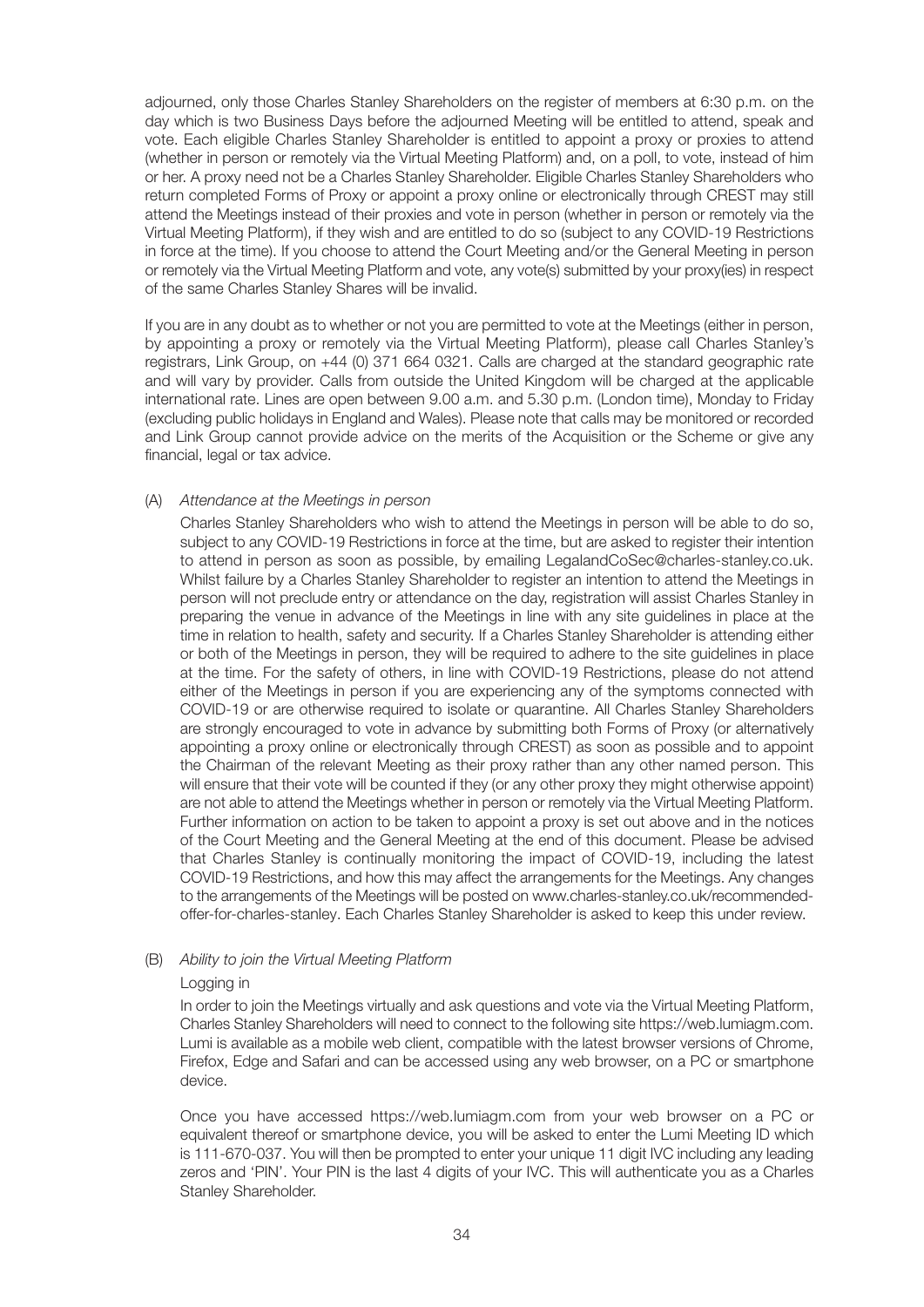adjourned, only those Charles Stanley Shareholders on the register of members at 6:30 p.m. on the day which is two Business Days before the adjourned Meeting will be entitled to attend, speak and vote. Each eligible Charles Stanley Shareholder is entitled to appoint a proxy or proxies to attend (whether in person or remotely via the Virtual Meeting Platform) and, on a poll, to vote, instead of him or her. A proxy need not be a Charles Stanley Shareholder. Eligible Charles Stanley Shareholders who return completed Forms of Proxy or appoint a proxy online or electronically through CREST may still attend the Meetings instead of their proxies and vote in person (whether in person or remotely via the Virtual Meeting Platform), if they wish and are entitled to do so (subject to any COVID-19 Restrictions in force at the time). If you choose to attend the Court Meeting and/or the General Meeting in person or remotely via the Virtual Meeting Platform and vote, any vote(s) submitted by your proxy(ies) in respect of the same Charles Stanley Shares will be invalid.

If you are in any doubt as to whether or not you are permitted to vote at the Meetings (either in person, by appointing a proxy or remotely via the Virtual Meeting Platform), please call Charles Stanley's registrars, Link Group, on +44 (0) 371 664 0321. Calls are charged at the standard geographic rate and will vary by provider. Calls from outside the United Kingdom will be charged at the applicable international rate. Lines are open between 9.00 a.m. and 5.30 p.m. (London time), Monday to Friday (excluding public holidays in England and Wales). Please note that calls may be monitored or recorded and Link Group cannot provide advice on the merits of the Acquisition or the Scheme or give any financial, legal or tax advice.

(A) *Attendance at the Meetings in person*

Charles Stanley Shareholders who wish to attend the Meetings in person will be able to do so, subject to any COVID-19 Restrictions in force at the time, but are asked to register their intention to attend in person as soon as possible, by emailing LegalandCoSec@charles-stanley.co.uk. Whilst failure by a Charles Stanley Shareholder to register an intention to attend the Meetings in person will not preclude entry or attendance on the day, registration will assist Charles Stanley in preparing the venue in advance of the Meetings in line with any site guidelines in place at the time in relation to health, safety and security. If a Charles Stanley Shareholder is attending either or both of the Meetings in person, they will be required to adhere to the site guidelines in place at the time. For the safety of others, in line with COVID-19 Restrictions, please do not attend either of the Meetings in person if you are experiencing any of the symptoms connected with COVID-19 or are otherwise required to isolate or quarantine. All Charles Stanley Shareholders are strongly encouraged to vote in advance by submitting both Forms of Proxy (or alternatively appointing a proxy online or electronically through CREST) as soon as possible and to appoint the Chairman of the relevant Meeting as their proxy rather than any other named person. This will ensure that their vote will be counted if they (or any other proxy they might otherwise appoint) are not able to attend the Meetings whether in person or remotely via the Virtual Meeting Platform. Further information on action to be taken to appoint a proxy is set out above and in the notices of the Court Meeting and the General Meeting at the end of this document. Please be advised that Charles Stanley is continually monitoring the impact of COVID-19, including the latest COVID-19 Restrictions, and how this may affect the arrangements for the Meetings. Any changes to the arrangements of the Meetings will be posted on www.charles-stanley.co.uk/recommended-offer-for-charles-stanley. Each Charles Stanley Shareholder is asked to keep this under review.

(B) *Ability to join the Virtual Meeting Platform*

Logging in

In order to join the Meetings virtually and ask questions and vote via the Virtual Meeting Platform, Charles Stanley Shareholders will need to connect to the following site https://web.lumiagm.com. Lumi is available as a mobile web client, compatible with the latest browser versions of Chrome, Firefox, Edge and Safari and can be accessed using any web browser, on a PC or smartphone device.

Once you have accessed https://web.lumiagm.com from your web browser on a PC or equivalent thereof or smartphone device, you will be asked to enter the Lumi Meeting ID which is 111-670-037. You will then be prompted to enter your unique 11 digit IVC including any leading zeros and 'PIN'. Your PIN is the last 4 digits of your IVC. This will authenticate you as a Charles Stanley Shareholder.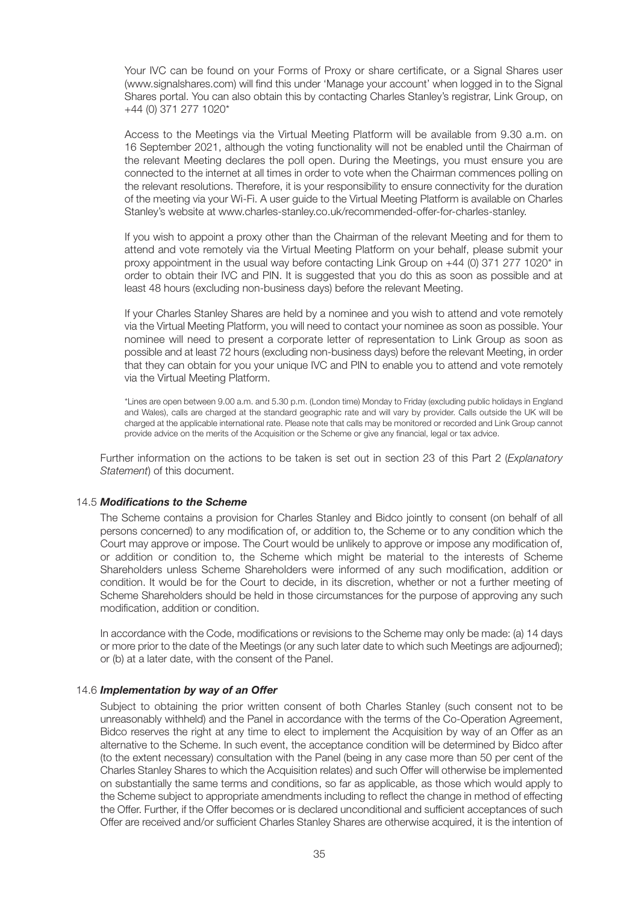Your IVC can be found on your Forms of Proxy or share certificate, or a Signal Shares user (www.signalshares.com) will find this under 'Manage your account' when logged in to the Signal Shares portal. You can also obtain this by contacting Charles Stanley's registrar, Link Group, on +44 (0) 371 277 1020*

Access to the Meetings via the Virtual Meeting Platform will be available from 9.30 a.m. on 16 September 2021, although the voting functionality will not be enabled until the Chairman of the relevant Meeting declares the poll open. During the Meetings, you must ensure you are connected to the internet at all times in order to vote when the Chairman commences polling on the relevant resolutions. Therefore, it is your responsibility to ensure connectivity for the duration of the meeting via your Wi-Fi. A user guide to the Virtual Meeting Platform is available on Charles Stanley's website at www.charles-stanley.co.uk/recommended-offer-for-charles-stanley.

If you wish to appoint a proxy other than the Chairman of the relevant Meeting and for them to attend and vote remotely via the Virtual Meeting Platform on your behalf, please submit your proxy appointment in the usual way before contacting Link Group on +44 (0) 371 277 1020* in order to obtain their IVC and PIN. It is suggested that you do this as soon as possible and at least 48 hours (excluding non-business days) before the relevant Meeting.

If your Charles Stanley Shares are held by a nominee and you wish to attend and vote remotely via the Virtual Meeting Platform, you will need to contact your nominee as soon as possible. Your nominee will need to present a corporate letter of representation to Link Group as soon as possible and at least 72 hours (excluding non-business days) before the relevant Meeting, in order that they can obtain for you your unique IVC and PIN to enable you to attend and vote remotely via the Virtual Meeting Platform.

*Lines are open between 9.00 a.m. and 5.30 p.m. (London time) Monday to Friday (excluding public holidays in England and Wales), calls are charged at the standard geographic rate and will vary by provider. Calls outside the UK will be charged at the applicable international rate. Please note that calls may be monitored or recorded and Link Group cannot provide advice on the merits of the Acquisition or the Scheme or give any financial, legal or tax advice.

Further information on the actions to be taken is set out in section 23 of this Part 2 (*Explanatory Statement*) of this document.

### 14.5 *Modifications to the Scheme*

The Scheme contains a provision for Charles Stanley and Bidco jointly to consent (on behalf of all persons concerned) to any modification of, or addition to, the Scheme or to any condition which the Court may approve or impose. The Court would be unlikely to approve or impose any modification of, or addition or condition to, the Scheme which might be material to the interests of Scheme Shareholders unless Scheme Shareholders were informed of any such modification, addition or condition. It would be for the Court to decide, in its discretion, whether or not a further meeting of Scheme Shareholders should be held in those circumstances for the purpose of approving any such modification, addition or condition.

In accordance with the Code, modifications or revisions to the Scheme may only be made: (a) 14 days or more prior to the date of the Meetings (or any such later date to which such Meetings are adjourned); or (b) at a later date, with the consent of the Panel.

### 14.6 *Implementation by way of an Offer*

Subject to obtaining the prior written consent of both Charles Stanley (such consent not to be unreasonably withheld) and the Panel in accordance with the terms of the Co-Operation Agreement, Bidco reserves the right at any time to elect to implement the Acquisition by way of an Offer as an alternative to the Scheme. In such event, the acceptance condition will be determined by Bidco after (to the extent necessary) consultation with the Panel (being in any case more than 50 per cent of the Charles Stanley Shares to which the Acquisition relates) and such Offer will otherwise be implemented on substantially the same terms and conditions, so far as applicable, as those which would apply to the Scheme subject to appropriate amendments including to reflect the change in method of effecting the Offer. Further, if the Offer becomes or is declared unconditional and sufficient acceptances of such Offer are received and/or sufficient Charles Stanley Shares are otherwise acquired, it is the intention of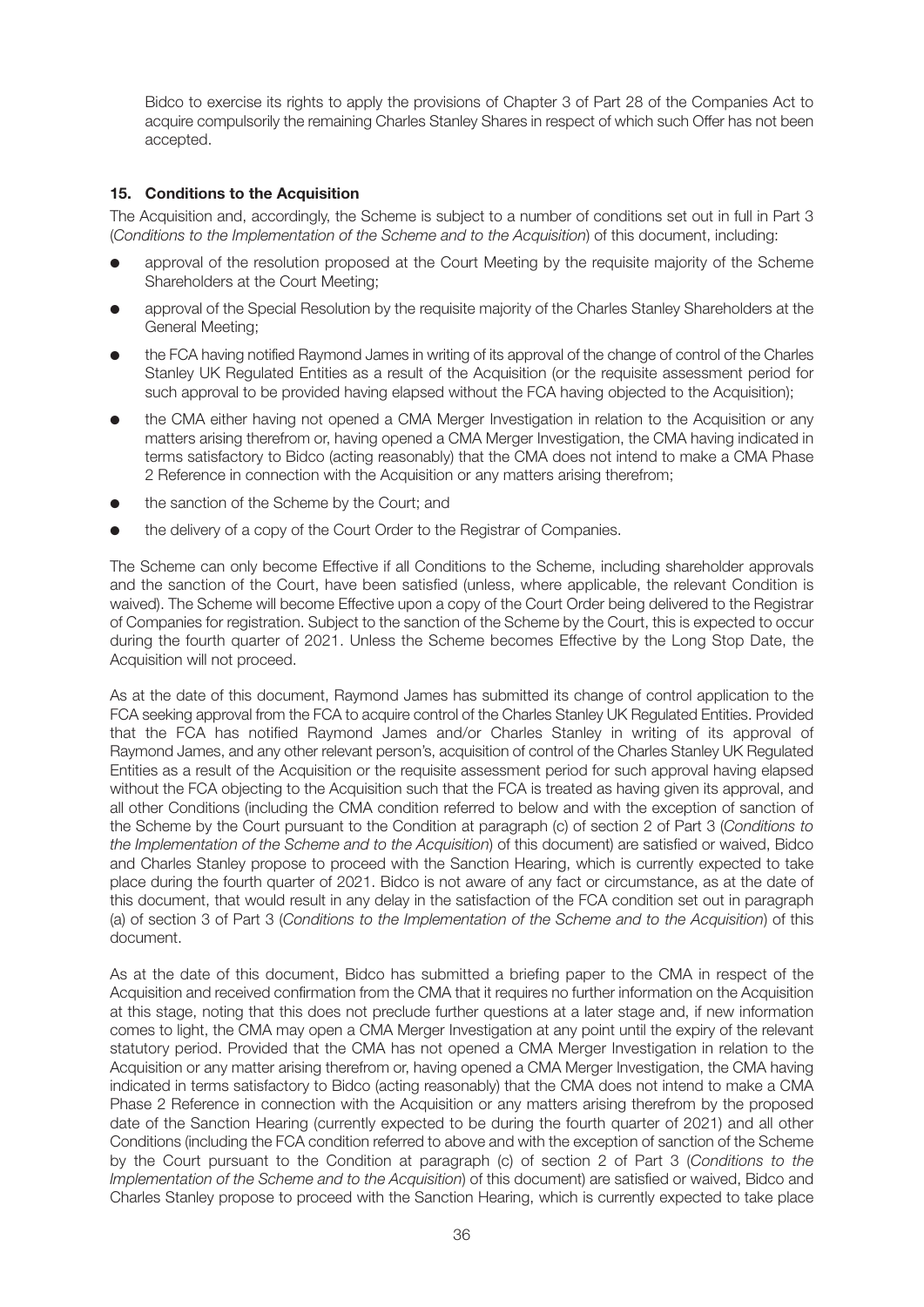Bidco to exercise its rights to apply the provisions of Chapter 3 of Part 28 of the Companies Act to acquire compulsorily the remaining Charles Stanley Shares in respect of which such Offer has not been accepted.

## 15. Conditions to the Acquisition

The Acquisition and, accordingly, the Scheme is subject to a number of conditions set out in full in Part 3 (*Conditions to the Implementation of the Scheme and to the Acquisition*) of this document, including:

- approval of the resolution proposed at the Court Meeting by the requisite majority of the Scheme Shareholders at the Court Meeting;
- approval of the Special Resolution by the requisite majority of the Charles Stanley Shareholders at the General Meeting;
- the FCA having notified Raymond James in writing of its approval of the change of control of the Charles Stanley UK Regulated Entities as a result of the Acquisition (or the requisite assessment period for such approval to be provided having elapsed without the FCA having objected to the Acquisition);
- the CMA either having not opened a CMA Merger Investigation in relation to the Acquisition or any matters arising therefrom or, having opened a CMA Merger Investigation, the CMA having indicated in terms satisfactory to Bidco (acting reasonably) that the CMA does not intend to make a CMA Phase 2 Reference in connection with the Acquisition or any matters arising therefrom;
- the sanction of the Scheme by the Court; and
- the delivery of a copy of the Court Order to the Registrar of Companies.

The Scheme can only become Effective if all Conditions to the Scheme, including shareholder approvals and the sanction of the Court, have been satisfied (unless, where applicable, the relevant Condition is waived). The Scheme will become Effective upon a copy of the Court Order being delivered to the Registrar of Companies for registration. Subject to the sanction of the Scheme by the Court, this is expected to occur during the fourth quarter of 2021. Unless the Scheme becomes Effective by the Long Stop Date, the Acquisition will not proceed.

As at the date of this document, Raymond James has submitted its change of control application to the FCA seeking approval from the FCA to acquire control of the Charles Stanley UK Regulated Entities. Provided that the FCA has notified Raymond James and/or Charles Stanley in writing of its approval of Raymond James, and any other relevant person's, acquisition of control of the Charles Stanley UK Regulated Entities as a result of the Acquisition or the requisite assessment period for such approval having elapsed without the FCA objecting to the Acquisition such that the FCA is treated as having given its approval, and all other Conditions (including the CMA condition referred to below and with the exception of sanction of the Scheme by the Court pursuant to the Condition at paragraph (c) of section 2 of Part 3 (*Conditions to the Implementation of the Scheme and to the Acquisition*) of this document) are satisfied or waived, Bidco and Charles Stanley propose to proceed with the Sanction Hearing, which is currently expected to take place during the fourth quarter of 2021. Bidco is not aware of any fact or circumstance, as at the date of this document, that would result in any delay in the satisfaction of the FCA condition set out in paragraph (a) of section 3 of Part 3 (*Conditions to the Implementation of the Scheme and to the Acquisition*) of this document.

As at the date of this document, Bidco has submitted a briefing paper to the CMA in respect of the Acquisition and received confirmation from the CMA that it requires no further information on the Acquisition at this stage, noting that this does not preclude further questions at a later stage and, if new information comes to light, the CMA may open a CMA Merger Investigation at any point until the expiry of the relevant statutory period. Provided that the CMA has not opened a CMA Merger Investigation in relation to the Acquisition or any matter arising therefrom or, having opened a CMA Merger Investigation, the CMA having indicated in terms satisfactory to Bidco (acting reasonably) that the CMA does not intend to make a CMA Phase 2 Reference in connection with the Acquisition or any matters arising therefrom by the proposed date of the Sanction Hearing (currently expected to be during the fourth quarter of 2021) and all other Conditions (including the FCA condition referred to above and with the exception of sanction of the Scheme by the Court pursuant to the Condition at paragraph (c) of section 2 of Part 3 (*Conditions to the Implementation of the Scheme and to the Acquisition*) of this document) are satisfied or waived, Bidco and Charles Stanley propose to proceed with the Sanction Hearing, which is currently expected to take place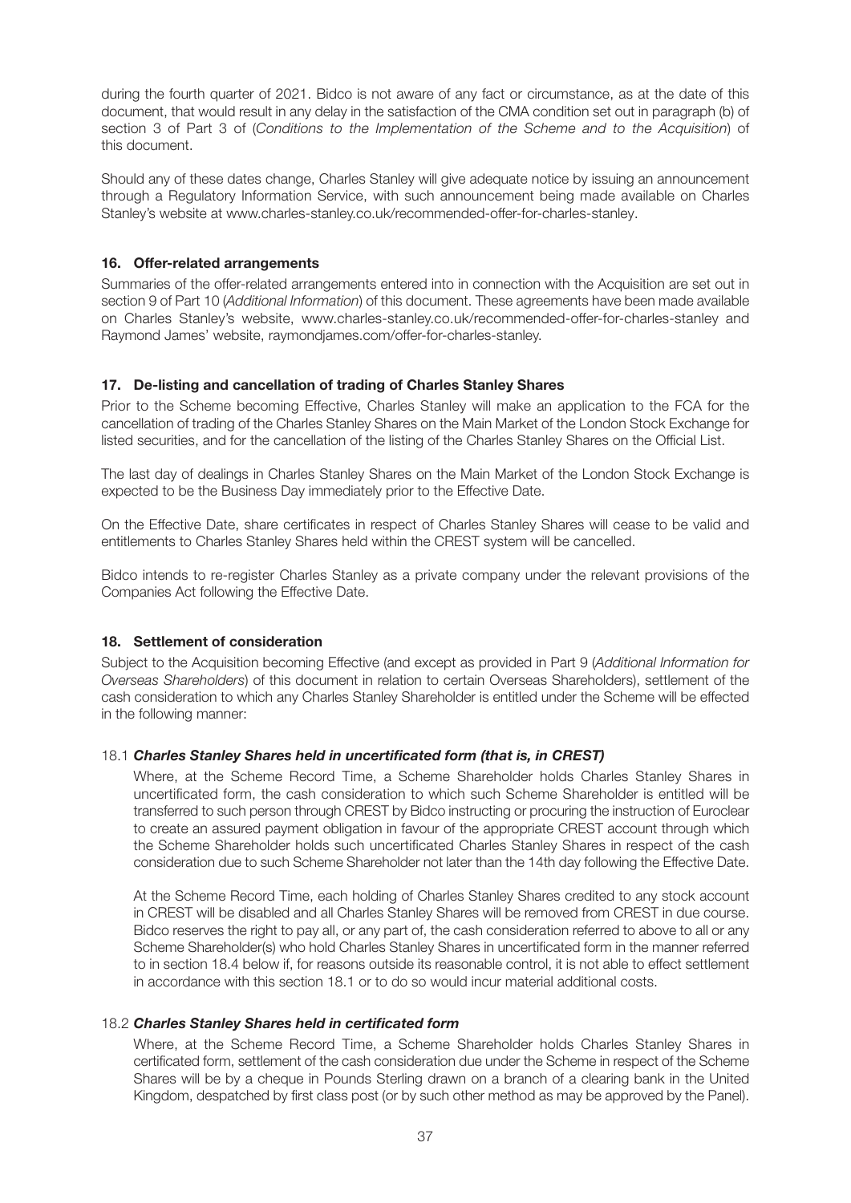during the fourth quarter of 2021. Bidco is not aware of any fact or circumstance, as at the date of this document, that would result in any delay in the satisfaction of the CMA condition set out in paragraph (b) of section 3 of Part 3 of (*Conditions to the Implementation of the Scheme and to the Acquisition*) of this document.

Should any of these dates change, Charles Stanley will give adequate notice by issuing an announcement through a Regulatory Information Service, with such announcement being made available on Charles Stanley's website at www.charles-stanley.co.uk/recommended-offer-for-charles-stanley.

## 16. Offer-related arrangements

Summaries of the offer-related arrangements entered into in connection with the Acquisition are set out in section 9 of Part 10 (*Additional Information*) of this document. These agreements have been made available on Charles Stanley's website, www.charles-stanley.co.uk/recommended-offer-for-charles-stanley and Raymond James' website, raymondjames.com/offer-for-charles-stanley.

## 17. De-listing and cancellation of trading of Charles Stanley Shares

Prior to the Scheme becoming Effective, Charles Stanley will make an application to the FCA for the cancellation of trading of the Charles Stanley Shares on the Main Market of the London Stock Exchange for listed securities, and for the cancellation of the listing of the Charles Stanley Shares on the Official List.

The last day of dealings in Charles Stanley Shares on the Main Market of the London Stock Exchange is expected to be the Business Day immediately prior to the Effective Date.

On the Effective Date, share certificates in respect of Charles Stanley Shares will cease to be valid and entitlements to Charles Stanley Shares held within the CREST system will be cancelled.

Bidco intends to re-register Charles Stanley as a private company under the relevant provisions of the Companies Act following the Effective Date.

## 18. Settlement of consideration

Subject to the Acquisition becoming Effective (and except as provided in Part 9 (*Additional Information for Overseas Shareholders*) of this document in relation to certain Overseas Shareholders), settlement of the cash consideration to which any Charles Stanley Shareholder is entitled under the Scheme will be effected in the following manner:

### 18.1 *Charles Stanley Shares held in uncertificated form (that is, in CREST)*

Where, at the Scheme Record Time, a Scheme Shareholder holds Charles Stanley Shares in uncertificated form, the cash consideration to which such Scheme Shareholder is entitled will be transferred to such person through CREST by Bidco instructing or procuring the instruction of Euroclear to create an assured payment obligation in favour of the appropriate CREST account through which the Scheme Shareholder holds such uncertificated Charles Stanley Shares in respect of the cash consideration due to such Scheme Shareholder not later than the 14th day following the Effective Date.

At the Scheme Record Time, each holding of Charles Stanley Shares credited to any stock account in CREST will be disabled and all Charles Stanley Shares will be removed from CREST in due course. Bidco reserves the right to pay all, or any part of, the cash consideration referred to above to all or any Scheme Shareholder(s) who hold Charles Stanley Shares in uncertificated form in the manner referred to in section 18.4 below if, for reasons outside its reasonable control, it is not able to effect settlement in accordance with this section 18.1 or to do so would incur material additional costs.

### 18.2 *Charles Stanley Shares held in certificated form*

Where, at the Scheme Record Time, a Scheme Shareholder holds Charles Stanley Shares in certificated form, settlement of the cash consideration due under the Scheme in respect of the Scheme Shares will be by a cheque in Pounds Sterling drawn on a branch of a clearing bank in the United Kingdom, despatched by first class post (or by such other method as may be approved by the Panel).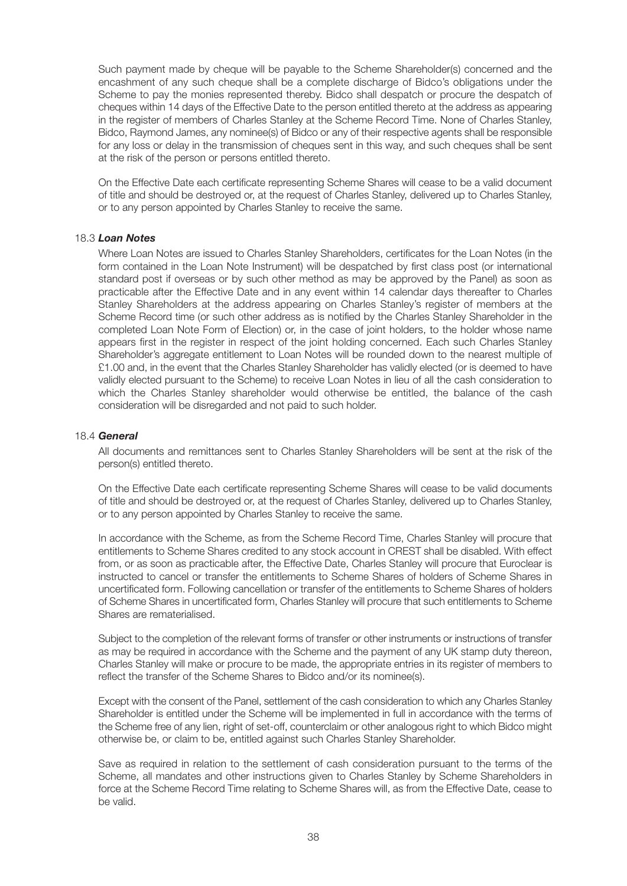Such payment made by cheque will be payable to the Scheme Shareholder(s) concerned and the encashment of any such cheque shall be a complete discharge of Bidco's obligations under the Scheme to pay the monies represented thereby. Bidco shall despatch or procure the despatch of cheques within 14 days of the Effective Date to the person entitled thereto at the address as appearing in the register of members of Charles Stanley at the Scheme Record Time. None of Charles Stanley, Bidco, Raymond James, any nominee(s) of Bidco or any of their respective agents shall be responsible for any loss or delay in the transmission of cheques sent in this way, and such cheques shall be sent at the risk of the person or persons entitled thereto.

On the Effective Date each certificate representing Scheme Shares will cease to be a valid document of title and should be destroyed or, at the request of Charles Stanley, delivered up to Charles Stanley, or to any person appointed by Charles Stanley to receive the same.

### 18.3 *Loan Notes*

Where Loan Notes are issued to Charles Stanley Shareholders, certificates for the Loan Notes (in the form contained in the Loan Note Instrument) will be despatched by first class post (or international standard post if overseas or by such other method as may be approved by the Panel) as soon as practicable after the Effective Date and in any event within 14 calendar days thereafter to Charles Stanley Shareholders at the address appearing on Charles Stanley's register of members at the Scheme Record time (or such other address as is notified by the Charles Stanley Shareholder in the completed Loan Note Form of Election) or, in the case of joint holders, to the holder whose name appears first in the register in respect of the joint holding concerned. Each such Charles Stanley Shareholder's aggregate entitlement to Loan Notes will be rounded down to the nearest multiple of £1.00 and, in the event that the Charles Stanley Shareholder has validly elected (or is deemed to have validly elected pursuant to the Scheme) to receive Loan Notes in lieu of all the cash consideration to which the Charles Stanley shareholder would otherwise be entitled, the balance of the cash consideration will be disregarded and not paid to such holder.

### 18.4 *General*

All documents and remittances sent to Charles Stanley Shareholders will be sent at the risk of the person(s) entitled thereto.

On the Effective Date each certificate representing Scheme Shares will cease to be valid documents of title and should be destroyed or, at the request of Charles Stanley, delivered up to Charles Stanley, or to any person appointed by Charles Stanley to receive the same.

In accordance with the Scheme, as from the Scheme Record Time, Charles Stanley will procure that entitlements to Scheme Shares credited to any stock account in CREST shall be disabled. With effect from, or as soon as practicable after, the Effective Date, Charles Stanley will procure that Euroclear is instructed to cancel or transfer the entitlements to Scheme Shares of holders of Scheme Shares in uncertificated form. Following cancellation or transfer of the entitlements to Scheme Shares of holders of Scheme Shares in uncertificated form, Charles Stanley will procure that such entitlements to Scheme Shares are rematerialised.

Subject to the completion of the relevant forms of transfer or other instruments or instructions of transfer as may be required in accordance with the Scheme and the payment of any UK stamp duty thereon, Charles Stanley will make or procure to be made, the appropriate entries in its register of members to reflect the transfer of the Scheme Shares to Bidco and/or its nominee(s).

Except with the consent of the Panel, settlement of the cash consideration to which any Charles Stanley Shareholder is entitled under the Scheme will be implemented in full in accordance with the terms of the Scheme free of any lien, right of set-off, counterclaim or other analogous right to which Bidco might otherwise be, or claim to be, entitled against such Charles Stanley Shareholder.

Save as required in relation to the settlement of cash consideration pursuant to the terms of the Scheme, all mandates and other instructions given to Charles Stanley by Scheme Shareholders in force at the Scheme Record Time relating to Scheme Shares will, as from the Effective Date, cease to be valid.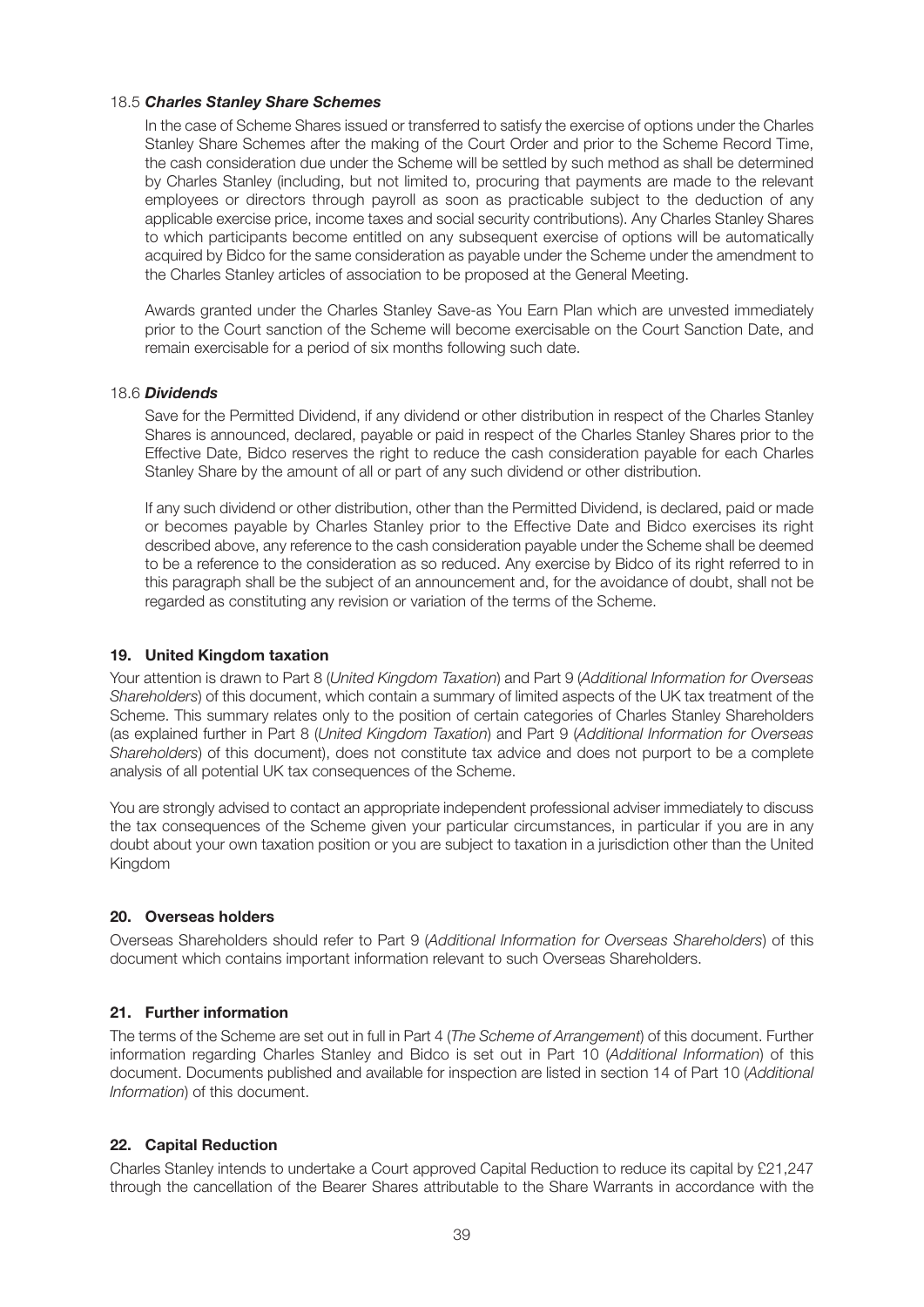### 18.5 *Charles Stanley Share Schemes*

In the case of Scheme Shares issued or transferred to satisfy the exercise of options under the Charles Stanley Share Schemes after the making of the Court Order and prior to the Scheme Record Time, the cash consideration due under the Scheme will be settled by such method as shall be determined by Charles Stanley (including, but not limited to, procuring that payments are made to the relevant employees or directors through payroll as soon as practicable subject to the deduction of any applicable exercise price, income taxes and social security contributions). Any Charles Stanley Shares to which participants become entitled on any subsequent exercise of options will be automatically acquired by Bidco for the same consideration as payable under the Scheme under the amendment to the Charles Stanley articles of association to be proposed at the General Meeting.

Awards granted under the Charles Stanley Save-as You Earn Plan which are unvested immediately prior to the Court sanction of the Scheme will become exercisable on the Court Sanction Date, and remain exercisable for a period of six months following such date.

### 18.6 *Dividends*

Save for the Permitted Dividend, if any dividend or other distribution in respect of the Charles Stanley Shares is announced, declared, payable or paid in respect of the Charles Stanley Shares prior to the Effective Date, Bidco reserves the right to reduce the cash consideration payable for each Charles Stanley Share by the amount of all or part of any such dividend or other distribution.

If any such dividend or other distribution, other than the Permitted Dividend, is declared, paid or made or becomes payable by Charles Stanley prior to the Effective Date and Bidco exercises its right described above, any reference to the cash consideration payable under the Scheme shall be deemed to be a reference to the consideration as so reduced. Any exercise by Bidco of its right referred to in this paragraph shall be the subject of an announcement and, for the avoidance of doubt, shall not be regarded as constituting any revision or variation of the terms of the Scheme.

## 19. United Kingdom taxation

Your attention is drawn to Part 8 (*United Kingdom Taxation*) and Part 9 (*Additional Information for Overseas Shareholders*) of this document, which contain a summary of limited aspects of the UK tax treatment of the Scheme. This summary relates only to the position of certain categories of Charles Stanley Shareholders (as explained further in Part 8 (*United Kingdom Taxation*) and Part 9 (*Additional Information for Overseas Shareholders*) of this document), does not constitute tax advice and does not purport to be a complete analysis of all potential UK tax consequences of the Scheme.

You are strongly advised to contact an appropriate independent professional adviser immediately to discuss the tax consequences of the Scheme given your particular circumstances, in particular if you are in any doubt about your own taxation position or you are subject to taxation in a jurisdiction other than the United Kingdom

## 20. Overseas holders

Overseas Shareholders should refer to Part 9 (*Additional Information for Overseas Shareholders*) of this document which contains important information relevant to such Overseas Shareholders.

## 21. Further information

The terms of the Scheme are set out in full in Part 4 (*The Scheme of Arrangement*) of this document. Further information regarding Charles Stanley and Bidco is set out in Part 10 (*Additional Information*) of this document. Documents published and available for inspection are listed in section 14 of Part 10 (*Additional Information*) of this document.

## 22. Capital Reduction

Charles Stanley intends to undertake a Court approved Capital Reduction to reduce its capital by £21,247 through the cancellation of the Bearer Shares attributable to the Share Warrants in accordance with the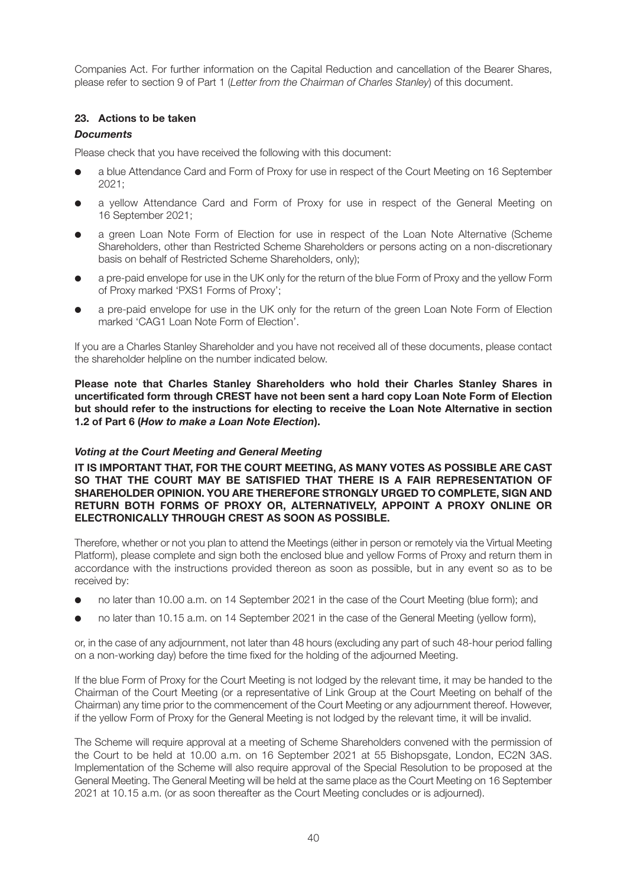Companies Act. For further information on the Capital Reduction and cancellation of the Bearer Shares, please refer to section 9 of Part 1 (*Letter from the Chairman of Charles Stanley*) of this document.

## 23. Actions to be taken

### *Documents*

Please check that you have received the following with this document:

- a blue Attendance Card and Form of Proxy for use in respect of the Court Meeting on 16 September 2021;
- a yellow Attendance Card and Form of Proxy for use in respect of the General Meeting on 16 September 2021;
- a green Loan Note Form of Election for use in respect of the Loan Note Alternative (Scheme Shareholders, other than Restricted Scheme Shareholders or persons acting on a non-discretionary basis on behalf of Restricted Scheme Shareholders, only);
- a pre-paid envelope for use in the UK only for the return of the blue Form of Proxy and the yellow Form of Proxy marked 'PXS1 Forms of Proxy';
- a pre-paid envelope for use in the UK only for the return of the green Loan Note Form of Election marked 'CAG1 Loan Note Form of Election'.

If you are a Charles Stanley Shareholder and you have not received all of these documents, please contact the shareholder helpline on the number indicated below.

**Please note that Charles Stanley Shareholders who hold their Charles Stanley Shares in uncertificated form through CREST have not been sent a hard copy Loan Note Form of Election but should refer to the instructions for electing to receive the Loan Note Alternative in section 1.2 of Part 6 (*How to make a Loan Note Election*).**

### *Voting at the Court Meeting and General Meeting*

**IT IS IMPORTANT THAT, FOR THE COURT MEETING, AS MANY VOTES AS POSSIBLE ARE CAST SO THAT THE COURT MAY BE SATISFIED THAT THERE IS A FAIR REPRESENTATION OF SHAREHOLDER OPINION. YOU ARE THEREFORE STRONGLY URGED TO COMPLETE, SIGN AND RETURN BOTH FORMS OF PROXY OR, ALTERNATIVELY, APPOINT A PROXY ONLINE OR ELECTRONICALLY THROUGH CREST AS SOON AS POSSIBLE.**

Therefore, whether or not you plan to attend the Meetings (either in person or remotely via the Virtual Meeting Platform), please complete and sign both the enclosed blue and yellow Forms of Proxy and return them in accordance with the instructions provided thereon as soon as possible, but in any event so as to be received by:

- no later than 10.00 a.m. on 14 September 2021 in the case of the Court Meeting (blue form); and
- no later than 10.15 a.m. on 14 September 2021 in the case of the General Meeting (yellow form),

or, in the case of any adjournment, not later than 48 hours (excluding any part of such 48-hour period falling on a non-working day) before the time fixed for the holding of the adjourned Meeting.

If the blue Form of Proxy for the Court Meeting is not lodged by the relevant time, it may be handed to the Chairman of the Court Meeting (or a representative of Link Group at the Court Meeting on behalf of the Chairman) any time prior to the commencement of the Court Meeting or any adjournment thereof. However, if the yellow Form of Proxy for the General Meeting is not lodged by the relevant time, it will be invalid.

The Scheme will require approval at a meeting of Scheme Shareholders convened with the permission of the Court to be held at 10.00 a.m. on 16 September 2021 at 55 Bishopsgate, London, EC2N 3AS. Implementation of the Scheme will also require approval of the Special Resolution to be proposed at the General Meeting. The General Meeting will be held at the same place as the Court Meeting on 16 September 2021 at 10.15 a.m. (or as soon thereafter as the Court Meeting concludes or is adjourned).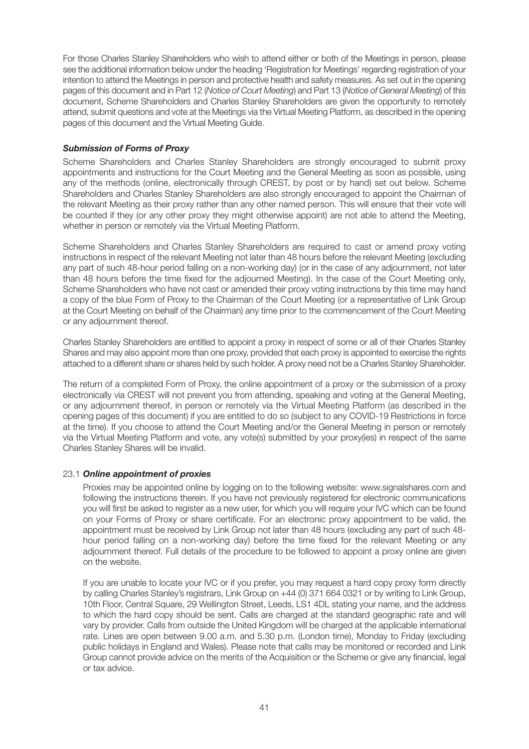For those Charles Stanley Shareholders who wish to attend either or both of the Meetings in person, please see the additional information below under the heading 'Registration for Meetings' regarding registration of your intention to attend the Meetings in person and protective health and safety measures. As set out in the opening pages of this document and in Part 12 (*Notice of Court Meeting*) and Part 13 (*Notice of General Meeting*) of this document, Scheme Shareholders and Charles Stanley Shareholders are given the opportunity to remotely attend, submit questions and vote at the Meetings via the Virtual Meeting Platform, as described in the opening pages of this document and the Virtual Meeting Guide.

***Submission of Forms of Proxy***

Scheme Shareholders and Charles Stanley Shareholders are strongly encouraged to submit proxy appointments and instructions for the Court Meeting and the General Meeting as soon as possible, using any of the methods (online, electronically through CREST, by post or by hand) set out below. Scheme Shareholders and Charles Stanley Shareholders are also strongly encouraged to appoint the Chairman of the relevant Meeting as their proxy rather than any other named person. This will ensure that their vote will be counted if they (or any other proxy they might otherwise appoint) are not able to attend the Meeting, whether in person or remotely via the Virtual Meeting Platform.

Scheme Shareholders and Charles Stanley Shareholders are required to cast or amend proxy voting instructions in respect of the relevant Meeting not later than 48 hours before the relevant Meeting (excluding any part of such 48-hour period falling on a non-working day) (or in the case of any adjournment, not later than 48 hours before the time fixed for the adjourned Meeting). In the case of the Court Meeting only, Scheme Shareholders who have not cast or amended their proxy voting instructions by this time may hand a copy of the blue Form of Proxy to the Chairman of the Court Meeting (or a representative of Link Group at the Court Meeting on behalf of the Chairman) any time prior to the commencement of the Court Meeting or any adjournment thereof.

Charles Stanley Shareholders are entitled to appoint a proxy in respect of some or all of their Charles Stanley Shares and may also appoint more than one proxy, provided that each proxy is appointed to exercise the rights attached to a different share or shares held by such holder. A proxy need not be a Charles Stanley Shareholder.

The return of a completed Form of Proxy, the online appointment of a proxy or the submission of a proxy electronically via CREST will not prevent you from attending, speaking and voting at the General Meeting, or any adjournment thereof, in person or remotely via the Virtual Meeting Platform (as described in the opening pages of this document) if you are entitled to do so (subject to any COVID-19 Restrictions in force at the time). If you choose to attend the Court Meeting and/or the General Meeting in person or remotely via the Virtual Meeting Platform and vote, any vote(s) submitted by your proxy(ies) in respect of the same Charles Stanley Shares will be invalid.

23.1 ***Online appointment of proxies***

Proxies may be appointed online by logging on to the following website: www.signalshares.com and following the instructions therein. If you have not previously registered for electronic communications you will first be asked to register as a new user, for which you will require your IVC which can be found on your Forms of Proxy or share certificate. For an electronic proxy appointment to be valid, the appointment must be received by Link Group not later than 48 hours (excluding any part of such 48-hour period falling on a non-working day) before the time fixed for the relevant Meeting or any adjournment thereof. Full details of the procedure to be followed to appoint a proxy online are given on the website.

If you are unable to locate your IVC or if you prefer, you may request a hard copy proxy form directly by calling Charles Stanley's registrars, Link Group on +44 (0) 371 664 0321 or by writing to Link Group, 10th Floor, Central Square, 29 Wellington Street, Leeds, LS1 4DL stating your name, and the address to which the hard copy should be sent. Calls are charged at the standard geographic rate and will vary by provider. Calls from outside the United Kingdom will be charged at the applicable international rate. Lines are open between 9.00 a.m. and 5.30 p.m. (London time), Monday to Friday (excluding public holidays in England and Wales). Please note that calls may be monitored or recorded and Link Group cannot provide advice on the merits of the Acquisition or the Scheme or give any financial, legal or tax advice.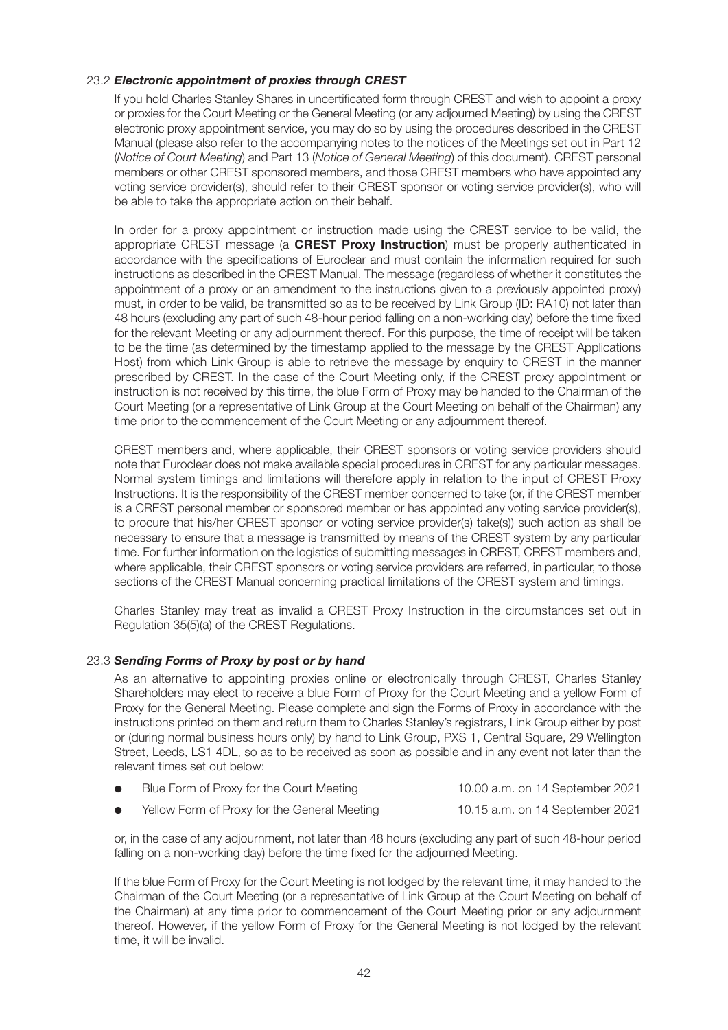### 23.2 ***Electronic appointment of proxies through CREST***

If you hold Charles Stanley Shares in uncertificated form through CREST and wish to appoint a proxy or proxies for the Court Meeting or the General Meeting (or any adjourned Meeting) by using the CREST electronic proxy appointment service, you may do so by using the procedures described in the CREST Manual (please also refer to the accompanying notes to the notices of the Meetings set out in Part 12 (*Notice of Court Meeting*) and Part 13 (*Notice of General Meeting*) of this document). CREST personal members or other CREST sponsored members, and those CREST members who have appointed any voting service provider(s), should refer to their CREST sponsor or voting service provider(s), who will be able to take the appropriate action on their behalf.

In order for a proxy appointment or instruction made using the CREST service to be valid, the appropriate CREST message (a **CREST Proxy Instruction**) must be properly authenticated in accordance with the specifications of Euroclear and must contain the information required for such instructions as described in the CREST Manual. The message (regardless of whether it constitutes the appointment of a proxy or an amendment to the instructions given to a previously appointed proxy) must, in order to be valid, be transmitted so as to be received by Link Group (ID: RA10) not later than 48 hours (excluding any part of such 48-hour period falling on a non-working day) before the time fixed for the relevant Meeting or any adjournment thereof. For this purpose, the time of receipt will be taken to be the time (as determined by the timestamp applied to the message by the CREST Applications Host) from which Link Group is able to retrieve the message by enquiry to CREST in the manner prescribed by CREST. In the case of the Court Meeting only, if the CREST proxy appointment or instruction is not received by this time, the blue Form of Proxy may be handed to the Chairman of the Court Meeting (or a representative of Link Group at the Court Meeting on behalf of the Chairman) any time prior to the commencement of the Court Meeting or any adjournment thereof.

CREST members and, where applicable, their CREST sponsors or voting service providers should note that Euroclear does not make available special procedures in CREST for any particular messages. Normal system timings and limitations will therefore apply in relation to the input of CREST Proxy Instructions. It is the responsibility of the CREST member concerned to take (or, if the CREST member is a CREST personal member or sponsored member or has appointed any voting service provider(s), to procure that his/her CREST sponsor or voting service provider(s) take(s)) such action as shall be necessary to ensure that a message is transmitted by means of the CREST system by any particular time. For further information on the logistics of submitting messages in CREST, CREST members and, where applicable, their CREST sponsors or voting service providers are referred, in particular, to those sections of the CREST Manual concerning practical limitations of the CREST system and timings.

Charles Stanley may treat as invalid a CREST Proxy Instruction in the circumstances set out in Regulation 35(5)(a) of the CREST Regulations.

### 23.3 ***Sending Forms of Proxy by post or by hand***

As an alternative to appointing proxies online or electronically through CREST, Charles Stanley Shareholders may elect to receive a blue Form of Proxy for the Court Meeting and a yellow Form of Proxy for the General Meeting. Please complete and sign the Forms of Proxy in accordance with the instructions printed on them and return them to Charles Stanley's registrars, Link Group either by post or (during normal business hours only) by hand to Link Group, PXS 1, Central Square, 29 Wellington Street, Leeds, LS1 4DL, so as to be received as soon as possible and in any event not later than the relevant times set out below:

- Blue Form of Proxy for the Court Meeting — 10.00 a.m. on 14 September 2021
- Yellow Form of Proxy for the General Meeting — 10.15 a.m. on 14 September 2021

or, in the case of any adjournment, not later than 48 hours (excluding any part of such 48-hour period falling on a non-working day) before the time fixed for the adjourned Meeting.

If the blue Form of Proxy for the Court Meeting is not lodged by the relevant time, it may handed to the Chairman of the Court Meeting (or a representative of Link Group at the Court Meeting on behalf of the Chairman) at any time prior to commencement of the Court Meeting prior or any adjournment thereof. However, if the yellow Form of Proxy for the General Meeting is not lodged by the relevant time, it will be invalid.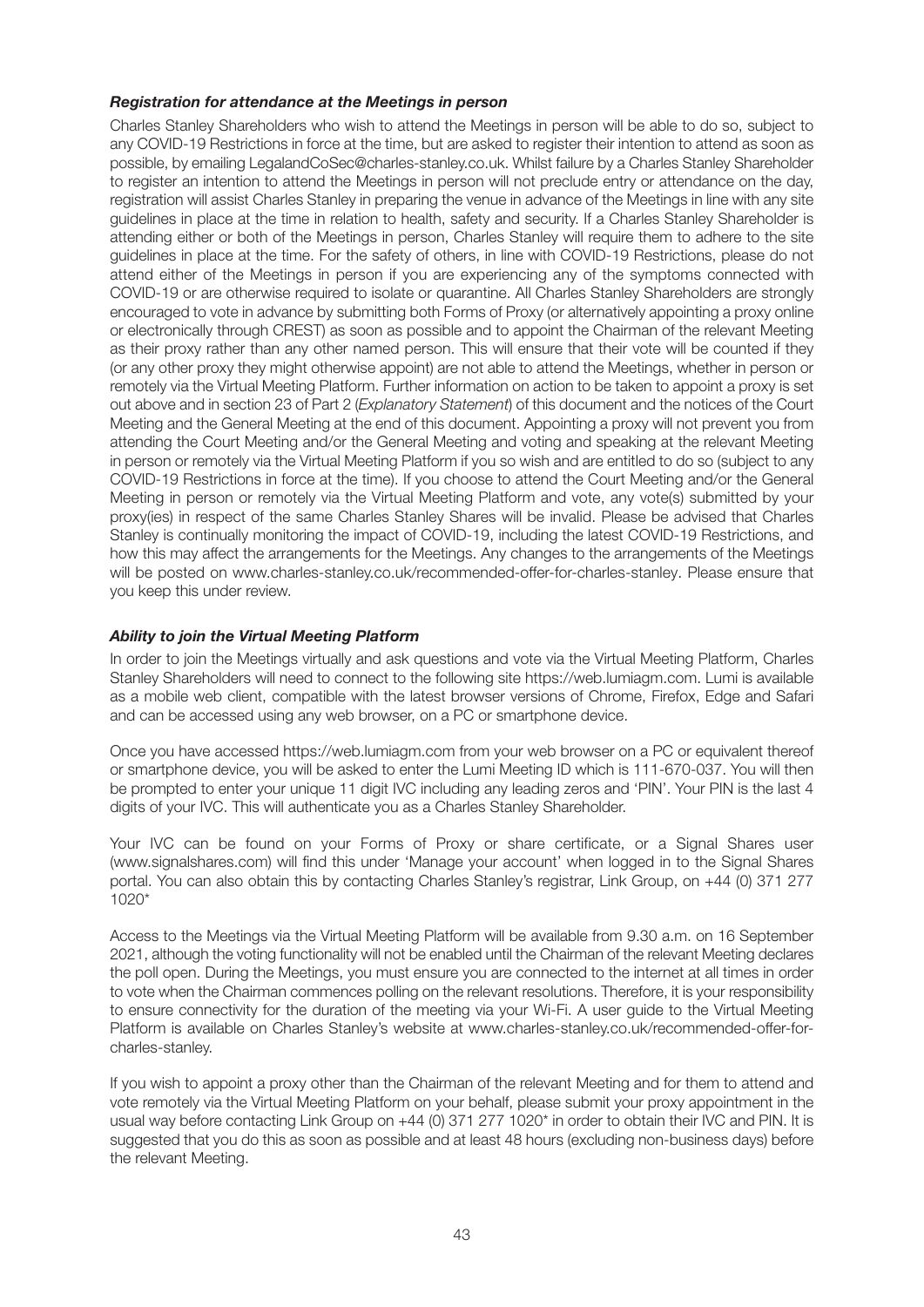***Registration for attendance at the Meetings in person***

Charles Stanley Shareholders who wish to attend the Meetings in person will be able to do so, subject to any COVID-19 Restrictions in force at the time, but are asked to register their intention to attend as soon as possible, by emailing LegalandCoSec@charles-stanley.co.uk. Whilst failure by a Charles Stanley Shareholder to register an intention to attend the Meetings in person will not preclude entry or attendance on the day, registration will assist Charles Stanley in preparing the venue in advance of the Meetings in line with any site guidelines in place at the time in relation to health, safety and security. If a Charles Stanley Shareholder is attending either or both of the Meetings in person, Charles Stanley will require them to adhere to the site guidelines in place at the time. For the safety of others, in line with COVID-19 Restrictions, please do not attend either of the Meetings in person if you are experiencing any of the symptoms connected with COVID-19 or are otherwise required to isolate or quarantine. All Charles Stanley Shareholders are strongly encouraged to vote in advance by submitting both Forms of Proxy (or alternatively appointing a proxy online or electronically through CREST) as soon as possible and to appoint the Chairman of the relevant Meeting as their proxy rather than any other named person. This will ensure that their vote will be counted if they (or any other proxy they might otherwise appoint) are not able to attend the Meetings, whether in person or remotely via the Virtual Meeting Platform. Further information on action to be taken to appoint a proxy is set out above and in section 23 of Part 2 (*Explanatory Statement*) of this document and the notices of the Court Meeting and the General Meeting at the end of this document. Appointing a proxy will not prevent you from attending the Court Meeting and/or the General Meeting and voting and speaking at the relevant Meeting in person or remotely via the Virtual Meeting Platform if you so wish and are entitled to do so (subject to any COVID-19 Restrictions in force at the time). If you choose to attend the Court Meeting and/or the General Meeting in person or remotely via the Virtual Meeting Platform and vote, any vote(s) submitted by your proxy(ies) in respect of the same Charles Stanley Shares will be invalid. Please be advised that Charles Stanley is continually monitoring the impact of COVID-19, including the latest COVID-19 Restrictions, and how this may affect the arrangements for the Meetings. Any changes to the arrangements of the Meetings will be posted on www.charles-stanley.co.uk/recommended-offer-for-charles-stanley. Please ensure that you keep this under review.

***Ability to join the Virtual Meeting Platform***

In order to join the Meetings virtually and ask questions and vote via the Virtual Meeting Platform, Charles Stanley Shareholders will need to connect to the following site https://web.lumiagm.com. Lumi is available as a mobile web client, compatible with the latest browser versions of Chrome, Firefox, Edge and Safari and can be accessed using any web browser, on a PC or smartphone device.

Once you have accessed https://web.lumiagm.com from your web browser on a PC or equivalent thereof or smartphone device, you will be asked to enter the Lumi Meeting ID which is 111-670-037. You will then be prompted to enter your unique 11 digit IVC including any leading zeros and 'PIN'. Your PIN is the last 4 digits of your IVC. This will authenticate you as a Charles Stanley Shareholder.

Your IVC can be found on your Forms of Proxy or share certificate, or a Signal Shares user (www.signalshares.com) will find this under 'Manage your account' when logged in to the Signal Shares portal. You can also obtain this by contacting Charles Stanley's registrar, Link Group, on +44 (0) 371 277 1020*

Access to the Meetings via the Virtual Meeting Platform will be available from 9.30 a.m. on 16 September 2021, although the voting functionality will not be enabled until the Chairman of the relevant Meeting declares the poll open. During the Meetings, you must ensure you are connected to the internet at all times in order to vote when the Chairman commences polling on the relevant resolutions. Therefore, it is your responsibility to ensure connectivity for the duration of the meeting via your Wi-Fi. A user guide to the Virtual Meeting Platform is available on Charles Stanley's website at www.charles-stanley.co.uk/recommended-offer-for-charles-stanley.

If you wish to appoint a proxy other than the Chairman of the relevant Meeting and for them to attend and vote remotely via the Virtual Meeting Platform on your behalf, please submit your proxy appointment in the usual way before contacting Link Group on +44 (0) 371 277 1020* in order to obtain their IVC and PIN. It is suggested that you do this as soon as possible and at least 48 hours (excluding non-business days) before the relevant Meeting.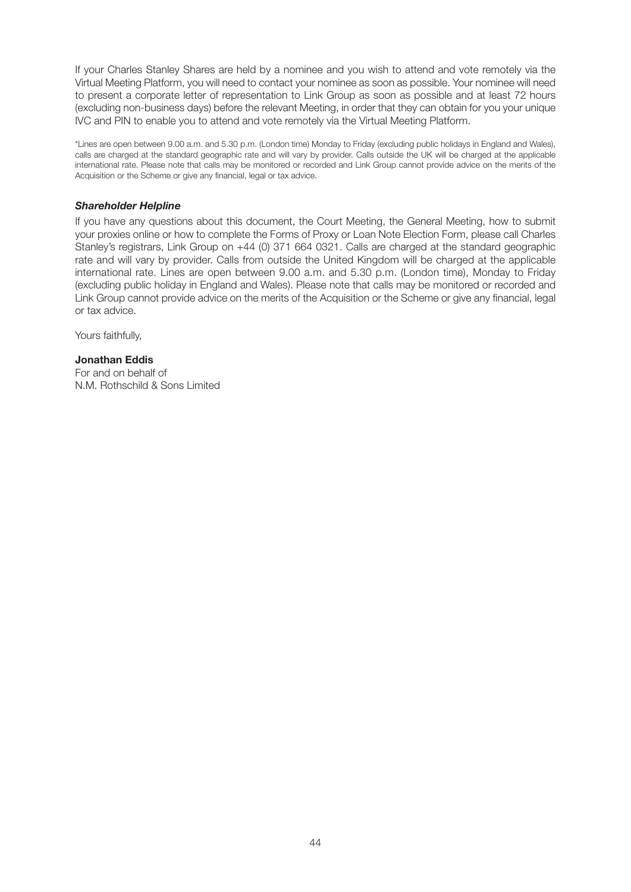If your Charles Stanley Shares are held by a nominee and you wish to attend and vote remotely via the Virtual Meeting Platform, you will need to contact your nominee as soon as possible. Your nominee will need to present a corporate letter of representation to Link Group as soon as possible and at least 72 hours (excluding non-business days) before the relevant Meeting, in order that they can obtain for you your unique IVC and PIN to enable you to attend and vote remotely via the Virtual Meeting Platform.

*Lines are open between 9.00 a.m. and 5.30 p.m. (London time) Monday to Friday (excluding public holidays in England and Wales), calls are charged at the standard geographic rate and will vary by provider. Calls outside the UK will be charged at the applicable international rate. Please note that calls may be monitored or recorded and Link Group cannot provide advice on the merits of the Acquisition or the Scheme or give any financial, legal or tax advice.

***Shareholder Helpline***

If you have any questions about this document, the Court Meeting, the General Meeting, how to submit your proxies online or how to complete the Forms of Proxy or Loan Note Election Form, please call Charles Stanley's registrars, Link Group on +44 (0) 371 664 0321. Calls are charged at the standard geographic rate and will vary by provider. Calls from outside the United Kingdom will be charged at the applicable international rate. Lines are open between 9.00 a.m. and 5.30 p.m. (London time), Monday to Friday (excluding public holiday in England and Wales). Please note that calls may be monitored or recorded and Link Group cannot provide advice on the merits of the Acquisition or the Scheme or give any financial, legal or tax advice.

Yours faithfully,

**Jonathan Eddis**
For and on behalf of
N.M. Rothschild & Sons Limited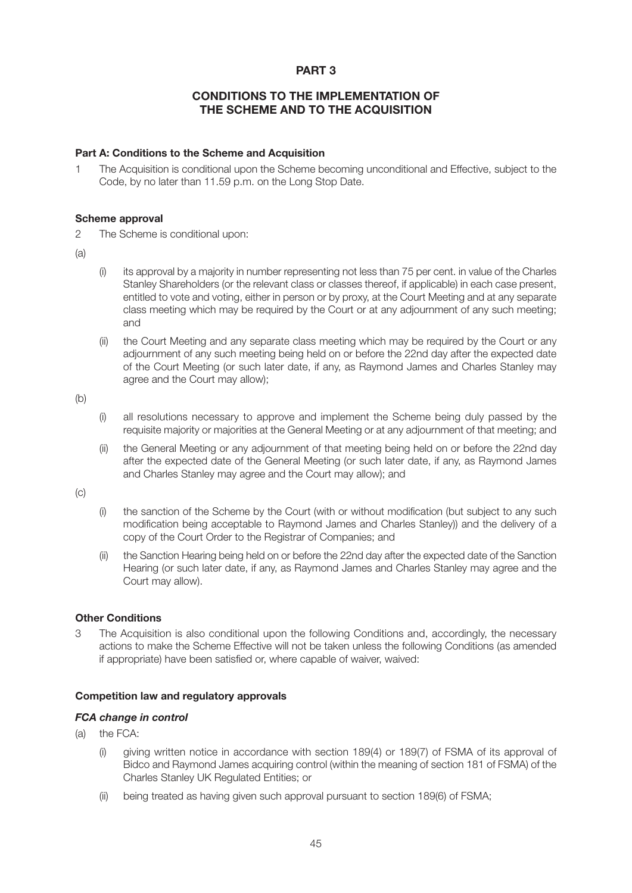# PART 3

## CONDITIONS TO THE IMPLEMENTATION OF THE SCHEME AND TO THE ACQUISITION

### Part A: Conditions to the Scheme and Acquisition

1 The Acquisition is conditional upon the Scheme becoming unconditional and Effective, subject to the Code, by no later than 11.59 p.m. on the Long Stop Date.

### Scheme approval

2 The Scheme is conditional upon:

(a)

(i) its approval by a majority in number representing not less than 75 per cent. in value of the Charles Stanley Shareholders (or the relevant class or classes thereof, if applicable) in each case present, entitled to vote and voting, either in person or by proxy, at the Court Meeting and at any separate class meeting which may be required by the Court or at any adjournment of any such meeting; and

(ii) the Court Meeting and any separate class meeting which may be required by the Court or any adjournment of any such meeting being held on or before the 22nd day after the expected date of the Court Meeting (or such later date, if any, as Raymond James and Charles Stanley may agree and the Court may allow);

(b)

(i) all resolutions necessary to approve and implement the Scheme being duly passed by the requisite majority or majorities at the General Meeting or at any adjournment of that meeting; and

(ii) the General Meeting or any adjournment of that meeting being held on or before the 22nd day after the expected date of the General Meeting (or such later date, if any, as Raymond James and Charles Stanley may agree and the Court may allow); and

(c)

(i) the sanction of the Scheme by the Court (with or without modification (but subject to any such modification being acceptable to Raymond James and Charles Stanley)) and the delivery of a copy of the Court Order to the Registrar of Companies; and

(ii) the Sanction Hearing being held on or before the 22nd day after the expected date of the Sanction Hearing (or such later date, if any, as Raymond James and Charles Stanley may agree and the Court may allow).

### Other Conditions

3 The Acquisition is also conditional upon the following Conditions and, accordingly, the necessary actions to make the Scheme Effective will not be taken unless the following Conditions (as amended if appropriate) have been satisfied or, where capable of waiver, waived:

### Competition law and regulatory approvals

#### *FCA change in control*

(a) the FCA:

(i) giving written notice in accordance with section 189(4) or 189(7) of FSMA of its approval of Bidco and Raymond James acquiring control (within the meaning of section 181 of FSMA) of the Charles Stanley UK Regulated Entities; or

(ii) being treated as having given such approval pursuant to section 189(6) of FSMA;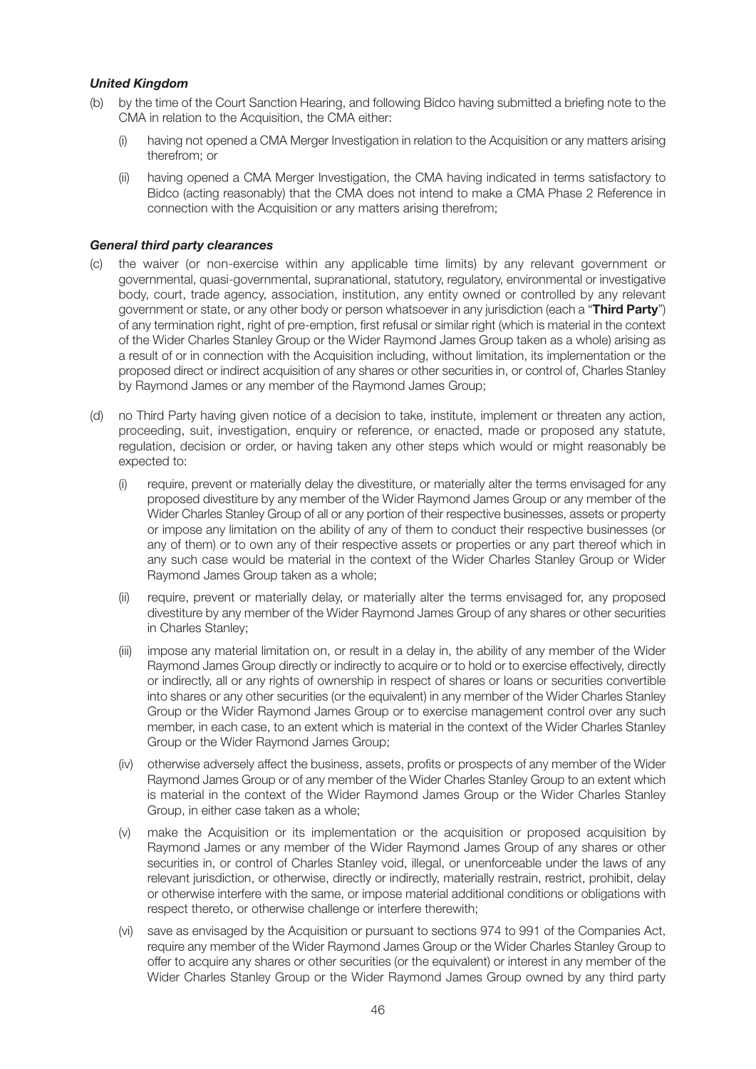***United Kingdom***

(b) by the time of the Court Sanction Hearing, and following Bidco having submitted a briefing note to the CMA in relation to the Acquisition, the CMA either:

  (i) having not opened a CMA Merger Investigation in relation to the Acquisition or any matters arising therefrom; or

  (ii) having opened a CMA Merger Investigation, the CMA having indicated in terms satisfactory to Bidco (acting reasonably) that the CMA does not intend to make a CMA Phase 2 Reference in connection with the Acquisition or any matters arising therefrom;

***General third party clearances***

(c) the waiver (or non-exercise within any applicable time limits) by any relevant government or governmental, quasi-governmental, supranational, statutory, regulatory, environmental or investigative body, court, trade agency, association, institution, any entity owned or controlled by any relevant government or state, or any other body or person whatsoever in any jurisdiction (each a "**Third Party**") of any termination right, right of pre-emption, first refusal or similar right (which is material in the context of the Wider Charles Stanley Group or the Wider Raymond James Group taken as a whole) arising as a result of or in connection with the Acquisition including, without limitation, its implementation or the proposed direct or indirect acquisition of any shares or other securities in, or control of, Charles Stanley by Raymond James or any member of the Raymond James Group;

(d) no Third Party having given notice of a decision to take, institute, implement or threaten any action, proceeding, suit, investigation, enquiry or reference, or enacted, made or proposed any statute, regulation, decision or order, or having taken any other steps which would or might reasonably be expected to:

  (i) require, prevent or materially delay the divestiture, or materially alter the terms envisaged for any proposed divestiture by any member of the Wider Raymond James Group or any member of the Wider Charles Stanley Group of all or any portion of their respective businesses, assets or property or impose any limitation on the ability of any of them to conduct their respective businesses (or any of them) or to own any of their respective assets or properties or any part thereof which in any such case would be material in the context of the Wider Charles Stanley Group or Wider Raymond James Group taken as a whole;

  (ii) require, prevent or materially delay, or materially alter the terms envisaged for, any proposed divestiture by any member of the Wider Raymond James Group of any shares or other securities in Charles Stanley;

  (iii) impose any material limitation on, or result in a delay in, the ability of any member of the Wider Raymond James Group directly or indirectly to acquire or to hold or to exercise effectively, directly or indirectly, all or any rights of ownership in respect of shares or loans or securities convertible into shares or any other securities (or the equivalent) in any member of the Wider Charles Stanley Group or the Wider Raymond James Group or to exercise management control over any such member, in each case, to an extent which is material in the context of the Wider Charles Stanley Group or the Wider Raymond James Group;

  (iv) otherwise adversely affect the business, assets, profits or prospects of any member of the Wider Raymond James Group or of any member of the Wider Charles Stanley Group to an extent which is material in the context of the Wider Raymond James Group or the Wider Charles Stanley Group, in either case taken as a whole;

  (v) make the Acquisition or its implementation or the acquisition or proposed acquisition by Raymond James or any member of the Wider Raymond James Group of any shares or other securities in, or control of Charles Stanley void, illegal, or unenforceable under the laws of any relevant jurisdiction, or otherwise, directly or indirectly, materially restrain, restrict, prohibit, delay or otherwise interfere with the same, or impose material additional conditions or obligations with respect thereto, or otherwise challenge or interfere therewith;

  (vi) save as envisaged by the Acquisition or pursuant to sections 974 to 991 of the Companies Act, require any member of the Wider Raymond James Group or the Wider Charles Stanley Group to offer to acquire any shares or other securities (or the equivalent) or interest in any member of the Wider Charles Stanley Group or the Wider Raymond James Group owned by any third party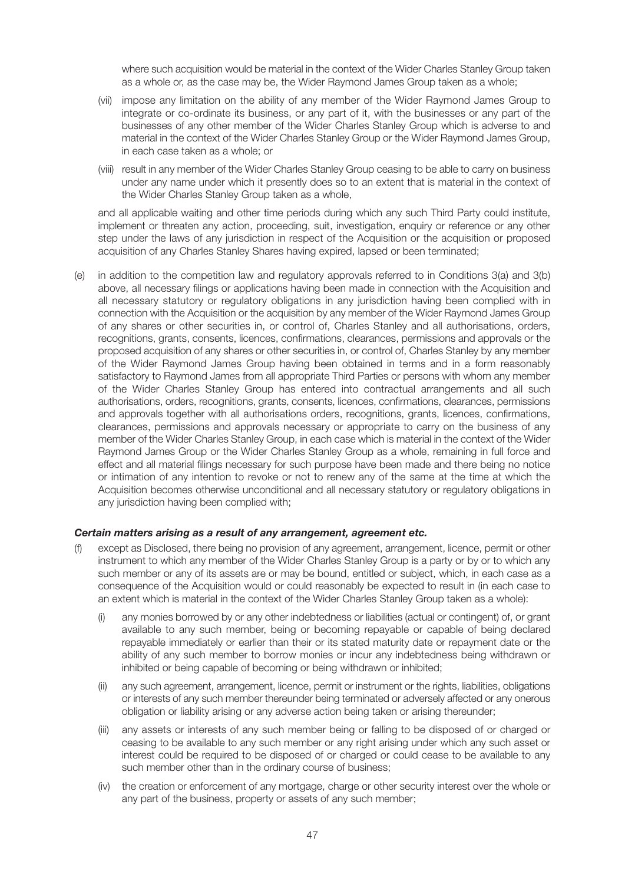where such acquisition would be material in the context of the Wider Charles Stanley Group taken as a whole or, as the case may be, the Wider Raymond James Group taken as a whole;

(vii) impose any limitation on the ability of any member of the Wider Raymond James Group to integrate or co-ordinate its business, or any part of it, with the businesses or any part of the businesses of any other member of the Wider Charles Stanley Group which is adverse to and material in the context of the Wider Charles Stanley Group or the Wider Raymond James Group, in each case taken as a whole; or

(viii) result in any member of the Wider Charles Stanley Group ceasing to be able to carry on business under any name under which it presently does so to an extent that is material in the context of the Wider Charles Stanley Group taken as a whole,

and all applicable waiting and other time periods during which any such Third Party could institute, implement or threaten any action, proceeding, suit, investigation, enquiry or reference or any other step under the laws of any jurisdiction in respect of the Acquisition or the acquisition or proposed acquisition of any Charles Stanley Shares having expired, lapsed or been terminated;

(e) in addition to the competition law and regulatory approvals referred to in Conditions 3(a) and 3(b) above, all necessary filings or applications having been made in connection with the Acquisition and all necessary statutory or regulatory obligations in any jurisdiction having been complied with in connection with the Acquisition or the acquisition by any member of the Wider Raymond James Group of any shares or other securities in, or control of, Charles Stanley and all authorisations, orders, recognitions, grants, consents, licences, confirmations, clearances, permissions and approvals or the proposed acquisition of any shares or other securities in, or control of, Charles Stanley by any member of the Wider Raymond James Group having been obtained in terms and in a form reasonably satisfactory to Raymond James from all appropriate Third Parties or persons with whom any member of the Wider Charles Stanley Group has entered into contractual arrangements and all such authorisations, orders, recognitions, grants, consents, licences, confirmations, clearances, permissions and approvals together with all authorisations orders, recognitions, grants, licences, confirmations, clearances, permissions and approvals necessary or appropriate to carry on the business of any member of the Wider Charles Stanley Group, in each case which is material in the context of the Wider Raymond James Group or the Wider Charles Stanley Group as a whole, remaining in full force and effect and all material filings necessary for such purpose have been made and there being no notice or intimation of any intention to revoke or not to renew any of the same at the time at which the Acquisition becomes otherwise unconditional and all necessary statutory or regulatory obligations in any jurisdiction having been complied with;

***Certain matters arising as a result of any arrangement, agreement etc.***

(f) except as Disclosed, there being no provision of any agreement, arrangement, licence, permit or other instrument to which any member of the Wider Charles Stanley Group is a party or by or to which any such member or any of its assets are or may be bound, entitled or subject, which, in each case as a consequence of the Acquisition would or could reasonably be expected to result in (in each case to an extent which is material in the context of the Wider Charles Stanley Group taken as a whole):

(i) any monies borrowed by or any other indebtedness or liabilities (actual or contingent) of, or grant available to any such member, being or becoming repayable or capable of being declared repayable immediately or earlier than their or its stated maturity date or repayment date or the ability of any such member to borrow monies or incur any indebtedness being withdrawn or inhibited or being capable of becoming or being withdrawn or inhibited;

(ii) any such agreement, arrangement, licence, permit or instrument or the rights, liabilities, obligations or interests of any such member thereunder being terminated or adversely affected or any onerous obligation or liability arising or any adverse action being taken or arising thereunder;

(iii) any assets or interests of any such member being or falling to be disposed of or charged or ceasing to be available to any such member or any right arising under which any such asset or interest could be required to be disposed of or charged or could cease to be available to any such member other than in the ordinary course of business;

(iv) the creation or enforcement of any mortgage, charge or other security interest over the whole or any part of the business, property or assets of any such member;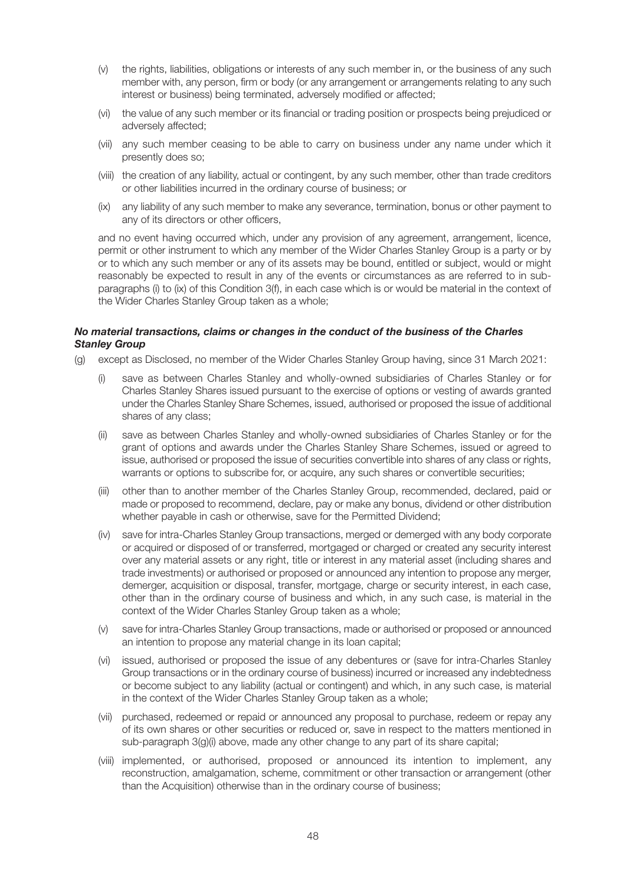(v) the rights, liabilities, obligations or interests of any such member in, or the business of any such member with, any person, firm or body (or any arrangement or arrangements relating to any such interest or business) being terminated, adversely modified or affected;

(vi) the value of any such member or its financial or trading position or prospects being prejudiced or adversely affected;

(vii) any such member ceasing to be able to carry on business under any name under which it presently does so;

(viii) the creation of any liability, actual or contingent, by any such member, other than trade creditors or other liabilities incurred in the ordinary course of business; or

(ix) any liability of any such member to make any severance, termination, bonus or other payment to any of its directors or other officers,

and no event having occurred which, under any provision of any agreement, arrangement, licence, permit or other instrument to which any member of the Wider Charles Stanley Group is a party or by or to which any such member or any of its assets may be bound, entitled or subject, would or might reasonably be expected to result in any of the events or circumstances as are referred to in sub-paragraphs (i) to (ix) of this Condition 3(f), in each case which is or would be material in the context of the Wider Charles Stanley Group taken as a whole;

***No material transactions, claims or changes in the conduct of the business of the Charles Stanley Group***

(g) except as Disclosed, no member of the Wider Charles Stanley Group having, since 31 March 2021:

(i) save as between Charles Stanley and wholly-owned subsidiaries of Charles Stanley or for Charles Stanley Shares issued pursuant to the exercise of options or vesting of awards granted under the Charles Stanley Share Schemes, issued, authorised or proposed the issue of additional shares of any class;

(ii) save as between Charles Stanley and wholly-owned subsidiaries of Charles Stanley or for the grant of options and awards under the Charles Stanley Share Schemes, issued or agreed to issue, authorised or proposed the issue of securities convertible into shares of any class or rights, warrants or options to subscribe for, or acquire, any such shares or convertible securities;

(iii) other than to another member of the Charles Stanley Group, recommended, declared, paid or made or proposed to recommend, declare, pay or make any bonus, dividend or other distribution whether payable in cash or otherwise, save for the Permitted Dividend;

(iv) save for intra-Charles Stanley Group transactions, merged or demerged with any body corporate or acquired or disposed of or transferred, mortgaged or charged or created any security interest over any material assets or any right, title or interest in any material asset (including shares and trade investments) or authorised or proposed or announced any intention to propose any merger, demerger, acquisition or disposal, transfer, mortgage, charge or security interest, in each case, other than in the ordinary course of business and which, in any such case, is material in the context of the Wider Charles Stanley Group taken as a whole;

(v) save for intra-Charles Stanley Group transactions, made or authorised or proposed or announced an intention to propose any material change in its loan capital;

(vi) issued, authorised or proposed the issue of any debentures or (save for intra-Charles Stanley Group transactions or in the ordinary course of business) incurred or increased any indebtedness or become subject to any liability (actual or contingent) and which, in any such case, is material in the context of the Wider Charles Stanley Group taken as a whole;

(vii) purchased, redeemed or repaid or announced any proposal to purchase, redeem or repay any of its own shares or other securities or reduced or, save in respect to the matters mentioned in sub-paragraph 3(g)(i) above, made any other change to any part of its share capital;

(viii) implemented, or authorised, proposed or announced its intention to implement, any reconstruction, amalgamation, scheme, commitment or other transaction or arrangement (other than the Acquisition) otherwise than in the ordinary course of business;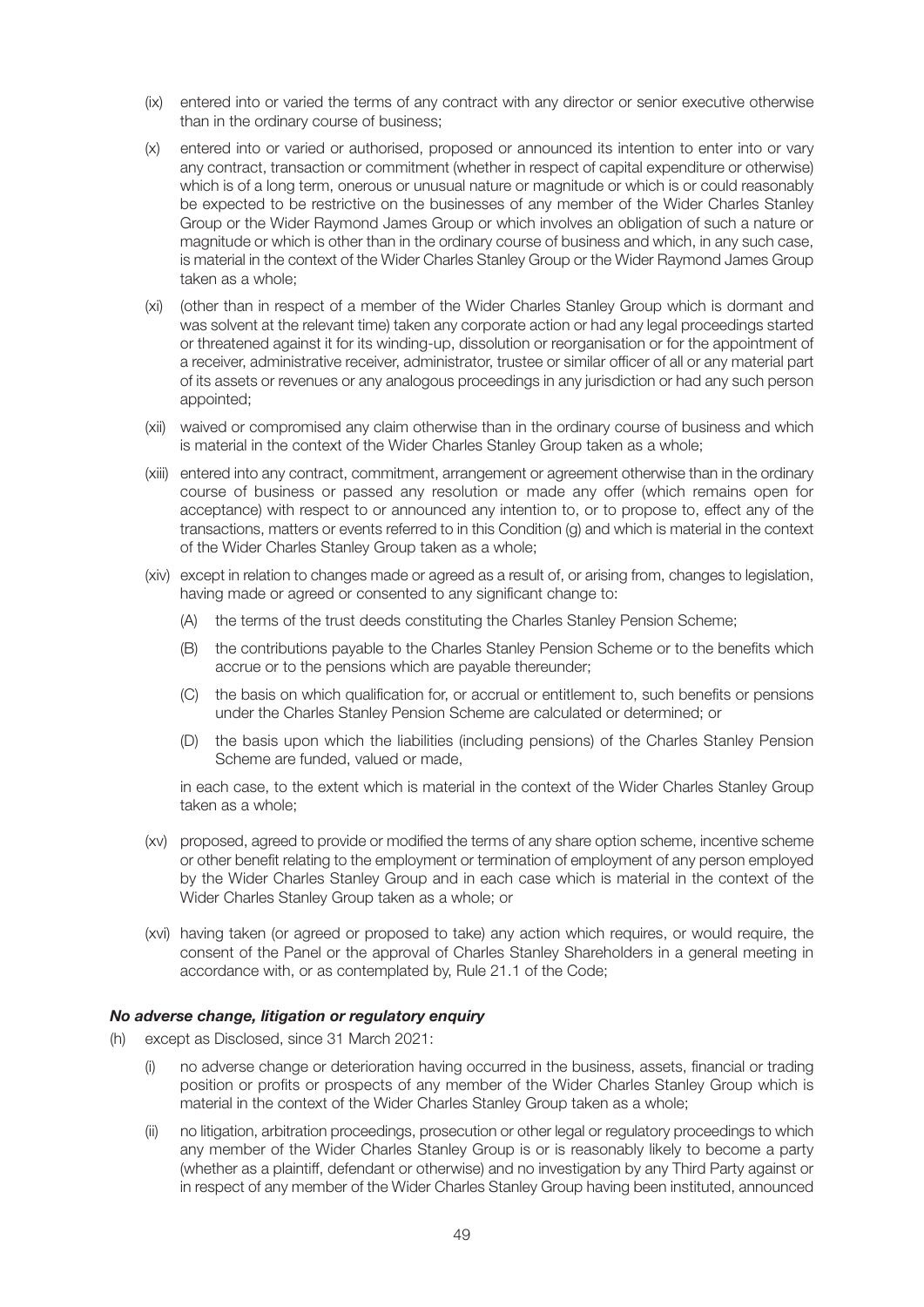(ix) entered into or varied the terms of any contract with any director or senior executive otherwise than in the ordinary course of business;

(x) entered into or varied or authorised, proposed or announced its intention to enter into or vary any contract, transaction or commitment (whether in respect of capital expenditure or otherwise) which is of a long term, onerous or unusual nature or magnitude or which is or could reasonably be expected to be restrictive on the businesses of any member of the Wider Charles Stanley Group or the Wider Raymond James Group or which involves an obligation of such a nature or magnitude or which is other than in the ordinary course of business and which, in any such case, is material in the context of the Wider Charles Stanley Group or the Wider Raymond James Group taken as a whole;

(xi) (other than in respect of a member of the Wider Charles Stanley Group which is dormant and was solvent at the relevant time) taken any corporate action or had any legal proceedings started or threatened against it for its winding-up, dissolution or reorganisation or for the appointment of a receiver, administrative receiver, administrator, trustee or similar officer of all or any material part of its assets or revenues or any analogous proceedings in any jurisdiction or had any such person appointed;

(xii) waived or compromised any claim otherwise than in the ordinary course of business and which is material in the context of the Wider Charles Stanley Group taken as a whole;

(xiii) entered into any contract, commitment, arrangement or agreement otherwise than in the ordinary course of business or passed any resolution or made any offer (which remains open for acceptance) with respect to or announced any intention to, or to propose to, effect any of the transactions, matters or events referred to in this Condition (g) and which is material in the context of the Wider Charles Stanley Group taken as a whole;

(xiv) except in relation to changes made or agreed as a result of, or arising from, changes to legislation, having made or agreed or consented to any significant change to:

   (A) the terms of the trust deeds constituting the Charles Stanley Pension Scheme;

   (B) the contributions payable to the Charles Stanley Pension Scheme or to the benefits which accrue or to the pensions which are payable thereunder;

   (C) the basis on which qualification for, or accrual or entitlement to, such benefits or pensions under the Charles Stanley Pension Scheme are calculated or determined; or

   (D) the basis upon which the liabilities (including pensions) of the Charles Stanley Pension Scheme are funded, valued or made,

   in each case, to the extent which is material in the context of the Wider Charles Stanley Group taken as a whole;

(xv) proposed, agreed to provide or modified the terms of any share option scheme, incentive scheme or other benefit relating to the employment or termination of employment of any person employed by the Wider Charles Stanley Group and in each case which is material in the context of the Wider Charles Stanley Group taken as a whole; or

(xvi) having taken (or agreed or proposed to take) any action which requires, or would require, the consent of the Panel or the approval of Charles Stanley Shareholders in a general meeting in accordance with, or as contemplated by, Rule 21.1 of the Code;

***No adverse change, litigation or regulatory enquiry***

(h) except as Disclosed, since 31 March 2021:

   (i) no adverse change or deterioration having occurred in the business, assets, financial or trading position or profits or prospects of any member of the Wider Charles Stanley Group which is material in the context of the Wider Charles Stanley Group taken as a whole;

   (ii) no litigation, arbitration proceedings, prosecution or other legal or regulatory proceedings to which any member of the Wider Charles Stanley Group is or is reasonably likely to become a party (whether as a plaintiff, defendant or otherwise) and no investigation by any Third Party against or in respect of any member of the Wider Charles Stanley Group having been instituted, announced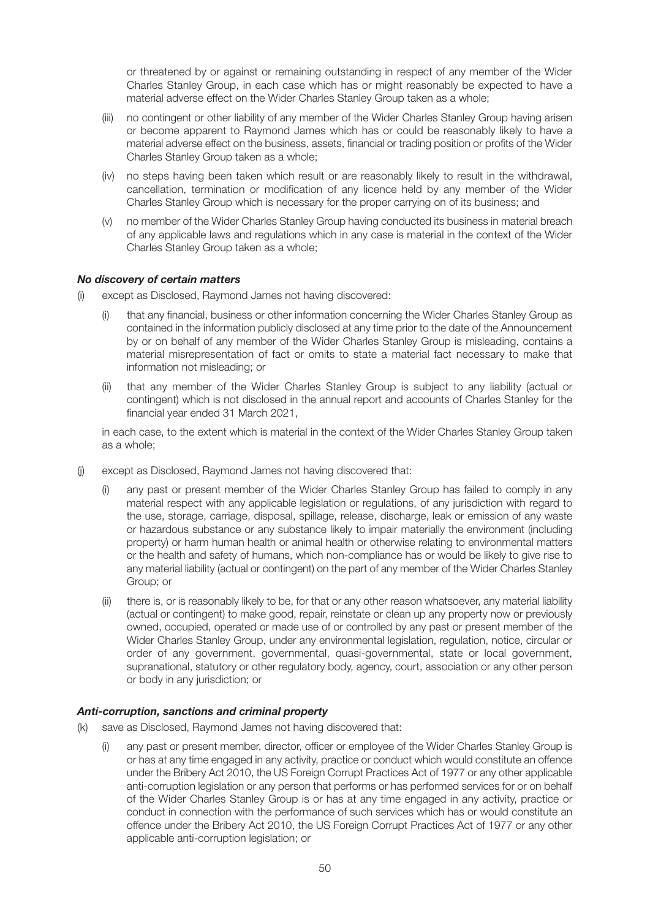or threatened by or against or remaining outstanding in respect of any member of the Wider Charles Stanley Group, in each case which has or might reasonably be expected to have a material adverse effect on the Wider Charles Stanley Group taken as a whole;

(iii) no contingent or other liability of any member of the Wider Charles Stanley Group having arisen or become apparent to Raymond James which has or could be reasonably likely to have a material adverse effect on the business, assets, financial or trading position or profits of the Wider Charles Stanley Group taken as a whole;

(iv) no steps having been taken which result or are reasonably likely to result in the withdrawal, cancellation, termination or modification of any licence held by any member of the Wider Charles Stanley Group which is necessary for the proper carrying on of its business; and

(v) no member of the Wider Charles Stanley Group having conducted its business in material breach of any applicable laws and regulations which in any case is material in the context of the Wider Charles Stanley Group taken as a whole;

***No discovery of certain matters***

(i) except as Disclosed, Raymond James not having discovered:

(i) that any financial, business or other information concerning the Wider Charles Stanley Group as contained in the information publicly disclosed at any time prior to the date of the Announcement by or on behalf of any member of the Wider Charles Stanley Group is misleading, contains a material misrepresentation of fact or omits to state a material fact necessary to make that information not misleading; or

(ii) that any member of the Wider Charles Stanley Group is subject to any liability (actual or contingent) which is not disclosed in the annual report and accounts of Charles Stanley for the financial year ended 31 March 2021,

in each case, to the extent which is material in the context of the Wider Charles Stanley Group taken as a whole;

(j) except as Disclosed, Raymond James not having discovered that:

(i) any past or present member of the Wider Charles Stanley Group has failed to comply in any material respect with any applicable legislation or regulations, of any jurisdiction with regard to the use, storage, carriage, disposal, spillage, release, discharge, leak or emission of any waste or hazardous substance or any substance likely to impair materially the environment (including property) or harm human health or animal health or otherwise relating to environmental matters or the health and safety of humans, which non-compliance has or would be likely to give rise to any material liability (actual or contingent) on the part of any member of the Wider Charles Stanley Group; or

(ii) there is, or is reasonably likely to be, for that or any other reason whatsoever, any material liability (actual or contingent) to make good, repair, reinstate or clean up any property now or previously owned, occupied, operated or made use of or controlled by any past or present member of the Wider Charles Stanley Group, under any environmental legislation, regulation, notice, circular or order of any government, governmental, quasi-governmental, state or local government, supranational, statutory or other regulatory body, agency, court, association or any other person or body in any jurisdiction; or

***Anti-corruption, sanctions and criminal property***

(k) save as Disclosed, Raymond James not having discovered that:

(i) any past or present member, director, officer or employee of the Wider Charles Stanley Group is or has at any time engaged in any activity, practice or conduct which would constitute an offence under the Bribery Act 2010, the US Foreign Corrupt Practices Act of 1977 or any other applicable anti-corruption legislation or any person that performs or has performed services for or on behalf of the Wider Charles Stanley Group is or has at any time engaged in any activity, practice or conduct in connection with the performance of such services which has or would constitute an offence under the Bribery Act 2010, the US Foreign Corrupt Practices Act of 1977 or any other applicable anti-corruption legislation; or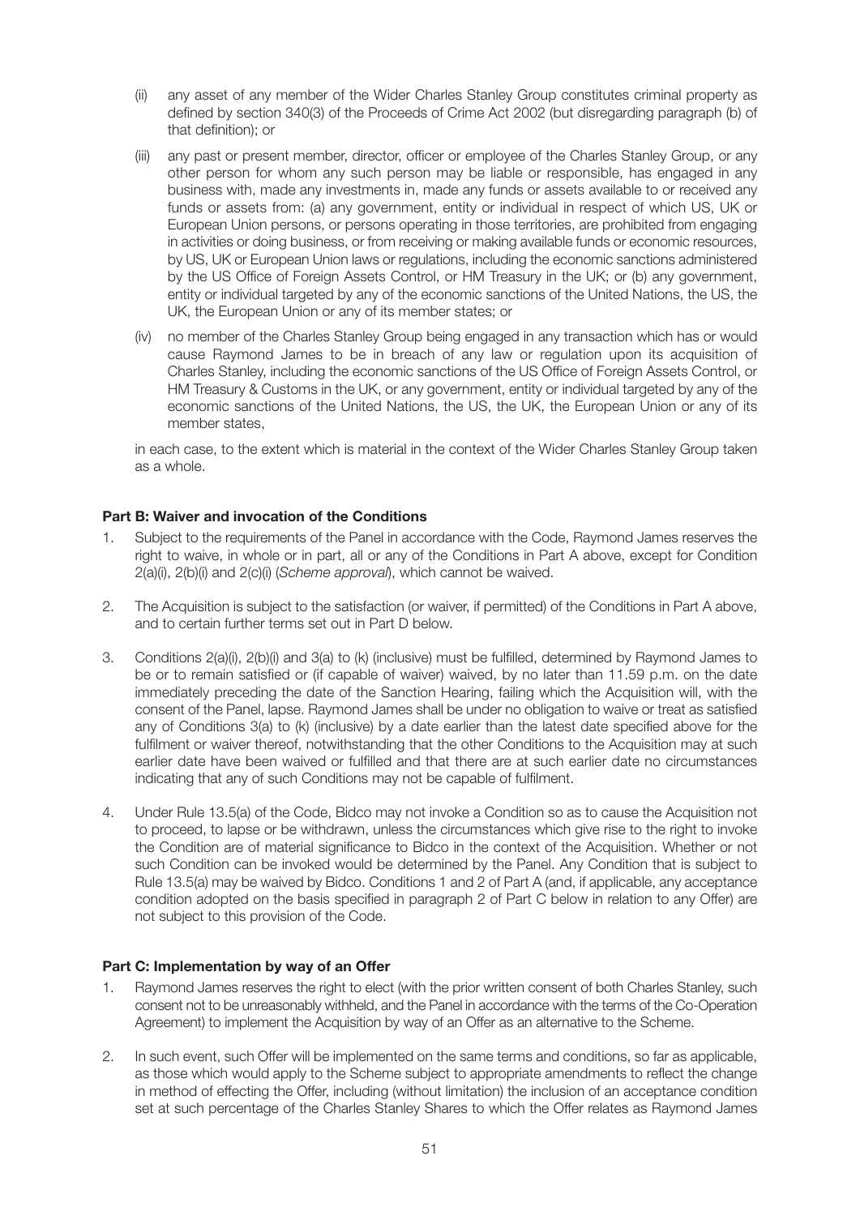(ii) any asset of any member of the Wider Charles Stanley Group constitutes criminal property as defined by section 340(3) of the Proceeds of Crime Act 2002 (but disregarding paragraph (b) of that definition); or

(iii) any past or present member, director, officer or employee of the Charles Stanley Group, or any other person for whom any such person may be liable or responsible, has engaged in any business with, made any investments in, made any funds or assets available to or received any funds or assets from: (a) any government, entity or individual in respect of which US, UK or European Union persons, or persons operating in those territories, are prohibited from engaging in activities or doing business, or from receiving or making available funds or economic resources, by US, UK or European Union laws or regulations, including the economic sanctions administered by the US Office of Foreign Assets Control, or HM Treasury in the UK; or (b) any government, entity or individual targeted by any of the economic sanctions of the United Nations, the US, the UK, the European Union or any of its member states; or

(iv) no member of the Charles Stanley Group being engaged in any transaction which has or would cause Raymond James to be in breach of any law or regulation upon its acquisition of Charles Stanley, including the economic sanctions of the US Office of Foreign Assets Control, or HM Treasury & Customs in the UK, or any government, entity or individual targeted by any of the economic sanctions of the United Nations, the US, the UK, the European Union or any of its member states,

in each case, to the extent which is material in the context of the Wider Charles Stanley Group taken as a whole.

**Part B: Waiver and invocation of the Conditions**

1. Subject to the requirements of the Panel in accordance with the Code, Raymond James reserves the right to waive, in whole or in part, all or any of the Conditions in Part A above, except for Condition 2(a)(i), 2(b)(i) and 2(c)(i) (*Scheme approval*), which cannot be waived.

2. The Acquisition is subject to the satisfaction (or waiver, if permitted) of the Conditions in Part A above, and to certain further terms set out in Part D below.

3. Conditions 2(a)(i), 2(b)(i) and 3(a) to (k) (inclusive) must be fulfilled, determined by Raymond James to be or to remain satisfied or (if capable of waiver) waived, by no later than 11.59 p.m. on the date immediately preceding the date of the Sanction Hearing, failing which the Acquisition will, with the consent of the Panel, lapse. Raymond James shall be under no obligation to waive or treat as satisfied any of Conditions 3(a) to (k) (inclusive) by a date earlier than the latest date specified above for the fulfilment or waiver thereof, notwithstanding that the other Conditions to the Acquisition may at such earlier date have been waived or fulfilled and that there are at such earlier date no circumstances indicating that any of such Conditions may not be capable of fulfilment.

4. Under Rule 13.5(a) of the Code, Bidco may not invoke a Condition so as to cause the Acquisition not to proceed, to lapse or be withdrawn, unless the circumstances which give rise to the right to invoke the Condition are of material significance to Bidco in the context of the Acquisition. Whether or not such Condition can be invoked would be determined by the Panel. Any Condition that is subject to Rule 13.5(a) may be waived by Bidco. Conditions 1 and 2 of Part A (and, if applicable, any acceptance condition adopted on the basis specified in paragraph 2 of Part C below in relation to any Offer) are not subject to this provision of the Code.

**Part C: Implementation by way of an Offer**

1. Raymond James reserves the right to elect (with the prior written consent of both Charles Stanley, such consent not to be unreasonably withheld, and the Panel in accordance with the terms of the Co-Operation Agreement) to implement the Acquisition by way of an Offer as an alternative to the Scheme.

2. In such event, such Offer will be implemented on the same terms and conditions, so far as applicable, as those which would apply to the Scheme subject to appropriate amendments to reflect the change in method of effecting the Offer, including (without limitation) the inclusion of an acceptance condition set at such percentage of the Charles Stanley Shares to which the Offer relates as Raymond James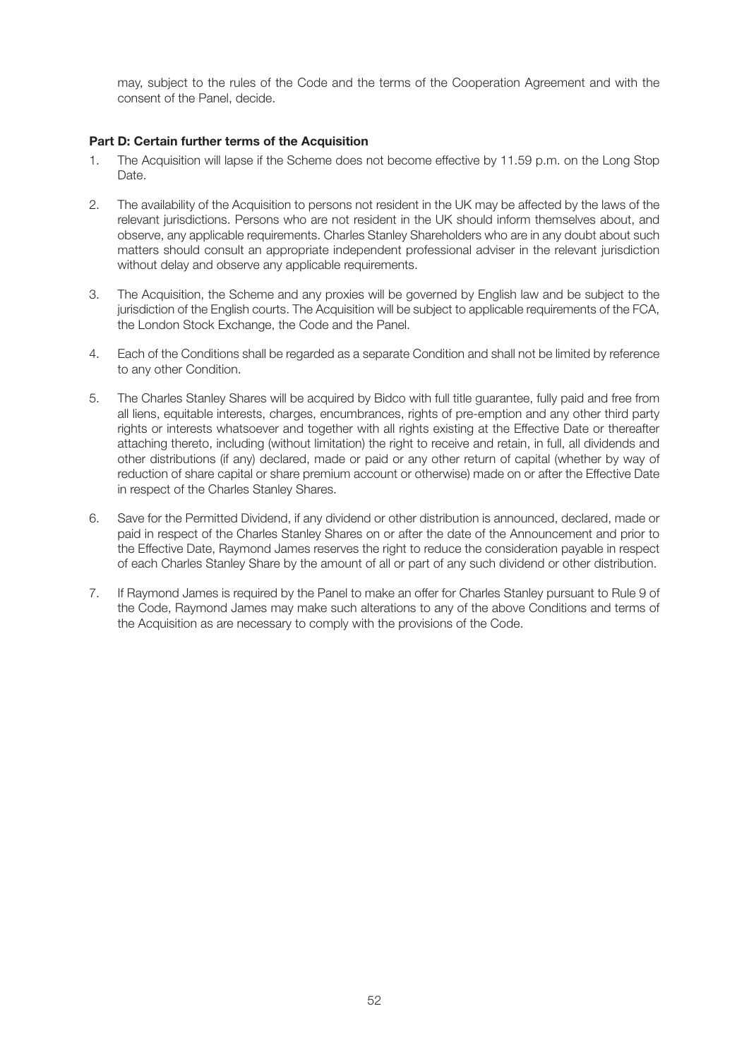may, subject to the rules of the Code and the terms of the Cooperation Agreement and with the consent of the Panel, decide.

**Part D: Certain further terms of the Acquisition**

1. The Acquisition will lapse if the Scheme does not become effective by 11.59 p.m. on the Long Stop Date.

2. The availability of the Acquisition to persons not resident in the UK may be affected by the laws of the relevant jurisdictions. Persons who are not resident in the UK should inform themselves about, and observe, any applicable requirements. Charles Stanley Shareholders who are in any doubt about such matters should consult an appropriate independent professional adviser in the relevant jurisdiction without delay and observe any applicable requirements.

3. The Acquisition, the Scheme and any proxies will be governed by English law and be subject to the jurisdiction of the English courts. The Acquisition will be subject to applicable requirements of the FCA, the London Stock Exchange, the Code and the Panel.

4. Each of the Conditions shall be regarded as a separate Condition and shall not be limited by reference to any other Condition.

5. The Charles Stanley Shares will be acquired by Bidco with full title guarantee, fully paid and free from all liens, equitable interests, charges, encumbrances, rights of pre-emption and any other third party rights or interests whatsoever and together with all rights existing at the Effective Date or thereafter attaching thereto, including (without limitation) the right to receive and retain, in full, all dividends and other distributions (if any) declared, made or paid or any other return of capital (whether by way of reduction of share capital or share premium account or otherwise) made on or after the Effective Date in respect of the Charles Stanley Shares.

6. Save for the Permitted Dividend, if any dividend or other distribution is announced, declared, made or paid in respect of the Charles Stanley Shares on or after the date of the Announcement and prior to the Effective Date, Raymond James reserves the right to reduce the consideration payable in respect of each Charles Stanley Share by the amount of all or part of any such dividend or other distribution.

7. If Raymond James is required by the Panel to make an offer for Charles Stanley pursuant to Rule 9 of the Code, Raymond James may make such alterations to any of the above Conditions and terms of the Acquisition as are necessary to comply with the provisions of the Code.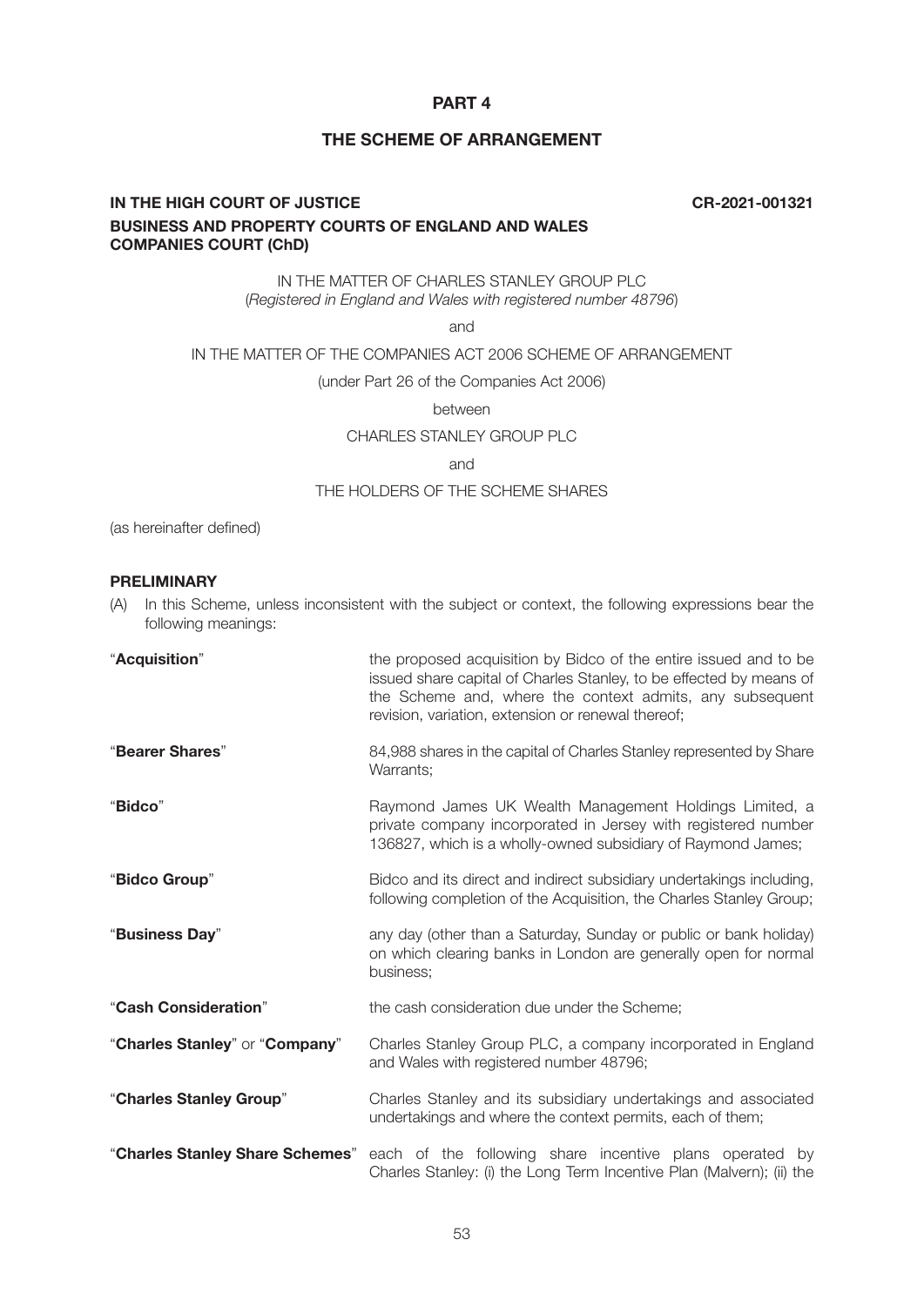# PART 4

## THE SCHEME OF ARRANGEMENT

**IN THE HIGH COURT OF JUSTICE** **CR-2021-001321**

**BUSINESS AND PROPERTY COURTS OF ENGLAND AND WALES**
**COMPANIES COURT (ChD)**

IN THE MATTER OF CHARLES STANLEY GROUP PLC
(*Registered in England and Wales with registered number 48796*)

and

IN THE MATTER OF THE COMPANIES ACT 2006 SCHEME OF ARRANGEMENT

(under Part 26 of the Companies Act 2006)

between

CHARLES STANLEY GROUP PLC

and

THE HOLDERS OF THE SCHEME SHARES

(as hereinafter defined)

**PRELIMINARY**

(A) In this Scheme, unless inconsistent with the subject or context, the following expressions bear the following meanings:

| | |
|---|---|
| "**Acquisition**" | the proposed acquisition by Bidco of the entire issued and to be issued share capital of Charles Stanley, to be effected by means of the Scheme and, where the context admits, any subsequent revision, variation, extension or renewal thereof; |
| "**Bearer Shares**" | 84,988 shares in the capital of Charles Stanley represented by Share Warrants; |
| "**Bidco**" | Raymond James UK Wealth Management Holdings Limited, a private company incorporated in Jersey with registered number 136827, which is a wholly-owned subsidiary of Raymond James; |
| "**Bidco Group**" | Bidco and its direct and indirect subsidiary undertakings including, following completion of the Acquisition, the Charles Stanley Group; |
| "**Business Day**" | any day (other than a Saturday, Sunday or public or bank holiday) on which clearing banks in London are generally open for normal business; |
| "**Cash Consideration**" | the cash consideration due under the Scheme; |
| "**Charles Stanley**" or "**Company**" | Charles Stanley Group PLC, a company incorporated in England and Wales with registered number 48796; |
| "**Charles Stanley Group**" | Charles Stanley and its subsidiary undertakings and associated undertakings and where the context permits, each of them; |
| "**Charles Stanley Share Schemes**" | each of the following share incentive plans operated by Charles Stanley: (i) the Long Term Incentive Plan (Malvern); (ii) the |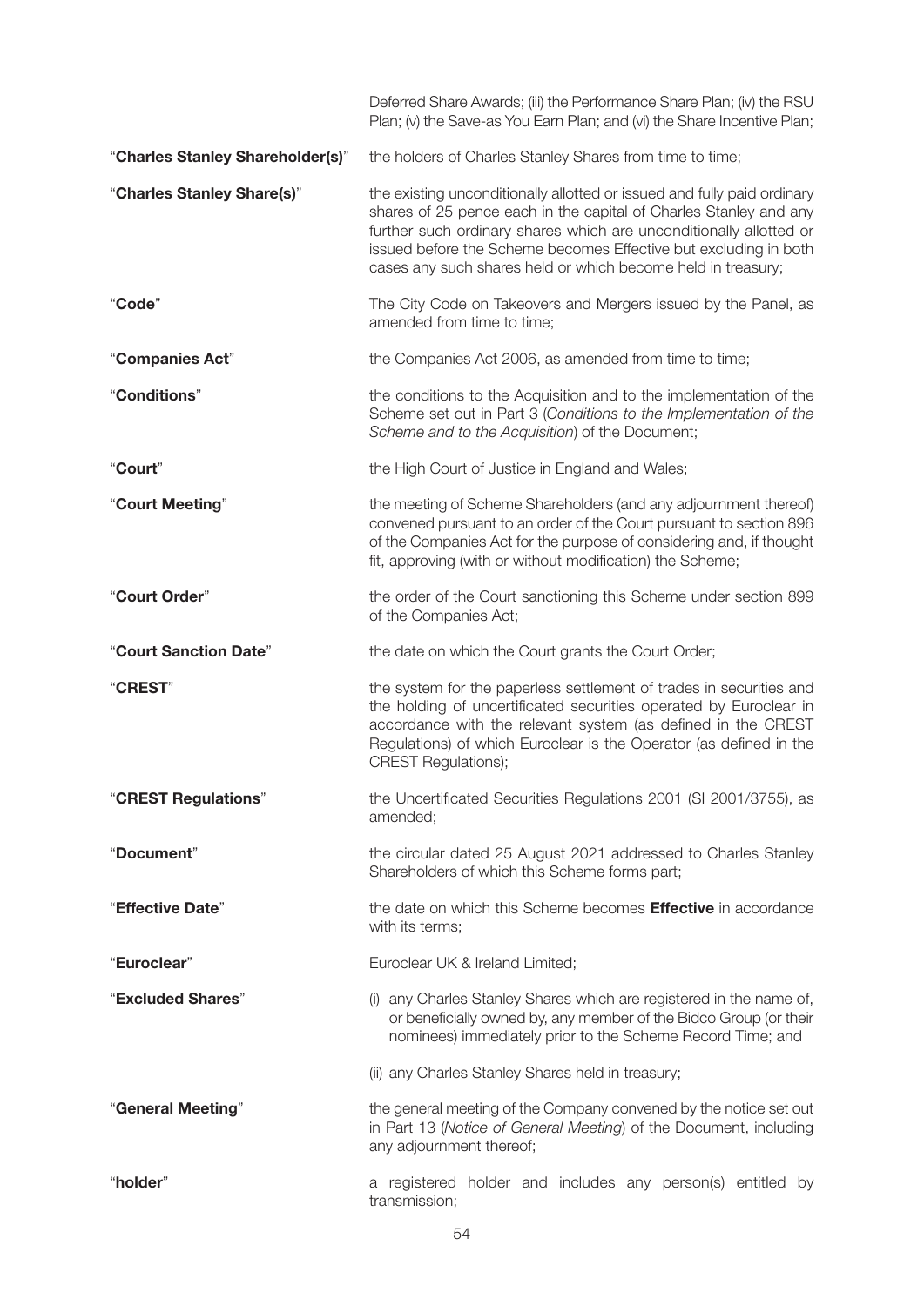| | |
|---|---|
| | Deferred Share Awards; (iii) the Performance Share Plan; (iv) the RSU Plan; (v) the Save-as You Earn Plan; and (vi) the Share Incentive Plan; |
| "**Charles Stanley Shareholder(s)**" | the holders of Charles Stanley Shares from time to time; |
| "**Charles Stanley Share(s)**" | the existing unconditionally allotted or issued and fully paid ordinary shares of 25 pence each in the capital of Charles Stanley and any further such ordinary shares which are unconditionally allotted or issued before the Scheme becomes Effective but excluding in both cases any such shares held or which become held in treasury; |
| "**Code**" | The City Code on Takeovers and Mergers issued by the Panel, as amended from time to time; |
| "**Companies Act**" | the Companies Act 2006, as amended from time to time; |
| "**Conditions**" | the conditions to the Acquisition and to the implementation of the Scheme set out in Part 3 (*Conditions to the Implementation of the Scheme and to the Acquisition*) of the Document; |
| "**Court**" | the High Court of Justice in England and Wales; |
| "**Court Meeting**" | the meeting of Scheme Shareholders (and any adjournment thereof) convened pursuant to an order of the Court pursuant to section 896 of the Companies Act for the purpose of considering and, if thought fit, approving (with or without modification) the Scheme; |
| "**Court Order**" | the order of the Court sanctioning this Scheme under section 899 of the Companies Act; |
| "**Court Sanction Date**" | the date on which the Court grants the Court Order; |
| "**CREST**" | the system for the paperless settlement of trades in securities and the holding of uncertificated securities operated by Euroclear in accordance with the relevant system (as defined in the CREST Regulations) of which Euroclear is the Operator (as defined in the CREST Regulations); |
| "**CREST Regulations**" | the Uncertificated Securities Regulations 2001 (SI 2001/3755), as amended; |
| "**Document**" | the circular dated 25 August 2021 addressed to Charles Stanley Shareholders of which this Scheme forms part; |
| "**Effective Date**" | the date on which this Scheme becomes **Effective** in accordance with its terms; |
| "**Euroclear**" | Euroclear UK & Ireland Limited; |
| "**Excluded Shares**" | (i) any Charles Stanley Shares which are registered in the name of, or beneficially owned by, any member of the Bidco Group (or their nominees) immediately prior to the Scheme Record Time; and<br><br>(ii) any Charles Stanley Shares held in treasury; |
| "**General Meeting**" | the general meeting of the Company convened by the notice set out in Part 13 (*Notice of General Meeting*) of the Document, including any adjournment thereof; |
| "**holder**" | a registered holder and includes any person(s) entitled by transmission; |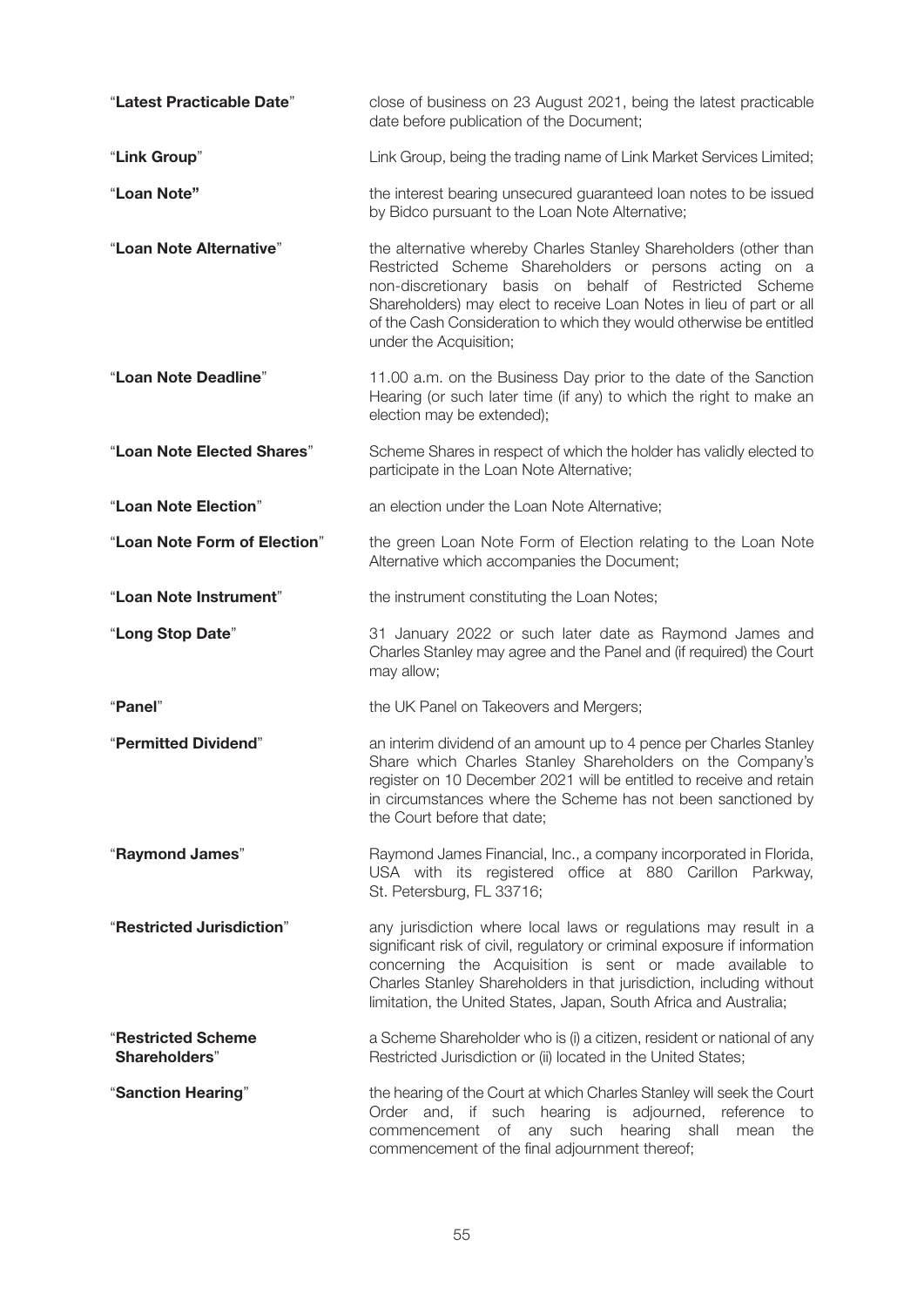| | |
|---|---|
| "**Latest Practicable Date**" | close of business on 23 August 2021, being the latest practicable date before publication of the Document; |
| "**Link Group**" | Link Group, being the trading name of Link Market Services Limited; |
| "**Loan Note"** | the interest bearing unsecured guaranteed loan notes to be issued by Bidco pursuant to the Loan Note Alternative; |
| "**Loan Note Alternative**" | the alternative whereby Charles Stanley Shareholders (other than Restricted Scheme Shareholders or persons acting on a non-discretionary basis on behalf of Restricted Scheme Shareholders) may elect to receive Loan Notes in lieu of part or all of the Cash Consideration to which they would otherwise be entitled under the Acquisition; |
| "**Loan Note Deadline**" | 11.00 a.m. on the Business Day prior to the date of the Sanction Hearing (or such later time (if any) to which the right to make an election may be extended); |
| "**Loan Note Elected Shares**" | Scheme Shares in respect of which the holder has validly elected to participate in the Loan Note Alternative; |
| "**Loan Note Election**" | an election under the Loan Note Alternative; |
| "**Loan Note Form of Election**" | the green Loan Note Form of Election relating to the Loan Note Alternative which accompanies the Document; |
| "**Loan Note Instrument**" | the instrument constituting the Loan Notes; |
| "**Long Stop Date**" | 31 January 2022 or such later date as Raymond James and Charles Stanley may agree and the Panel and (if required) the Court may allow; |
| "**Panel**" | the UK Panel on Takeovers and Mergers; |
| "**Permitted Dividend**" | an interim dividend of an amount up to 4 pence per Charles Stanley Share which Charles Stanley Shareholders on the Company's register on 10 December 2021 will be entitled to receive and retain in circumstances where the Scheme has not been sanctioned by the Court before that date; |
| "**Raymond James**" | Raymond James Financial, Inc., a company incorporated in Florida, USA with its registered office at 880 Carillon Parkway, St. Petersburg, FL 33716; |
| "**Restricted Jurisdiction**" | any jurisdiction where local laws or regulations may result in a significant risk of civil, regulatory or criminal exposure if information concerning the Acquisition is sent or made available to Charles Stanley Shareholders in that jurisdiction, including without limitation, the United States, Japan, South Africa and Australia; |
| "**Restricted Scheme Shareholders**" | a Scheme Shareholder who is (i) a citizen, resident or national of any Restricted Jurisdiction or (ii) located in the United States; |
| "**Sanction Hearing**" | the hearing of the Court at which Charles Stanley will seek the Court Order and, if such hearing is adjourned, reference to commencement of any such hearing shall mean the commencement of the final adjournment thereof; |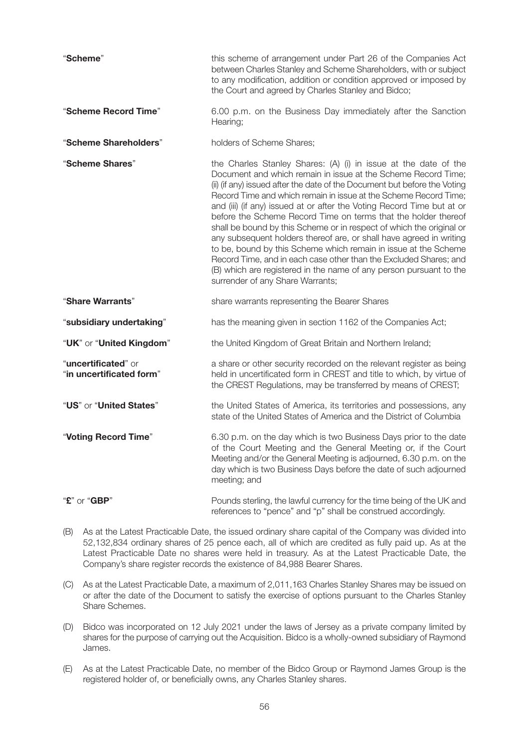| | |
|---|---|
| "**Scheme**" | this scheme of arrangement under Part 26 of the Companies Act between Charles Stanley and Scheme Shareholders, with or subject to any modification, addition or condition approved or imposed by the Court and agreed by Charles Stanley and Bidco; |
| "**Scheme Record Time**" | 6.00 p.m. on the Business Day immediately after the Sanction Hearing; |
| "**Scheme Shareholders**" | holders of Scheme Shares; |
| "**Scheme Shares**" | the Charles Stanley Shares: (A) (i) in issue at the date of the Document and which remain in issue at the Scheme Record Time; (ii) (if any) issued after the date of the Document but before the Voting Record Time and which remain in issue at the Scheme Record Time; and (iii) (if any) issued at or after the Voting Record Time but at or before the Scheme Record Time on terms that the holder thereof shall be bound by this Scheme or in respect of which the original or any subsequent holders thereof are, or shall have agreed in writing to be, bound by this Scheme which remain in issue at the Scheme Record Time, and in each case other than the Excluded Shares; and (B) which are registered in the name of any person pursuant to the surrender of any Share Warrants; |
| "**Share Warrants**" | share warrants representing the Bearer Shares |
| "**subsidiary undertaking**" | has the meaning given in section 1162 of the Companies Act; |
| "**UK**" or "**United Kingdom**" | the United Kingdom of Great Britain and Northern Ireland; |
| "**uncertificated**" or "**in uncertificated form**" | a share or other security recorded on the relevant register as being held in uncertificated form in CREST and title to which, by virtue of the CREST Regulations, may be transferred by means of CREST; |
| "**US**" or "**United States**" | the United States of America, its territories and possessions, any state of the United States of America and the District of Columbia |
| "**Voting Record Time**" | 6.30 p.m. on the day which is two Business Days prior to the date of the Court Meeting and the General Meeting or, if the Court Meeting and/or the General Meeting is adjourned, 6.30 p.m. on the day which is two Business Days before the date of such adjourned meeting; and |
| "**£**" or "**GBP**" | Pounds sterling, the lawful currency for the time being of the UK and references to "pence" and "p" shall be construed accordingly. |

(B) As at the Latest Practicable Date, the issued ordinary share capital of the Company was divided into 52,132,834 ordinary shares of 25 pence each, all of which are credited as fully paid up. As at the Latest Practicable Date no shares were held in treasury. As at the Latest Practicable Date, the Company's share register records the existence of 84,988 Bearer Shares.

(C) As at the Latest Practicable Date, a maximum of 2,011,163 Charles Stanley Shares may be issued on or after the date of the Document to satisfy the exercise of options pursuant to the Charles Stanley Share Schemes.

(D) Bidco was incorporated on 12 July 2021 under the laws of Jersey as a private company limited by shares for the purpose of carrying out the Acquisition. Bidco is a wholly-owned subsidiary of Raymond James.

(E) As at the Latest Practicable Date, no member of the Bidco Group or Raymond James Group is the registered holder of, or beneficially owns, any Charles Stanley shares.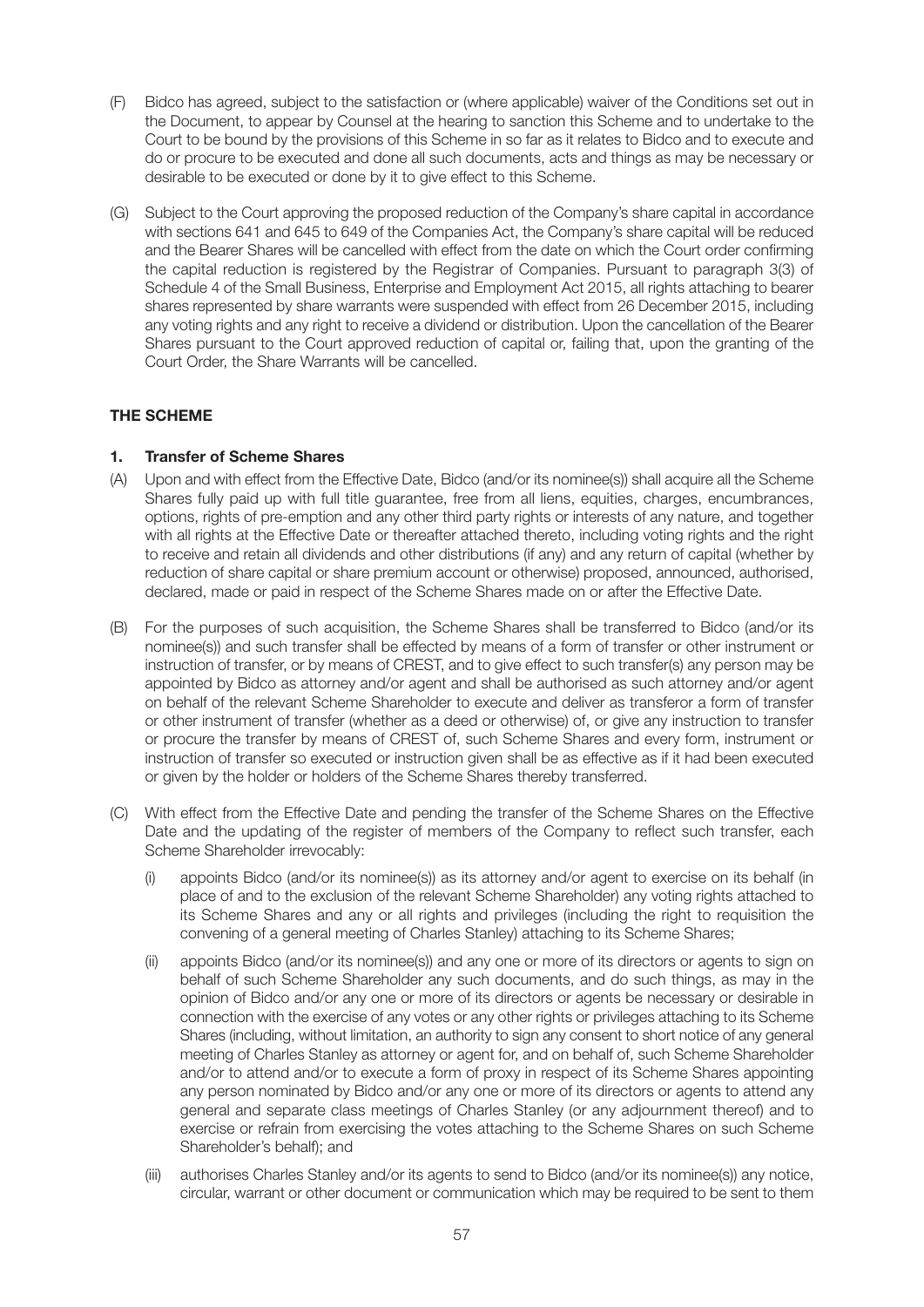(F) Bidco has agreed, subject to the satisfaction or (where applicable) waiver of the Conditions set out in the Document, to appear by Counsel at the hearing to sanction this Scheme and to undertake to the Court to be bound by the provisions of this Scheme in so far as it relates to Bidco and to execute and do or procure to be executed and done all such documents, acts and things as may be necessary or desirable to be executed or done by it to give effect to this Scheme.

(G) Subject to the Court approving the proposed reduction of the Company's share capital in accordance with sections 641 and 645 to 649 of the Companies Act, the Company's share capital will be reduced and the Bearer Shares will be cancelled with effect from the date on which the Court order confirming the capital reduction is registered by the Registrar of Companies. Pursuant to paragraph 3(3) of Schedule 4 of the Small Business, Enterprise and Employment Act 2015, all rights attaching to bearer shares represented by share warrants were suspended with effect from 26 December 2015, including any voting rights and any right to receive a dividend or distribution. Upon the cancellation of the Bearer Shares pursuant to the Court approved reduction of capital or, failing that, upon the granting of the Court Order, the Share Warrants will be cancelled.

## THE SCHEME

### 1. Transfer of Scheme Shares

(A) Upon and with effect from the Effective Date, Bidco (and/or its nominee(s)) shall acquire all the Scheme Shares fully paid up with full title guarantee, free from all liens, equities, charges, encumbrances, options, rights of pre-emption and any other third party rights or interests of any nature, and together with all rights at the Effective Date or thereafter attached thereto, including voting rights and the right to receive and retain all dividends and other distributions (if any) and any return of capital (whether by reduction of share capital or share premium account or otherwise) proposed, announced, authorised, declared, made or paid in respect of the Scheme Shares made on or after the Effective Date.

(B) For the purposes of such acquisition, the Scheme Shares shall be transferred to Bidco (and/or its nominee(s)) and such transfer shall be effected by means of a form of transfer or other instrument or instruction of transfer, or by means of CREST, and to give effect to such transfer(s) any person may be appointed by Bidco as attorney and/or agent and shall be authorised as such attorney and/or agent on behalf of the relevant Scheme Shareholder to execute and deliver as transferor a form of transfer or other instrument of transfer (whether as a deed or otherwise) of, or give any instruction to transfer or procure the transfer by means of CREST of, such Scheme Shares and every form, instrument or instruction of transfer so executed or instruction given shall be as effective as if it had been executed or given by the holder or holders of the Scheme Shares thereby transferred.

(C) With effect from the Effective Date and pending the transfer of the Scheme Shares on the Effective Date and the updating of the register of members of the Company to reflect such transfer, each Scheme Shareholder irrevocably:

   (i) appoints Bidco (and/or its nominee(s)) as its attorney and/or agent to exercise on its behalf (in place of and to the exclusion of the relevant Scheme Shareholder) any voting rights attached to its Scheme Shares and any or all rights and privileges (including the right to requisition the convening of a general meeting of Charles Stanley) attaching to its Scheme Shares;

   (ii) appoints Bidco (and/or its nominee(s)) and any one or more of its directors or agents to sign on behalf of such Scheme Shareholder any such documents, and do such things, as may in the opinion of Bidco and/or any one or more of its directors or agents be necessary or desirable in connection with the exercise of any votes or any other rights or privileges attaching to its Scheme Shares (including, without limitation, an authority to sign any consent to short notice of any general meeting of Charles Stanley as attorney or agent for, and on behalf of, such Scheme Shareholder and/or to attend and/or to execute a form of proxy in respect of its Scheme Shares appointing any person nominated by Bidco and/or any one or more of its directors or agents to attend any general and separate class meetings of Charles Stanley (or any adjournment thereof) and to exercise or refrain from exercising the votes attaching to the Scheme Shares on such Scheme Shareholder's behalf); and

   (iii) authorises Charles Stanley and/or its agents to send to Bidco (and/or its nominee(s)) any notice, circular, warrant or other document or communication which may be required to be sent to them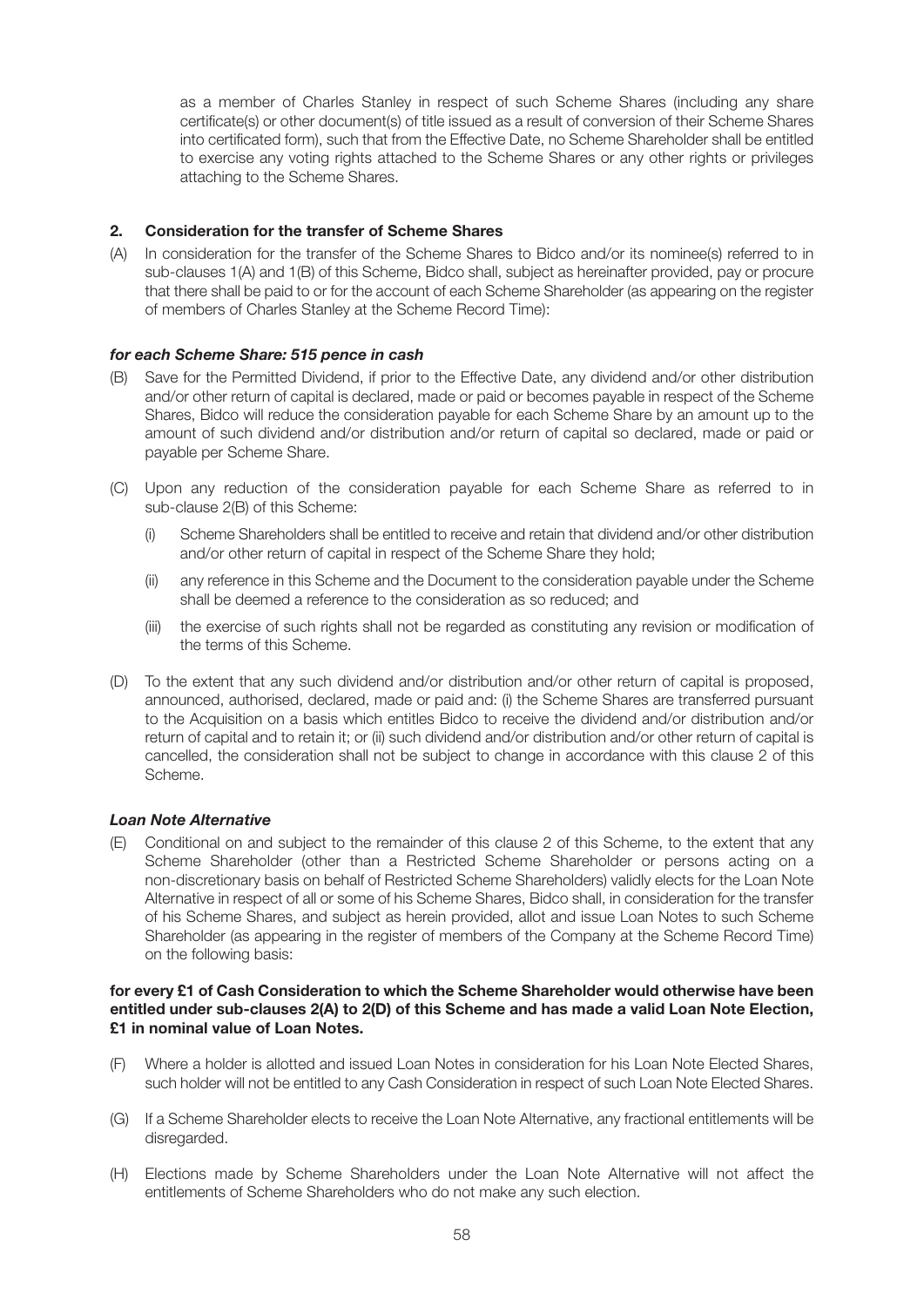as a member of Charles Stanley in respect of such Scheme Shares (including any share certificate(s) or other document(s) of title issued as a result of conversion of their Scheme Shares into certificated form), such that from the Effective Date, no Scheme Shareholder shall be entitled to exercise any voting rights attached to the Scheme Shares or any other rights or privileges attaching to the Scheme Shares.

## 2. Consideration for the transfer of Scheme Shares

(A) In consideration for the transfer of the Scheme Shares to Bidco and/or its nominee(s) referred to in sub-clauses 1(A) and 1(B) of this Scheme, Bidco shall, subject as hereinafter provided, pay or procure that there shall be paid to or for the account of each Scheme Shareholder (as appearing on the register of members of Charles Stanley at the Scheme Record Time):

***for each Scheme Share: 515 pence in cash***

(B) Save for the Permitted Dividend, if prior to the Effective Date, any dividend and/or other distribution and/or other return of capital is declared, made or paid or becomes payable in respect of the Scheme Shares, Bidco will reduce the consideration payable for each Scheme Share by an amount up to the amount of such dividend and/or distribution and/or return of capital so declared, made or paid or payable per Scheme Share.

(C) Upon any reduction of the consideration payable for each Scheme Share as referred to in sub-clause 2(B) of this Scheme:

(i) Scheme Shareholders shall be entitled to receive and retain that dividend and/or other distribution and/or other return of capital in respect of the Scheme Share they hold;

(ii) any reference in this Scheme and the Document to the consideration payable under the Scheme shall be deemed a reference to the consideration as so reduced; and

(iii) the exercise of such rights shall not be regarded as constituting any revision or modification of the terms of this Scheme.

(D) To the extent that any such dividend and/or distribution and/or other return of capital is proposed, announced, authorised, declared, made or paid and: (i) the Scheme Shares are transferred pursuant to the Acquisition on a basis which entitles Bidco to receive the dividend and/or distribution and/or return of capital and to retain it; or (ii) such dividend and/or distribution and/or other return of capital is cancelled, the consideration shall not be subject to change in accordance with this clause 2 of this Scheme.

***Loan Note Alternative***

(E) Conditional on and subject to the remainder of this clause 2 of this Scheme, to the extent that any Scheme Shareholder (other than a Restricted Scheme Shareholder or persons acting on a non-discretionary basis on behalf of Restricted Scheme Shareholders) validly elects for the Loan Note Alternative in respect of all or some of his Scheme Shares, Bidco shall, in consideration for the transfer of his Scheme Shares, and subject as herein provided, allot and issue Loan Notes to such Scheme Shareholder (as appearing in the register of members of the Company at the Scheme Record Time) on the following basis:

**for every £1 of Cash Consideration to which the Scheme Shareholder would otherwise have been entitled under sub-clauses 2(A) to 2(D) of this Scheme and has made a valid Loan Note Election, £1 in nominal value of Loan Notes.**

(F) Where a holder is allotted and issued Loan Notes in consideration for his Loan Note Elected Shares, such holder will not be entitled to any Cash Consideration in respect of such Loan Note Elected Shares.

(G) If a Scheme Shareholder elects to receive the Loan Note Alternative, any fractional entitlements will be disregarded.

(H) Elections made by Scheme Shareholders under the Loan Note Alternative will not affect the entitlements of Scheme Shareholders who do not make any such election.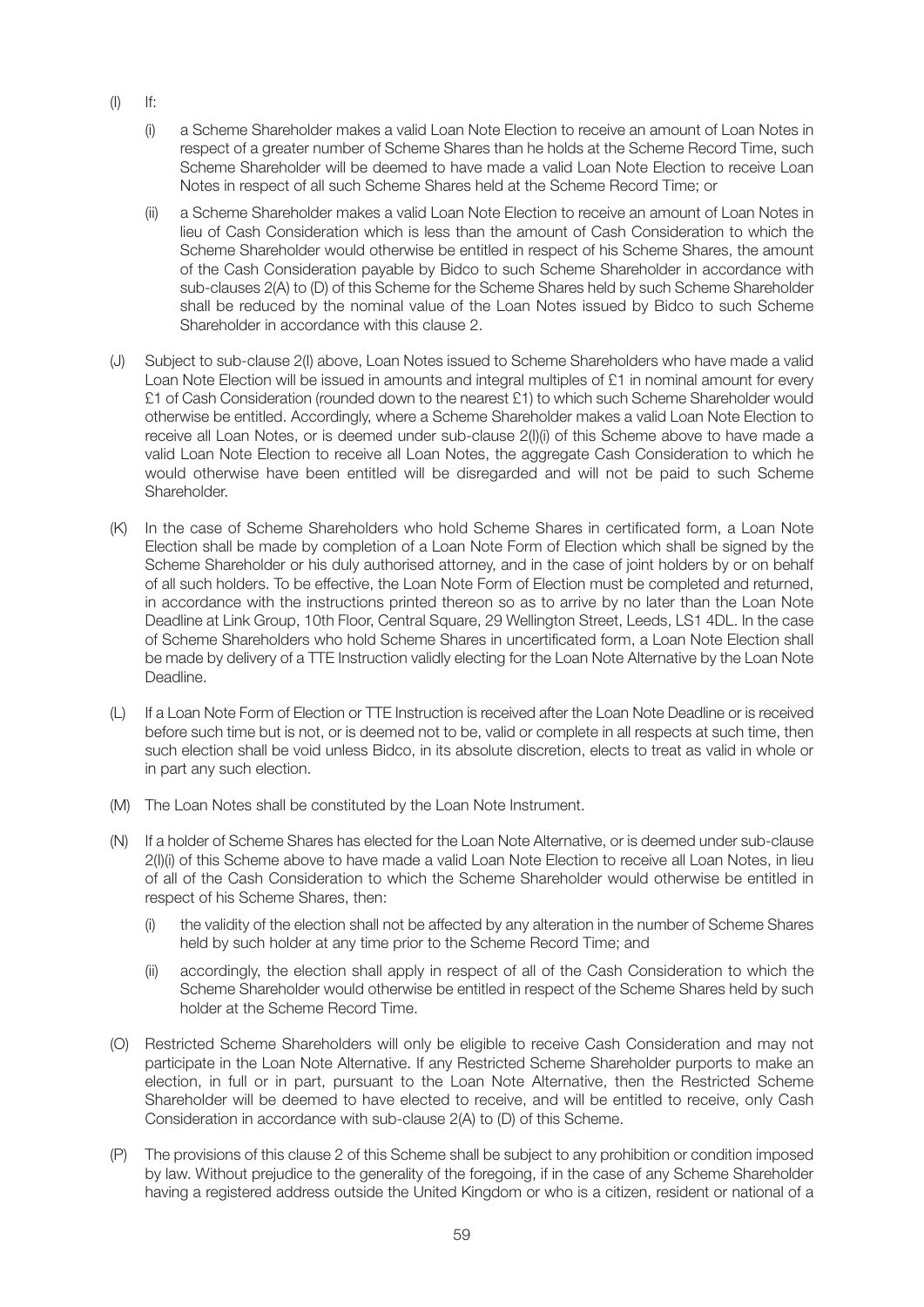(I) If:

(i) a Scheme Shareholder makes a valid Loan Note Election to receive an amount of Loan Notes in respect of a greater number of Scheme Shares than he holds at the Scheme Record Time, such Scheme Shareholder will be deemed to have made a valid Loan Note Election to receive Loan Notes in respect of all such Scheme Shares held at the Scheme Record Time; or

(ii) a Scheme Shareholder makes a valid Loan Note Election to receive an amount of Loan Notes in lieu of Cash Consideration which is less than the amount of Cash Consideration to which the Scheme Shareholder would otherwise be entitled in respect of his Scheme Shares, the amount of the Cash Consideration payable by Bidco to such Scheme Shareholder in accordance with sub-clauses 2(A) to (D) of this Scheme for the Scheme Shares held by such Scheme Shareholder shall be reduced by the nominal value of the Loan Notes issued by Bidco to such Scheme Shareholder in accordance with this clause 2.

(J) Subject to sub-clause 2(I) above, Loan Notes issued to Scheme Shareholders who have made a valid Loan Note Election will be issued in amounts and integral multiples of £1 in nominal amount for every £1 of Cash Consideration (rounded down to the nearest £1) to which such Scheme Shareholder would otherwise be entitled. Accordingly, where a Scheme Shareholder makes a valid Loan Note Election to receive all Loan Notes, or is deemed under sub-clause 2(I)(i) of this Scheme above to have made a valid Loan Note Election to receive all Loan Notes, the aggregate Cash Consideration to which he would otherwise have been entitled will be disregarded and will not be paid to such Scheme Shareholder.

(K) In the case of Scheme Shareholders who hold Scheme Shares in certificated form, a Loan Note Election shall be made by completion of a Loan Note Form of Election which shall be signed by the Scheme Shareholder or his duly authorised attorney, and in the case of joint holders by or on behalf of all such holders. To be effective, the Loan Note Form of Election must be completed and returned, in accordance with the instructions printed thereon so as to arrive by no later than the Loan Note Deadline at Link Group, 10th Floor, Central Square, 29 Wellington Street, Leeds, LS1 4DL. In the case of Scheme Shareholders who hold Scheme Shares in uncertificated form, a Loan Note Election shall be made by delivery of a TTE Instruction validly electing for the Loan Note Alternative by the Loan Note Deadline.

(L) If a Loan Note Form of Election or TTE Instruction is received after the Loan Note Deadline or is received before such time but is not, or is deemed not to be, valid or complete in all respects at such time, then such election shall be void unless Bidco, in its absolute discretion, elects to treat as valid in whole or in part any such election.

(M) The Loan Notes shall be constituted by the Loan Note Instrument.

(N) If a holder of Scheme Shares has elected for the Loan Note Alternative, or is deemed under sub-clause 2(I)(i) of this Scheme above to have made a valid Loan Note Election to receive all Loan Notes, in lieu of all of the Cash Consideration to which the Scheme Shareholder would otherwise be entitled in respect of his Scheme Shares, then:

(i) the validity of the election shall not be affected by any alteration in the number of Scheme Shares held by such holder at any time prior to the Scheme Record Time; and

(ii) accordingly, the election shall apply in respect of all of the Cash Consideration to which the Scheme Shareholder would otherwise be entitled in respect of the Scheme Shares held by such holder at the Scheme Record Time.

(O) Restricted Scheme Shareholders will only be eligible to receive Cash Consideration and may not participate in the Loan Note Alternative. If any Restricted Scheme Shareholder purports to make an election, in full or in part, pursuant to the Loan Note Alternative, then the Restricted Scheme Shareholder will be deemed to have elected to receive, and will be entitled to receive, only Cash Consideration in accordance with sub-clause 2(A) to (D) of this Scheme.

(P) The provisions of this clause 2 of this Scheme shall be subject to any prohibition or condition imposed by law. Without prejudice to the generality of the foregoing, if in the case of any Scheme Shareholder having a registered address outside the United Kingdom or who is a citizen, resident or national of a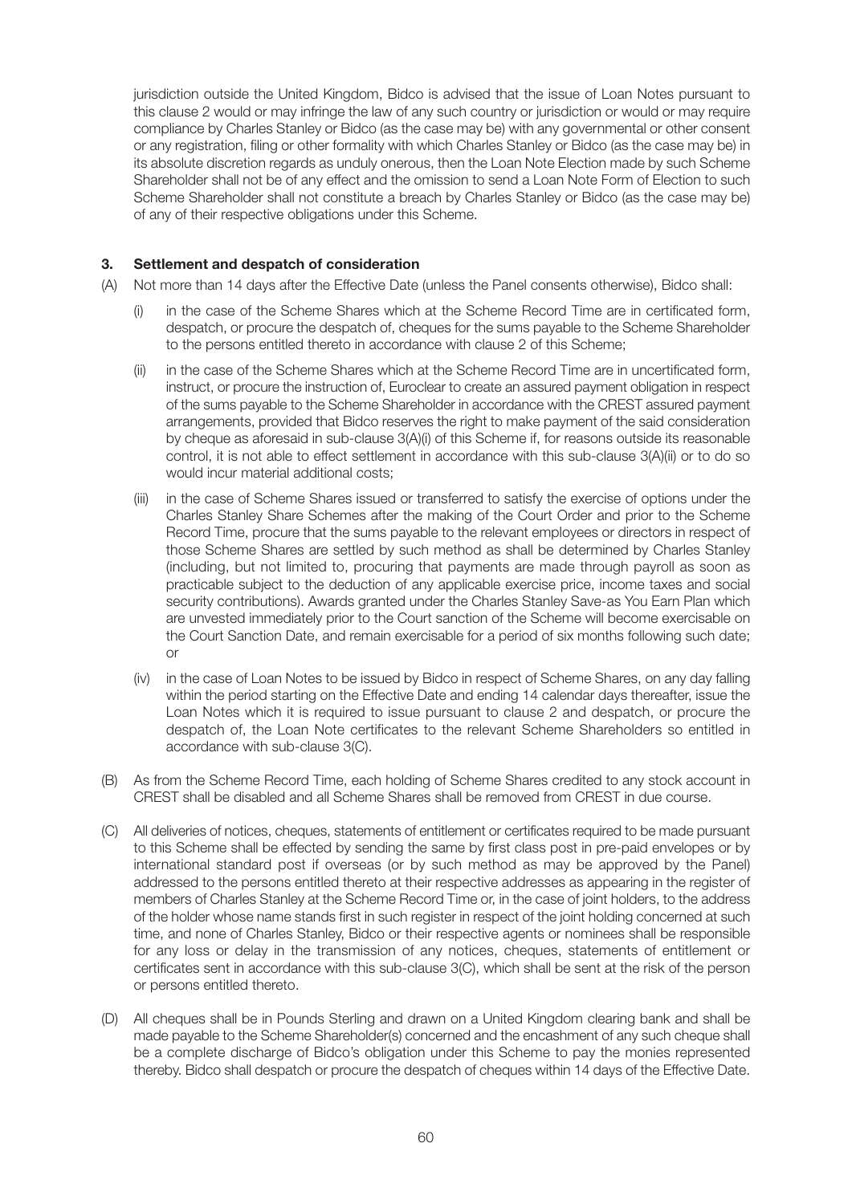jurisdiction outside the United Kingdom, Bidco is advised that the issue of Loan Notes pursuant to this clause 2 would or may infringe the law of any such country or jurisdiction or would or may require compliance by Charles Stanley or Bidco (as the case may be) with any governmental or other consent or any registration, filing or other formality with which Charles Stanley or Bidco (as the case may be) in its absolute discretion regards as unduly onerous, then the Loan Note Election made by such Scheme Shareholder shall not be of any effect and the omission to send a Loan Note Form of Election to such Scheme Shareholder shall not constitute a breach by Charles Stanley or Bidco (as the case may be) of any of their respective obligations under this Scheme.

**3. Settlement and despatch of consideration**

(A) Not more than 14 days after the Effective Date (unless the Panel consents otherwise), Bidco shall:

(i) in the case of the Scheme Shares which at the Scheme Record Time are in certificated form, despatch, or procure the despatch of, cheques for the sums payable to the Scheme Shareholder to the persons entitled thereto in accordance with clause 2 of this Scheme;

(ii) in the case of the Scheme Shares which at the Scheme Record Time are in uncertificated form, instruct, or procure the instruction of, Euroclear to create an assured payment obligation in respect of the sums payable to the Scheme Shareholder in accordance with the CREST assured payment arrangements, provided that Bidco reserves the right to make payment of the said consideration by cheque as aforesaid in sub-clause 3(A)(i) of this Scheme if, for reasons outside its reasonable control, it is not able to effect settlement in accordance with this sub-clause 3(A)(ii) or to do so would incur material additional costs;

(iii) in the case of Scheme Shares issued or transferred to satisfy the exercise of options under the Charles Stanley Share Schemes after the making of the Court Order and prior to the Scheme Record Time, procure that the sums payable to the relevant employees or directors in respect of those Scheme Shares are settled by such method as shall be determined by Charles Stanley (including, but not limited to, procuring that payments are made through payroll as soon as practicable subject to the deduction of any applicable exercise price, income taxes and social security contributions). Awards granted under the Charles Stanley Save-as You Earn Plan which are unvested immediately prior to the Court sanction of the Scheme will become exercisable on the Court Sanction Date, and remain exercisable for a period of six months following such date; or

(iv) in the case of Loan Notes to be issued by Bidco in respect of Scheme Shares, on any day falling within the period starting on the Effective Date and ending 14 calendar days thereafter, issue the Loan Notes which it is required to issue pursuant to clause 2 and despatch, or procure the despatch of, the Loan Note certificates to the relevant Scheme Shareholders so entitled in accordance with sub-clause 3(C).

(B) As from the Scheme Record Time, each holding of Scheme Shares credited to any stock account in CREST shall be disabled and all Scheme Shares shall be removed from CREST in due course.

(C) All deliveries of notices, cheques, statements of entitlement or certificates required to be made pursuant to this Scheme shall be effected by sending the same by first class post in pre-paid envelopes or by international standard post if overseas (or by such method as may be approved by the Panel) addressed to the persons entitled thereto at their respective addresses as appearing in the register of members of Charles Stanley at the Scheme Record Time or, in the case of joint holders, to the address of the holder whose name stands first in such register in respect of the joint holding concerned at such time, and none of Charles Stanley, Bidco or their respective agents or nominees shall be responsible for any loss or delay in the transmission of any notices, cheques, statements of entitlement or certificates sent in accordance with this sub-clause 3(C), which shall be sent at the risk of the person or persons entitled thereto.

(D) All cheques shall be in Pounds Sterling and drawn on a United Kingdom clearing bank and shall be made payable to the Scheme Shareholder(s) concerned and the encashment of any such cheque shall be a complete discharge of Bidco's obligation under this Scheme to pay the monies represented thereby. Bidco shall despatch or procure the despatch of cheques within 14 days of the Effective Date.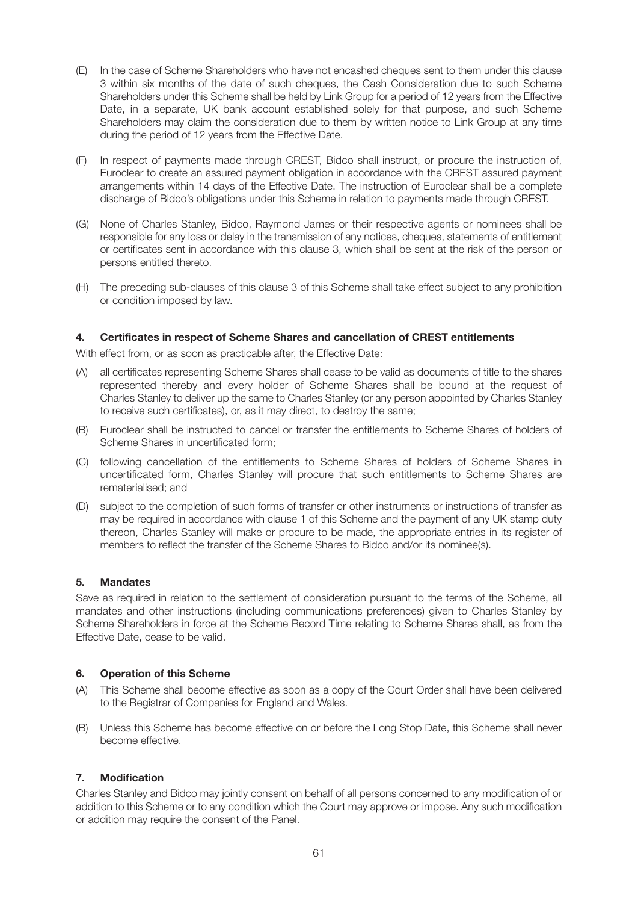(E) In the case of Scheme Shareholders who have not encashed cheques sent to them under this clause 3 within six months of the date of such cheques, the Cash Consideration due to such Scheme Shareholders under this Scheme shall be held by Link Group for a period of 12 years from the Effective Date, in a separate, UK bank account established solely for that purpose, and such Scheme Shareholders may claim the consideration due to them by written notice to Link Group at any time during the period of 12 years from the Effective Date.

(F) In respect of payments made through CREST, Bidco shall instruct, or procure the instruction of, Euroclear to create an assured payment obligation in accordance with the CREST assured payment arrangements within 14 days of the Effective Date. The instruction of Euroclear shall be a complete discharge of Bidco's obligations under this Scheme in relation to payments made through CREST.

(G) None of Charles Stanley, Bidco, Raymond James or their respective agents or nominees shall be responsible for any loss or delay in the transmission of any notices, cheques, statements of entitlement or certificates sent in accordance with this clause 3, which shall be sent at the risk of the person or persons entitled thereto.

(H) The preceding sub-clauses of this clause 3 of this Scheme shall take effect subject to any prohibition or condition imposed by law.

### 4. Certificates in respect of Scheme Shares and cancellation of CREST entitlements

With effect from, or as soon as practicable after, the Effective Date:

(A) all certificates representing Scheme Shares shall cease to be valid as documents of title to the shares represented thereby and every holder of Scheme Shares shall be bound at the request of Charles Stanley to deliver up the same to Charles Stanley (or any person appointed by Charles Stanley to receive such certificates), or, as it may direct, to destroy the same;

(B) Euroclear shall be instructed to cancel or transfer the entitlements to Scheme Shares of holders of Scheme Shares in uncertificated form;

(C) following cancellation of the entitlements to Scheme Shares of holders of Scheme Shares in uncertificated form, Charles Stanley will procure that such entitlements to Scheme Shares are rematerialised; and

(D) subject to the completion of such forms of transfer or other instruments or instructions of transfer as may be required in accordance with clause 1 of this Scheme and the payment of any UK stamp duty thereon, Charles Stanley will make or procure to be made, the appropriate entries in its register of members to reflect the transfer of the Scheme Shares to Bidco and/or its nominee(s).

### 5. Mandates

Save as required in relation to the settlement of consideration pursuant to the terms of the Scheme, all mandates and other instructions (including communications preferences) given to Charles Stanley by Scheme Shareholders in force at the Scheme Record Time relating to Scheme Shares shall, as from the Effective Date, cease to be valid.

### 6. Operation of this Scheme

(A) This Scheme shall become effective as soon as a copy of the Court Order shall have been delivered to the Registrar of Companies for England and Wales.

(B) Unless this Scheme has become effective on or before the Long Stop Date, this Scheme shall never become effective.

### 7. Modification

Charles Stanley and Bidco may jointly consent on behalf of all persons concerned to any modification of or addition to this Scheme or to any condition which the Court may approve or impose. Any such modification or addition may require the consent of the Panel.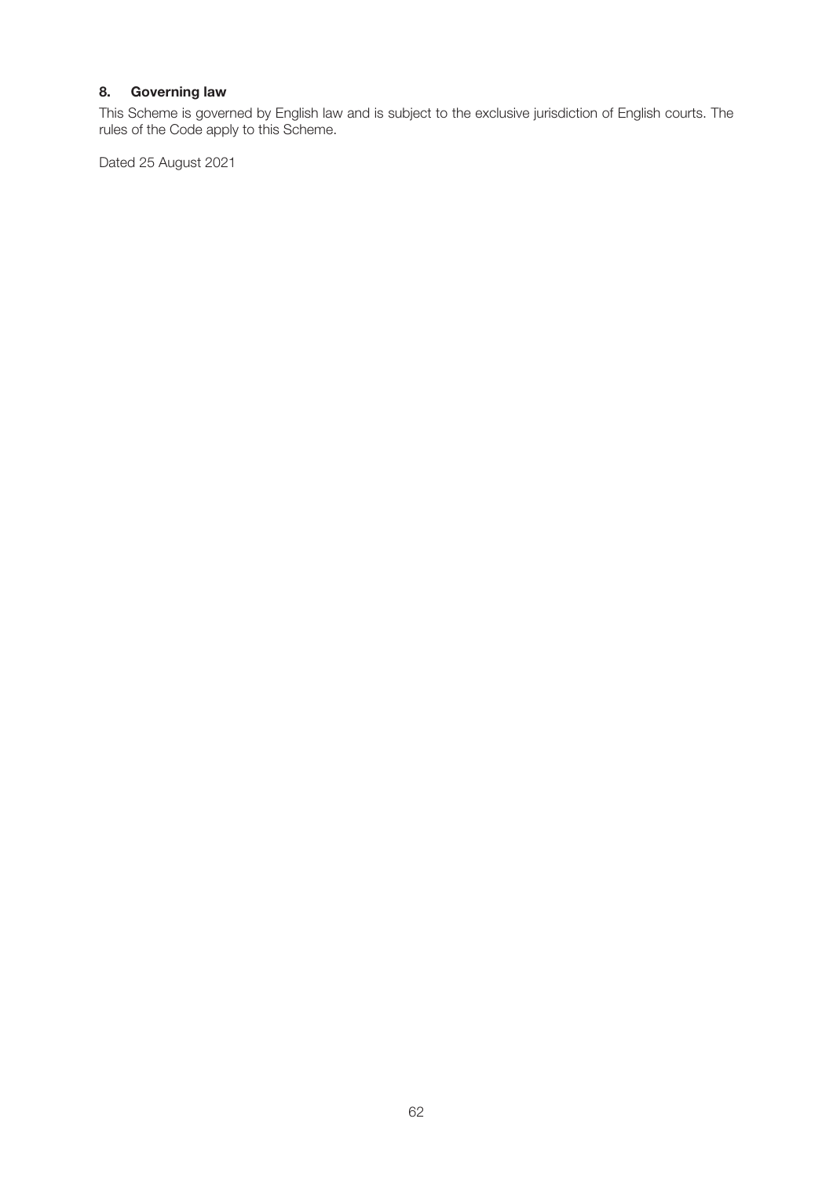## 8. Governing law

This Scheme is governed by English law and is subject to the exclusive jurisdiction of English courts. The rules of the Code apply to this Scheme.

Dated 25 August 2021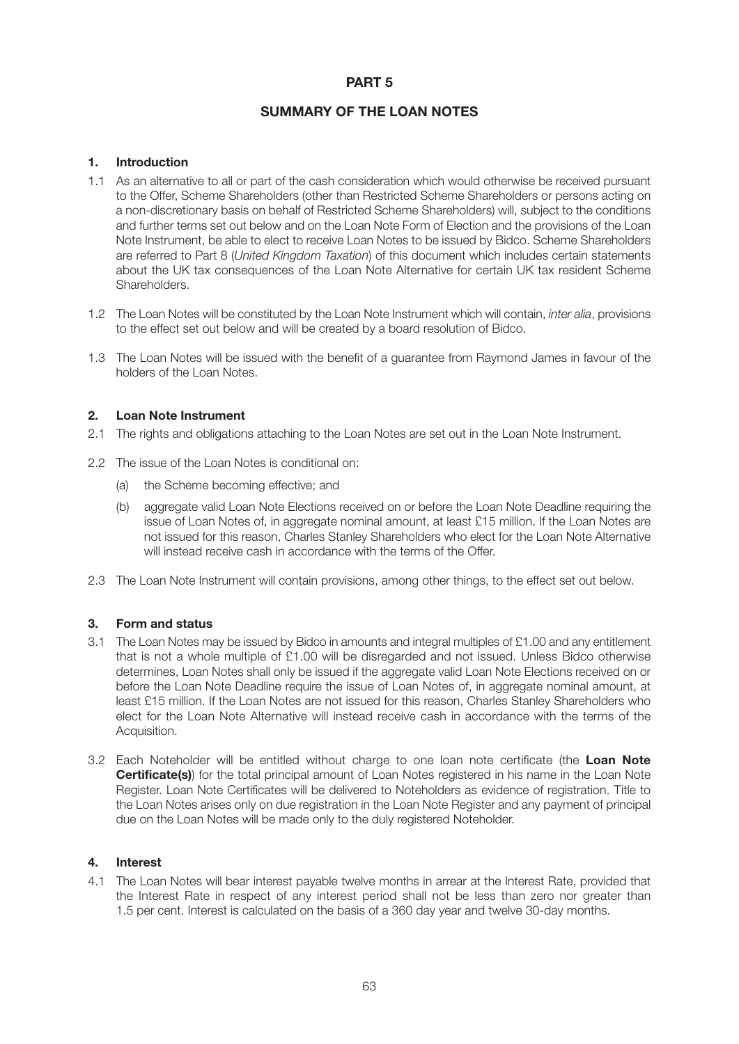# PART 5

## SUMMARY OF THE LOAN NOTES

### 1. Introduction

1.1 As an alternative to all or part of the cash consideration which would otherwise be received pursuant to the Offer, Scheme Shareholders (other than Restricted Scheme Shareholders or persons acting on a non-discretionary basis on behalf of Restricted Scheme Shareholders) will, subject to the conditions and further terms set out below and on the Loan Note Form of Election and the provisions of the Loan Note Instrument, be able to elect to receive Loan Notes to be issued by Bidco. Scheme Shareholders are referred to Part 8 (*United Kingdom Taxation*) of this document which includes certain statements about the UK tax consequences of the Loan Note Alternative for certain UK tax resident Scheme Shareholders.

1.2 The Loan Notes will be constituted by the Loan Note Instrument which will contain, *inter alia*, provisions to the effect set out below and will be created by a board resolution of Bidco.

1.3 The Loan Notes will be issued with the benefit of a guarantee from Raymond James in favour of the holders of the Loan Notes.

### 2. Loan Note Instrument

2.1 The rights and obligations attaching to the Loan Notes are set out in the Loan Note Instrument.

2.2 The issue of the Loan Notes is conditional on:

(a) the Scheme becoming effective; and

(b) aggregate valid Loan Note Elections received on or before the Loan Note Deadline requiring the issue of Loan Notes of, in aggregate nominal amount, at least £15 million. If the Loan Notes are not issued for this reason, Charles Stanley Shareholders who elect for the Loan Note Alternative will instead receive cash in accordance with the terms of the Offer.

2.3 The Loan Note Instrument will contain provisions, among other things, to the effect set out below.

### 3. Form and status

3.1 The Loan Notes may be issued by Bidco in amounts and integral multiples of £1.00 and any entitlement that is not a whole multiple of £1.00 will be disregarded and not issued. Unless Bidco otherwise determines, Loan Notes shall only be issued if the aggregate valid Loan Note Elections received on or before the Loan Note Deadline require the issue of Loan Notes of, in aggregate nominal amount, at least £15 million. If the Loan Notes are not issued for this reason, Charles Stanley Shareholders who elect for the Loan Note Alternative will instead receive cash in accordance with the terms of the Acquisition.

3.2 Each Noteholder will be entitled without charge to one loan note certificate (the **Loan Note Certificate(s)**) for the total principal amount of Loan Notes registered in his name in the Loan Note Register. Loan Note Certificates will be delivered to Noteholders as evidence of registration. Title to the Loan Notes arises only on due registration in the Loan Note Register and any payment of principal due on the Loan Notes will be made only to the duly registered Noteholder.

### 4. Interest

4.1 The Loan Notes will bear interest payable twelve months in arrear at the Interest Rate, provided that the Interest Rate in respect of any interest period shall not be less than zero nor greater than 1.5 per cent. Interest is calculated on the basis of a 360 day year and twelve 30-day months.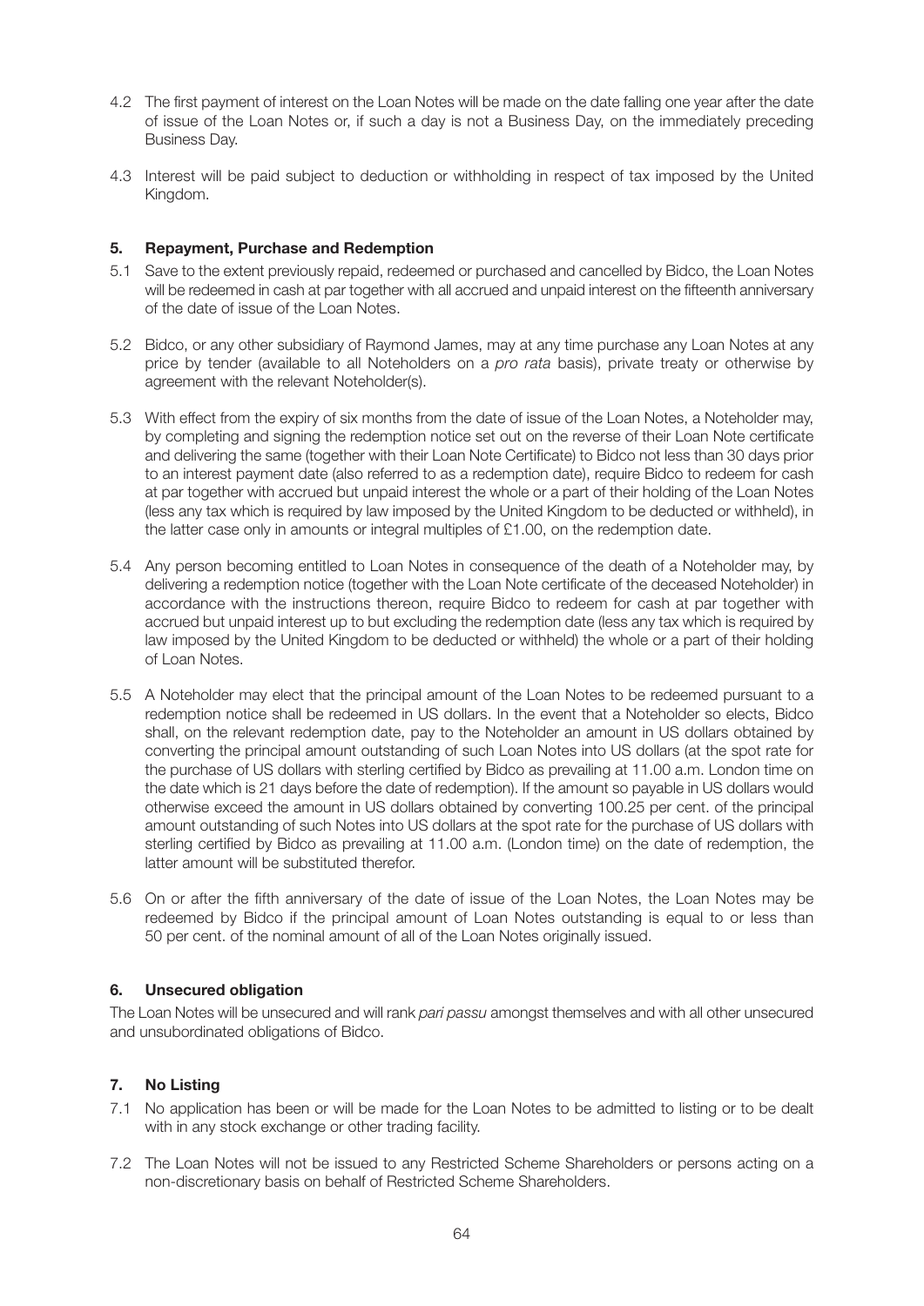4.2 The first payment of interest on the Loan Notes will be made on the date falling one year after the date of issue of the Loan Notes or, if such a day is not a Business Day, on the immediately preceding Business Day.

4.3 Interest will be paid subject to deduction or withholding in respect of tax imposed by the United Kingdom.

## 5. Repayment, Purchase and Redemption

5.1 Save to the extent previously repaid, redeemed or purchased and cancelled by Bidco, the Loan Notes will be redeemed in cash at par together with all accrued and unpaid interest on the fifteenth anniversary of the date of issue of the Loan Notes.

5.2 Bidco, or any other subsidiary of Raymond James, may at any time purchase any Loan Notes at any price by tender (available to all Noteholders on a *pro rata* basis), private treaty or otherwise by agreement with the relevant Noteholder(s).

5.3 With effect from the expiry of six months from the date of issue of the Loan Notes, a Noteholder may, by completing and signing the redemption notice set out on the reverse of their Loan Note certificate and delivering the same (together with their Loan Note Certificate) to Bidco not less than 30 days prior to an interest payment date (also referred to as a redemption date), require Bidco to redeem for cash at par together with accrued but unpaid interest the whole or a part of their holding of the Loan Notes (less any tax which is required by law imposed by the United Kingdom to be deducted or withheld), in the latter case only in amounts or integral multiples of £1.00, on the redemption date.

5.4 Any person becoming entitled to Loan Notes in consequence of the death of a Noteholder may, by delivering a redemption notice (together with the Loan Note certificate of the deceased Noteholder) in accordance with the instructions thereon, require Bidco to redeem for cash at par together with accrued but unpaid interest up to but excluding the redemption date (less any tax which is required by law imposed by the United Kingdom to be deducted or withheld) the whole or a part of their holding of Loan Notes.

5.5 A Noteholder may elect that the principal amount of the Loan Notes to be redeemed pursuant to a redemption notice shall be redeemed in US dollars. In the event that a Noteholder so elects, Bidco shall, on the relevant redemption date, pay to the Noteholder an amount in US dollars obtained by converting the principal amount outstanding of such Loan Notes into US dollars (at the spot rate for the purchase of US dollars with sterling certified by Bidco as prevailing at 11.00 a.m. London time on the date which is 21 days before the date of redemption). If the amount so payable in US dollars would otherwise exceed the amount in US dollars obtained by converting 100.25 per cent. of the principal amount outstanding of such Notes into US dollars at the spot rate for the purchase of US dollars with sterling certified by Bidco as prevailing at 11.00 a.m. (London time) on the date of redemption, the latter amount will be substituted therefor.

5.6 On or after the fifth anniversary of the date of issue of the Loan Notes, the Loan Notes may be redeemed by Bidco if the principal amount of Loan Notes outstanding is equal to or less than 50 per cent. of the nominal amount of all of the Loan Notes originally issued.

## 6. Unsecured obligation

The Loan Notes will be unsecured and will rank *pari passu* amongst themselves and with all other unsecured and unsubordinated obligations of Bidco.

## 7. No Listing

7.1 No application has been or will be made for the Loan Notes to be admitted to listing or to be dealt with in any stock exchange or other trading facility.

7.2 The Loan Notes will not be issued to any Restricted Scheme Shareholders or persons acting on a non-discretionary basis on behalf of Restricted Scheme Shareholders.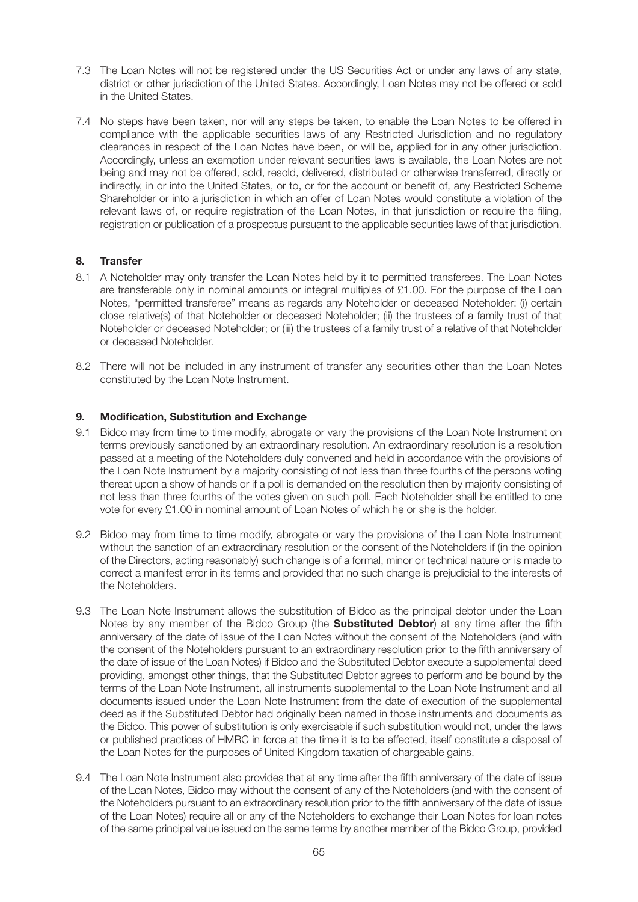7.3 The Loan Notes will not be registered under the US Securities Act or under any laws of any state, district or other jurisdiction of the United States. Accordingly, Loan Notes may not be offered or sold in the United States.

7.4 No steps have been taken, nor will any steps be taken, to enable the Loan Notes to be offered in compliance with the applicable securities laws of any Restricted Jurisdiction and no regulatory clearances in respect of the Loan Notes have been, or will be, applied for in any other jurisdiction. Accordingly, unless an exemption under relevant securities laws is available, the Loan Notes are not being and may not be offered, sold, resold, delivered, distributed or otherwise transferred, directly or indirectly, in or into the United States, or to, or for the account or benefit of, any Restricted Scheme Shareholder or into a jurisdiction in which an offer of Loan Notes would constitute a violation of the relevant laws of, or require registration of the Loan Notes, in that jurisdiction or require the filing, registration or publication of a prospectus pursuant to the applicable securities laws of that jurisdiction.

### 8. Transfer

8.1 A Noteholder may only transfer the Loan Notes held by it to permitted transferees. The Loan Notes are transferable only in nominal amounts or integral multiples of £1.00. For the purpose of the Loan Notes, "permitted transferee" means as regards any Noteholder or deceased Noteholder: (i) certain close relative(s) of that Noteholder or deceased Noteholder; (ii) the trustees of a family trust of that Noteholder or deceased Noteholder; or (iii) the trustees of a family trust of a relative of that Noteholder or deceased Noteholder.

8.2 There will not be included in any instrument of transfer any securities other than the Loan Notes constituted by the Loan Note Instrument.

### 9. Modification, Substitution and Exchange

9.1 Bidco may from time to time modify, abrogate or vary the provisions of the Loan Note Instrument on terms previously sanctioned by an extraordinary resolution. An extraordinary resolution is a resolution passed at a meeting of the Noteholders duly convened and held in accordance with the provisions of the Loan Note Instrument by a majority consisting of not less than three fourths of the persons voting thereat upon a show of hands or if a poll is demanded on the resolution then by majority consisting of not less than three fourths of the votes given on such poll. Each Noteholder shall be entitled to one vote for every £1.00 in nominal amount of Loan Notes of which he or she is the holder.

9.2 Bidco may from time to time modify, abrogate or vary the provisions of the Loan Note Instrument without the sanction of an extraordinary resolution or the consent of the Noteholders if (in the opinion of the Directors, acting reasonably) such change is of a formal, minor or technical nature or is made to correct a manifest error in its terms and provided that no such change is prejudicial to the interests of the Noteholders.

9.3 The Loan Note Instrument allows the substitution of Bidco as the principal debtor under the Loan Notes by any member of the Bidco Group (the **Substituted Debtor**) at any time after the fifth anniversary of the date of issue of the Loan Notes without the consent of the Noteholders (and with the consent of the Noteholders pursuant to an extraordinary resolution prior to the fifth anniversary of the date of issue of the Loan Notes) if Bidco and the Substituted Debtor execute a supplemental deed providing, amongst other things, that the Substituted Debtor agrees to perform and be bound by the terms of the Loan Note Instrument, all instruments supplemental to the Loan Note Instrument and all documents issued under the Loan Note Instrument from the date of execution of the supplemental deed as if the Substituted Debtor had originally been named in those instruments and documents as the Bidco. This power of substitution is only exercisable if such substitution would not, under the laws or published practices of HMRC in force at the time it is to be effected, itself constitute a disposal of the Loan Notes for the purposes of United Kingdom taxation of chargeable gains.

9.4 The Loan Note Instrument also provides that at any time after the fifth anniversary of the date of issue of the Loan Notes, Bidco may without the consent of any of the Noteholders (and with the consent of the Noteholders pursuant to an extraordinary resolution prior to the fifth anniversary of the date of issue of the Loan Notes) require all or any of the Noteholders to exchange their Loan Notes for loan notes of the same principal value issued on the same terms by another member of the Bidco Group, provided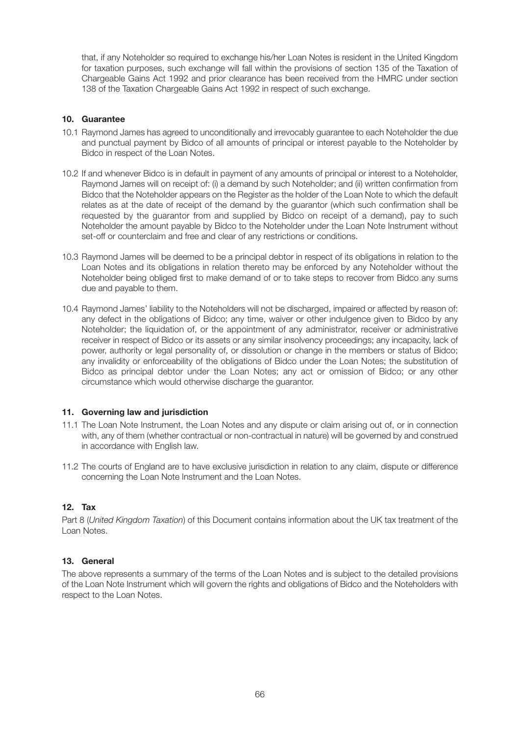that, if any Noteholder so required to exchange his/her Loan Notes is resident in the United Kingdom for taxation purposes, such exchange will fall within the provisions of section 135 of the Taxation of Chargeable Gains Act 1992 and prior clearance has been received from the HMRC under section 138 of the Taxation Chargeable Gains Act 1992 in respect of such exchange.

### 10. Guarantee

10.1 Raymond James has agreed to unconditionally and irrevocably guarantee to each Noteholder the due and punctual payment by Bidco of all amounts of principal or interest payable to the Noteholder by Bidco in respect of the Loan Notes.

10.2 If and whenever Bidco is in default in payment of any amounts of principal or interest to a Noteholder, Raymond James will on receipt of: (i) a demand by such Noteholder; and (ii) written confirmation from Bidco that the Noteholder appears on the Register as the holder of the Loan Note to which the default relates as at the date of receipt of the demand by the guarantor (which such confirmation shall be requested by the guarantor from and supplied by Bidco on receipt of a demand), pay to such Noteholder the amount payable by Bidco to the Noteholder under the Loan Note Instrument without set-off or counterclaim and free and clear of any restrictions or conditions.

10.3 Raymond James will be deemed to be a principal debtor in respect of its obligations in relation to the Loan Notes and its obligations in relation thereto may be enforced by any Noteholder without the Noteholder being obliged first to make demand of or to take steps to recover from Bidco any sums due and payable to them.

10.4 Raymond James' liability to the Noteholders will not be discharged, impaired or affected by reason of: any defect in the obligations of Bidco; any time, waiver or other indulgence given to Bidco by any Noteholder; the liquidation of, or the appointment of any administrator, receiver or administrative receiver in respect of Bidco or its assets or any similar insolvency proceedings; any incapacity, lack of power, authority or legal personality of, or dissolution or change in the members or status of Bidco; any invalidity or enforceability of the obligations of Bidco under the Loan Notes; the substitution of Bidco as principal debtor under the Loan Notes; any act or omission of Bidco; or any other circumstance which would otherwise discharge the guarantor.

### 11. Governing law and jurisdiction

11.1 The Loan Note Instrument, the Loan Notes and any dispute or claim arising out of, or in connection with, any of them (whether contractual or non-contractual in nature) will be governed by and construed in accordance with English law.

11.2 The courts of England are to have exclusive jurisdiction in relation to any claim, dispute or difference concerning the Loan Note Instrument and the Loan Notes.

### 12. Tax

Part 8 (*United Kingdom Taxation*) of this Document contains information about the UK tax treatment of the Loan Notes.

### 13. General

The above represents a summary of the terms of the Loan Notes and is subject to the detailed provisions of the Loan Note Instrument which will govern the rights and obligations of Bidco and the Noteholders with respect to the Loan Notes.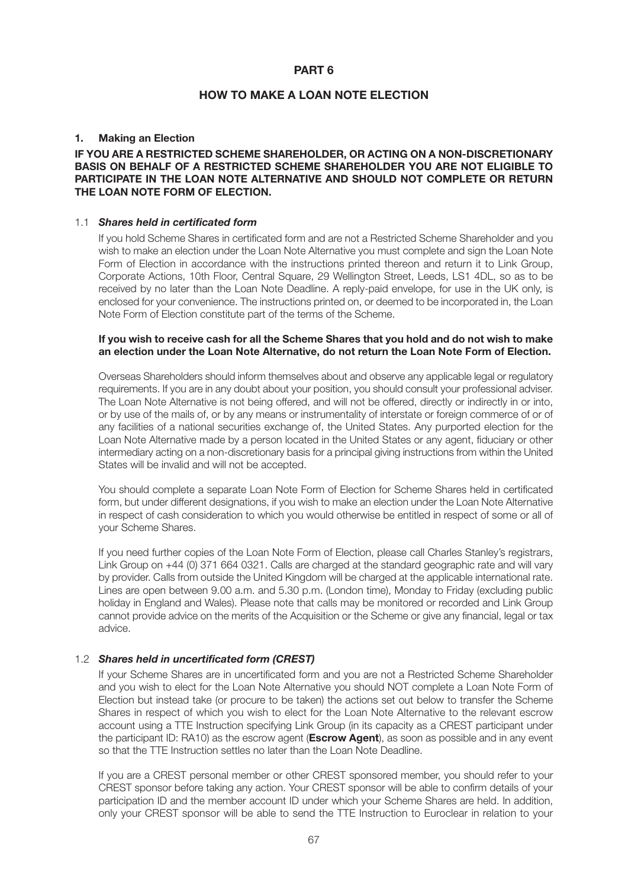# PART 6

## HOW TO MAKE A LOAN NOTE ELECTION

### 1. Making an Election

**IF YOU ARE A RESTRICTED SCHEME SHAREHOLDER, OR ACTING ON A NON-DISCRETIONARY BASIS ON BEHALF OF A RESTRICTED SCHEME SHAREHOLDER YOU ARE NOT ELIGIBLE TO PARTICIPATE IN THE LOAN NOTE ALTERNATIVE AND SHOULD NOT COMPLETE OR RETURN THE LOAN NOTE FORM OF ELECTION.**

#### 1.1 *Shares held in certificated form*

If you hold Scheme Shares in certificated form and are not a Restricted Scheme Shareholder and you wish to make an election under the Loan Note Alternative you must complete and sign the Loan Note Form of Election in accordance with the instructions printed thereon and return it to Link Group, Corporate Actions, 10th Floor, Central Square, 29 Wellington Street, Leeds, LS1 4DL, so as to be received by no later than the Loan Note Deadline. A reply-paid envelope, for use in the UK only, is enclosed for your convenience. The instructions printed on, or deemed to be incorporated in, the Loan Note Form of Election constitute part of the terms of the Scheme.

**If you wish to receive cash for all the Scheme Shares that you hold and do not wish to make an election under the Loan Note Alternative, do not return the Loan Note Form of Election.**

Overseas Shareholders should inform themselves about and observe any applicable legal or regulatory requirements. If you are in any doubt about your position, you should consult your professional adviser. The Loan Note Alternative is not being offered, and will not be offered, directly or indirectly in or into, or by use of the mails of, or by any means or instrumentality of interstate or foreign commerce of or of any facilities of a national securities exchange of, the United States. Any purported election for the Loan Note Alternative made by a person located in the United States or any agent, fiduciary or other intermediary acting on a non-discretionary basis for a principal giving instructions from within the United States will be invalid and will not be accepted.

You should complete a separate Loan Note Form of Election for Scheme Shares held in certificated form, but under different designations, if you wish to make an election under the Loan Note Alternative in respect of cash consideration to which you would otherwise be entitled in respect of some or all of your Scheme Shares.

If you need further copies of the Loan Note Form of Election, please call Charles Stanley's registrars, Link Group on +44 (0) 371 664 0321. Calls are charged at the standard geographic rate and will vary by provider. Calls from outside the United Kingdom will be charged at the applicable international rate. Lines are open between 9.00 a.m. and 5.30 p.m. (London time), Monday to Friday (excluding public holiday in England and Wales). Please note that calls may be monitored or recorded and Link Group cannot provide advice on the merits of the Acquisition or the Scheme or give any financial, legal or tax advice.

#### 1.2 *Shares held in uncertificated form (CREST)*

If your Scheme Shares are in uncertificated form and you are not a Restricted Scheme Shareholder and you wish to elect for the Loan Note Alternative you should NOT complete a Loan Note Form of Election but instead take (or procure to be taken) the actions set out below to transfer the Scheme Shares in respect of which you wish to elect for the Loan Note Alternative to the relevant escrow account using a TTE Instruction specifying Link Group (in its capacity as a CREST participant under the participant ID: RA10) as the escrow agent (**Escrow Agent**), as soon as possible and in any event so that the TTE Instruction settles no later than the Loan Note Deadline.

If you are a CREST personal member or other CREST sponsored member, you should refer to your CREST sponsor before taking any action. Your CREST sponsor will be able to confirm details of your participation ID and the member account ID under which your Scheme Shares are held. In addition, only your CREST sponsor will be able to send the TTE Instruction to Euroclear in relation to your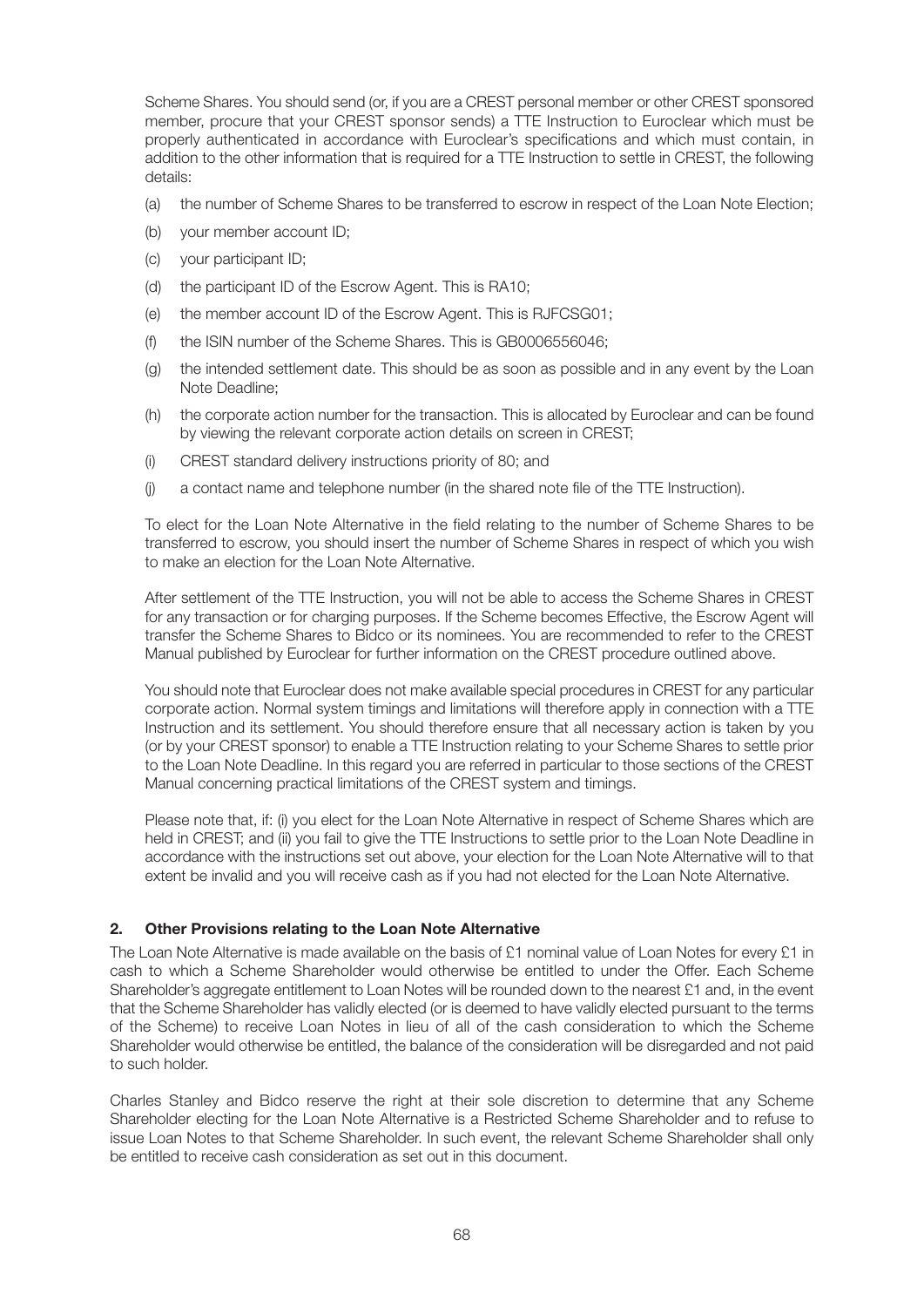Scheme Shares. You should send (or, if you are a CREST personal member or other CREST sponsored member, procure that your CREST sponsor sends) a TTE Instruction to Euroclear which must be properly authenticated in accordance with Euroclear's specifications and which must contain, in addition to the other information that is required for a TTE Instruction to settle in CREST, the following details:

(a) the number of Scheme Shares to be transferred to escrow in respect of the Loan Note Election;

(b) your member account ID;

(c) your participant ID;

(d) the participant ID of the Escrow Agent. This is RA10;

(e) the member account ID of the Escrow Agent. This is RJFCSG01;

(f) the ISIN number of the Scheme Shares. This is GB0006556046;

(g) the intended settlement date. This should be as soon as possible and in any event by the Loan Note Deadline;

(h) the corporate action number for the transaction. This is allocated by Euroclear and can be found by viewing the relevant corporate action details on screen in CREST;

(i) CREST standard delivery instructions priority of 80; and

(j) a contact name and telephone number (in the shared note file of the TTE Instruction).

To elect for the Loan Note Alternative in the field relating to the number of Scheme Shares to be transferred to escrow, you should insert the number of Scheme Shares in respect of which you wish to make an election for the Loan Note Alternative.

After settlement of the TTE Instruction, you will not be able to access the Scheme Shares in CREST for any transaction or for charging purposes. If the Scheme becomes Effective, the Escrow Agent will transfer the Scheme Shares to Bidco or its nominees. You are recommended to refer to the CREST Manual published by Euroclear for further information on the CREST procedure outlined above.

You should note that Euroclear does not make available special procedures in CREST for any particular corporate action. Normal system timings and limitations will therefore apply in connection with a TTE Instruction and its settlement. You should therefore ensure that all necessary action is taken by you (or by your CREST sponsor) to enable a TTE Instruction relating to your Scheme Shares to settle prior to the Loan Note Deadline. In this regard you are referred in particular to those sections of the CREST Manual concerning practical limitations of the CREST system and timings.

Please note that, if: (i) you elect for the Loan Note Alternative in respect of Scheme Shares which are held in CREST; and (ii) you fail to give the TTE Instructions to settle prior to the Loan Note Deadline in accordance with the instructions set out above, your election for the Loan Note Alternative will to that extent be invalid and you will receive cash as if you had not elected for the Loan Note Alternative.

## 2. Other Provisions relating to the Loan Note Alternative

The Loan Note Alternative is made available on the basis of £1 nominal value of Loan Notes for every £1 in cash to which a Scheme Shareholder would otherwise be entitled to under the Offer. Each Scheme Shareholder's aggregate entitlement to Loan Notes will be rounded down to the nearest £1 and, in the event that the Scheme Shareholder has validly elected (or is deemed to have validly elected pursuant to the terms of the Scheme) to receive Loan Notes in lieu of all of the cash consideration to which the Scheme Shareholder would otherwise be entitled, the balance of the consideration will be disregarded and not paid to such holder.

Charles Stanley and Bidco reserve the right at their sole discretion to determine that any Scheme Shareholder electing for the Loan Note Alternative is a Restricted Scheme Shareholder and to refuse to issue Loan Notes to that Scheme Shareholder. In such event, the relevant Scheme Shareholder shall only be entitled to receive cash consideration as set out in this document.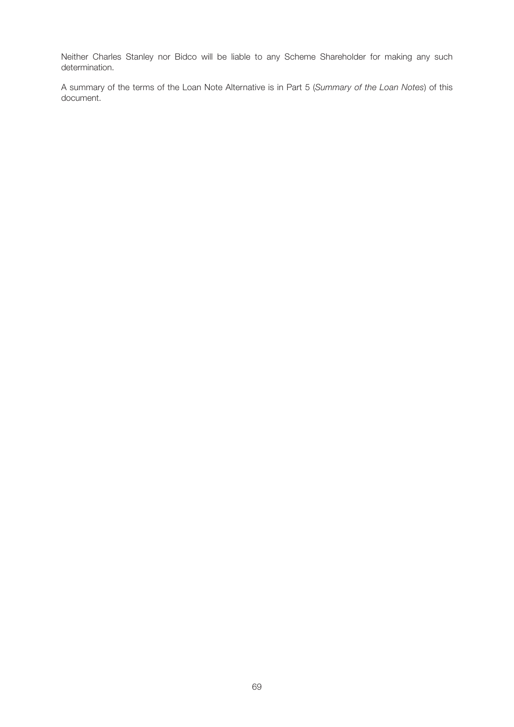Neither Charles Stanley nor Bidco will be liable to any Scheme Shareholder for making any such determination.

A summary of the terms of the Loan Note Alternative is in Part 5 (*Summary of the Loan Notes*) of this document.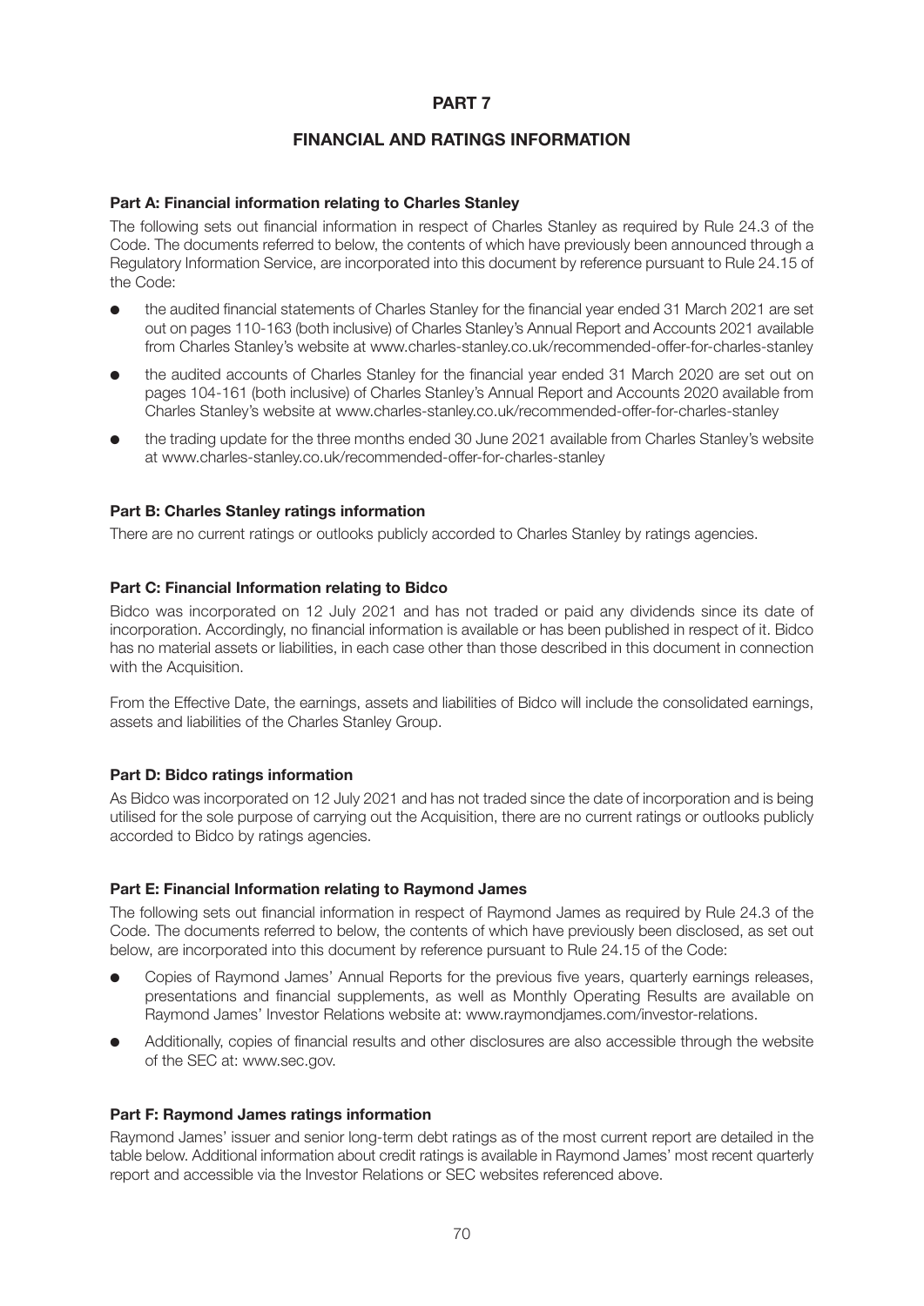# PART 7

## FINANCIAL AND RATINGS INFORMATION

### Part A: Financial information relating to Charles Stanley

The following sets out financial information in respect of Charles Stanley as required by Rule 24.3 of the Code. The documents referred to below, the contents of which have previously been announced through a Regulatory Information Service, are incorporated into this document by reference pursuant to Rule 24.15 of the Code:

- the audited financial statements of Charles Stanley for the financial year ended 31 March 2021 are set out on pages 110-163 (both inclusive) of Charles Stanley's Annual Report and Accounts 2021 available from Charles Stanley's website at www.charles-stanley.co.uk/recommended-offer-for-charles-stanley
- the audited accounts of Charles Stanley for the financial year ended 31 March 2020 are set out on pages 104-161 (both inclusive) of Charles Stanley's Annual Report and Accounts 2020 available from Charles Stanley's website at www.charles-stanley.co.uk/recommended-offer-for-charles-stanley
- the trading update for the three months ended 30 June 2021 available from Charles Stanley's website at www.charles-stanley.co.uk/recommended-offer-for-charles-stanley

### Part B: Charles Stanley ratings information

There are no current ratings or outlooks publicly accorded to Charles Stanley by ratings agencies.

### Part C: Financial Information relating to Bidco

Bidco was incorporated on 12 July 2021 and has not traded or paid any dividends since its date of incorporation. Accordingly, no financial information is available or has been published in respect of it. Bidco has no material assets or liabilities, in each case other than those described in this document in connection with the Acquisition.

From the Effective Date, the earnings, assets and liabilities of Bidco will include the consolidated earnings, assets and liabilities of the Charles Stanley Group.

### Part D: Bidco ratings information

As Bidco was incorporated on 12 July 2021 and has not traded since the date of incorporation and is being utilised for the sole purpose of carrying out the Acquisition, there are no current ratings or outlooks publicly accorded to Bidco by ratings agencies.

### Part E: Financial Information relating to Raymond James

The following sets out financial information in respect of Raymond James as required by Rule 24.3 of the Code. The documents referred to below, the contents of which have previously been disclosed, as set out below, are incorporated into this document by reference pursuant to Rule 24.15 of the Code:

- Copies of Raymond James' Annual Reports for the previous five years, quarterly earnings releases, presentations and financial supplements, as well as Monthly Operating Results are available on Raymond James' Investor Relations website at: www.raymondjames.com/investor-relations.
- Additionally, copies of financial results and other disclosures are also accessible through the website of the SEC at: www.sec.gov.

### Part F: Raymond James ratings information

Raymond James' issuer and senior long-term debt ratings as of the most current report are detailed in the table below. Additional information about credit ratings is available in Raymond James' most recent quarterly report and accessible via the Investor Relations or SEC websites referenced above.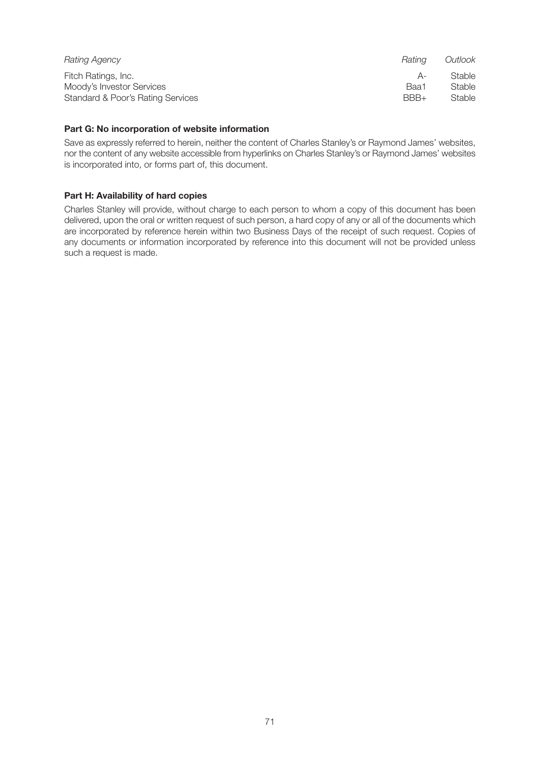| *Rating Agency* | *Rating* | *Outlook* |
|---|---|---|
| Fitch Ratings, Inc. | A- | Stable |
| Moody's Investor Services | Baa1 | Stable |
| Standard & Poor's Rating Services | BBB+ | Stable |

**Part G: No incorporation of website information**

Save as expressly referred to herein, neither the content of Charles Stanley's or Raymond James' websites, nor the content of any website accessible from hyperlinks on Charles Stanley's or Raymond James' websites is incorporated into, or forms part of, this document.

**Part H: Availability of hard copies**

Charles Stanley will provide, without charge to each person to whom a copy of this document has been delivered, upon the oral or written request of such person, a hard copy of any or all of the documents which are incorporated by reference herein within two Business Days of the receipt of such request. Copies of any documents or information incorporated by reference into this document will not be provided unless such a request is made.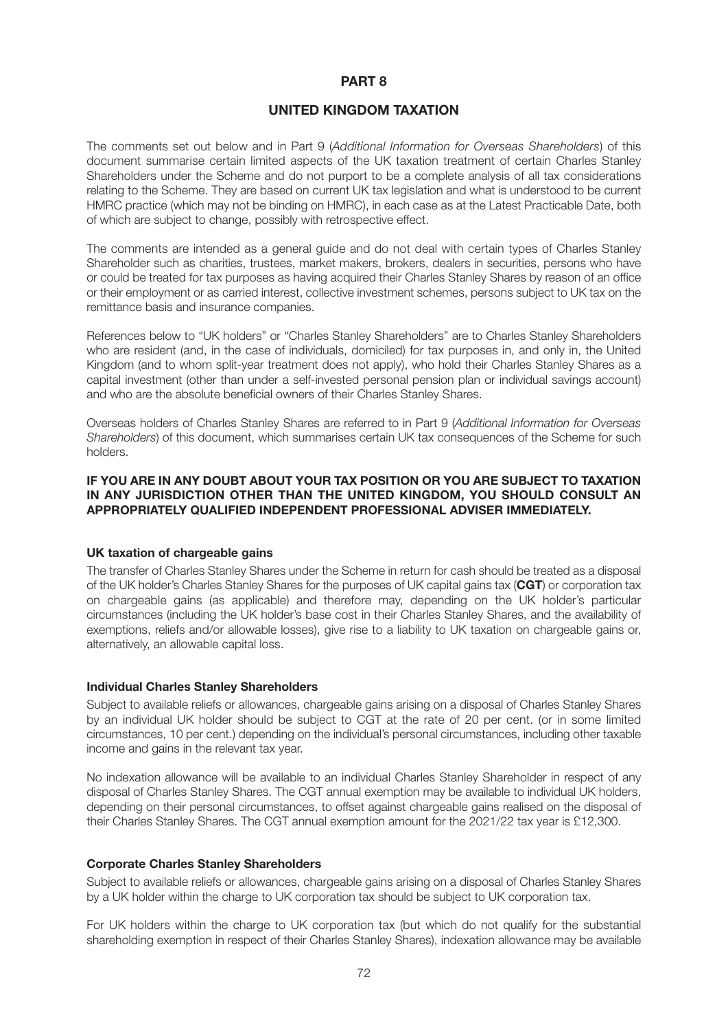# PART 8

## UNITED KINGDOM TAXATION

The comments set out below and in Part 9 (*Additional Information for Overseas Shareholders*) of this document summarise certain limited aspects of the UK taxation treatment of certain Charles Stanley Shareholders under the Scheme and do not purport to be a complete analysis of all tax considerations relating to the Scheme. They are based on current UK tax legislation and what is understood to be current HMRC practice (which may not be binding on HMRC), in each case as at the Latest Practicable Date, both of which are subject to change, possibly with retrospective effect.

The comments are intended as a general guide and do not deal with certain types of Charles Stanley Shareholder such as charities, trustees, market makers, brokers, dealers in securities, persons who have or could be treated for tax purposes as having acquired their Charles Stanley Shares by reason of an office or their employment or as carried interest, collective investment schemes, persons subject to UK tax on the remittance basis and insurance companies.

References below to "UK holders" or "Charles Stanley Shareholders" are to Charles Stanley Shareholders who are resident (and, in the case of individuals, domiciled) for tax purposes in, and only in, the United Kingdom (and to whom split-year treatment does not apply), who hold their Charles Stanley Shares as a capital investment (other than under a self-invested personal pension plan or individual savings account) and who are the absolute beneficial owners of their Charles Stanley Shares.

Overseas holders of Charles Stanley Shares are referred to in Part 9 (*Additional Information for Overseas Shareholders*) of this document, which summarises certain UK tax consequences of the Scheme for such holders.

**IF YOU ARE IN ANY DOUBT ABOUT YOUR TAX POSITION OR YOU ARE SUBJECT TO TAXATION IN ANY JURISDICTION OTHER THAN THE UNITED KINGDOM, YOU SHOULD CONSULT AN APPROPRIATELY QUALIFIED INDEPENDENT PROFESSIONAL ADVISER IMMEDIATELY.**

### UK taxation of chargeable gains

The transfer of Charles Stanley Shares under the Scheme in return for cash should be treated as a disposal of the UK holder's Charles Stanley Shares for the purposes of UK capital gains tax (**CGT**) or corporation tax on chargeable gains (as applicable) and therefore may, depending on the UK holder's particular circumstances (including the UK holder's base cost in their Charles Stanley Shares, and the availability of exemptions, reliefs and/or allowable losses), give rise to a liability to UK taxation on chargeable gains or, alternatively, an allowable capital loss.

### Individual Charles Stanley Shareholders

Subject to available reliefs or allowances, chargeable gains arising on a disposal of Charles Stanley Shares by an individual UK holder should be subject to CGT at the rate of 20 per cent. (or in some limited circumstances, 10 per cent.) depending on the individual's personal circumstances, including other taxable income and gains in the relevant tax year.

No indexation allowance will be available to an individual Charles Stanley Shareholder in respect of any disposal of Charles Stanley Shares. The CGT annual exemption may be available to individual UK holders, depending on their personal circumstances, to offset against chargeable gains realised on the disposal of their Charles Stanley Shares. The CGT annual exemption amount for the 2021/22 tax year is £12,300.

### Corporate Charles Stanley Shareholders

Subject to available reliefs or allowances, chargeable gains arising on a disposal of Charles Stanley Shares by a UK holder within the charge to UK corporation tax should be subject to UK corporation tax.

For UK holders within the charge to UK corporation tax (but which do not qualify for the substantial shareholding exemption in respect of their Charles Stanley Shares), indexation allowance may be available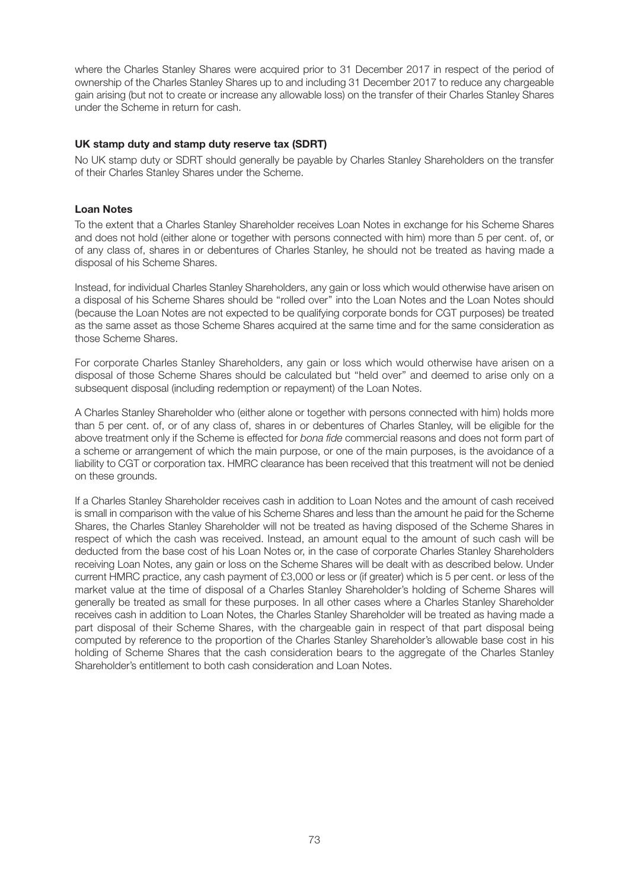where the Charles Stanley Shares were acquired prior to 31 December 2017 in respect of the period of ownership of the Charles Stanley Shares up to and including 31 December 2017 to reduce any chargeable gain arising (but not to create or increase any allowable loss) on the transfer of their Charles Stanley Shares under the Scheme in return for cash.

### UK stamp duty and stamp duty reserve tax (SDRT)

No UK stamp duty or SDRT should generally be payable by Charles Stanley Shareholders on the transfer of their Charles Stanley Shares under the Scheme.

### Loan Notes

To the extent that a Charles Stanley Shareholder receives Loan Notes in exchange for his Scheme Shares and does not hold (either alone or together with persons connected with him) more than 5 per cent. of, or of any class of, shares in or debentures of Charles Stanley, he should not be treated as having made a disposal of his Scheme Shares.

Instead, for individual Charles Stanley Shareholders, any gain or loss which would otherwise have arisen on a disposal of his Scheme Shares should be "rolled over" into the Loan Notes and the Loan Notes should (because the Loan Notes are not expected to be qualifying corporate bonds for CGT purposes) be treated as the same asset as those Scheme Shares acquired at the same time and for the same consideration as those Scheme Shares.

For corporate Charles Stanley Shareholders, any gain or loss which would otherwise have arisen on a disposal of those Scheme Shares should be calculated but "held over" and deemed to arise only on a subsequent disposal (including redemption or repayment) of the Loan Notes.

A Charles Stanley Shareholder who (either alone or together with persons connected with him) holds more than 5 per cent. of, or of any class of, shares in or debentures of Charles Stanley, will be eligible for the above treatment only if the Scheme is effected for *bona fide* commercial reasons and does not form part of a scheme or arrangement of which the main purpose, or one of the main purposes, is the avoidance of a liability to CGT or corporation tax. HMRC clearance has been received that this treatment will not be denied on these grounds.

If a Charles Stanley Shareholder receives cash in addition to Loan Notes and the amount of cash received is small in comparison with the value of his Scheme Shares and less than the amount he paid for the Scheme Shares, the Charles Stanley Shareholder will not be treated as having disposed of the Scheme Shares in respect of which the cash was received. Instead, an amount equal to the amount of such cash will be deducted from the base cost of his Loan Notes or, in the case of corporate Charles Stanley Shareholders receiving Loan Notes, any gain or loss on the Scheme Shares will be dealt with as described below. Under current HMRC practice, any cash payment of £3,000 or less or (if greater) which is 5 per cent. or less of the market value at the time of disposal of a Charles Stanley Shareholder's holding of Scheme Shares will generally be treated as small for these purposes. In all other cases where a Charles Stanley Shareholder receives cash in addition to Loan Notes, the Charles Stanley Shareholder will be treated as having made a part disposal of their Scheme Shares, with the chargeable gain in respect of that part disposal being computed by reference to the proportion of the Charles Stanley Shareholder's allowable base cost in his holding of Scheme Shares that the cash consideration bears to the aggregate of the Charles Stanley Shareholder's entitlement to both cash consideration and Loan Notes.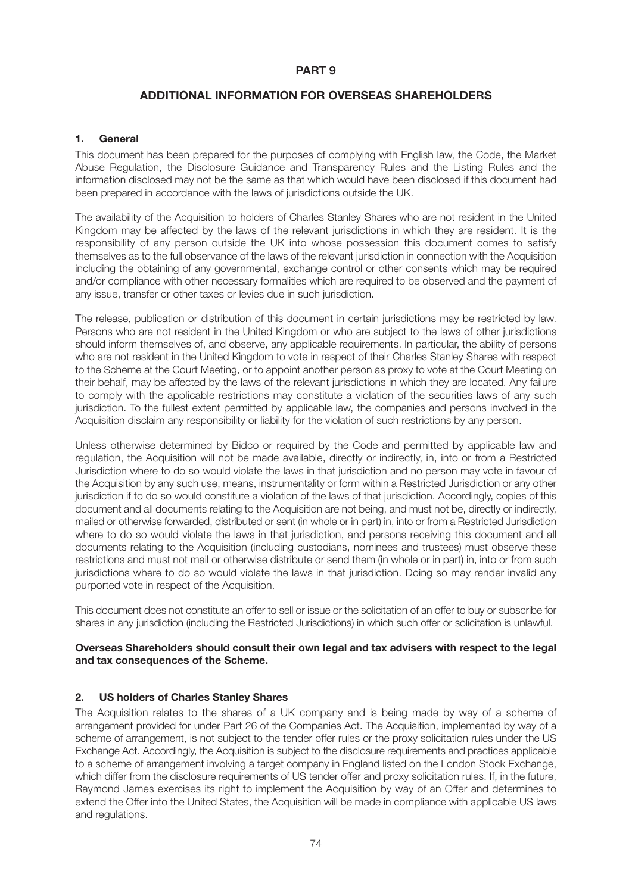# PART 9

## ADDITIONAL INFORMATION FOR OVERSEAS SHAREHOLDERS

### 1. General

This document has been prepared for the purposes of complying with English law, the Code, the Market Abuse Regulation, the Disclosure Guidance and Transparency Rules and the Listing Rules and the information disclosed may not be the same as that which would have been disclosed if this document had been prepared in accordance with the laws of jurisdictions outside the UK.

The availability of the Acquisition to holders of Charles Stanley Shares who are not resident in the United Kingdom may be affected by the laws of the relevant jurisdictions in which they are resident. It is the responsibility of any person outside the UK into whose possession this document comes to satisfy themselves as to the full observance of the laws of the relevant jurisdiction in connection with the Acquisition including the obtaining of any governmental, exchange control or other consents which may be required and/or compliance with other necessary formalities which are required to be observed and the payment of any issue, transfer or other taxes or levies due in such jurisdiction.

The release, publication or distribution of this document in certain jurisdictions may be restricted by law. Persons who are not resident in the United Kingdom or who are subject to the laws of other jurisdictions should inform themselves of, and observe, any applicable requirements. In particular, the ability of persons who are not resident in the United Kingdom to vote in respect of their Charles Stanley Shares with respect to the Scheme at the Court Meeting, or to appoint another person as proxy to vote at the Court Meeting on their behalf, may be affected by the laws of the relevant jurisdictions in which they are located. Any failure to comply with the applicable restrictions may constitute a violation of the securities laws of any such jurisdiction. To the fullest extent permitted by applicable law, the companies and persons involved in the Acquisition disclaim any responsibility or liability for the violation of such restrictions by any person.

Unless otherwise determined by Bidco or required by the Code and permitted by applicable law and regulation, the Acquisition will not be made available, directly or indirectly, in, into or from a Restricted Jurisdiction where to do so would violate the laws in that jurisdiction and no person may vote in favour of the Acquisition by any such use, means, instrumentality or form within a Restricted Jurisdiction or any other jurisdiction if to do so would constitute a violation of the laws of that jurisdiction. Accordingly, copies of this document and all documents relating to the Acquisition are not being, and must not be, directly or indirectly, mailed or otherwise forwarded, distributed or sent (in whole or in part) in, into or from a Restricted Jurisdiction where to do so would violate the laws in that jurisdiction, and persons receiving this document and all documents relating to the Acquisition (including custodians, nominees and trustees) must observe these restrictions and must not mail or otherwise distribute or send them (in whole or in part) in, into or from such jurisdictions where to do so would violate the laws in that jurisdiction. Doing so may render invalid any purported vote in respect of the Acquisition.

This document does not constitute an offer to sell or issue or the solicitation of an offer to buy or subscribe for shares in any jurisdiction (including the Restricted Jurisdictions) in which such offer or solicitation is unlawful.

**Overseas Shareholders should consult their own legal and tax advisers with respect to the legal and tax consequences of the Scheme.**

### 2. US holders of Charles Stanley Shares

The Acquisition relates to the shares of a UK company and is being made by way of a scheme of arrangement provided for under Part 26 of the Companies Act. The Acquisition, implemented by way of a scheme of arrangement, is not subject to the tender offer rules or the proxy solicitation rules under the US Exchange Act. Accordingly, the Acquisition is subject to the disclosure requirements and practices applicable to a scheme of arrangement involving a target company in England listed on the London Stock Exchange, which differ from the disclosure requirements of US tender offer and proxy solicitation rules. If, in the future, Raymond James exercises its right to implement the Acquisition by way of an Offer and determines to extend the Offer into the United States, the Acquisition will be made in compliance with applicable US laws and regulations.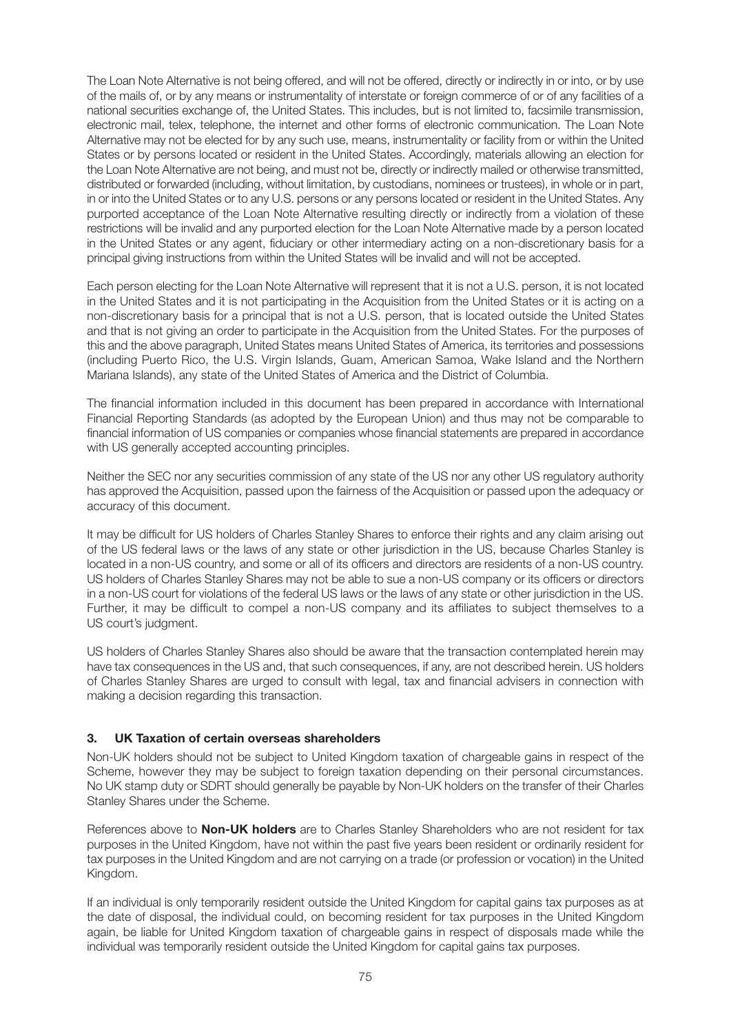The Loan Note Alternative is not being offered, and will not be offered, directly or indirectly in or into, or by use of the mails of, or by any means or instrumentality of interstate or foreign commerce of or of any facilities of a national securities exchange of, the United States. This includes, but is not limited to, facsimile transmission, electronic mail, telex, telephone, the internet and other forms of electronic communication. The Loan Note Alternative may not be elected for by any such use, means, instrumentality or facility from or within the United States or by persons located or resident in the United States. Accordingly, materials allowing an election for the Loan Note Alternative are not being, and must not be, directly or indirectly mailed or otherwise transmitted, distributed or forwarded (including, without limitation, by custodians, nominees or trustees), in whole or in part, in or into the United States or to any U.S. persons or any persons located or resident in the United States. Any purported acceptance of the Loan Note Alternative resulting directly or indirectly from a violation of these restrictions will be invalid and any purported election for the Loan Note Alternative made by a person located in the United States or any agent, fiduciary or other intermediary acting on a non-discretionary basis for a principal giving instructions from within the United States will be invalid and will not be accepted.

Each person electing for the Loan Note Alternative will represent that it is not a U.S. person, it is not located in the United States and it is not participating in the Acquisition from the United States or it is acting on a non-discretionary basis for a principal that is not a U.S. person, that is located outside the United States and that is not giving an order to participate in the Acquisition from the United States. For the purposes of this and the above paragraph, United States means United States of America, its territories and possessions (including Puerto Rico, the U.S. Virgin Islands, Guam, American Samoa, Wake Island and the Northern Mariana Islands), any state of the United States of America and the District of Columbia.

The financial information included in this document has been prepared in accordance with International Financial Reporting Standards (as adopted by the European Union) and thus may not be comparable to financial information of US companies or companies whose financial statements are prepared in accordance with US generally accepted accounting principles.

Neither the SEC nor any securities commission of any state of the US nor any other US regulatory authority has approved the Acquisition, passed upon the fairness of the Acquisition or passed upon the adequacy or accuracy of this document.

It may be difficult for US holders of Charles Stanley Shares to enforce their rights and any claim arising out of the US federal laws or the laws of any state or other jurisdiction in the US, because Charles Stanley is located in a non-US country, and some or all of its officers and directors are residents of a non-US country. US holders of Charles Stanley Shares may not be able to sue a non-US company or its officers or directors in a non-US court for violations of the federal US laws or the laws of any state or other jurisdiction in the US. Further, it may be difficult to compel a non-US company and its affiliates to subject themselves to a US court's judgment.

US holders of Charles Stanley Shares also should be aware that the transaction contemplated herein may have tax consequences in the US and, that such consequences, if any, are not described herein. US holders of Charles Stanley Shares are urged to consult with legal, tax and financial advisers in connection with making a decision regarding this transaction.

## 3. UK Taxation of certain overseas shareholders

Non-UK holders should not be subject to United Kingdom taxation of chargeable gains in respect of the Scheme, however they may be subject to foreign taxation depending on their personal circumstances. No UK stamp duty or SDRT should generally be payable by Non-UK holders on the transfer of their Charles Stanley Shares under the Scheme.

References above to **Non-UK holders** are to Charles Stanley Shareholders who are not resident for tax purposes in the United Kingdom, have not within the past five years been resident or ordinarily resident for tax purposes in the United Kingdom and are not carrying on a trade (or profession or vocation) in the United Kingdom.

If an individual is only temporarily resident outside the United Kingdom for capital gains tax purposes as at the date of disposal, the individual could, on becoming resident for tax purposes in the United Kingdom again, be liable for United Kingdom taxation of chargeable gains in respect of disposals made while the individual was temporarily resident outside the United Kingdom for capital gains tax purposes.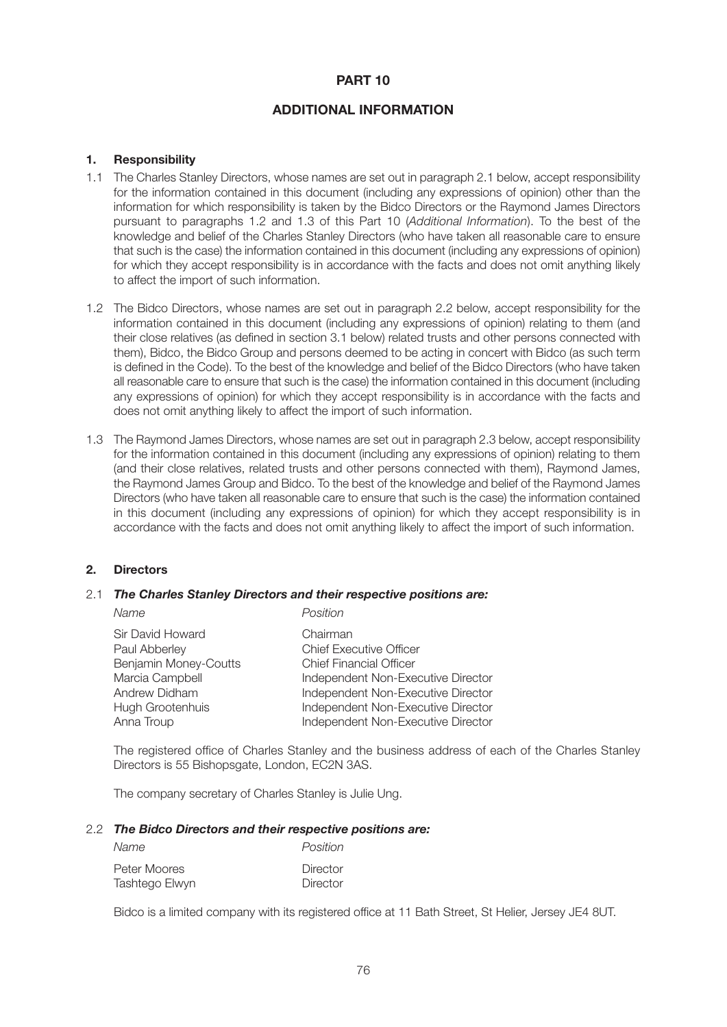# PART 10

## ADDITIONAL INFORMATION

### 1. Responsibility

1.1 The Charles Stanley Directors, whose names are set out in paragraph 2.1 below, accept responsibility for the information contained in this document (including any expressions of opinion) other than the information for which responsibility is taken by the Bidco Directors or the Raymond James Directors pursuant to paragraphs 1.2 and 1.3 of this Part 10 (*Additional Information*). To the best of the knowledge and belief of the Charles Stanley Directors (who have taken all reasonable care to ensure that such is the case) the information contained in this document (including any expressions of opinion) for which they accept responsibility is in accordance with the facts and does not omit anything likely to affect the import of such information.

1.2 The Bidco Directors, whose names are set out in paragraph 2.2 below, accept responsibility for the information contained in this document (including any expressions of opinion) relating to them (and their close relatives (as defined in section 3.1 below) related trusts and other persons connected with them), Bidco, the Bidco Group and persons deemed to be acting in concert with Bidco (as such term is defined in the Code). To the best of the knowledge and belief of the Bidco Directors (who have taken all reasonable care to ensure that such is the case) the information contained in this document (including any expressions of opinion) for which they accept responsibility is in accordance with the facts and does not omit anything likely to affect the import of such information.

1.3 The Raymond James Directors, whose names are set out in paragraph 2.3 below, accept responsibility for the information contained in this document (including any expressions of opinion) relating to them (and their close relatives, related trusts and other persons connected with them), Raymond James, the Raymond James Group and Bidco. To the best of the knowledge and belief of the Raymond James Directors (who have taken all reasonable care to ensure that such is the case) the information contained in this document (including any expressions of opinion) for which they accept responsibility is in accordance with the facts and does not omit anything likely to affect the import of such information.

### 2. Directors

2.1 ***The Charles Stanley Directors and their respective positions are:***

| *Name* | *Position* |
|---|---|
| Sir David Howard | Chairman |
| Paul Abberley | Chief Executive Officer |
| Benjamin Money-Coutts | Chief Financial Officer |
| Marcia Campbell | Independent Non-Executive Director |
| Andrew Didham | Independent Non-Executive Director |
| Hugh Grootenhuis | Independent Non-Executive Director |
| Anna Troup | Independent Non-Executive Director |

The registered office of Charles Stanley and the business address of each of the Charles Stanley Directors is 55 Bishopsgate, London, EC2N 3AS.

The company secretary of Charles Stanley is Julie Ung.

2.2 ***The Bidco Directors and their respective positions are:***

| *Name* | *Position* |
|---|---|
| Peter Moores | Director |
| Tashtego Elwyn | Director |

Bidco is a limited company with its registered office at 11 Bath Street, St Helier, Jersey JE4 8UT.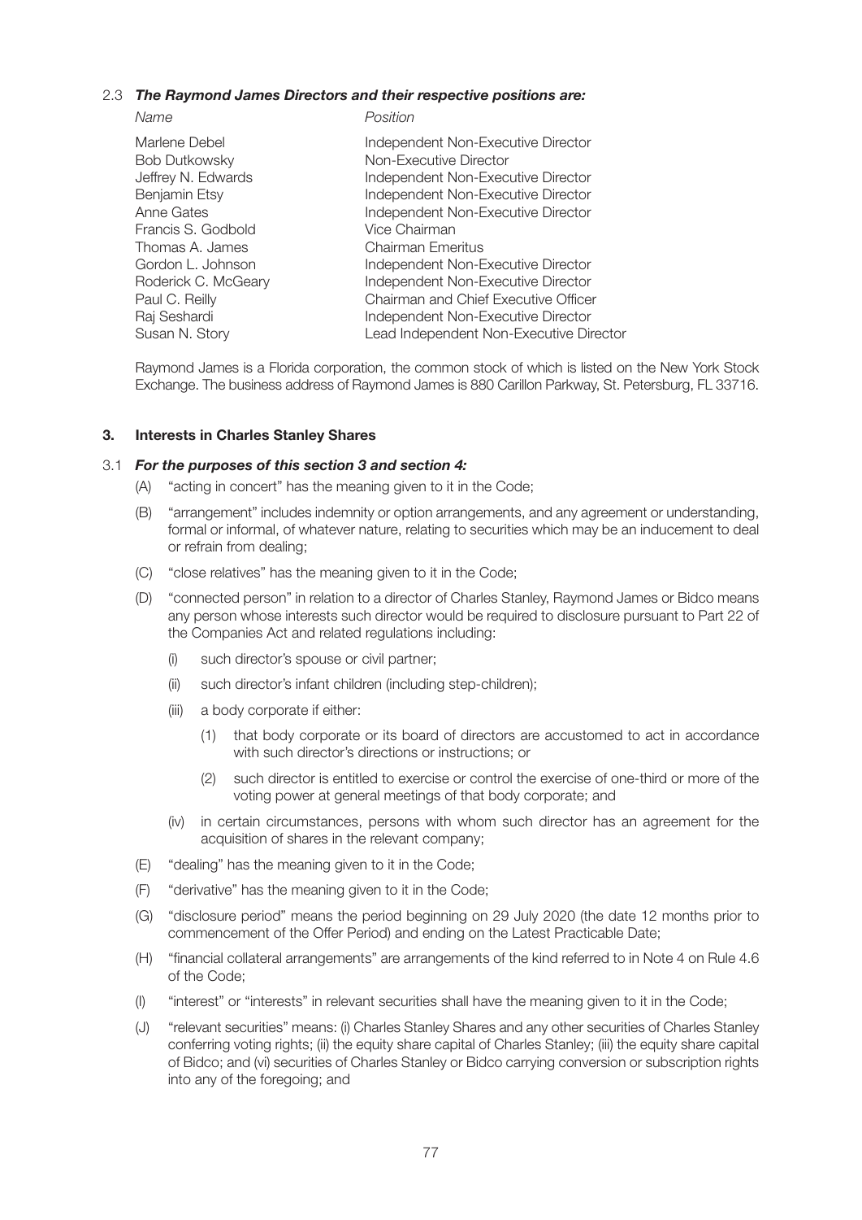2.3 ***The Raymond James Directors and their respective positions are:***

| *Name* | *Position* |
|---|---|
| Marlene Debel | Independent Non-Executive Director |
| Bob Dutkowsky | Non-Executive Director |
| Jeffrey N. Edwards | Independent Non-Executive Director |
| Benjamin Etsy | Independent Non-Executive Director |
| Anne Gates | Independent Non-Executive Director |
| Francis S. Godbold | Vice Chairman |
| Thomas A. James | Chairman Emeritus |
| Gordon L. Johnson | Independent Non-Executive Director |
| Roderick C. McGeary | Independent Non-Executive Director |
| Paul C. Reilly | Chairman and Chief Executive Officer |
| Raj Seshardi | Independent Non-Executive Director |
| Susan N. Story | Lead Independent Non-Executive Director |

Raymond James is a Florida corporation, the common stock of which is listed on the New York Stock Exchange. The business address of Raymond James is 880 Carillon Parkway, St. Petersburg, FL 33716.

## 3. Interests in Charles Stanley Shares

3.1 ***For the purposes of this section 3 and section 4:***

(A) "acting in concert" has the meaning given to it in the Code;

(B) "arrangement" includes indemnity or option arrangements, and any agreement or understanding, formal or informal, of whatever nature, relating to securities which may be an inducement to deal or refrain from dealing;

(C) "close relatives" has the meaning given to it in the Code;

(D) "connected person" in relation to a director of Charles Stanley, Raymond James or Bidco means any person whose interests such director would be required to disclosure pursuant to Part 22 of the Companies Act and related regulations including:

- (i) such director's spouse or civil partner;
- (ii) such director's infant children (including step-children);
- (iii) a body corporate if either:
  - (1) that body corporate or its board of directors are accustomed to act in accordance with such director's directions or instructions; or
  - (2) such director is entitled to exercise or control the exercise of one-third or more of the voting power at general meetings of that body corporate; and
- (iv) in certain circumstances, persons with whom such director has an agreement for the acquisition of shares in the relevant company;

(E) "dealing" has the meaning given to it in the Code;

(F) "derivative" has the meaning given to it in the Code;

(G) "disclosure period" means the period beginning on 29 July 2020 (the date 12 months prior to commencement of the Offer Period) and ending on the Latest Practicable Date;

(H) "financial collateral arrangements" are arrangements of the kind referred to in Note 4 on Rule 4.6 of the Code;

(I) "interest" or "interests" in relevant securities shall have the meaning given to it in the Code;

(J) "relevant securities" means: (i) Charles Stanley Shares and any other securities of Charles Stanley conferring voting rights; (ii) the equity share capital of Charles Stanley; (iii) the equity share capital of Bidco; and (vi) securities of Charles Stanley or Bidco carrying conversion or subscription rights into any of the foregoing; and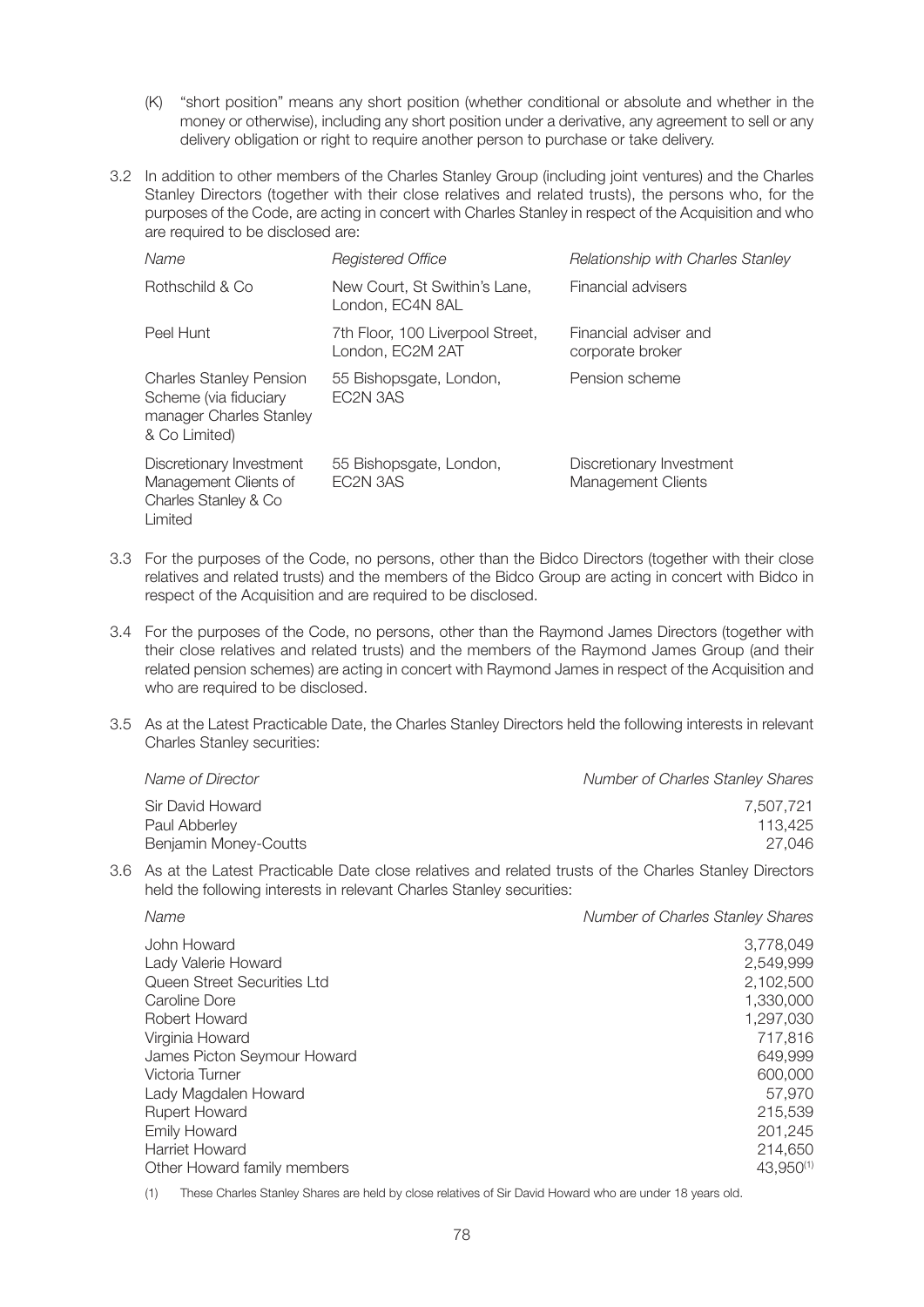(K) "short position" means any short position (whether conditional or absolute and whether in the money or otherwise), including any short position under a derivative, any agreement to sell or any delivery obligation or right to require another person to purchase or take delivery.

3.2 In addition to other members of the Charles Stanley Group (including joint ventures) and the Charles Stanley Directors (together with their close relatives and related trusts), the persons who, for the purposes of the Code, are acting in concert with Charles Stanley in respect of the Acquisition and who are required to be disclosed are:

| *Name* | *Registered Office* | *Relationship with Charles Stanley* |
|---|---|---|
| Rothschild & Co | New Court, St Swithin's Lane, London, EC4N 8AL | Financial advisers |
| Peel Hunt | 7th Floor, 100 Liverpool Street, London, EC2M 2AT | Financial adviser and corporate broker |
| Charles Stanley Pension Scheme (via fiduciary manager Charles Stanley & Co Limited) | 55 Bishopsgate, London, EC2N 3AS | Pension scheme |
| Discretionary Investment Management Clients of Charles Stanley & Co Limited | 55 Bishopsgate, London, EC2N 3AS | Discretionary Investment Management Clients |

3.3 For the purposes of the Code, no persons, other than the Bidco Directors (together with their close relatives and related trusts) and the members of the Bidco Group are acting in concert with Bidco in respect of the Acquisition and are required to be disclosed.

3.4 For the purposes of the Code, no persons, other than the Raymond James Directors (together with their close relatives and related trusts) and the members of the Raymond James Group (and their related pension schemes) are acting in concert with Raymond James in respect of the Acquisition and who are required to be disclosed.

3.5 As at the Latest Practicable Date, the Charles Stanley Directors held the following interests in relevant Charles Stanley securities:

| *Name of Director* | *Number of Charles Stanley Shares* |
|---|---|
| Sir David Howard | 7,507,721 |
| Paul Abberley | 113,425 |
| Benjamin Money-Coutts | 27,046 |

3.6 As at the Latest Practicable Date close relatives and related trusts of the Charles Stanley Directors held the following interests in relevant Charles Stanley securities:

| *Name* | *Number of Charles Stanley Shares* |
|---|---|
| John Howard | 3,778,049 |
| Lady Valerie Howard | 2,549,999 |
| Queen Street Securities Ltd | 2,102,500 |
| Caroline Dore | 1,330,000 |
| Robert Howard | 1,297,030 |
| Virginia Howard | 717,816 |
| James Picton Seymour Howard | 649,999 |
| Victoria Turner | 600,000 |
| Lady Magdalen Howard | 57,970 |
| Rupert Howard | 215,539 |
| Emily Howard | 201,245 |
| Harriet Howard | 214,650 |
| Other Howard family members | 43,950[(1)] |

(1) These Charles Stanley Shares are held by close relatives of Sir David Howard who are under 18 years old.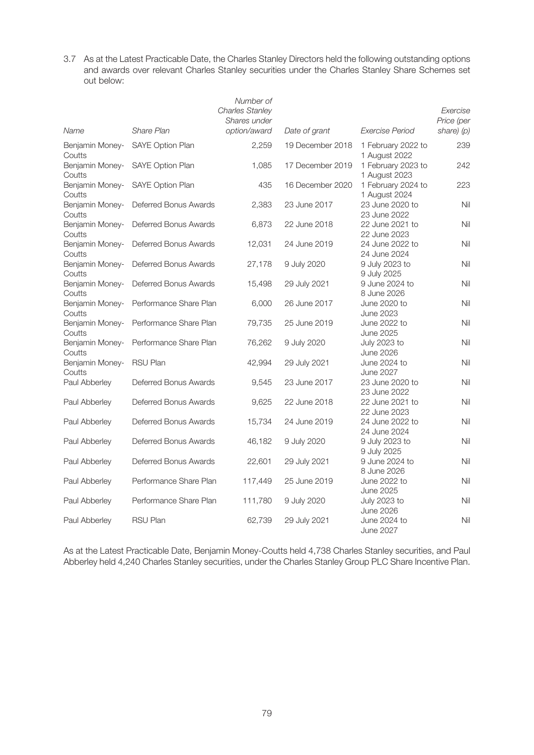3.7 As at the Latest Practicable Date, the Charles Stanley Directors held the following outstanding options and awards over relevant Charles Stanley securities under the Charles Stanley Share Schemes set out below:

| *Name* | *Share Plan* | *Number of Charles Stanley Shares under option/award* | *Date of grant* | *Exercise Period* | *Exercise Price (per share) (p)* |
|---|---|---|---|---|---|
| Benjamin Money-Coutts | SAYE Option Plan | 2,259 | 19 December 2018 | 1 February 2022 to 1 August 2022 | 239 |
| Benjamin Money-Coutts | SAYE Option Plan | 1,085 | 17 December 2019 | 1 February 2023 to 1 August 2023 | 242 |
| Benjamin Money-Coutts | SAYE Option Plan | 435 | 16 December 2020 | 1 February 2024 to 1 August 2024 | 223 |
| Benjamin Money-Coutts | Deferred Bonus Awards | 2,383 | 23 June 2017 | 23 June 2020 to 23 June 2022 | Nil |
| Benjamin Money-Coutts | Deferred Bonus Awards | 6,873 | 22 June 2018 | 22 June 2021 to 22 June 2023 | Nil |
| Benjamin Money-Coutts | Deferred Bonus Awards | 12,031 | 24 June 2019 | 24 June 2022 to 24 June 2024 | Nil |
| Benjamin Money-Coutts | Deferred Bonus Awards | 27,178 | 9 July 2020 | 9 July 2023 to 9 July 2025 | Nil |
| Benjamin Money-Coutts | Deferred Bonus Awards | 15,498 | 29 July 2021 | 9 June 2024 to 8 June 2026 | Nil |
| Benjamin Money-Coutts | Performance Share Plan | 6,000 | 26 June 2017 | June 2020 to June 2023 | Nil |
| Benjamin Money-Coutts | Performance Share Plan | 79,735 | 25 June 2019 | June 2022 to June 2025 | Nil |
| Benjamin Money-Coutts | Performance Share Plan | 76,262 | 9 July 2020 | July 2023 to June 2026 | Nil |
| Benjamin Money-Coutts | RSU Plan | 42,994 | 29 July 2021 | June 2024 to June 2027 | Nil |
| Paul Abberley | Deferred Bonus Awards | 9,545 | 23 June 2017 | 23 June 2020 to 23 June 2022 | Nil |
| Paul Abberley | Deferred Bonus Awards | 9,625 | 22 June 2018 | 22 June 2021 to 22 June 2023 | Nil |
| Paul Abberley | Deferred Bonus Awards | 15,734 | 24 June 2019 | 24 June 2022 to 24 June 2024 | Nil |
| Paul Abberley | Deferred Bonus Awards | 46,182 | 9 July 2020 | 9 July 2023 to 9 July 2025 | Nil |
| Paul Abberley | Deferred Bonus Awards | 22,601 | 29 July 2021 | 9 June 2024 to 8 June 2026 | Nil |
| Paul Abberley | Performance Share Plan | 117,449 | 25 June 2019 | June 2022 to June 2025 | Nil |
| Paul Abberley | Performance Share Plan | 111,780 | 9 July 2020 | July 2023 to June 2026 | Nil |
| Paul Abberley | RSU Plan | 62,739 | 29 July 2021 | June 2024 to June 2027 | Nil |

As at the Latest Practicable Date, Benjamin Money-Coutts held 4,738 Charles Stanley securities, and Paul Abberley held 4,240 Charles Stanley securities, under the Charles Stanley Group PLC Share Incentive Plan.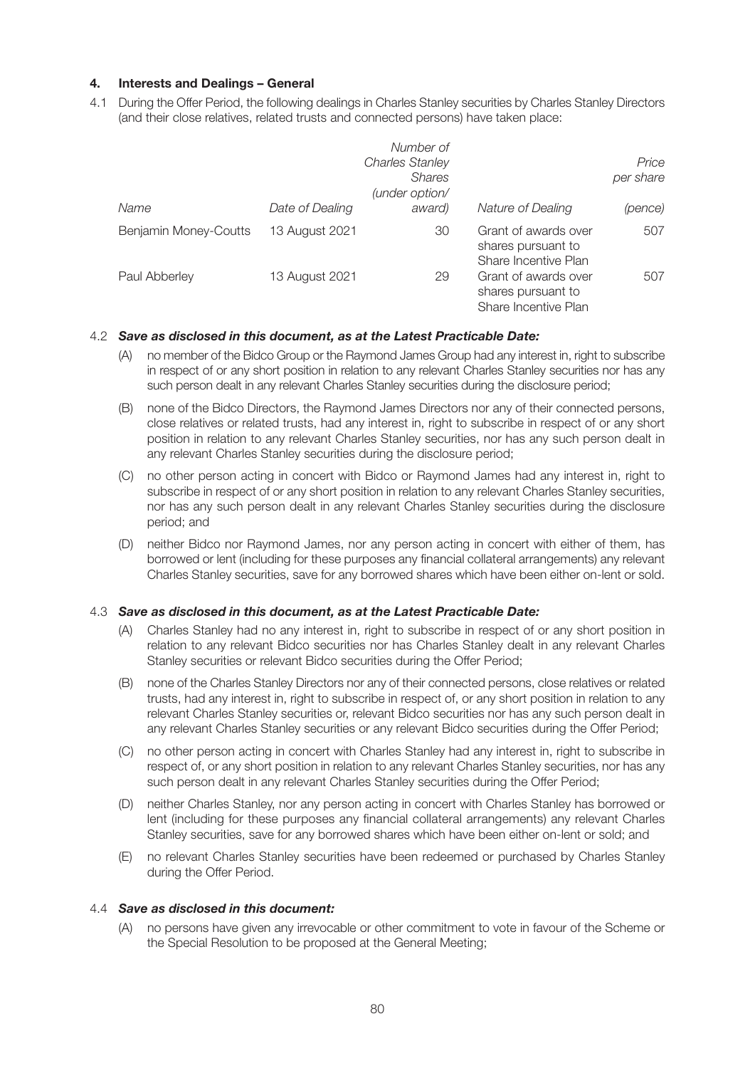## 4. Interests and Dealings – General

4.1 During the Offer Period, the following dealings in Charles Stanley securities by Charles Stanley Directors (and their close relatives, related trusts and connected persons) have taken place:

| *Name* | *Date of Dealing* | *Number of Charles Stanley Shares (under option/ award)* | *Nature of Dealing* | *Price per share (pence)* |
|---|---|---|---|---|
| Benjamin Money-Coutts | 13 August 2021 | 30 | Grant of awards over shares pursuant to Share Incentive Plan | 507 |
| Paul Abberley | 13 August 2021 | 29 | Grant of awards over shares pursuant to Share Incentive Plan | 507 |

4.2 ***Save as disclosed in this document, as at the Latest Practicable Date:***

(A) no member of the Bidco Group or the Raymond James Group had any interest in, right to subscribe in respect of or any short position in relation to any relevant Charles Stanley securities nor has any such person dealt in any relevant Charles Stanley securities during the disclosure period;

(B) none of the Bidco Directors, the Raymond James Directors nor any of their connected persons, close relatives or related trusts, had any interest in, right to subscribe in respect of or any short position in relation to any relevant Charles Stanley securities, nor has any such person dealt in any relevant Charles Stanley securities during the disclosure period;

(C) no other person acting in concert with Bidco or Raymond James had any interest in, right to subscribe in respect of or any short position in relation to any relevant Charles Stanley securities, nor has any such person dealt in any relevant Charles Stanley securities during the disclosure period; and

(D) neither Bidco nor Raymond James, nor any person acting in concert with either of them, has borrowed or lent (including for these purposes any financial collateral arrangements) any relevant Charles Stanley securities, save for any borrowed shares which have been either on-lent or sold.

4.3 ***Save as disclosed in this document, as at the Latest Practicable Date:***

(A) Charles Stanley had no any interest in, right to subscribe in respect of or any short position in relation to any relevant Bidco securities nor has Charles Stanley dealt in any relevant Charles Stanley securities or relevant Bidco securities during the Offer Period;

(B) none of the Charles Stanley Directors nor any of their connected persons, close relatives or related trusts, had any interest in, right to subscribe in respect of, or any short position in relation to any relevant Charles Stanley securities or, relevant Bidco securities nor has any such person dealt in any relevant Charles Stanley securities or any relevant Bidco securities during the Offer Period;

(C) no other person acting in concert with Charles Stanley had any interest in, right to subscribe in respect of, or any short position in relation to any relevant Charles Stanley securities, nor has any such person dealt in any relevant Charles Stanley securities during the Offer Period;

(D) neither Charles Stanley, nor any person acting in concert with Charles Stanley has borrowed or lent (including for these purposes any financial collateral arrangements) any relevant Charles Stanley securities, save for any borrowed shares which have been either on-lent or sold; and

(E) no relevant Charles Stanley securities have been redeemed or purchased by Charles Stanley during the Offer Period.

4.4 ***Save as disclosed in this document:***

(A) no persons have given any irrevocable or other commitment to vote in favour of the Scheme or the Special Resolution to be proposed at the General Meeting;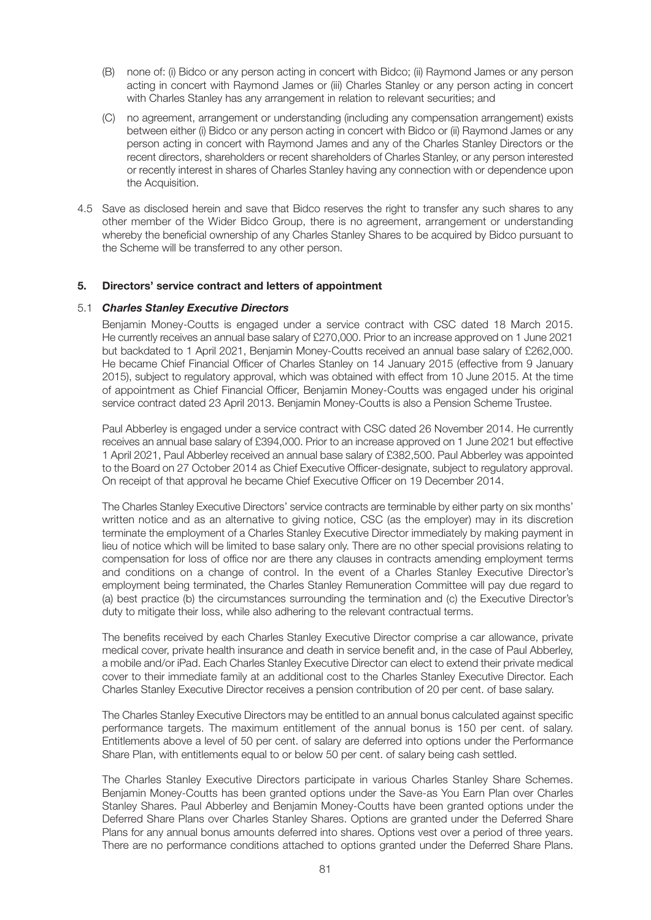(B) none of: (i) Bidco or any person acting in concert with Bidco; (ii) Raymond James or any person acting in concert with Raymond James or (iii) Charles Stanley or any person acting in concert with Charles Stanley has any arrangement in relation to relevant securities; and

(C) no agreement, arrangement or understanding (including any compensation arrangement) exists between either (i) Bidco or any person acting in concert with Bidco or (ii) Raymond James or any person acting in concert with Raymond James and any of the Charles Stanley Directors or the recent directors, shareholders or recent shareholders of Charles Stanley, or any person interested or recently interest in shares of Charles Stanley having any connection with or dependence upon the Acquisition.

4.5 Save as disclosed herein and save that Bidco reserves the right to transfer any such shares to any other member of the Wider Bidco Group, there is no agreement, arrangement or understanding whereby the beneficial ownership of any Charles Stanley Shares to be acquired by Bidco pursuant to the Scheme will be transferred to any other person.

## 5. Directors' service contract and letters of appointment

### 5.1 *Charles Stanley Executive Directors*

Benjamin Money-Coutts is engaged under a service contract with CSC dated 18 March 2015. He currently receives an annual base salary of £270,000. Prior to an increase approved on 1 June 2021 but backdated to 1 April 2021, Benjamin Money-Coutts received an annual base salary of £262,000. He became Chief Financial Officer of Charles Stanley on 14 January 2015 (effective from 9 January 2015), subject to regulatory approval, which was obtained with effect from 10 June 2015. At the time of appointment as Chief Financial Officer, Benjamin Money-Coutts was engaged under his original service contract dated 23 April 2013. Benjamin Money-Coutts is also a Pension Scheme Trustee.

Paul Abberley is engaged under a service contract with CSC dated 26 November 2014. He currently receives an annual base salary of £394,000. Prior to an increase approved on 1 June 2021 but effective 1 April 2021, Paul Abberley received an annual base salary of £382,500. Paul Abberley was appointed to the Board on 27 October 2014 as Chief Executive Officer-designate, subject to regulatory approval. On receipt of that approval he became Chief Executive Officer on 19 December 2014.

The Charles Stanley Executive Directors' service contracts are terminable by either party on six months' written notice and as an alternative to giving notice, CSC (as the employer) may in its discretion terminate the employment of a Charles Stanley Executive Director immediately by making payment in lieu of notice which will be limited to base salary only. There are no other special provisions relating to compensation for loss of office nor are there any clauses in contracts amending employment terms and conditions on a change of control. In the event of a Charles Stanley Executive Director's employment being terminated, the Charles Stanley Remuneration Committee will pay due regard to (a) best practice (b) the circumstances surrounding the termination and (c) the Executive Director's duty to mitigate their loss, while also adhering to the relevant contractual terms.

The benefits received by each Charles Stanley Executive Director comprise a car allowance, private medical cover, private health insurance and death in service benefit and, in the case of Paul Abberley, a mobile and/or iPad. Each Charles Stanley Executive Director can elect to extend their private medical cover to their immediate family at an additional cost to the Charles Stanley Executive Director. Each Charles Stanley Executive Director receives a pension contribution of 20 per cent. of base salary.

The Charles Stanley Executive Directors may be entitled to an annual bonus calculated against specific performance targets. The maximum entitlement of the annual bonus is 150 per cent. of salary. Entitlements above a level of 50 per cent. of salary are deferred into options under the Performance Share Plan, with entitlements equal to or below 50 per cent. of salary being cash settled.

The Charles Stanley Executive Directors participate in various Charles Stanley Share Schemes. Benjamin Money-Coutts has been granted options under the Save-as You Earn Plan over Charles Stanley Shares. Paul Abberley and Benjamin Money-Coutts have been granted options under the Deferred Share Plans over Charles Stanley Shares. Options are granted under the Deferred Share Plans for any annual bonus amounts deferred into shares. Options vest over a period of three years. There are no performance conditions attached to options granted under the Deferred Share Plans.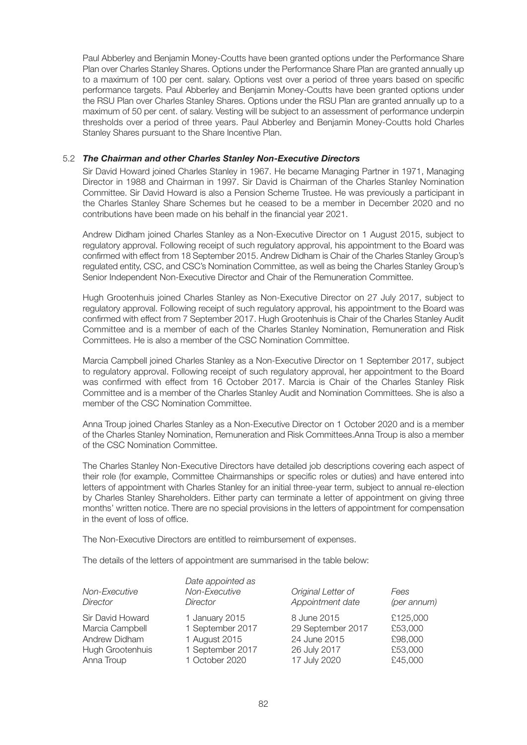Paul Abberley and Benjamin Money-Coutts have been granted options under the Performance Share Plan over Charles Stanley Shares. Options under the Performance Share Plan are granted annually up to a maximum of 100 per cent. salary. Options vest over a period of three years based on specific performance targets. Paul Abberley and Benjamin Money-Coutts have been granted options under the RSU Plan over Charles Stanley Shares. Options under the RSU Plan are granted annually up to a maximum of 50 per cent. of salary. Vesting will be subject to an assessment of performance underpin thresholds over a period of three years. Paul Abberley and Benjamin Money-Coutts hold Charles Stanley Shares pursuant to the Share Incentive Plan.

### 5.2 *The Chairman and other Charles Stanley Non-Executive Directors*

Sir David Howard joined Charles Stanley in 1967. He became Managing Partner in 1971, Managing Director in 1988 and Chairman in 1997. Sir David is Chairman of the Charles Stanley Nomination Committee. Sir David Howard is also a Pension Scheme Trustee. He was previously a participant in the Charles Stanley Share Schemes but he ceased to be a member in December 2020 and no contributions have been made on his behalf in the financial year 2021.

Andrew Didham joined Charles Stanley as a Non-Executive Director on 1 August 2015, subject to regulatory approval. Following receipt of such regulatory approval, his appointment to the Board was confirmed with effect from 18 September 2015. Andrew Didham is Chair of the Charles Stanley Group's regulated entity, CSC, and CSC's Nomination Committee, as well as being the Charles Stanley Group's Senior Independent Non-Executive Director and Chair of the Remuneration Committee.

Hugh Grootenhuis joined Charles Stanley as Non-Executive Director on 27 July 2017, subject to regulatory approval. Following receipt of such regulatory approval, his appointment to the Board was confirmed with effect from 7 September 2017. Hugh Grootenhuis is Chair of the Charles Stanley Audit Committee and is a member of each of the Charles Stanley Nomination, Remuneration and Risk Committees. He is also a member of the CSC Nomination Committee.

Marcia Campbell joined Charles Stanley as a Non-Executive Director on 1 September 2017, subject to regulatory approval. Following receipt of such regulatory approval, her appointment to the Board was confirmed with effect from 16 October 2017. Marcia is Chair of the Charles Stanley Risk Committee and is a member of the Charles Stanley Audit and Nomination Committees. She is also a member of the CSC Nomination Committee.

Anna Troup joined Charles Stanley as a Non-Executive Director on 1 October 2020 and is a member of the Charles Stanley Nomination, Remuneration and Risk Committees.Anna Troup is also a member of the CSC Nomination Committee.

The Charles Stanley Non-Executive Directors have detailed job descriptions covering each aspect of their role (for example, Committee Chairmanships or specific roles or duties) and have entered into letters of appointment with Charles Stanley for an initial three-year term, subject to annual re-election by Charles Stanley Shareholders. Either party can terminate a letter of appointment on giving three months' written notice. There are no special provisions in the letters of appointment for compensation in the event of loss of office.

The Non-Executive Directors are entitled to reimbursement of expenses.

The details of the letters of appointment are summarised in the table below:

| *Non-Executive Director* | *Date appointed as Non-Executive Director* | *Original Letter of Appointment date* | *Fees (per annum)* |
|---|---|---|---|
| Sir David Howard | 1 January 2015 | 8 June 2015 | £125,000 |
| Marcia Campbell | 1 September 2017 | 29 September 2017 | £53,000 |
| Andrew Didham | 1 August 2015 | 24 June 2015 | £98,000 |
| Hugh Grootenhuis | 1 September 2017 | 26 July 2017 | £53,000 |
| Anna Troup | 1 October 2020 | 17 July 2020 | £45,000 |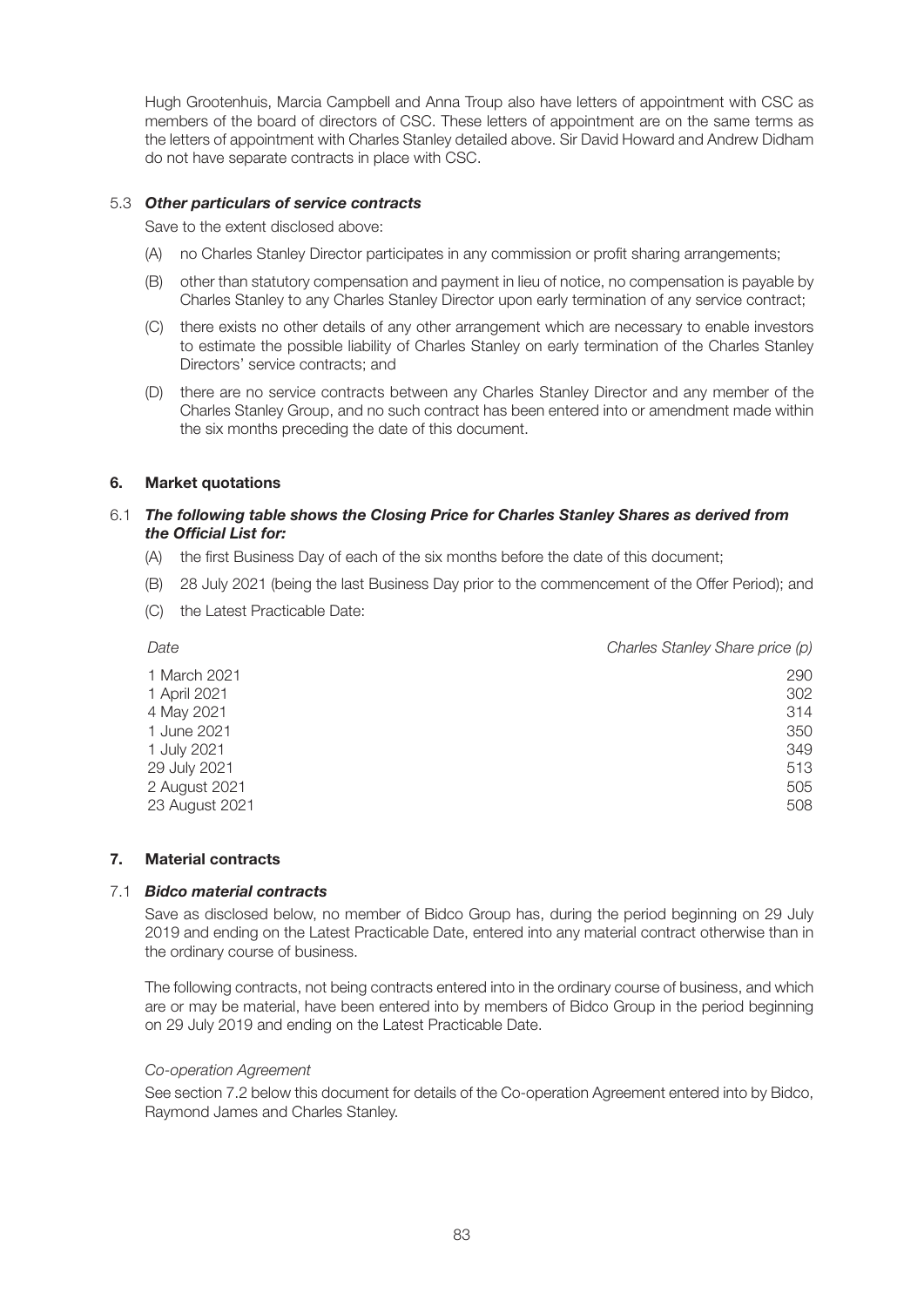Hugh Grootenhuis, Marcia Campbell and Anna Troup also have letters of appointment with CSC as members of the board of directors of CSC. These letters of appointment are on the same terms as the letters of appointment with Charles Stanley detailed above. Sir David Howard and Andrew Didham do not have separate contracts in place with CSC.

### 5.3 *Other particulars of service contracts*

Save to the extent disclosed above:

(A) no Charles Stanley Director participates in any commission or profit sharing arrangements;

(B) other than statutory compensation and payment in lieu of notice, no compensation is payable by Charles Stanley to any Charles Stanley Director upon early termination of any service contract;

(C) there exists no other details of any other arrangement which are necessary to enable investors to estimate the possible liability of Charles Stanley on early termination of the Charles Stanley Directors' service contracts; and

(D) there are no service contracts between any Charles Stanley Director and any member of the Charles Stanley Group, and no such contract has been entered into or amendment made within the six months preceding the date of this document.

## 6. Market quotations

### 6.1 *The following table shows the Closing Price for Charles Stanley Shares as derived from the Official List for:*

(A) the first Business Day of each of the six months before the date of this document;

(B) 28 July 2021 (being the last Business Day prior to the commencement of the Offer Period); and

(C) the Latest Practicable Date:

| *Date* | *Charles Stanley Share price (p)* |
|---|---|
| 1 March 2021 | 290 |
| 1 April 2021 | 302 |
| 4 May 2021 | 314 |
| 1 June 2021 | 350 |
| 1 July 2021 | 349 |
| 29 July 2021 | 513 |
| 2 August 2021 | 505 |
| 23 August 2021 | 508 |

## 7. Material contracts

### 7.1 *Bidco material contracts*

Save as disclosed below, no member of Bidco Group has, during the period beginning on 29 July 2019 and ending on the Latest Practicable Date, entered into any material contract otherwise than in the ordinary course of business.

The following contracts, not being contracts entered into in the ordinary course of business, and which are or may be material, have been entered into by members of Bidco Group in the period beginning on 29 July 2019 and ending on the Latest Practicable Date.

*Co-operation Agreement*

See section 7.2 below this document for details of the Co-operation Agreement entered into by Bidco, Raymond James and Charles Stanley.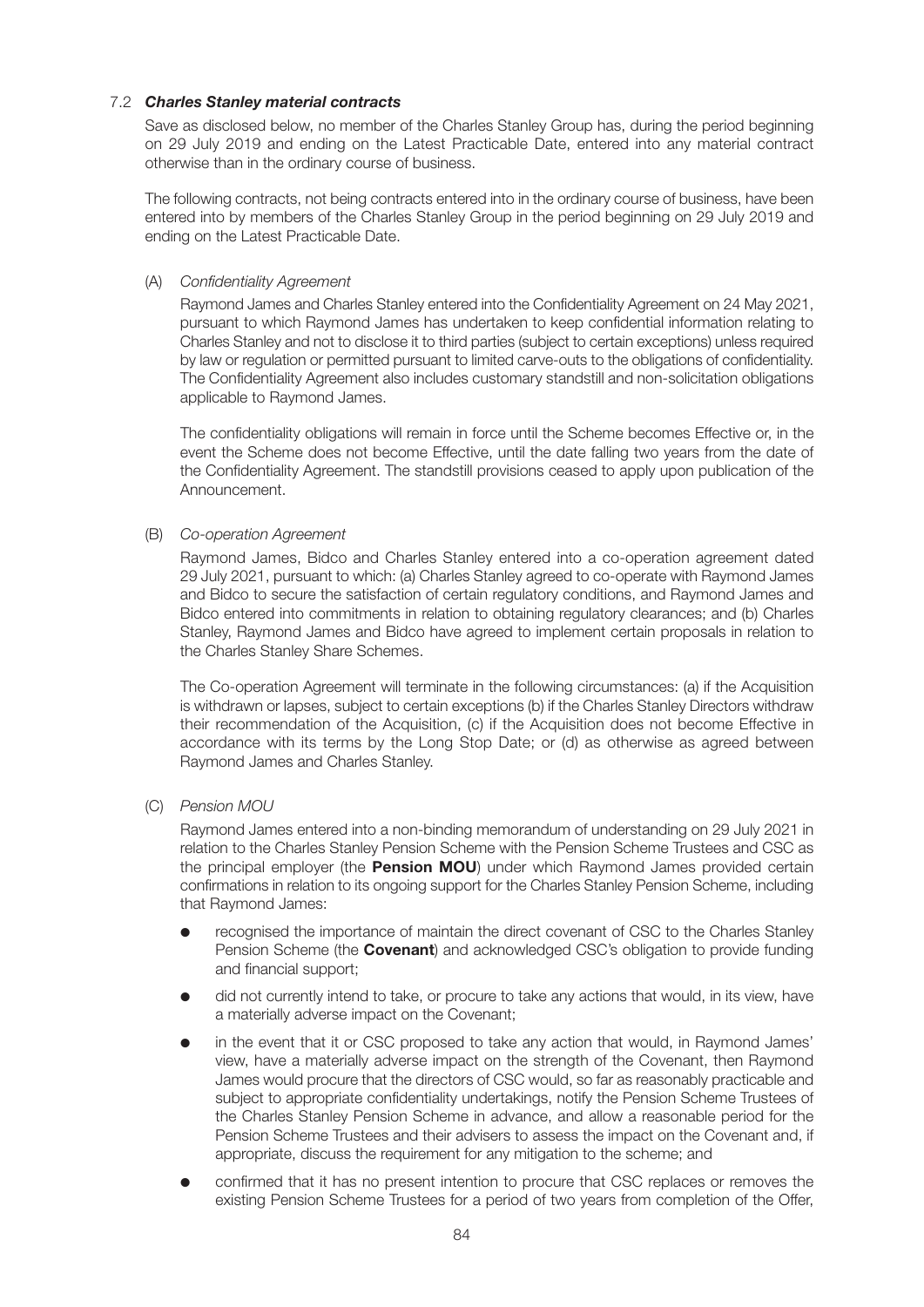### 7.2 ***Charles Stanley material contracts***

Save as disclosed below, no member of the Charles Stanley Group has, during the period beginning on 29 July 2019 and ending on the Latest Practicable Date, entered into any material contract otherwise than in the ordinary course of business.

The following contracts, not being contracts entered into in the ordinary course of business, have been entered into by members of the Charles Stanley Group in the period beginning on 29 July 2019 and ending on the Latest Practicable Date.

(A) *Confidentiality Agreement*

Raymond James and Charles Stanley entered into the Confidentiality Agreement on 24 May 2021, pursuant to which Raymond James has undertaken to keep confidential information relating to Charles Stanley and not to disclose it to third parties (subject to certain exceptions) unless required by law or regulation or permitted pursuant to limited carve-outs to the obligations of confidentiality. The Confidentiality Agreement also includes customary standstill and non-solicitation obligations applicable to Raymond James.

The confidentiality obligations will remain in force until the Scheme becomes Effective or, in the event the Scheme does not become Effective, until the date falling two years from the date of the Confidentiality Agreement. The standstill provisions ceased to apply upon publication of the Announcement.

(B) *Co-operation Agreement*

Raymond James, Bidco and Charles Stanley entered into a co-operation agreement dated 29 July 2021, pursuant to which: (a) Charles Stanley agreed to co-operate with Raymond James and Bidco to secure the satisfaction of certain regulatory conditions, and Raymond James and Bidco entered into commitments in relation to obtaining regulatory clearances; and (b) Charles Stanley, Raymond James and Bidco have agreed to implement certain proposals in relation to the Charles Stanley Share Schemes.

The Co-operation Agreement will terminate in the following circumstances: (a) if the Acquisition is withdrawn or lapses, subject to certain exceptions (b) if the Charles Stanley Directors withdraw their recommendation of the Acquisition, (c) if the Acquisition does not become Effective in accordance with its terms by the Long Stop Date; or (d) as otherwise as agreed between Raymond James and Charles Stanley.

(C) *Pension MOU*

Raymond James entered into a non-binding memorandum of understanding on 29 July 2021 in relation to the Charles Stanley Pension Scheme with the Pension Scheme Trustees and CSC as the principal employer (the **Pension MOU**) under which Raymond James provided certain confirmations in relation to its ongoing support for the Charles Stanley Pension Scheme, including that Raymond James:

- recognised the importance of maintain the direct covenant of CSC to the Charles Stanley Pension Scheme (the **Covenant**) and acknowledged CSC's obligation to provide funding and financial support;
- did not currently intend to take, or procure to take any actions that would, in its view, have a materially adverse impact on the Covenant;
- in the event that it or CSC proposed to take any action that would, in Raymond James' view, have a materially adverse impact on the strength of the Covenant, then Raymond James would procure that the directors of CSC would, so far as reasonably practicable and subject to appropriate confidentiality undertakings, notify the Pension Scheme Trustees of the Charles Stanley Pension Scheme in advance, and allow a reasonable period for the Pension Scheme Trustees and their advisers to assess the impact on the Covenant and, if appropriate, discuss the requirement for any mitigation to the scheme; and
- confirmed that it has no present intention to procure that CSC replaces or removes the existing Pension Scheme Trustees for a period of two years from completion of the Offer,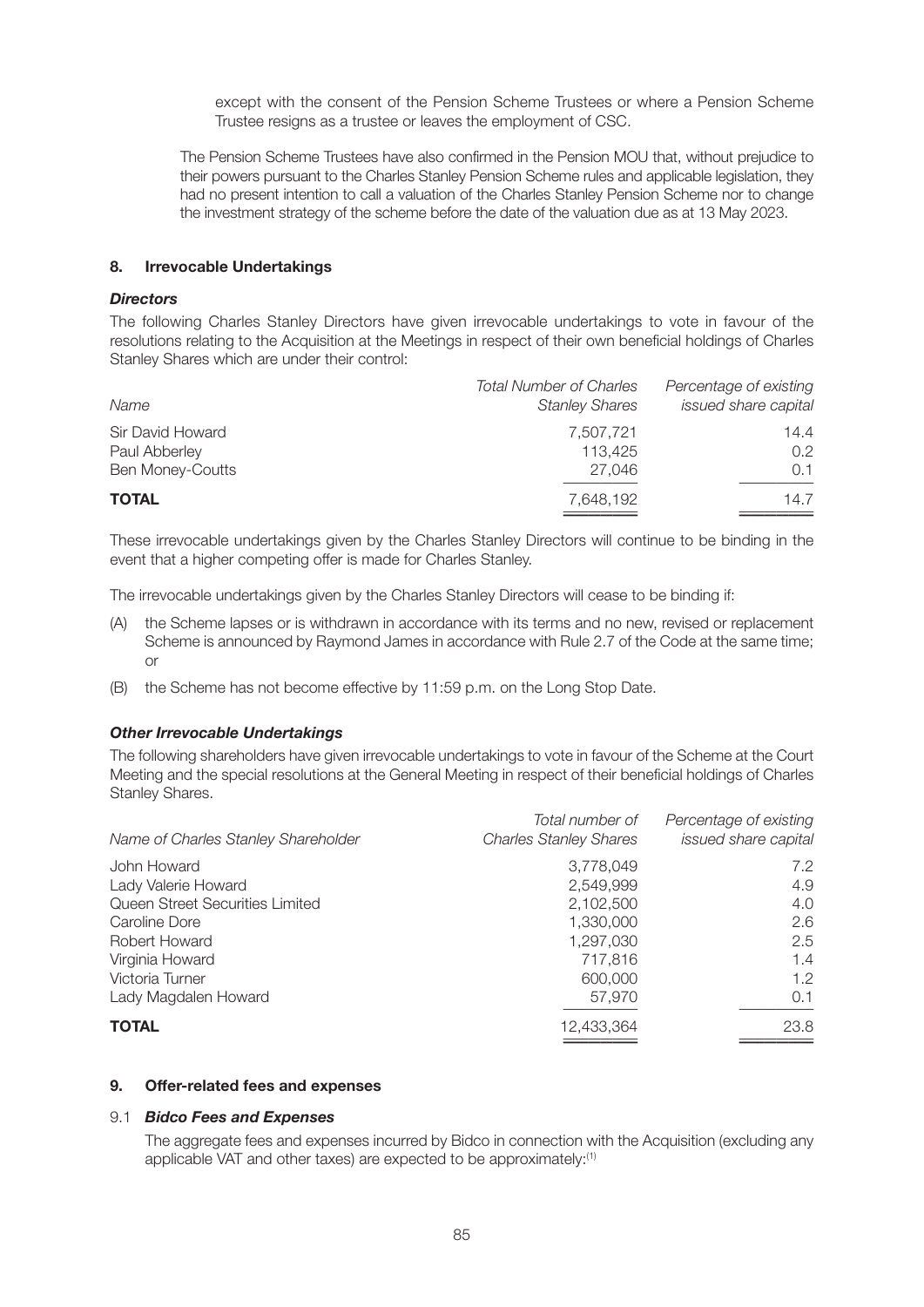except with the consent of the Pension Scheme Trustees or where a Pension Scheme Trustee resigns as a trustee or leaves the employment of CSC.

The Pension Scheme Trustees have also confirmed in the Pension MOU that, without prejudice to their powers pursuant to the Charles Stanley Pension Scheme rules and applicable legislation, they had no present intention to call a valuation of the Charles Stanley Pension Scheme nor to change the investment strategy of the scheme before the date of the valuation due as at 13 May 2023.

## 8. Irrevocable Undertakings

### *Directors*

The following Charles Stanley Directors have given irrevocable undertakings to vote in favour of the resolutions relating to the Acquisition at the Meetings in respect of their own beneficial holdings of Charles Stanley Shares which are under their control:

| *Name* | *Total Number of Charles Stanley Shares* | *Percentage of existing issued share capital* |
|---|---|---|
| Sir David Howard | 7,507,721 | 14.4 |
| Paul Abberley | 113,425 | 0.2 |
| Ben Money-Coutts | 27,046 | 0.1 |
| **TOTAL** | 7,648,192 | 14.7 |

These irrevocable undertakings given by the Charles Stanley Directors will continue to be binding in the event that a higher competing offer is made for Charles Stanley.

The irrevocable undertakings given by the Charles Stanley Directors will cease to be binding if:

(A) the Scheme lapses or is withdrawn in accordance with its terms and no new, revised or replacement Scheme is announced by Raymond James in accordance with Rule 2.7 of the Code at the same time; or

(B) the Scheme has not become effective by 11:59 p.m. on the Long Stop Date.

### *Other Irrevocable Undertakings*

The following shareholders have given irrevocable undertakings to vote in favour of the Scheme at the Court Meeting and the special resolutions at the General Meeting in respect of their beneficial holdings of Charles Stanley Shares.

| *Name of Charles Stanley Shareholder* | *Total number of Charles Stanley Shares* | *Percentage of existing issued share capital* |
|---|---|---|
| John Howard | 3,778,049 | 7.2 |
| Lady Valerie Howard | 2,549,999 | 4.9 |
| Queen Street Securities Limited | 2,102,500 | 4.0 |
| Caroline Dore | 1,330,000 | 2.6 |
| Robert Howard | 1,297,030 | 2.5 |
| Virginia Howard | 717,816 | 1.4 |
| Victoria Turner | 600,000 | 1.2 |
| Lady Magdalen Howard | 57,970 | 0.1 |
| **TOTAL** | 12,433,364 | 23.8 |

## 9. Offer-related fees and expenses

### 9.1 *Bidco Fees and Expenses*

The aggregate fees and expenses incurred by Bidco in connection with the Acquisition (excluding any applicable VAT and other taxes) are expected to be approximately:[1]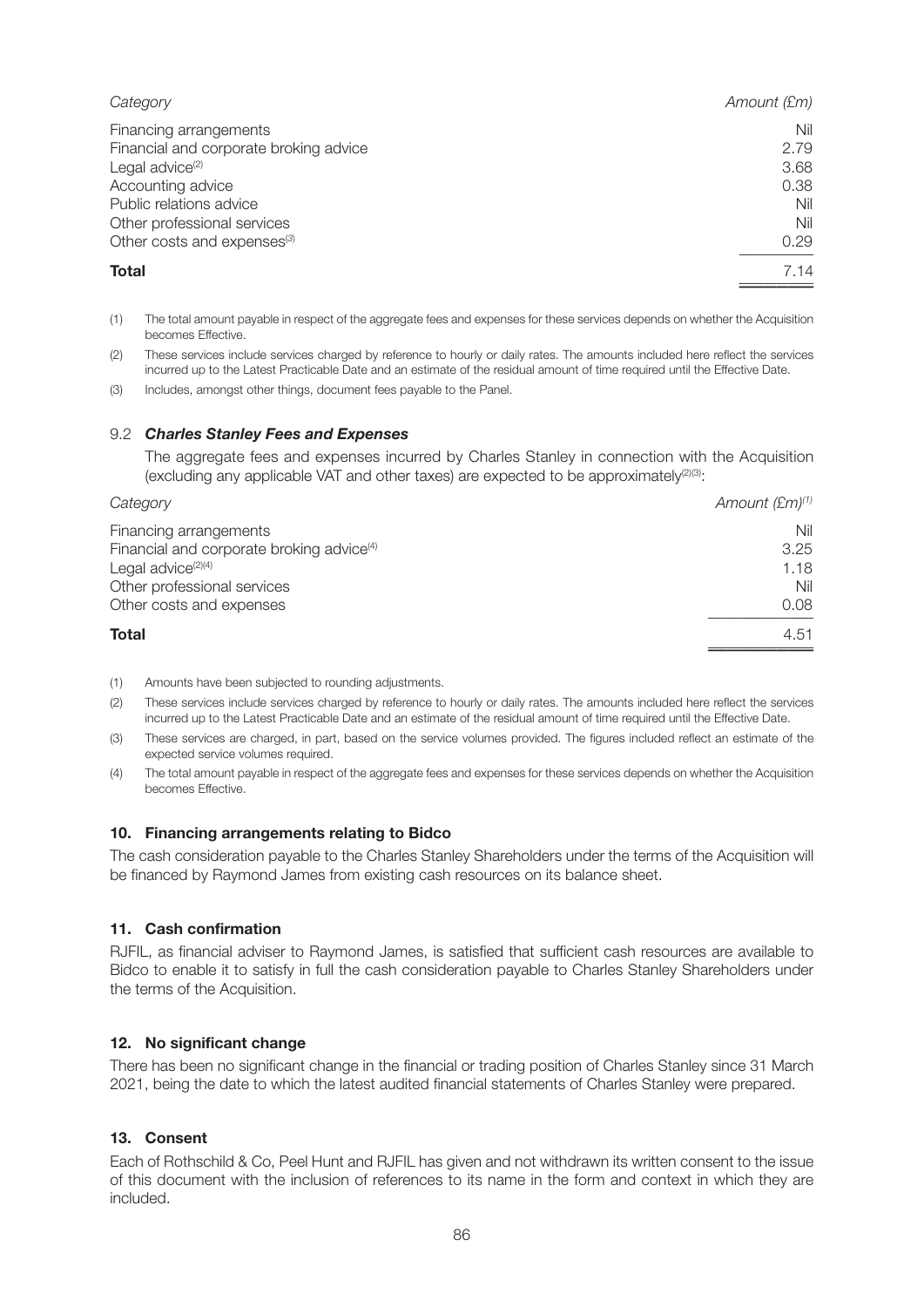| Category | Amount (£m) |
|---|---|
| Financing arrangements | Nil |
| Financial and corporate broking advice | 2.79 |
| Legal advice[(2)] | 3.68 |
| Accounting advice | 0.38 |
| Public relations advice | Nil |
| Other professional services | Nil |
| Other costs and expenses[(3)] | 0.29 |
| **Total** | 7.14 |

(1) The total amount payable in respect of the aggregate fees and expenses for these services depends on whether the Acquisition becomes Effective.

(2) These services include services charged by reference to hourly or daily rates. The amounts included here reflect the services incurred up to the Latest Practicable Date and an estimate of the residual amount of time required until the Effective Date.

(3) Includes, amongst other things, document fees payable to the Panel.

### 9.2 ***Charles Stanley Fees and Expenses***

The aggregate fees and expenses incurred by Charles Stanley in connection with the Acquisition (excluding any applicable VAT and other taxes) are expected to be approximately[(2)(3)]:

| Category | Amount (£m)[(1)] |
|---|---|
| Financing arrangements | Nil |
| Financial and corporate broking advice[(4)] | 3.25 |
| Legal advice[(2)(4)] | 1.18 |
| Other professional services | Nil |
| Other costs and expenses | 0.08 |
| **Total** | 4.51 |

(1) Amounts have been subjected to rounding adjustments.

(2) These services include services charged by reference to hourly or daily rates. The amounts included here reflect the services incurred up to the Latest Practicable Date and an estimate of the residual amount of time required until the Effective Date.

(3) These services are charged, in part, based on the service volumes provided. The figures included reflect an estimate of the expected service volumes required.

(4) The total amount payable in respect of the aggregate fees and expenses for these services depends on whether the Acquisition becomes Effective.

## 10. Financing arrangements relating to Bidco

The cash consideration payable to the Charles Stanley Shareholders under the terms of the Acquisition will be financed by Raymond James from existing cash resources on its balance sheet.

## 11. Cash confirmation

RJFIL, as financial adviser to Raymond James, is satisfied that sufficient cash resources are available to Bidco to enable it to satisfy in full the cash consideration payable to Charles Stanley Shareholders under the terms of the Acquisition.

## 12. No significant change

There has been no significant change in the financial or trading position of Charles Stanley since 31 March 2021, being the date to which the latest audited financial statements of Charles Stanley were prepared.

## 13. Consent

Each of Rothschild & Co, Peel Hunt and RJFIL has given and not withdrawn its written consent to the issue of this document with the inclusion of references to its name in the form and context in which they are included.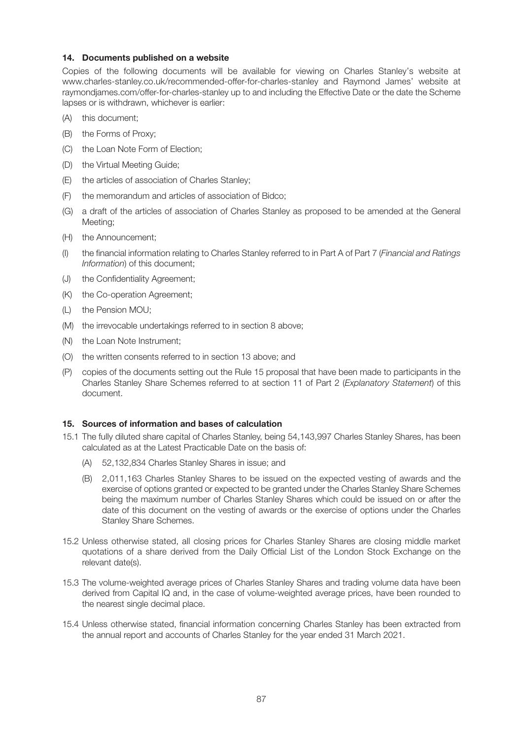### 14. Documents published on a website

Copies of the following documents will be available for viewing on Charles Stanley's website at www.charles-stanley.co.uk/recommended-offer-for-charles-stanley and Raymond James' website at raymondjames.com/offer-for-charles-stanley up to and including the Effective Date or the date the Scheme lapses or is withdrawn, whichever is earlier:

(A) this document;

(B) the Forms of Proxy;

(C) the Loan Note Form of Election;

(D) the Virtual Meeting Guide;

(E) the articles of association of Charles Stanley;

(F) the memorandum and articles of association of Bidco;

(G) a draft of the articles of association of Charles Stanley as proposed to be amended at the General Meeting;

(H) the Announcement;

(I) the financial information relating to Charles Stanley referred to in Part A of Part 7 (*Financial and Ratings Information*) of this document;

(J) the Confidentiality Agreement;

(K) the Co-operation Agreement;

(L) the Pension MOU;

(M) the irrevocable undertakings referred to in section 8 above;

(N) the Loan Note Instrument;

(O) the written consents referred to in section 13 above; and

(P) copies of the documents setting out the Rule 15 proposal that have been made to participants in the Charles Stanley Share Schemes referred to at section 11 of Part 2 (*Explanatory Statement*) of this document.

### 15. Sources of information and bases of calculation

15.1 The fully diluted share capital of Charles Stanley, being 54,143,997 Charles Stanley Shares, has been calculated as at the Latest Practicable Date on the basis of:

(A) 52,132,834 Charles Stanley Shares in issue; and

(B) 2,011,163 Charles Stanley Shares to be issued on the expected vesting of awards and the exercise of options granted or expected to be granted under the Charles Stanley Share Schemes being the maximum number of Charles Stanley Shares which could be issued on or after the date of this document on the vesting of awards or the exercise of options under the Charles Stanley Share Schemes.

15.2 Unless otherwise stated, all closing prices for Charles Stanley Shares are closing middle market quotations of a share derived from the Daily Official List of the London Stock Exchange on the relevant date(s).

15.3 The volume-weighted average prices of Charles Stanley Shares and trading volume data have been derived from Capital IQ and, in the case of volume-weighted average prices, have been rounded to the nearest single decimal place.

15.4 Unless otherwise stated, financial information concerning Charles Stanley has been extracted from the annual report and accounts of Charles Stanley for the year ended 31 March 2021.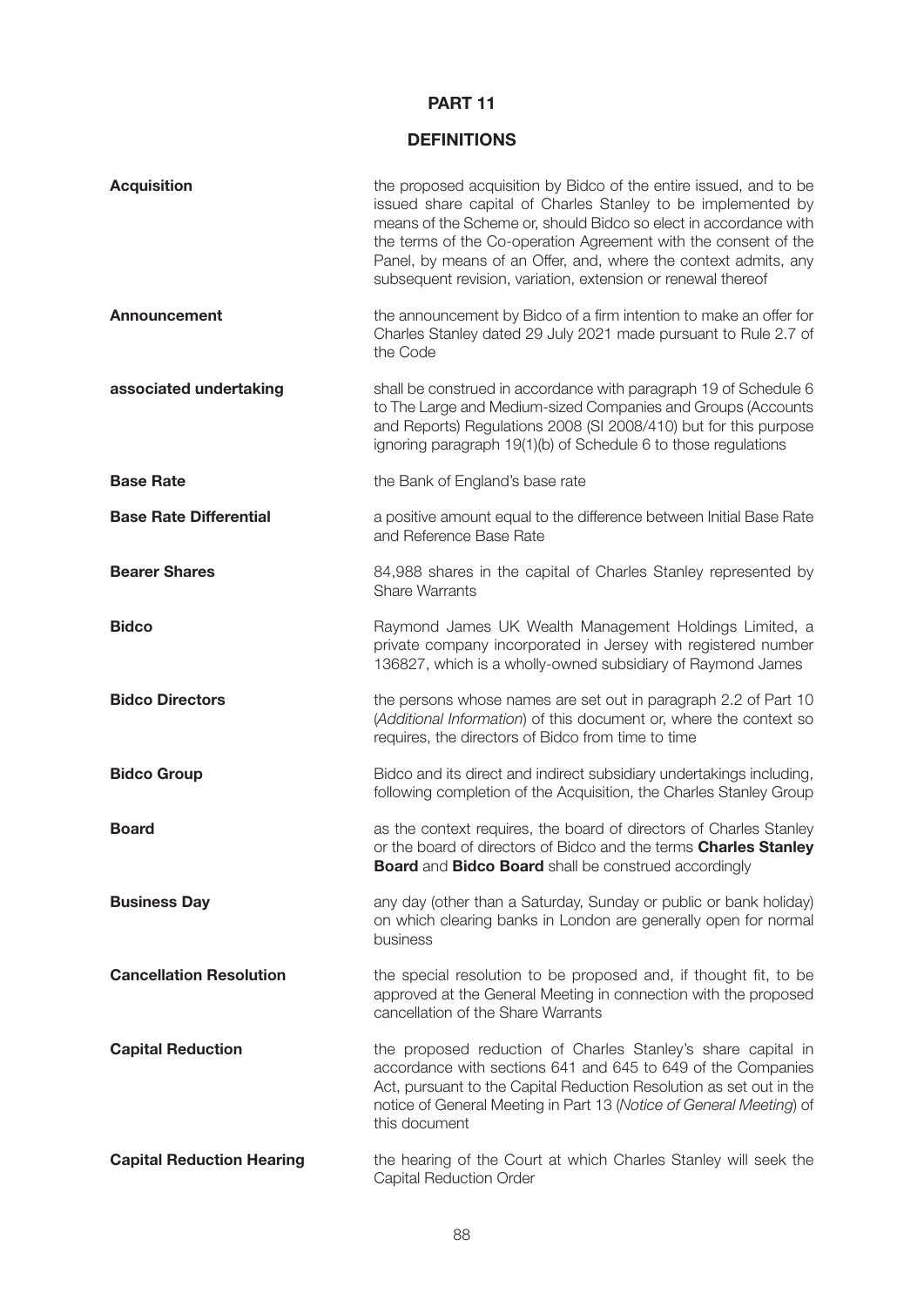# PART 11

## DEFINITIONS

| | |
|---|---|
| **Acquisition** | the proposed acquisition by Bidco of the entire issued, and to be issued share capital of Charles Stanley to be implemented by means of the Scheme or, should Bidco so elect in accordance with the terms of the Co-operation Agreement with the consent of the Panel, by means of an Offer, and, where the context admits, any subsequent revision, variation, extension or renewal thereof |
| **Announcement** | the announcement by Bidco of a firm intention to make an offer for Charles Stanley dated 29 July 2021 made pursuant to Rule 2.7 of the Code |
| **associated undertaking** | shall be construed in accordance with paragraph 19 of Schedule 6 to The Large and Medium-sized Companies and Groups (Accounts and Reports) Regulations 2008 (SI 2008/410) but for this purpose ignoring paragraph 19(1)(b) of Schedule 6 to those regulations |
| **Base Rate** | the Bank of England's base rate |
| **Base Rate Differential** | a positive amount equal to the difference between Initial Base Rate and Reference Base Rate |
| **Bearer Shares** | 84,988 shares in the capital of Charles Stanley represented by Share Warrants |
| **Bidco** | Raymond James UK Wealth Management Holdings Limited, a private company incorporated in Jersey with registered number 136827, which is a wholly-owned subsidiary of Raymond James |
| **Bidco Directors** | the persons whose names are set out in paragraph 2.2 of Part 10 (*Additional Information*) of this document or, where the context so requires, the directors of Bidco from time to time |
| **Bidco Group** | Bidco and its direct and indirect subsidiary undertakings including, following completion of the Acquisition, the Charles Stanley Group |
| **Board** | as the context requires, the board of directors of Charles Stanley or the board of directors of Bidco and the terms **Charles Stanley Board** and **Bidco Board** shall be construed accordingly |
| **Business Day** | any day (other than a Saturday, Sunday or public or bank holiday) on which clearing banks in London are generally open for normal business |
| **Cancellation Resolution** | the special resolution to be proposed and, if thought fit, to be approved at the General Meeting in connection with the proposed cancellation of the Share Warrants |
| **Capital Reduction** | the proposed reduction of Charles Stanley's share capital in accordance with sections 641 and 645 to 649 of the Companies Act, pursuant to the Capital Reduction Resolution as set out in the notice of General Meeting in Part 13 (*Notice of General Meeting*) of this document |
| **Capital Reduction Hearing** | the hearing of the Court at which Charles Stanley will seek the Capital Reduction Order |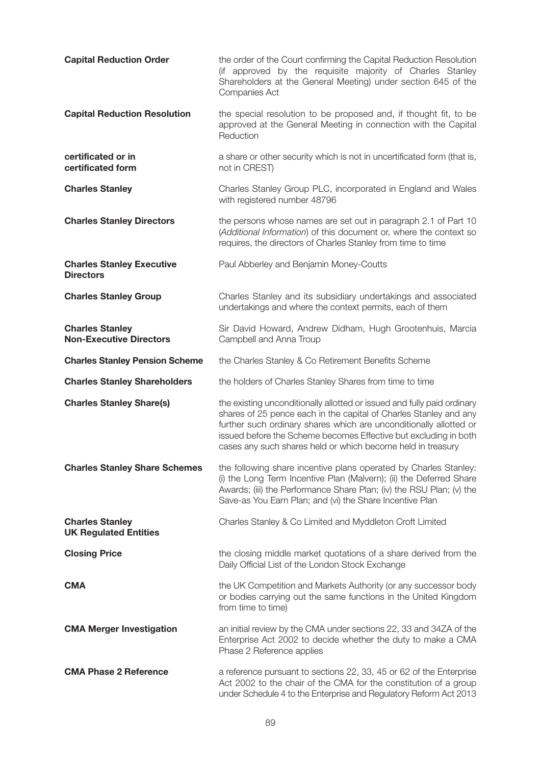| | |
|---|---|
| **Capital Reduction Order** | the order of the Court confirming the Capital Reduction Resolution (if approved by the requisite majority of Charles Stanley Shareholders at the General Meeting) under section 645 of the Companies Act |
| **Capital Reduction Resolution** | the special resolution to be proposed and, if thought fit, to be approved at the General Meeting in connection with the Capital Reduction |
| **certificated or in certificated form** | a share or other security which is not in uncertificated form (that is, not in CREST) |
| **Charles Stanley** | Charles Stanley Group PLC, incorporated in England and Wales with registered number 48796 |
| **Charles Stanley Directors** | the persons whose names are set out in paragraph 2.1 of Part 10 (*Additional Information*) of this document or, where the context so requires, the directors of Charles Stanley from time to time |
| **Charles Stanley Executive Directors** | Paul Abberley and Benjamin Money-Coutts |
| **Charles Stanley Group** | Charles Stanley and its subsidiary undertakings and associated undertakings and where the context permits, each of them |
| **Charles Stanley Non-Executive Directors** | Sir David Howard, Andrew Didham, Hugh Grootenhuis, Marcia Campbell and Anna Troup |
| **Charles Stanley Pension Scheme** | the Charles Stanley & Co Retirement Benefits Scheme |
| **Charles Stanley Shareholders** | the holders of Charles Stanley Shares from time to time |
| **Charles Stanley Share(s)** | the existing unconditionally allotted or issued and fully paid ordinary shares of 25 pence each in the capital of Charles Stanley and any further such ordinary shares which are unconditionally allotted or issued before the Scheme becomes Effective but excluding in both cases any such shares held or which become held in treasury |
| **Charles Stanley Share Schemes** | the following share incentive plans operated by Charles Stanley: (i) the Long Term Incentive Plan (Malvern); (ii) the Deferred Share Awards; (iii) the Performance Share Plan; (iv) the RSU Plan; (v) the Save-as You Earn Plan; and (vi) the Share Incentive Plan |
| **Charles Stanley UK Regulated Entities** | Charles Stanley & Co Limited and Myddleton Croft Limited |
| **Closing Price** | the closing middle market quotations of a share derived from the Daily Official List of the London Stock Exchange |
| **CMA** | the UK Competition and Markets Authority (or any successor body or bodies carrying out the same functions in the United Kingdom from time to time) |
| **CMA Merger Investigation** | an initial review by the CMA under sections 22, 33 and 34ZA of the Enterprise Act 2002 to decide whether the duty to make a CMA Phase 2 Reference applies |
| **CMA Phase 2 Reference** | a reference pursuant to sections 22, 33, 45 or 62 of the Enterprise Act 2002 to the chair of the CMA for the constitution of a group under Schedule 4 to the Enterprise and Regulatory Reform Act 2013 |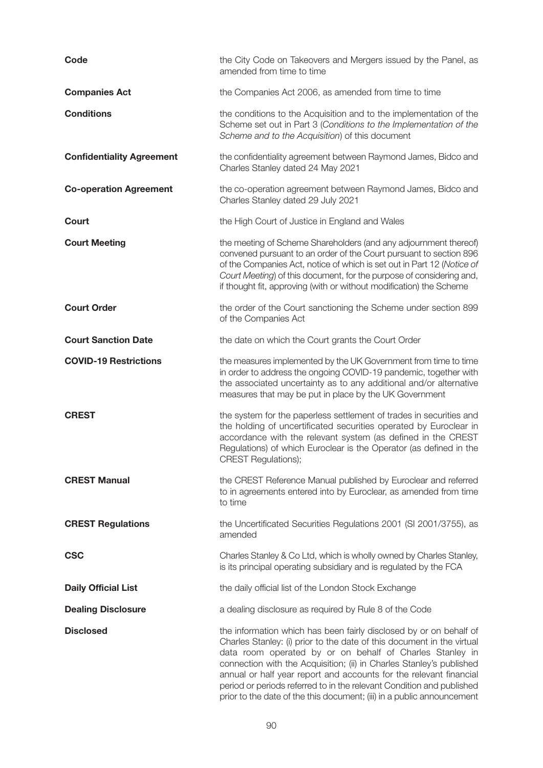| | |
|---|---|
| **Code** | the City Code on Takeovers and Mergers issued by the Panel, as amended from time to time |
| **Companies Act** | the Companies Act 2006, as amended from time to time |
| **Conditions** | the conditions to the Acquisition and to the implementation of the Scheme set out in Part 3 (*Conditions to the Implementation of the Scheme and to the Acquisition*) of this document |
| **Confidentiality Agreement** | the confidentiality agreement between Raymond James, Bidco and Charles Stanley dated 24 May 2021 |
| **Co-operation Agreement** | the co-operation agreement between Raymond James, Bidco and Charles Stanley dated 29 July 2021 |
| **Court** | the High Court of Justice in England and Wales |
| **Court Meeting** | the meeting of Scheme Shareholders (and any adjournment thereof) convened pursuant to an order of the Court pursuant to section 896 of the Companies Act, notice of which is set out in Part 12 (*Notice of Court Meeting*) of this document, for the purpose of considering and, if thought fit, approving (with or without modification) the Scheme |
| **Court Order** | the order of the Court sanctioning the Scheme under section 899 of the Companies Act |
| **Court Sanction Date** | the date on which the Court grants the Court Order |
| **COVID-19 Restrictions** | the measures implemented by the UK Government from time to time in order to address the ongoing COVID-19 pandemic, together with the associated uncertainty as to any additional and/or alternative measures that may be put in place by the UK Government |
| **CREST** | the system for the paperless settlement of trades in securities and the holding of uncertificated securities operated by Euroclear in accordance with the relevant system (as defined in the CREST Regulations) of which Euroclear is the Operator (as defined in the CREST Regulations); |
| **CREST Manual** | the CREST Reference Manual published by Euroclear and referred to in agreements entered into by Euroclear, as amended from time to time |
| **CREST Regulations** | the Uncertificated Securities Regulations 2001 (SI 2001/3755), as amended |
| **CSC** | Charles Stanley & Co Ltd, which is wholly owned by Charles Stanley, is its principal operating subsidiary and is regulated by the FCA |
| **Daily Official List** | the daily official list of the London Stock Exchange |
| **Dealing Disclosure** | a dealing disclosure as required by Rule 8 of the Code |
| **Disclosed** | the information which has been fairly disclosed by or on behalf of Charles Stanley: (i) prior to the date of this document in the virtual data room operated by or on behalf of Charles Stanley in connection with the Acquisition; (ii) in Charles Stanley's published annual or half year report and accounts for the relevant financial period or periods referred to in the relevant Condition and published prior to the date of the this document; (iii) in a public announcement |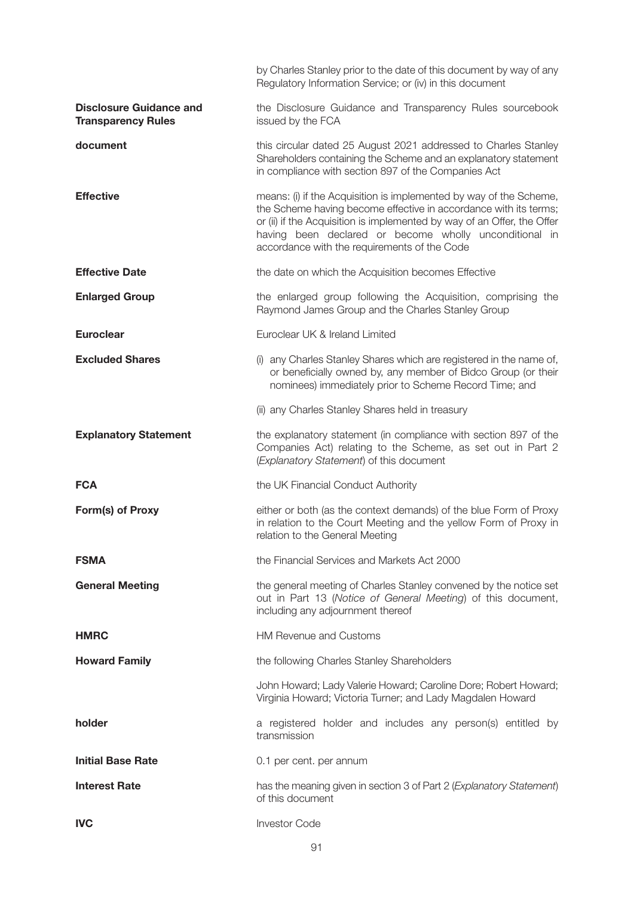| | |
|---|---|
| | by Charles Stanley prior to the date of this document by way of any Regulatory Information Service; or (iv) in this document |
| **Disclosure Guidance and Transparency Rules** | the Disclosure Guidance and Transparency Rules sourcebook issued by the FCA |
| **document** | this circular dated 25 August 2021 addressed to Charles Stanley Shareholders containing the Scheme and an explanatory statement in compliance with section 897 of the Companies Act |
| **Effective** | means: (i) if the Acquisition is implemented by way of the Scheme, the Scheme having become effective in accordance with its terms; or (ii) if the Acquisition is implemented by way of an Offer, the Offer having been declared or become wholly unconditional in accordance with the requirements of the Code |
| **Effective Date** | the date on which the Acquisition becomes Effective |
| **Enlarged Group** | the enlarged group following the Acquisition, comprising the Raymond James Group and the Charles Stanley Group |
| **Euroclear** | Euroclear UK & Ireland Limited |
| **Excluded Shares** | (i) any Charles Stanley Shares which are registered in the name of, or beneficially owned by, any member of Bidco Group (or their nominees) immediately prior to Scheme Record Time; and<br><br>(ii) any Charles Stanley Shares held in treasury |
| **Explanatory Statement** | the explanatory statement (in compliance with section 897 of the Companies Act) relating to the Scheme, as set out in Part 2 (*Explanatory Statement*) of this document |
| **FCA** | the UK Financial Conduct Authority |
| **Form(s) of Proxy** | either or both (as the context demands) of the blue Form of Proxy in relation to the Court Meeting and the yellow Form of Proxy in relation to the General Meeting |
| **FSMA** | the Financial Services and Markets Act 2000 |
| **General Meeting** | the general meeting of Charles Stanley convened by the notice set out in Part 13 (*Notice of General Meeting*) of this document, including any adjournment thereof |
| **HMRC** | HM Revenue and Customs |
| **Howard Family** | the following Charles Stanley Shareholders<br><br>John Howard; Lady Valerie Howard; Caroline Dore; Robert Howard; Virginia Howard; Victoria Turner; and Lady Magdalen Howard |
| **holder** | a registered holder and includes any person(s) entitled by transmission |
| **Initial Base Rate** | 0.1 per cent. per annum |
| **Interest Rate** | has the meaning given in section 3 of Part 2 (*Explanatory Statement*) of this document |
| **IVC** | Investor Code |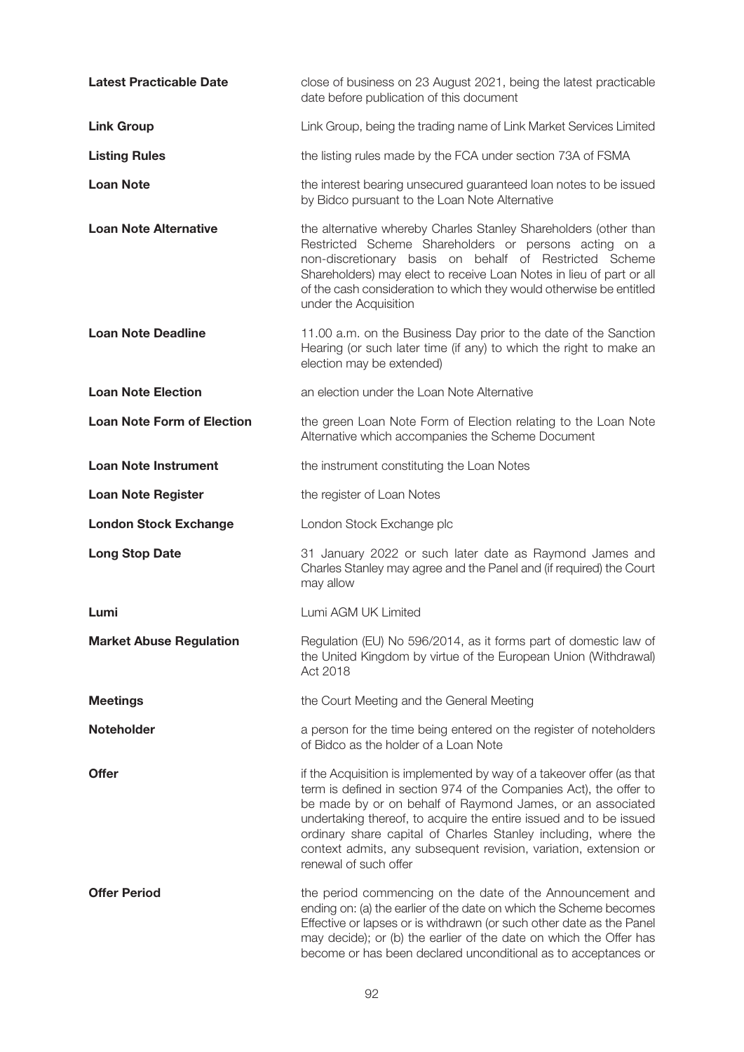| | |
|---|---|
| **Latest Practicable Date** | close of business on 23 August 2021, being the latest practicable date before publication of this document |
| **Link Group** | Link Group, being the trading name of Link Market Services Limited |
| **Listing Rules** | the listing rules made by the FCA under section 73A of FSMA |
| **Loan Note** | the interest bearing unsecured guaranteed loan notes to be issued by Bidco pursuant to the Loan Note Alternative |
| **Loan Note Alternative** | the alternative whereby Charles Stanley Shareholders (other than Restricted Scheme Shareholders or persons acting on a non-discretionary basis on behalf of Restricted Scheme Shareholders) may elect to receive Loan Notes in lieu of part or all of the cash consideration to which they would otherwise be entitled under the Acquisition |
| **Loan Note Deadline** | 11.00 a.m. on the Business Day prior to the date of the Sanction Hearing (or such later time (if any) to which the right to make an election may be extended) |
| **Loan Note Election** | an election under the Loan Note Alternative |
| **Loan Note Form of Election** | the green Loan Note Form of Election relating to the Loan Note Alternative which accompanies the Scheme Document |
| **Loan Note Instrument** | the instrument constituting the Loan Notes |
| **Loan Note Register** | the register of Loan Notes |
| **London Stock Exchange** | London Stock Exchange plc |
| **Long Stop Date** | 31 January 2022 or such later date as Raymond James and Charles Stanley may agree and the Panel and (if required) the Court may allow |
| **Lumi** | Lumi AGM UK Limited |
| **Market Abuse Regulation** | Regulation (EU) No 596/2014, as it forms part of domestic law of the United Kingdom by virtue of the European Union (Withdrawal) Act 2018 |
| **Meetings** | the Court Meeting and the General Meeting |
| **Noteholder** | a person for the time being entered on the register of noteholders of Bidco as the holder of a Loan Note |
| **Offer** | if the Acquisition is implemented by way of a takeover offer (as that term is defined in section 974 of the Companies Act), the offer to be made by or on behalf of Raymond James, or an associated undertaking thereof, to acquire the entire issued and to be issued ordinary share capital of Charles Stanley including, where the context admits, any subsequent revision, variation, extension or renewal of such offer |
| **Offer Period** | the period commencing on the date of the Announcement and ending on: (a) the earlier of the date on which the Scheme becomes Effective or lapses or is withdrawn (or such other date as the Panel may decide); or (b) the earlier of the date on which the Offer has become or has been declared unconditional as to acceptances or |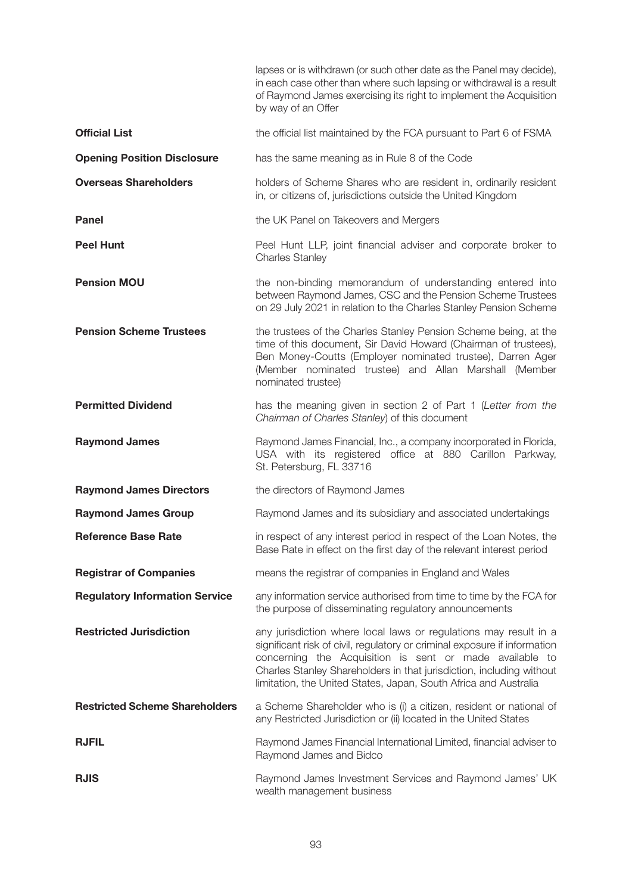| | |
|---|---|
| | lapses or is withdrawn (or such other date as the Panel may decide), in each case other than where such lapsing or withdrawal is a result of Raymond James exercising its right to implement the Acquisition by way of an Offer |
| **Official List** | the official list maintained by the FCA pursuant to Part 6 of FSMA |
| **Opening Position Disclosure** | has the same meaning as in Rule 8 of the Code |
| **Overseas Shareholders** | holders of Scheme Shares who are resident in, ordinarily resident in, or citizens of, jurisdictions outside the United Kingdom |
| **Panel** | the UK Panel on Takeovers and Mergers |
| **Peel Hunt** | Peel Hunt LLP, joint financial adviser and corporate broker to Charles Stanley |
| **Pension MOU** | the non-binding memorandum of understanding entered into between Raymond James, CSC and the Pension Scheme Trustees on 29 July 2021 in relation to the Charles Stanley Pension Scheme |
| **Pension Scheme Trustees** | the trustees of the Charles Stanley Pension Scheme being, at the time of this document, Sir David Howard (Chairman of trustees), Ben Money-Coutts (Employer nominated trustee), Darren Ager (Member nominated trustee) and Allan Marshall (Member nominated trustee) |
| **Permitted Dividend** | has the meaning given in section 2 of Part 1 (*Letter from the Chairman of Charles Stanley*) of this document |
| **Raymond James** | Raymond James Financial, Inc., a company incorporated in Florida, USA with its registered office at 880 Carillon Parkway, St. Petersburg, FL 33716 |
| **Raymond James Directors** | the directors of Raymond James |
| **Raymond James Group** | Raymond James and its subsidiary and associated undertakings |
| **Reference Base Rate** | in respect of any interest period in respect of the Loan Notes, the Base Rate in effect on the first day of the relevant interest period |
| **Registrar of Companies** | means the registrar of companies in England and Wales |
| **Regulatory Information Service** | any information service authorised from time to time by the FCA for the purpose of disseminating regulatory announcements |
| **Restricted Jurisdiction** | any jurisdiction where local laws or regulations may result in a significant risk of civil, regulatory or criminal exposure if information concerning the Acquisition is sent or made available to Charles Stanley Shareholders in that jurisdiction, including without limitation, the United States, Japan, South Africa and Australia |
| **Restricted Scheme Shareholders** | a Scheme Shareholder who is (i) a citizen, resident or national of any Restricted Jurisdiction or (ii) located in the United States |
| **RJFIL** | Raymond James Financial International Limited, financial adviser to Raymond James and Bidco |
| **RJIS** | Raymond James Investment Services and Raymond James' UK wealth management business |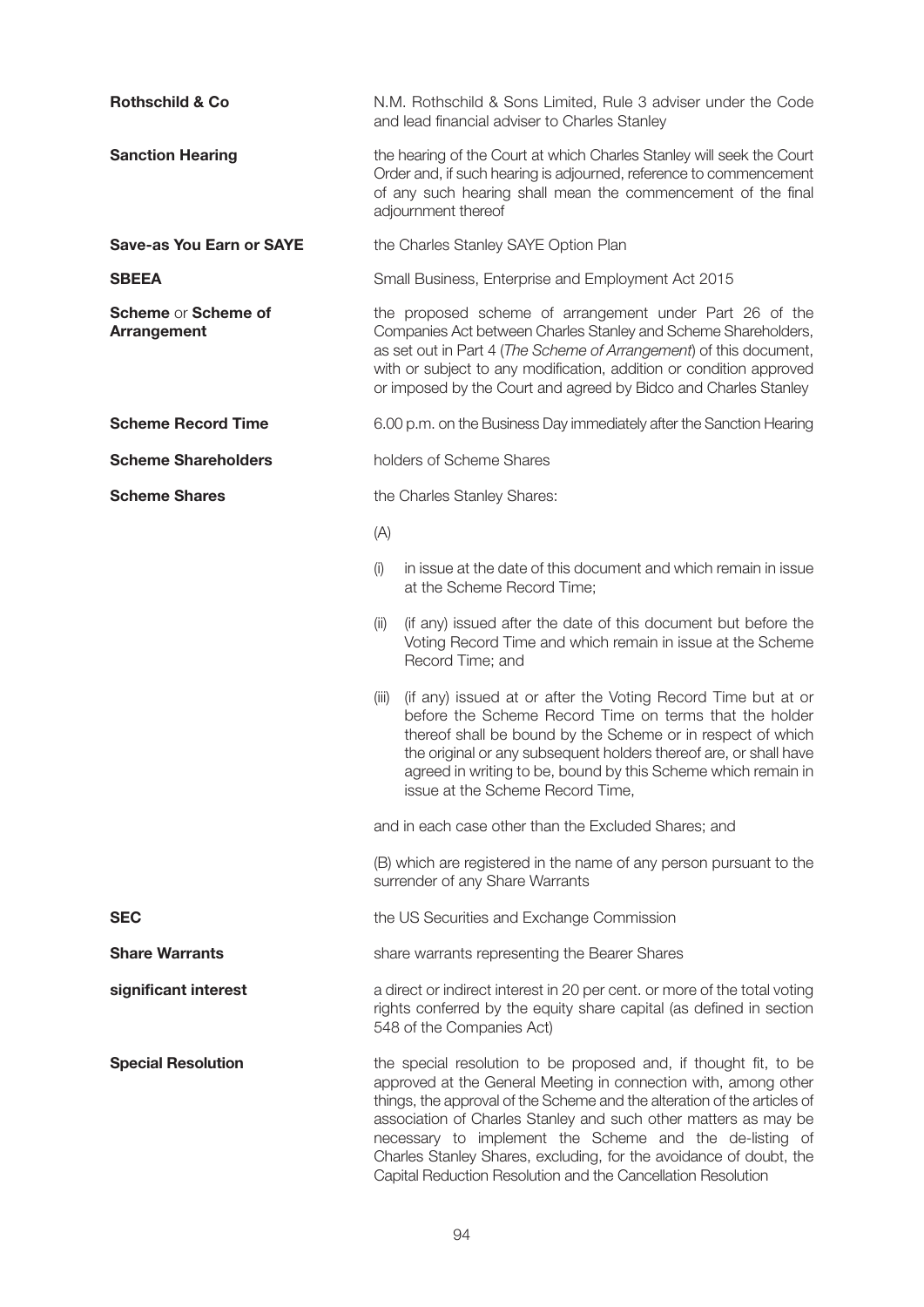| | |
|---|---|
| **Rothschild & Co** | N.M. Rothschild & Sons Limited, Rule 3 adviser under the Code and lead financial adviser to Charles Stanley |
| **Sanction Hearing** | the hearing of the Court at which Charles Stanley will seek the Court Order and, if such hearing is adjourned, reference to commencement of any such hearing shall mean the commencement of the final adjournment thereof |
| **Save-as You Earn or SAYE** | the Charles Stanley SAYE Option Plan |
| **SBEEA** | Small Business, Enterprise and Employment Act 2015 |
| **Scheme** or **Scheme of Arrangement** | the proposed scheme of arrangement under Part 26 of the Companies Act between Charles Stanley and Scheme Shareholders, as set out in Part 4 (*The Scheme of Arrangement*) of this document, with or subject to any modification, addition or condition approved or imposed by the Court and agreed by Bidco and Charles Stanley |
| **Scheme Record Time** | 6.00 p.m. on the Business Day immediately after the Sanction Hearing |
| **Scheme Shareholders** | holders of Scheme Shares |
| **Scheme Shares** | the Charles Stanley Shares:<br><br>(A)<br><br>(i) in issue at the date of this document and which remain in issue at the Scheme Record Time;<br><br>(ii) (if any) issued after the date of this document but before the Voting Record Time and which remain in issue at the Scheme Record Time; and<br><br>(iii) (if any) issued at or after the Voting Record Time but at or before the Scheme Record Time on terms that the holder thereof shall be bound by the Scheme or in respect of which the original or any subsequent holders thereof are, or shall have agreed in writing to be, bound by this Scheme which remain in issue at the Scheme Record Time,<br><br>and in each case other than the Excluded Shares; and<br><br>(B) which are registered in the name of any person pursuant to the surrender of any Share Warrants |
| **SEC** | the US Securities and Exchange Commission |
| **Share Warrants** | share warrants representing the Bearer Shares |
| **significant interest** | a direct or indirect interest in 20 per cent. or more of the total voting rights conferred by the equity share capital (as defined in section 548 of the Companies Act) |
| **Special Resolution** | the special resolution to be proposed and, if thought fit, to be approved at the General Meeting in connection with, among other things, the approval of the Scheme and the alteration of the articles of association of Charles Stanley and such other matters as may be necessary to implement the Scheme and the de-listing of Charles Stanley Shares, excluding, for the avoidance of doubt, the Capital Reduction Resolution and the Cancellation Resolution |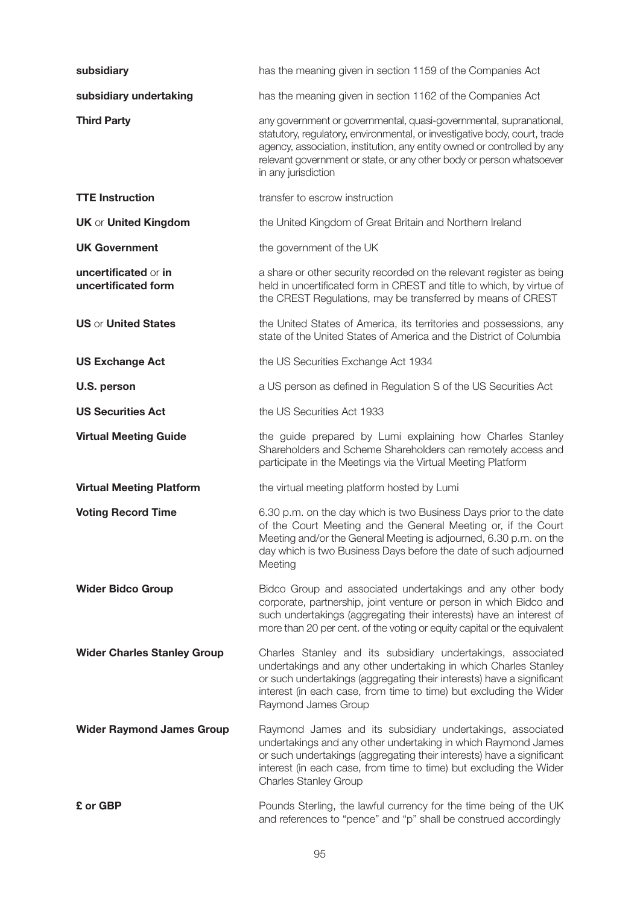| | |
|---|---|
| **subsidiary** | has the meaning given in section 1159 of the Companies Act |
| **subsidiary undertaking** | has the meaning given in section 1162 of the Companies Act |
| **Third Party** | any government or governmental, quasi-governmental, supranational, statutory, regulatory, environmental, or investigative body, court, trade agency, association, institution, any entity owned or controlled by any relevant government or state, or any other body or person whatsoever in any jurisdiction |
| **TTE Instruction** | transfer to escrow instruction |
| **UK** or **United Kingdom** | the United Kingdom of Great Britain and Northern Ireland |
| **UK Government** | the government of the UK |
| **uncertificated** or **in uncertificated form** | a share or other security recorded on the relevant register as being held in uncertificated form in CREST and title to which, by virtue of the CREST Regulations, may be transferred by means of CREST |
| **US** or **United States** | the United States of America, its territories and possessions, any state of the United States of America and the District of Columbia |
| **US Exchange Act** | the US Securities Exchange Act 1934 |
| **U.S. person** | a US person as defined in Regulation S of the US Securities Act |
| **US Securities Act** | the US Securities Act 1933 |
| **Virtual Meeting Guide** | the guide prepared by Lumi explaining how Charles Stanley Shareholders and Scheme Shareholders can remotely access and participate in the Meetings via the Virtual Meeting Platform |
| **Virtual Meeting Platform** | the virtual meeting platform hosted by Lumi |
| **Voting Record Time** | 6.30 p.m. on the day which is two Business Days prior to the date of the Court Meeting and the General Meeting or, if the Court Meeting and/or the General Meeting is adjourned, 6.30 p.m. on the day which is two Business Days before the date of such adjourned Meeting |
| **Wider Bidco Group** | Bidco Group and associated undertakings and any other body corporate, partnership, joint venture or person in which Bidco and such undertakings (aggregating their interests) have an interest of more than 20 per cent. of the voting or equity capital or the equivalent |
| **Wider Charles Stanley Group** | Charles Stanley and its subsidiary undertakings, associated undertakings and any other undertaking in which Charles Stanley or such undertakings (aggregating their interests) have a significant interest (in each case, from time to time) but excluding the Wider Raymond James Group |
| **Wider Raymond James Group** | Raymond James and its subsidiary undertakings, associated undertakings and any other undertaking in which Raymond James or such undertakings (aggregating their interests) have a significant interest (in each case, from time to time) but excluding the Wider Charles Stanley Group |
| **£ or GBP** | Pounds Sterling, the lawful currency for the time being of the UK and references to "pence" and "p" shall be construed accordingly |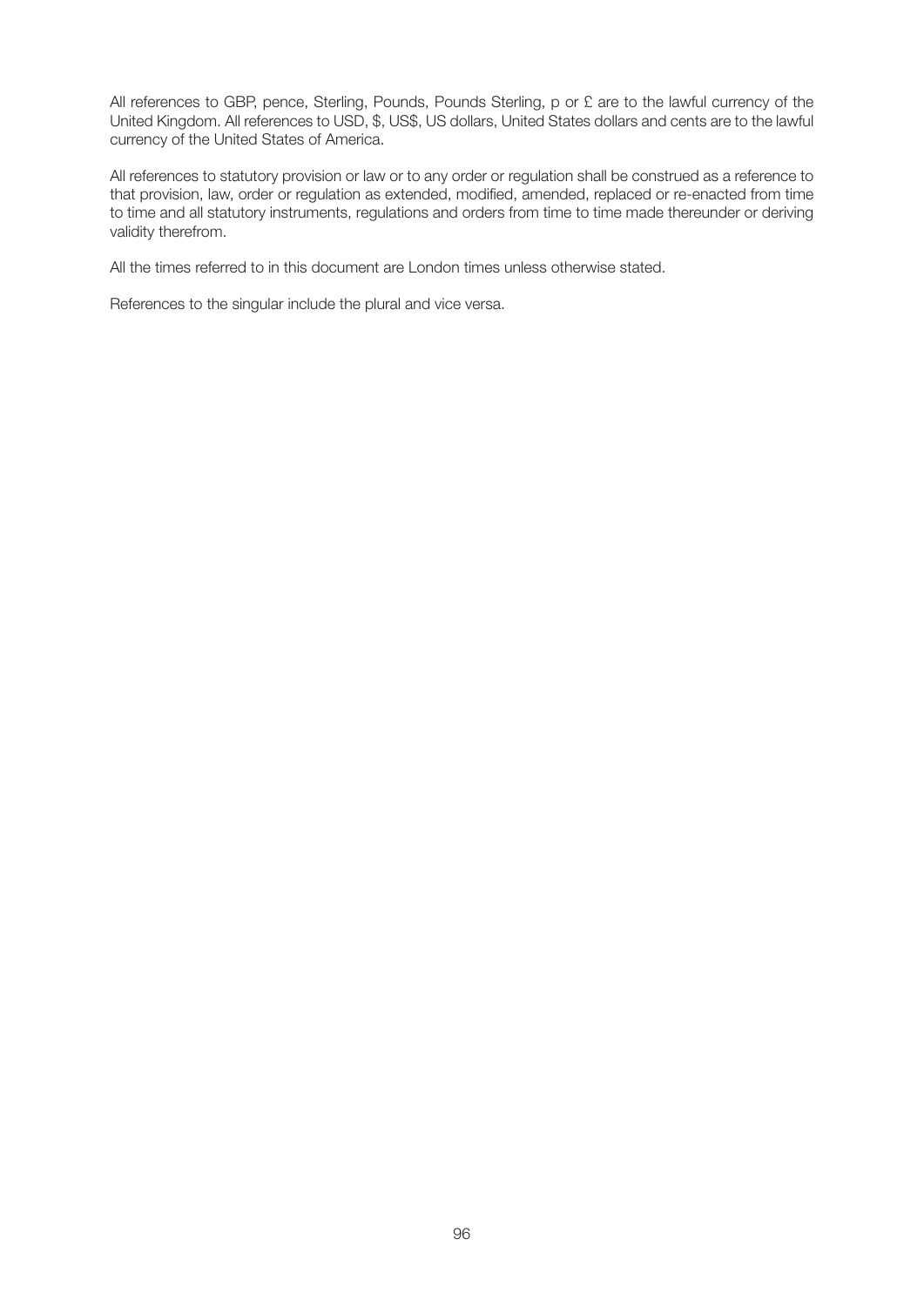All references to GBP, pence, Sterling, Pounds, Pounds Sterling, p or £ are to the lawful currency of the United Kingdom. All references to USD, $, US$, US dollars, United States dollars and cents are to the lawful currency of the United States of America.

All references to statutory provision or law or to any order or regulation shall be construed as a reference to that provision, law, order or regulation as extended, modified, amended, replaced or re-enacted from time to time and all statutory instruments, regulations and orders from time to time made thereunder or deriving validity therefrom.

All the times referred to in this document are London times unless otherwise stated.

References to the singular include the plural and vice versa.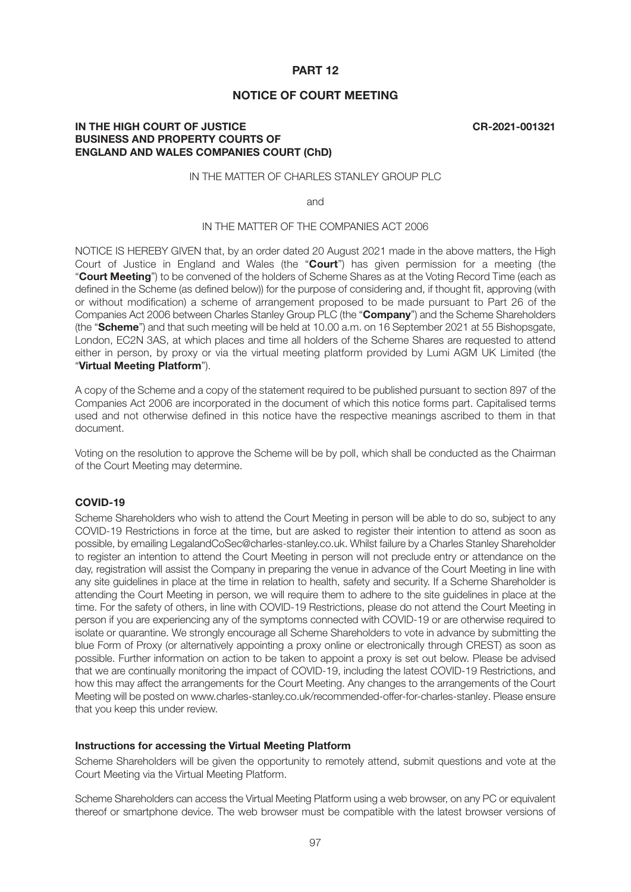## PART 12

## NOTICE OF COURT MEETING

**IN THE HIGH COURT OF JUSTICE** **CR-2021-001321**
**BUSINESS AND PROPERTY COURTS OF**
**ENGLAND AND WALES COMPANIES COURT (ChD)**

IN THE MATTER OF CHARLES STANLEY GROUP PLC

and

IN THE MATTER OF THE COMPANIES ACT 2006

NOTICE IS HEREBY GIVEN that, by an order dated 20 August 2021 made in the above matters, the High Court of Justice in England and Wales (the "**Court**") has given permission for a meeting (the "**Court Meeting**") to be convened of the holders of Scheme Shares as at the Voting Record Time (each as defined in the Scheme (as defined below)) for the purpose of considering and, if thought fit, approving (with or without modification) a scheme of arrangement proposed to be made pursuant to Part 26 of the Companies Act 2006 between Charles Stanley Group PLC (the "**Company**") and the Scheme Shareholders (the "**Scheme**") and that such meeting will be held at 10.00 a.m. on 16 September 2021 at 55 Bishopsgate, London, EC2N 3AS, at which places and time all holders of the Scheme Shares are requested to attend either in person, by proxy or via the virtual meeting platform provided by Lumi AGM UK Limited (the "**Virtual Meeting Platform**").

A copy of the Scheme and a copy of the statement required to be published pursuant to section 897 of the Companies Act 2006 are incorporated in the document of which this notice forms part. Capitalised terms used and not otherwise defined in this notice have the respective meanings ascribed to them in that document.

Voting on the resolution to approve the Scheme will be by poll, which shall be conducted as the Chairman of the Court Meeting may determine.

### COVID-19

Scheme Shareholders who wish to attend the Court Meeting in person will be able to do so, subject to any COVID-19 Restrictions in force at the time, but are asked to register their intention to attend as soon as possible, by emailing LegalandCoSec@charles-stanley.co.uk. Whilst failure by a Charles Stanley Shareholder to register an intention to attend the Court Meeting in person will not preclude entry or attendance on the day, registration will assist the Company in preparing the venue in advance of the Court Meeting in line with any site guidelines in place at the time in relation to health, safety and security. If a Scheme Shareholder is attending the Court Meeting in person, we will require them to adhere to the site guidelines in place at the time. For the safety of others, in line with COVID-19 Restrictions, please do not attend the Court Meeting in person if you are experiencing any of the symptoms connected with COVID-19 or are otherwise required to isolate or quarantine. We strongly encourage all Scheme Shareholders to vote in advance by submitting the blue Form of Proxy (or alternatively appointing a proxy online or electronically through CREST) as soon as possible. Further information on action to be taken to appoint a proxy is set out below. Please be advised that we are continually monitoring the impact of COVID-19, including the latest COVID-19 Restrictions, and how this may affect the arrangements for the Court Meeting. Any changes to the arrangements of the Court Meeting will be posted on www.charles-stanley.co.uk/recommended-offer-for-charles-stanley. Please ensure that you keep this under review.

### Instructions for accessing the Virtual Meeting Platform

Scheme Shareholders will be given the opportunity to remotely attend, submit questions and vote at the Court Meeting via the Virtual Meeting Platform.

Scheme Shareholders can access the Virtual Meeting Platform using a web browser, on any PC or equivalent thereof or smartphone device. The web browser must be compatible with the latest browser versions of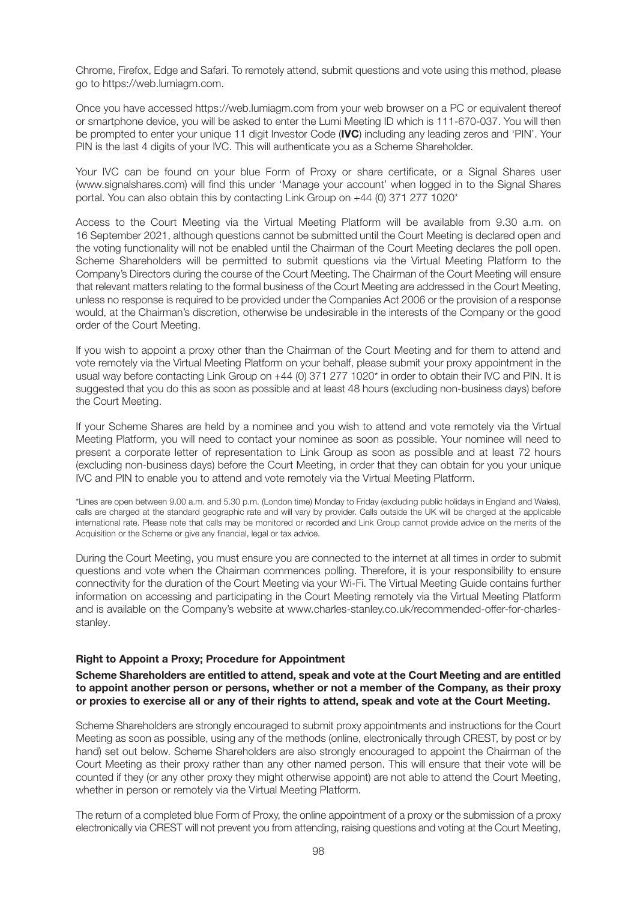Chrome, Firefox, Edge and Safari. To remotely attend, submit questions and vote using this method, please go to https://web.lumiagm.com.

Once you have accessed https://web.lumiagm.com from your web browser on a PC or equivalent thereof or smartphone device, you will be asked to enter the Lumi Meeting ID which is 111-670-037. You will then be prompted to enter your unique 11 digit Investor Code (**IVC**) including any leading zeros and 'PIN'. Your PIN is the last 4 digits of your IVC. This will authenticate you as a Scheme Shareholder.

Your IVC can be found on your blue Form of Proxy or share certificate, or a Signal Shares user (www.signalshares.com) will find this under 'Manage your account' when logged in to the Signal Shares portal. You can also obtain this by contacting Link Group on +44 (0) 371 277 1020*

Access to the Court Meeting via the Virtual Meeting Platform will be available from 9.30 a.m. on 16 September 2021, although questions cannot be submitted until the Court Meeting is declared open and the voting functionality will not be enabled until the Chairman of the Court Meeting declares the poll open. Scheme Shareholders will be permitted to submit questions via the Virtual Meeting Platform to the Company's Directors during the course of the Court Meeting. The Chairman of the Court Meeting will ensure that relevant matters relating to the formal business of the Court Meeting are addressed in the Court Meeting, unless no response is required to be provided under the Companies Act 2006 or the provision of a response would, at the Chairman's discretion, otherwise be undesirable in the interests of the Company or the good order of the Court Meeting.

If you wish to appoint a proxy other than the Chairman of the Court Meeting and for them to attend and vote remotely via the Virtual Meeting Platform on your behalf, please submit your proxy appointment in the usual way before contacting Link Group on +44 (0) 371 277 1020* in order to obtain their IVC and PIN. It is suggested that you do this as soon as possible and at least 48 hours (excluding non-business days) before the Court Meeting.

If your Scheme Shares are held by a nominee and you wish to attend and vote remotely via the Virtual Meeting Platform, you will need to contact your nominee as soon as possible. Your nominee will need to present a corporate letter of representation to Link Group as soon as possible and at least 72 hours (excluding non-business days) before the Court Meeting, in order that they can obtain for you your unique IVC and PIN to enable you to attend and vote remotely via the Virtual Meeting Platform.

*Lines are open between 9.00 a.m. and 5.30 p.m. (London time) Monday to Friday (excluding public holidays in England and Wales), calls are charged at the standard geographic rate and will vary by provider. Calls outside the UK will be charged at the applicable international rate. Please note that calls may be monitored or recorded and Link Group cannot provide advice on the merits of the Acquisition or the Scheme or give any financial, legal or tax advice.

During the Court Meeting, you must ensure you are connected to the internet at all times in order to submit questions and vote when the Chairman commences polling. Therefore, it is your responsibility to ensure connectivity for the duration of the Court Meeting via your Wi-Fi. The Virtual Meeting Guide contains further information on accessing and participating in the Court Meeting remotely via the Virtual Meeting Platform and is available on the Company's website at www.charles-stanley.co.uk/recommended-offer-for-charles-stanley.

**Right to Appoint a Proxy; Procedure for Appointment**

**Scheme Shareholders are entitled to attend, speak and vote at the Court Meeting and are entitled to appoint another person or persons, whether or not a member of the Company, as their proxy or proxies to exercise all or any of their rights to attend, speak and vote at the Court Meeting.**

Scheme Shareholders are strongly encouraged to submit proxy appointments and instructions for the Court Meeting as soon as possible, using any of the methods (online, electronically through CREST, by post or by hand) set out below. Scheme Shareholders are also strongly encouraged to appoint the Chairman of the Court Meeting as their proxy rather than any other named person. This will ensure that their vote will be counted if they (or any other proxy they might otherwise appoint) are not able to attend the Court Meeting, whether in person or remotely via the Virtual Meeting Platform.

The return of a completed blue Form of Proxy, the online appointment of a proxy or the submission of a proxy electronically via CREST will not prevent you from attending, raising questions and voting at the Court Meeting,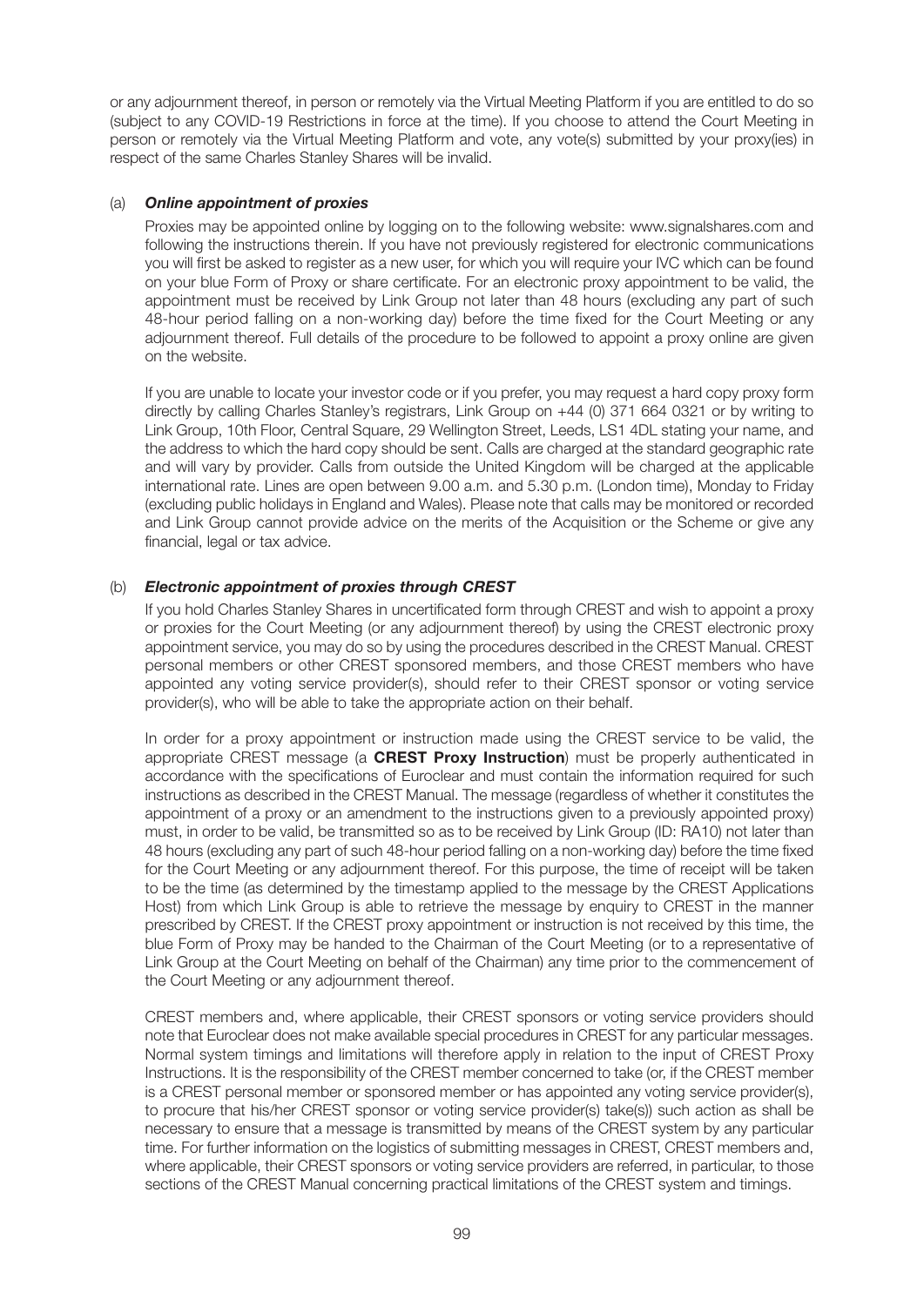or any adjournment thereof, in person or remotely via the Virtual Meeting Platform if you are entitled to do so (subject to any COVID-19 Restrictions in force at the time). If you choose to attend the Court Meeting in person or remotely via the Virtual Meeting Platform and vote, any vote(s) submitted by your proxy(ies) in respect of the same Charles Stanley Shares will be invalid.

(a) ***Online appointment of proxies***

Proxies may be appointed online by logging on to the following website: www.signalshares.com and following the instructions therein. If you have not previously registered for electronic communications you will first be asked to register as a new user, for which you will require your IVC which can be found on your blue Form of Proxy or share certificate. For an electronic proxy appointment to be valid, the appointment must be received by Link Group not later than 48 hours (excluding any part of such 48-hour period falling on a non-working day) before the time fixed for the Court Meeting or any adjournment thereof. Full details of the procedure to be followed to appoint a proxy online are given on the website.

If you are unable to locate your investor code or if you prefer, you may request a hard copy proxy form directly by calling Charles Stanley's registrars, Link Group on +44 (0) 371 664 0321 or by writing to Link Group, 10th Floor, Central Square, 29 Wellington Street, Leeds, LS1 4DL stating your name, and the address to which the hard copy should be sent. Calls are charged at the standard geographic rate and will vary by provider. Calls from outside the United Kingdom will be charged at the applicable international rate. Lines are open between 9.00 a.m. and 5.30 p.m. (London time), Monday to Friday (excluding public holidays in England and Wales). Please note that calls may be monitored or recorded and Link Group cannot provide advice on the merits of the Acquisition or the Scheme or give any financial, legal or tax advice.

(b) ***Electronic appointment of proxies through CREST***

If you hold Charles Stanley Shares in uncertificated form through CREST and wish to appoint a proxy or proxies for the Court Meeting (or any adjournment thereof) by using the CREST electronic proxy appointment service, you may do so by using the procedures described in the CREST Manual. CREST personal members or other CREST sponsored members, and those CREST members who have appointed any voting service provider(s), should refer to their CREST sponsor or voting service provider(s), who will be able to take the appropriate action on their behalf.

In order for a proxy appointment or instruction made using the CREST service to be valid, the appropriate CREST message (a **CREST Proxy Instruction**) must be properly authenticated in accordance with the specifications of Euroclear and must contain the information required for such instructions as described in the CREST Manual. The message (regardless of whether it constitutes the appointment of a proxy or an amendment to the instructions given to a previously appointed proxy) must, in order to be valid, be transmitted so as to be received by Link Group (ID: RA10) not later than 48 hours (excluding any part of such 48-hour period falling on a non-working day) before the time fixed for the Court Meeting or any adjournment thereof. For this purpose, the time of receipt will be taken to be the time (as determined by the timestamp applied to the message by the CREST Applications Host) from which Link Group is able to retrieve the message by enquiry to CREST in the manner prescribed by CREST. If the CREST proxy appointment or instruction is not received by this time, the blue Form of Proxy may be handed to the Chairman of the Court Meeting (or to a representative of Link Group at the Court Meeting on behalf of the Chairman) any time prior to the commencement of the Court Meeting or any adjournment thereof.

CREST members and, where applicable, their CREST sponsors or voting service providers should note that Euroclear does not make available special procedures in CREST for any particular messages. Normal system timings and limitations will therefore apply in relation to the input of CREST Proxy Instructions. It is the responsibility of the CREST member concerned to take (or, if the CREST member is a CREST personal member or sponsored member or has appointed any voting service provider(s), to procure that his/her CREST sponsor or voting service provider(s) take(s)) such action as shall be necessary to ensure that a message is transmitted by means of the CREST system by any particular time. For further information on the logistics of submitting messages in CREST, CREST members and, where applicable, their CREST sponsors or voting service providers are referred, in particular, to those sections of the CREST Manual concerning practical limitations of the CREST system and timings.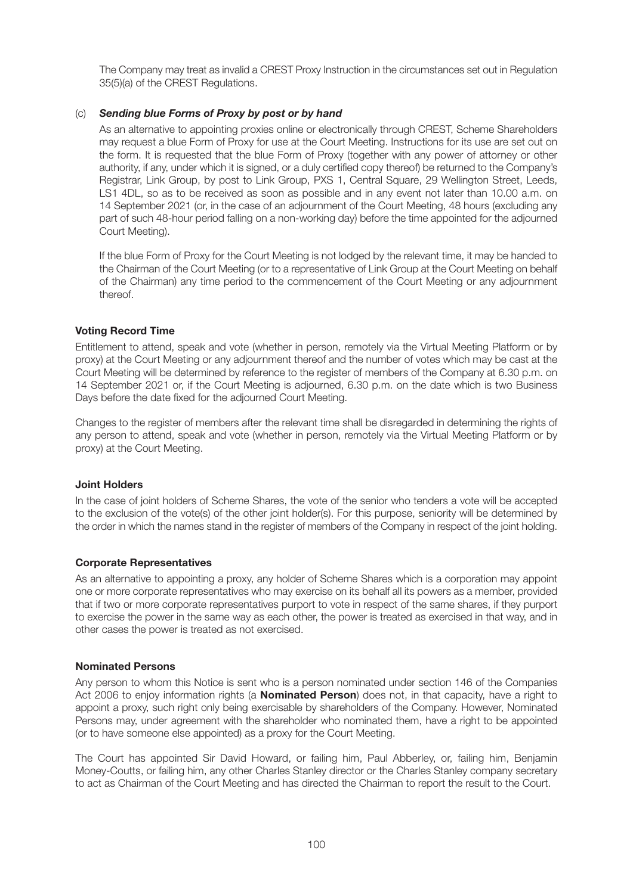The Company may treat as invalid a CREST Proxy Instruction in the circumstances set out in Regulation 35(5)(a) of the CREST Regulations.

(c) ***Sending blue Forms of Proxy by post or by hand***

As an alternative to appointing proxies online or electronically through CREST, Scheme Shareholders may request a blue Form of Proxy for use at the Court Meeting. Instructions for its use are set out on the form. It is requested that the blue Form of Proxy (together with any power of attorney or other authority, if any, under which it is signed, or a duly certified copy thereof) be returned to the Company's Registrar, Link Group, by post to Link Group, PXS 1, Central Square, 29 Wellington Street, Leeds, LS1 4DL, so as to be received as soon as possible and in any event not later than 10.00 a.m. on 14 September 2021 (or, in the case of an adjournment of the Court Meeting, 48 hours (excluding any part of such 48-hour period falling on a non-working day) before the time appointed for the adjourned Court Meeting).

If the blue Form of Proxy for the Court Meeting is not lodged by the relevant time, it may be handed to the Chairman of the Court Meeting (or to a representative of Link Group at the Court Meeting on behalf of the Chairman) any time period to the commencement of the Court Meeting or any adjournment thereof.

**Voting Record Time**

Entitlement to attend, speak and vote (whether in person, remotely via the Virtual Meeting Platform or by proxy) at the Court Meeting or any adjournment thereof and the number of votes which may be cast at the Court Meeting will be determined by reference to the register of members of the Company at 6.30 p.m. on 14 September 2021 or, if the Court Meeting is adjourned, 6.30 p.m. on the date which is two Business Days before the date fixed for the adjourned Court Meeting.

Changes to the register of members after the relevant time shall be disregarded in determining the rights of any person to attend, speak and vote (whether in person, remotely via the Virtual Meeting Platform or by proxy) at the Court Meeting.

**Joint Holders**

In the case of joint holders of Scheme Shares, the vote of the senior who tenders a vote will be accepted to the exclusion of the vote(s) of the other joint holder(s). For this purpose, seniority will be determined by the order in which the names stand in the register of members of the Company in respect of the joint holding.

**Corporate Representatives**

As an alternative to appointing a proxy, any holder of Scheme Shares which is a corporation may appoint one or more corporate representatives who may exercise on its behalf all its powers as a member, provided that if two or more corporate representatives purport to vote in respect of the same shares, if they purport to exercise the power in the same way as each other, the power is treated as exercised in that way, and in other cases the power is treated as not exercised.

**Nominated Persons**

Any person to whom this Notice is sent who is a person nominated under section 146 of the Companies Act 2006 to enjoy information rights (a **Nominated Person**) does not, in that capacity, have a right to appoint a proxy, such right only being exercisable by shareholders of the Company. However, Nominated Persons may, under agreement with the shareholder who nominated them, have a right to be appointed (or to have someone else appointed) as a proxy for the Court Meeting.

The Court has appointed Sir David Howard, or failing him, Paul Abberley, or, failing him, Benjamin Money-Coutts, or failing him, any other Charles Stanley director or the Charles Stanley company secretary to act as Chairman of the Court Meeting and has directed the Chairman to report the result to the Court.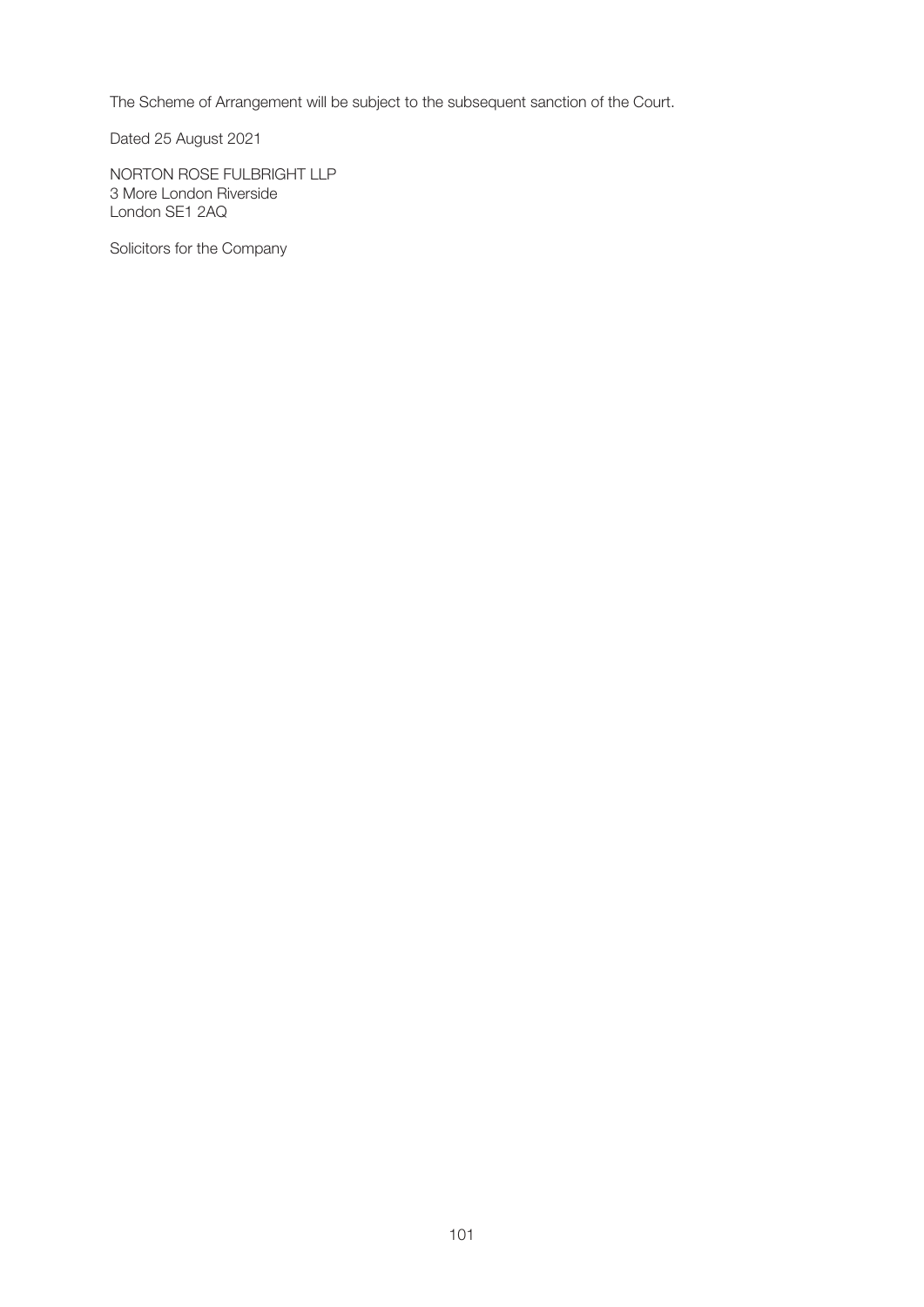The Scheme of Arrangement will be subject to the subsequent sanction of the Court.

Dated 25 August 2021

NORTON ROSE FULBRIGHT LLP
3 More London Riverside
London SE1 2AQ

Solicitors for the Company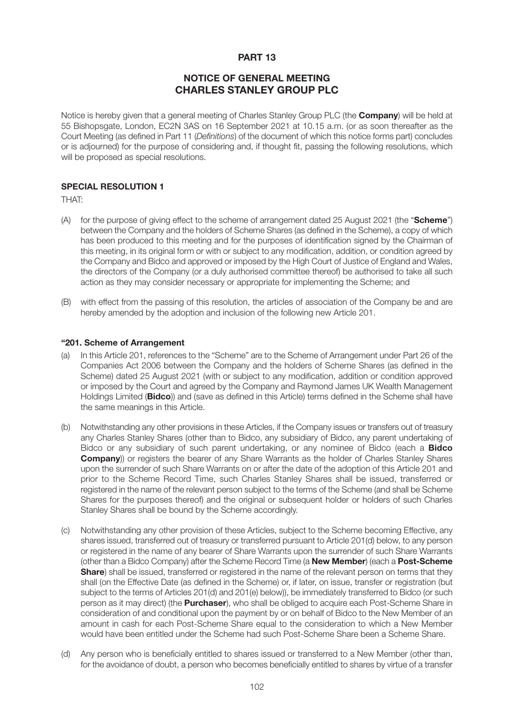# PART 13

## NOTICE OF GENERAL MEETING CHARLES STANLEY GROUP PLC

Notice is hereby given that a general meeting of Charles Stanley Group PLC (the **Company**) will be held at 55 Bishopsgate, London, EC2N 3AS on 16 September 2021 at 10.15 a.m. (or as soon thereafter as the Court Meeting (as defined in Part 11 (*Definitions*) of the document of which this notice forms part) concludes or is adjourned) for the purpose of considering and, if thought fit, passing the following resolutions, which will be proposed as special resolutions.

### SPECIAL RESOLUTION 1

THAT:

(A) for the purpose of giving effect to the scheme of arrangement dated 25 August 2021 (the "**Scheme**") between the Company and the holders of Scheme Shares (as defined in the Scheme), a copy of which has been produced to this meeting and for the purposes of identification signed by the Chairman of this meeting, in its original form or with or subject to any modification, addition, or condition agreed by the Company and Bidco and approved or imposed by the High Court of Justice of England and Wales, the directors of the Company (or a duly authorised committee thereof) be authorised to take all such action as they may consider necessary or appropriate for implementing the Scheme; and

(B) with effect from the passing of this resolution, the articles of association of the Company be and are hereby amended by the adoption and inclusion of the following new Article 201.

**"201. Scheme of Arrangement**

(a) In this Article 201, references to the "Scheme" are to the Scheme of Arrangement under Part 26 of the Companies Act 2006 between the Company and the holders of Scheme Shares (as defined in the Scheme) dated 25 August 2021 (with or subject to any modification, addition or condition approved or imposed by the Court and agreed by the Company and Raymond James UK Wealth Management Holdings Limited (**Bidco**)) and (save as defined in this Article) terms defined in the Scheme shall have the same meanings in this Article.

(b) Notwithstanding any other provisions in these Articles, if the Company issues or transfers out of treasury any Charles Stanley Shares (other than to Bidco, any subsidiary of Bidco, any parent undertaking of Bidco or any subsidiary of such parent undertaking, or any nominee of Bidco (each a **Bidco Company**)) or registers the bearer of any Share Warrants as the holder of Charles Stanley Shares upon the surrender of such Share Warrants on or after the date of the adoption of this Article 201 and prior to the Scheme Record Time, such Charles Stanley Shares shall be issued, transferred or registered in the name of the relevant person subject to the terms of the Scheme (and shall be Scheme Shares for the purposes thereof) and the original or subsequent holder or holders of such Charles Stanley Shares shall be bound by the Scheme accordingly.

(c) Notwithstanding any other provision of these Articles, subject to the Scheme becoming Effective, any shares issued, transferred out of treasury or transferred pursuant to Article 201(d) below, to any person or registered in the name of any bearer of Share Warrants upon the surrender of such Share Warrants (other than a Bidco Company) after the Scheme Record Time (a **New Member**) (each a **Post-Scheme Share**) shall be issued, transferred or registered in the name of the relevant person on terms that they shall (on the Effective Date (as defined in the Scheme) or, if later, on issue, transfer or registration (but subject to the terms of Articles 201(d) and 201(e) below)), be immediately transferred to Bidco (or such person as it may direct) (the **Purchaser**), who shall be obliged to acquire each Post-Scheme Share in consideration of and conditional upon the payment by or on behalf of Bidco to the New Member of an amount in cash for each Post-Scheme Share equal to the consideration to which a New Member would have been entitled under the Scheme had such Post-Scheme Share been a Scheme Share.

(d) Any person who is beneficially entitled to shares issued or transferred to a New Member (other than, for the avoidance of doubt, a person who becomes beneficially entitled to shares by virtue of a transfer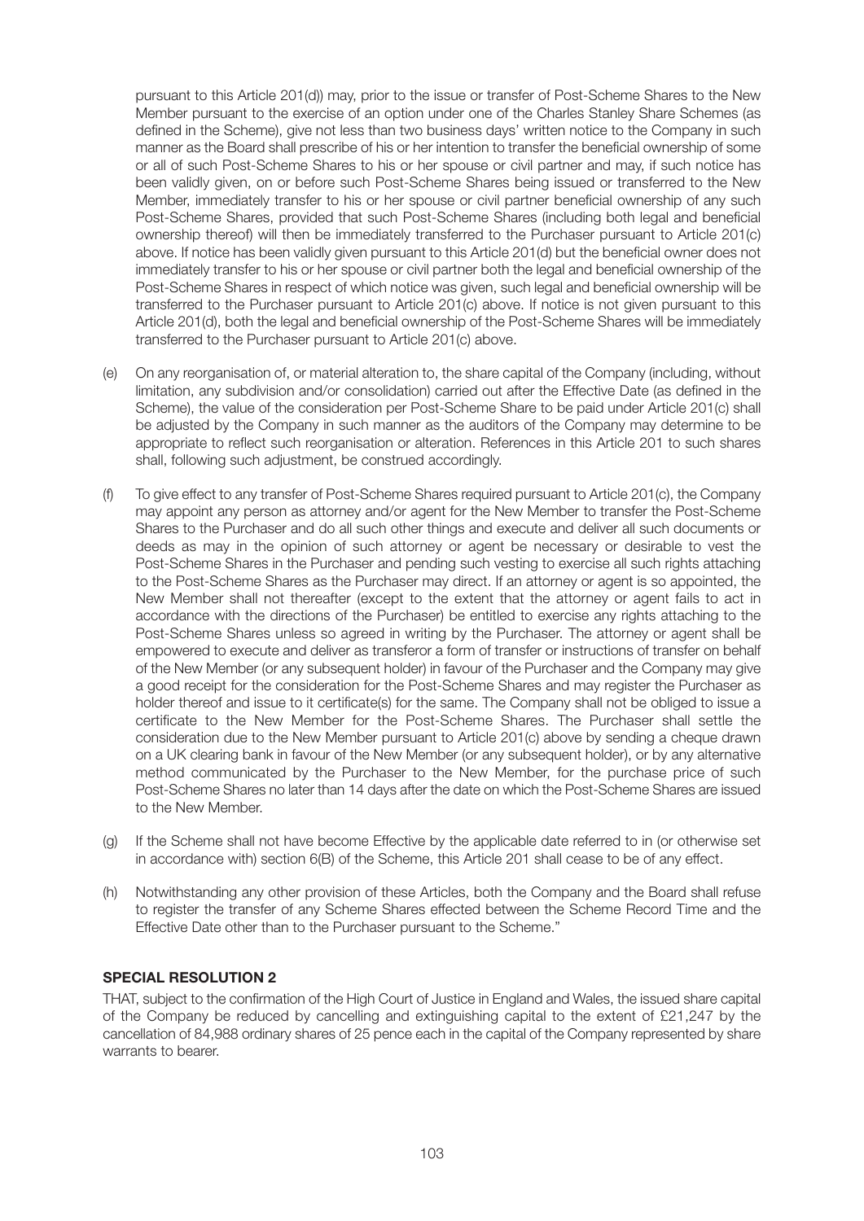pursuant to this Article 201(d)) may, prior to the issue or transfer of Post-Scheme Shares to the New Member pursuant to the exercise of an option under one of the Charles Stanley Share Schemes (as defined in the Scheme), give not less than two business days' written notice to the Company in such manner as the Board shall prescribe of his or her intention to transfer the beneficial ownership of some or all of such Post-Scheme Shares to his or her spouse or civil partner and may, if such notice has been validly given, on or before such Post-Scheme Shares being issued or transferred to the New Member, immediately transfer to his or her spouse or civil partner beneficial ownership of any such Post-Scheme Shares, provided that such Post-Scheme Shares (including both legal and beneficial ownership thereof) will then be immediately transferred to the Purchaser pursuant to Article 201(c) above. If notice has been validly given pursuant to this Article 201(d) but the beneficial owner does not immediately transfer to his or her spouse or civil partner both the legal and beneficial ownership of the Post-Scheme Shares in respect of which notice was given, such legal and beneficial ownership will be transferred to the Purchaser pursuant to Article 201(c) above. If notice is not given pursuant to this Article 201(d), both the legal and beneficial ownership of the Post-Scheme Shares will be immediately transferred to the Purchaser pursuant to Article 201(c) above.

(e) On any reorganisation of, or material alteration to, the share capital of the Company (including, without limitation, any subdivision and/or consolidation) carried out after the Effective Date (as defined in the Scheme), the value of the consideration per Post-Scheme Share to be paid under Article 201(c) shall be adjusted by the Company in such manner as the auditors of the Company may determine to be appropriate to reflect such reorganisation or alteration. References in this Article 201 to such shares shall, following such adjustment, be construed accordingly.

(f) To give effect to any transfer of Post-Scheme Shares required pursuant to Article 201(c), the Company may appoint any person as attorney and/or agent for the New Member to transfer the Post-Scheme Shares to the Purchaser and do all such other things and execute and deliver all such documents or deeds as may in the opinion of such attorney or agent be necessary or desirable to vest the Post-Scheme Shares in the Purchaser and pending such vesting to exercise all such rights attaching to the Post-Scheme Shares as the Purchaser may direct. If an attorney or agent is so appointed, the New Member shall not thereafter (except to the extent that the attorney or agent fails to act in accordance with the directions of the Purchaser) be entitled to exercise any rights attaching to the Post-Scheme Shares unless so agreed in writing by the Purchaser. The attorney or agent shall be empowered to execute and deliver as transferor a form of transfer or instructions of transfer on behalf of the New Member (or any subsequent holder) in favour of the Purchaser and the Company may give a good receipt for the consideration for the Post-Scheme Shares and may register the Purchaser as holder thereof and issue to it certificate(s) for the same. The Company shall not be obliged to issue a certificate to the New Member for the Post-Scheme Shares. The Purchaser shall settle the consideration due to the New Member pursuant to Article 201(c) above by sending a cheque drawn on a UK clearing bank in favour of the New Member (or any subsequent holder), or by any alternative method communicated by the Purchaser to the New Member, for the purchase price of such Post-Scheme Shares no later than 14 days after the date on which the Post-Scheme Shares are issued to the New Member.

(g) If the Scheme shall not have become Effective by the applicable date referred to in (or otherwise set in accordance with) section 6(B) of the Scheme, this Article 201 shall cease to be of any effect.

(h) Notwithstanding any other provision of these Articles, both the Company and the Board shall refuse to register the transfer of any Scheme Shares effected between the Scheme Record Time and the Effective Date other than to the Purchaser pursuant to the Scheme."

**SPECIAL RESOLUTION 2**

THAT, subject to the confirmation of the High Court of Justice in England and Wales, the issued share capital of the Company be reduced by cancelling and extinguishing capital to the extent of £21,247 by the cancellation of 84,988 ordinary shares of 25 pence each in the capital of the Company represented by share warrants to bearer.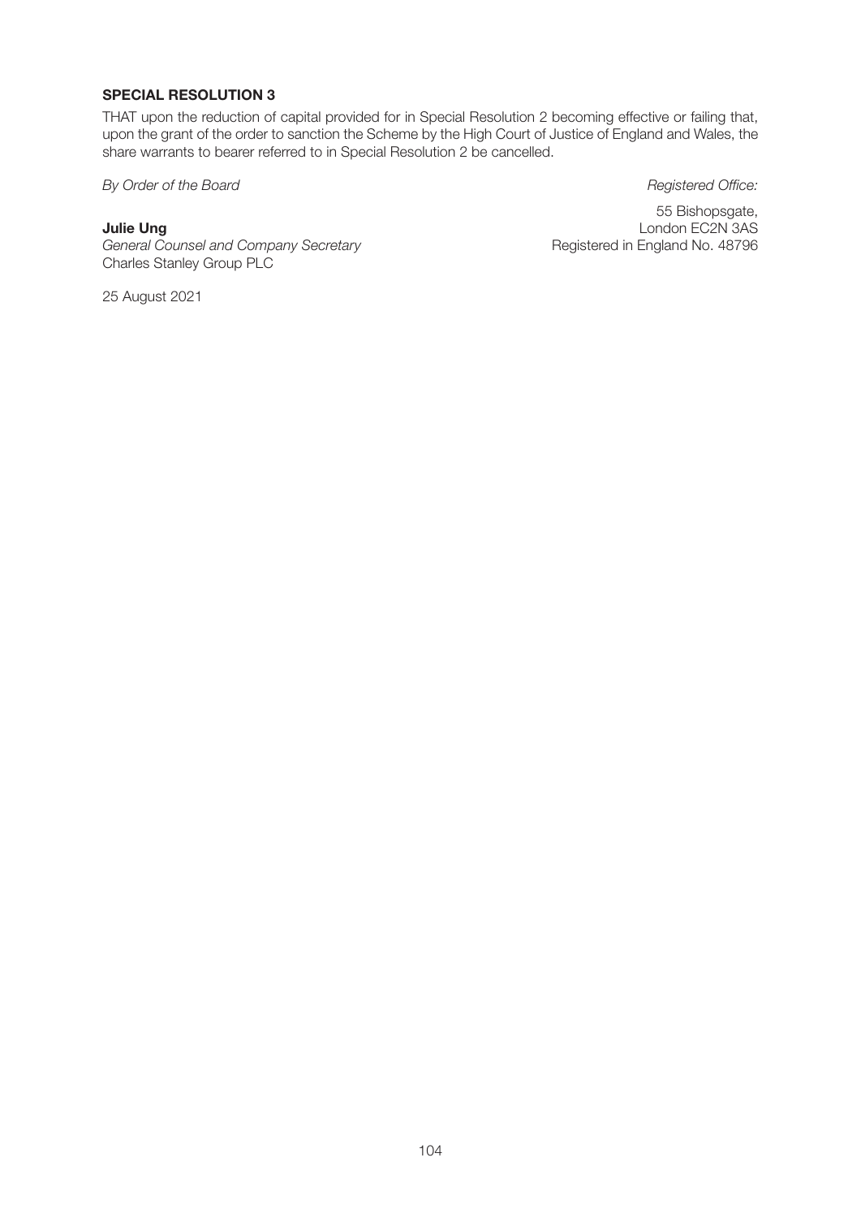**SPECIAL RESOLUTION 3**

THAT upon the reduction of capital provided for in Special Resolution 2 becoming effective or failing that, upon the grant of the order to sanction the Scheme by the High Court of Justice of England and Wales, the share warrants to bearer referred to in Special Resolution 2 be cancelled.

*By Order of the Board*

**Julie Ung**
*General Counsel and Company Secretary*
Charles Stanley Group PLC

25 August 2021

*Registered Office:*

55 Bishopsgate,
London EC2N 3AS
Registered in England No. 48796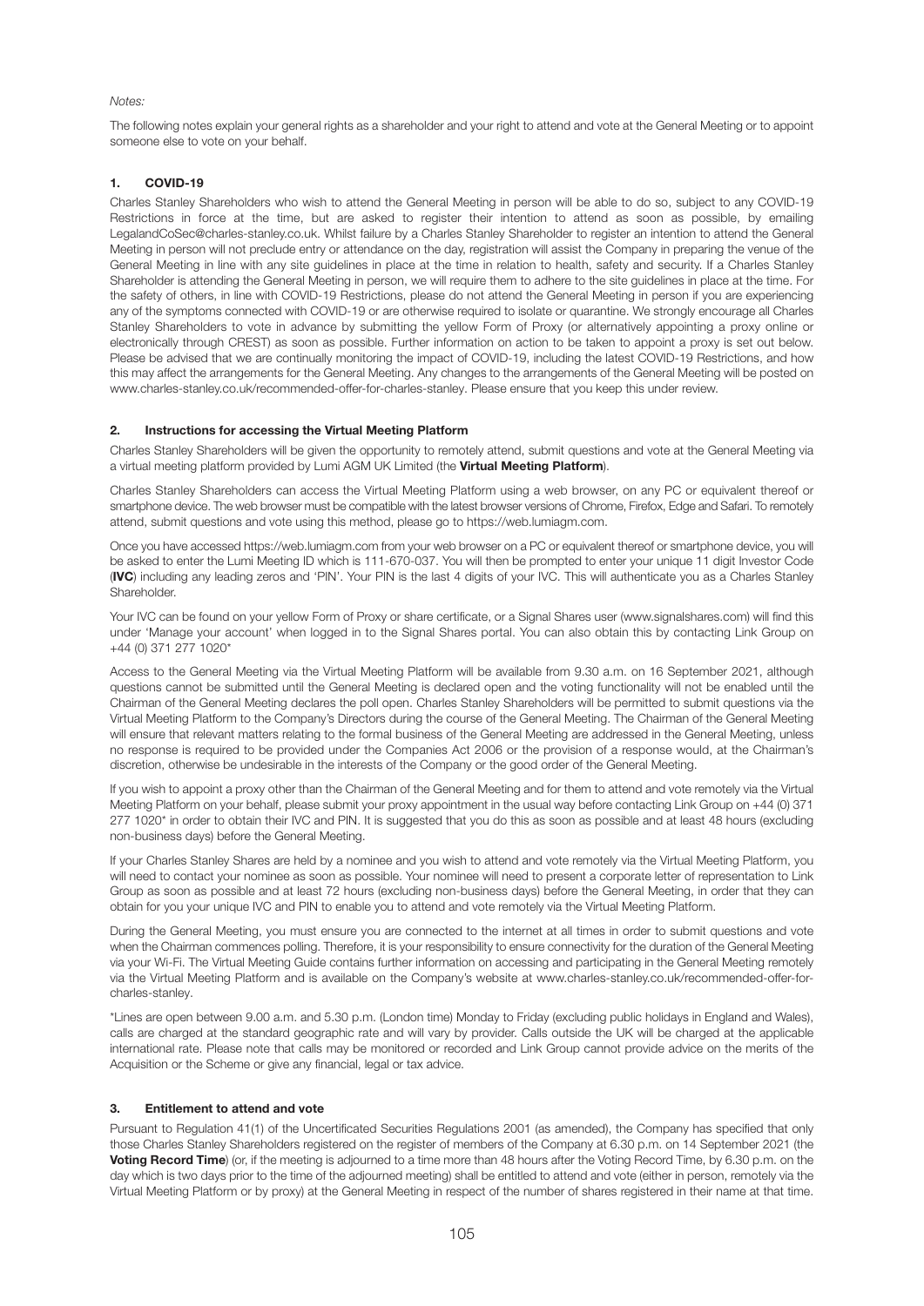*Notes:*

The following notes explain your general rights as a shareholder and your right to attend and vote at the General Meeting or to appoint someone else to vote on your behalf.

## 1. COVID-19

Charles Stanley Shareholders who wish to attend the General Meeting in person will be able to do so, subject to any COVID-19 Restrictions in force at the time, but are asked to register their intention to attend as soon as possible, by emailing LegalandCoSec@charles-stanley.co.uk. Whilst failure by a Charles Stanley Shareholder to register an intention to attend the General Meeting in person will not preclude entry or attendance on the day, registration will assist the Company in preparing the venue of the General Meeting in line with any site guidelines in place at the time in relation to health, safety and security. If a Charles Stanley Shareholder is attending the General Meeting in person, we will require them to adhere to the site guidelines in place at the time. For the safety of others, in line with COVID-19 Restrictions, please do not attend the General Meeting in person if you are experiencing any of the symptoms connected with COVID-19 or are otherwise required to isolate or quarantine. We strongly encourage all Charles Stanley Shareholders to vote in advance by submitting the yellow Form of Proxy (or alternatively appointing a proxy online or electronically through CREST) as soon as possible. Further information on action to be taken to appoint a proxy is set out below. Please be advised that we are continually monitoring the impact of COVID-19, including the latest COVID-19 Restrictions, and how this may affect the arrangements for the General Meeting. Any changes to the arrangements of the General Meeting will be posted on www.charles-stanley.co.uk/recommended-offer-for-charles-stanley. Please ensure that you keep this under review.

## 2. Instructions for accessing the Virtual Meeting Platform

Charles Stanley Shareholders will be given the opportunity to remotely attend, submit questions and vote at the General Meeting via a virtual meeting platform provided by Lumi AGM UK Limited (the **Virtual Meeting Platform**).

Charles Stanley Shareholders can access the Virtual Meeting Platform using a web browser, on any PC or equivalent thereof or smartphone device. The web browser must be compatible with the latest browser versions of Chrome, Firefox, Edge and Safari. To remotely attend, submit questions and vote using this method, please go to https://web.lumiagm.com.

Once you have accessed https://web.lumiagm.com from your web browser on a PC or equivalent thereof or smartphone device, you will be asked to enter the Lumi Meeting ID which is 111-670-037. You will then be prompted to enter your unique 11 digit Investor Code (**IVC**) including any leading zeros and 'PIN'. Your PIN is the last 4 digits of your IVC. This will authenticate you as a Charles Stanley Shareholder.

Your IVC can be found on your yellow Form of Proxy or share certificate, or a Signal Shares user (www.signalshares.com) will find this under 'Manage your account' when logged in to the Signal Shares portal. You can also obtain this by contacting Link Group on +44 (0) 371 277 1020*

Access to the General Meeting via the Virtual Meeting Platform will be available from 9.30 a.m. on 16 September 2021, although questions cannot be submitted until the General Meeting is declared open and the voting functionality will not be enabled until the Chairman of the General Meeting declares the poll open. Charles Stanley Shareholders will be permitted to submit questions via the Virtual Meeting Platform to the Company's Directors during the course of the General Meeting. The Chairman of the General Meeting will ensure that relevant matters relating to the formal business of the General Meeting are addressed in the General Meeting, unless no response is required to be provided under the Companies Act 2006 or the provision of a response would, at the Chairman's discretion, otherwise be undesirable in the interests of the Company or the good order of the General Meeting.

If you wish to appoint a proxy other than the Chairman of the General Meeting and for them to attend and vote remotely via the Virtual Meeting Platform on your behalf, please submit your proxy appointment in the usual way before contacting Link Group on +44 (0) 371 277 1020* in order to obtain their IVC and PIN. It is suggested that you do this as soon as possible and at least 48 hours (excluding non-business days) before the General Meeting.

If your Charles Stanley Shares are held by a nominee and you wish to attend and vote remotely via the Virtual Meeting Platform, you will need to contact your nominee as soon as possible. Your nominee will need to present a corporate letter of representation to Link Group as soon as possible and at least 72 hours (excluding non-business days) before the General Meeting, in order that they can obtain for you your unique IVC and PIN to enable you to attend and vote remotely via the Virtual Meeting Platform.

During the General Meeting, you must ensure you are connected to the internet at all times in order to submit questions and vote when the Chairman commences polling. Therefore, it is your responsibility to ensure connectivity for the duration of the General Meeting via your Wi-Fi. The Virtual Meeting Guide contains further information on accessing and participating in the General Meeting remotely via the Virtual Meeting Platform and is available on the Company's website at www.charles-stanley.co.uk/recommended-offer-for-charles-stanley.

*Lines are open between 9.00 a.m. and 5.30 p.m. (London time) Monday to Friday (excluding public holidays in England and Wales), calls are charged at the standard geographic rate and will vary by provider. Calls outside the UK will be charged at the applicable international rate. Please note that calls may be monitored or recorded and Link Group cannot provide advice on the merits of the Acquisition or the Scheme or give any financial, legal or tax advice.

## 3. Entitlement to attend and vote

Pursuant to Regulation 41(1) of the Uncertificated Securities Regulations 2001 (as amended), the Company has specified that only those Charles Stanley Shareholders registered on the register of members of the Company at 6.30 p.m. on 14 September 2021 (the **Voting Record Time**) (or, if the meeting is adjourned to a time more than 48 hours after the Voting Record Time, by 6.30 p.m. on the day which is two days prior to the time of the adjourned meeting) shall be entitled to attend and vote (either in person, remotely via the Virtual Meeting Platform or by proxy) at the General Meeting in respect of the number of shares registered in their name at that time.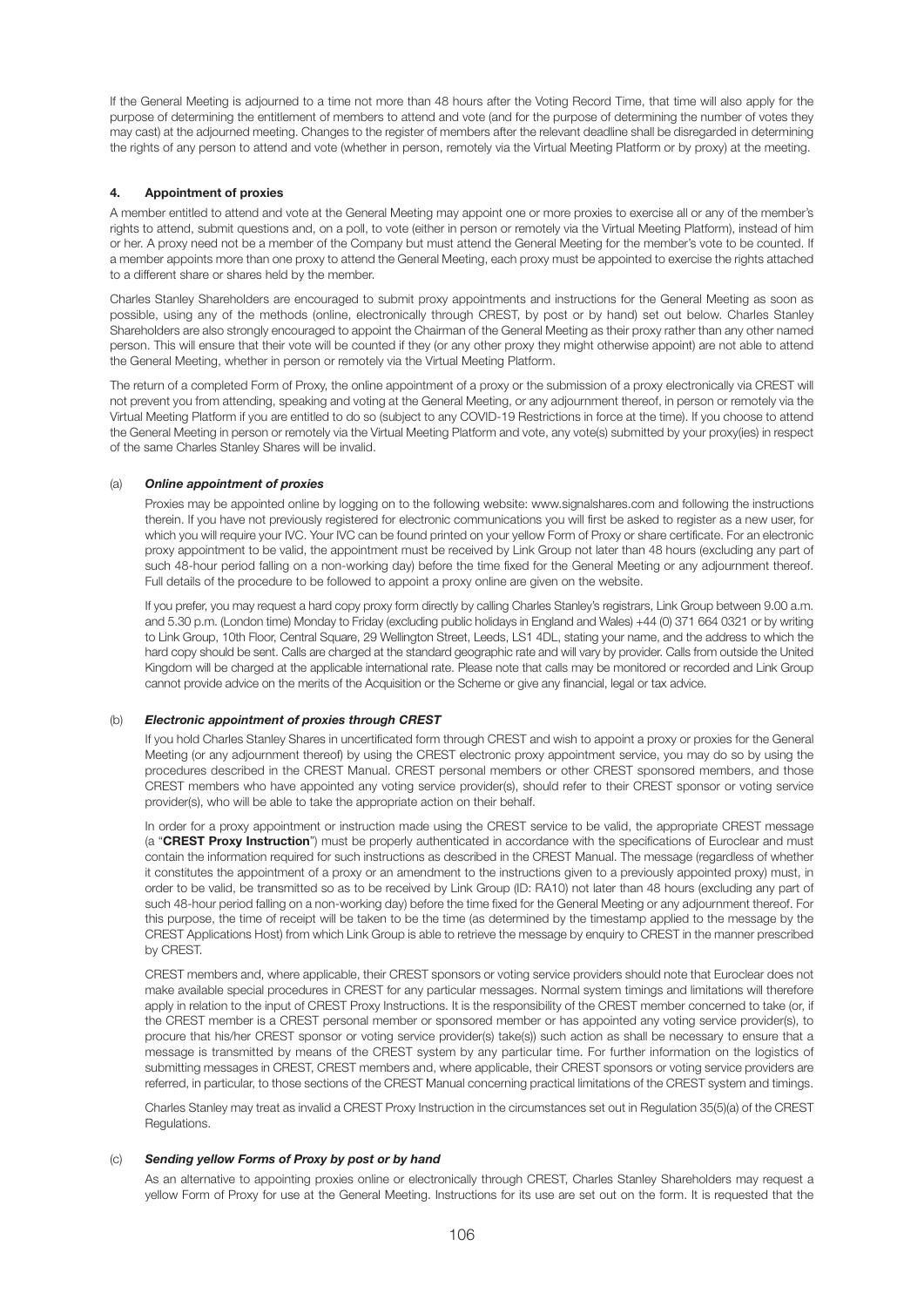If the General Meeting is adjourned to a time not more than 48 hours after the Voting Record Time, that time will also apply for the purpose of determining the entitlement of members to attend and vote (and for the purpose of determining the number of votes they may cast) at the adjourned meeting. Changes to the register of members after the relevant deadline shall be disregarded in determining the rights of any person to attend and vote (whether in person, remotely via the Virtual Meeting Platform or by proxy) at the meeting.

## 4. Appointment of proxies

A member entitled to attend and vote at the General Meeting may appoint one or more proxies to exercise all or any of the member's rights to attend, submit questions and, on a poll, to vote (either in person or remotely via the Virtual Meeting Platform), instead of him or her. A proxy need not be a member of the Company but must attend the General Meeting for the member's vote to be counted. If a member appoints more than one proxy to attend the General Meeting, each proxy must be appointed to exercise the rights attached to a different share or shares held by the member.

Charles Stanley Shareholders are encouraged to submit proxy appointments and instructions for the General Meeting as soon as possible, using any of the methods (online, electronically through CREST, by post or by hand) set out below. Charles Stanley Shareholders are also strongly encouraged to appoint the Chairman of the General Meeting as their proxy rather than any other named person. This will ensure that their vote will be counted if they (or any other proxy they might otherwise appoint) are not able to attend the General Meeting, whether in person or remotely via the Virtual Meeting Platform.

The return of a completed Form of Proxy, the online appointment of a proxy or the submission of a proxy electronically via CREST will not prevent you from attending, speaking and voting at the General Meeting, or any adjournment thereof, in person or remotely via the Virtual Meeting Platform if you are entitled to do so (subject to any COVID-19 Restrictions in force at the time). If you choose to attend the General Meeting in person or remotely via the Virtual Meeting Platform and vote, any vote(s) submitted by your proxy(ies) in respect of the same Charles Stanley Shares will be invalid.

### (a) *Online appointment of proxies*

Proxies may be appointed online by logging on to the following website: www.signalshares.com and following the instructions therein. If you have not previously registered for electronic communications you will first be asked to register as a new user, for which you will require your IVC. Your IVC can be found printed on your yellow Form of Proxy or share certificate. For an electronic proxy appointment to be valid, the appointment must be received by Link Group not later than 48 hours (excluding any part of such 48-hour period falling on a non-working day) before the time fixed for the General Meeting or any adjournment thereof. Full details of the procedure to be followed to appoint a proxy online are given on the website.

If you prefer, you may request a hard copy proxy form directly by calling Charles Stanley's registrars, Link Group between 9.00 a.m. and 5.30 p.m. (London time) Monday to Friday (excluding public holidays in England and Wales) +44 (0) 371 664 0321 or by writing to Link Group, 10th Floor, Central Square, 29 Wellington Street, Leeds, LS1 4DL, stating your name, and the address to which the hard copy should be sent. Calls are charged at the standard geographic rate and will vary by provider. Calls from outside the United Kingdom will be charged at the applicable international rate. Please note that calls may be monitored or recorded and Link Group cannot provide advice on the merits of the Acquisition or the Scheme or give any financial, legal or tax advice.

### (b) *Electronic appointment of proxies through CREST*

If you hold Charles Stanley Shares in uncertificated form through CREST and wish to appoint a proxy or proxies for the General Meeting (or any adjournment thereof) by using the CREST electronic proxy appointment service, you may do so by using the procedures described in the CREST Manual. CREST personal members or other CREST sponsored members, and those CREST members who have appointed any voting service provider(s), should refer to their CREST sponsor or voting service provider(s), who will be able to take the appropriate action on their behalf.

In order for a proxy appointment or instruction made using the CREST service to be valid, the appropriate CREST message (a "**CREST Proxy Instruction**") must be properly authenticated in accordance with the specifications of Euroclear and must contain the information required for such instructions as described in the CREST Manual. The message (regardless of whether it constitutes the appointment of a proxy or an amendment to the instructions given to a previously appointed proxy) must, in order to be valid, be transmitted so as to be received by Link Group (ID: RA10) not later than 48 hours (excluding any part of such 48-hour period falling on a non-working day) before the time fixed for the General Meeting or any adjournment thereof. For this purpose, the time of receipt will be taken to be the time (as determined by the timestamp applied to the message by the CREST Applications Host) from which Link Group is able to retrieve the message by enquiry to CREST in the manner prescribed by CREST.

CREST members and, where applicable, their CREST sponsors or voting service providers should note that Euroclear does not make available special procedures in CREST for any particular messages. Normal system timings and limitations will therefore apply in relation to the input of CREST Proxy Instructions. It is the responsibility of the CREST member concerned to take (or, if the CREST member is a CREST personal member or sponsored member or has appointed any voting service provider(s), to procure that his/her CREST sponsor or voting service provider(s) take(s)) such action as shall be necessary to ensure that a message is transmitted by means of the CREST system by any particular time. For further information on the logistics of submitting messages in CREST, CREST members and, where applicable, their CREST sponsors or voting service providers are referred, in particular, to those sections of the CREST Manual concerning practical limitations of the CREST system and timings.

Charles Stanley may treat as invalid a CREST Proxy Instruction in the circumstances set out in Regulation 35(5)(a) of the CREST Regulations.

### (c) *Sending yellow Forms of Proxy by post or by hand*

As an alternative to appointing proxies online or electronically through CREST, Charles Stanley Shareholders may request a yellow Form of Proxy for use at the General Meeting. Instructions for its use are set out on the form. It is requested that the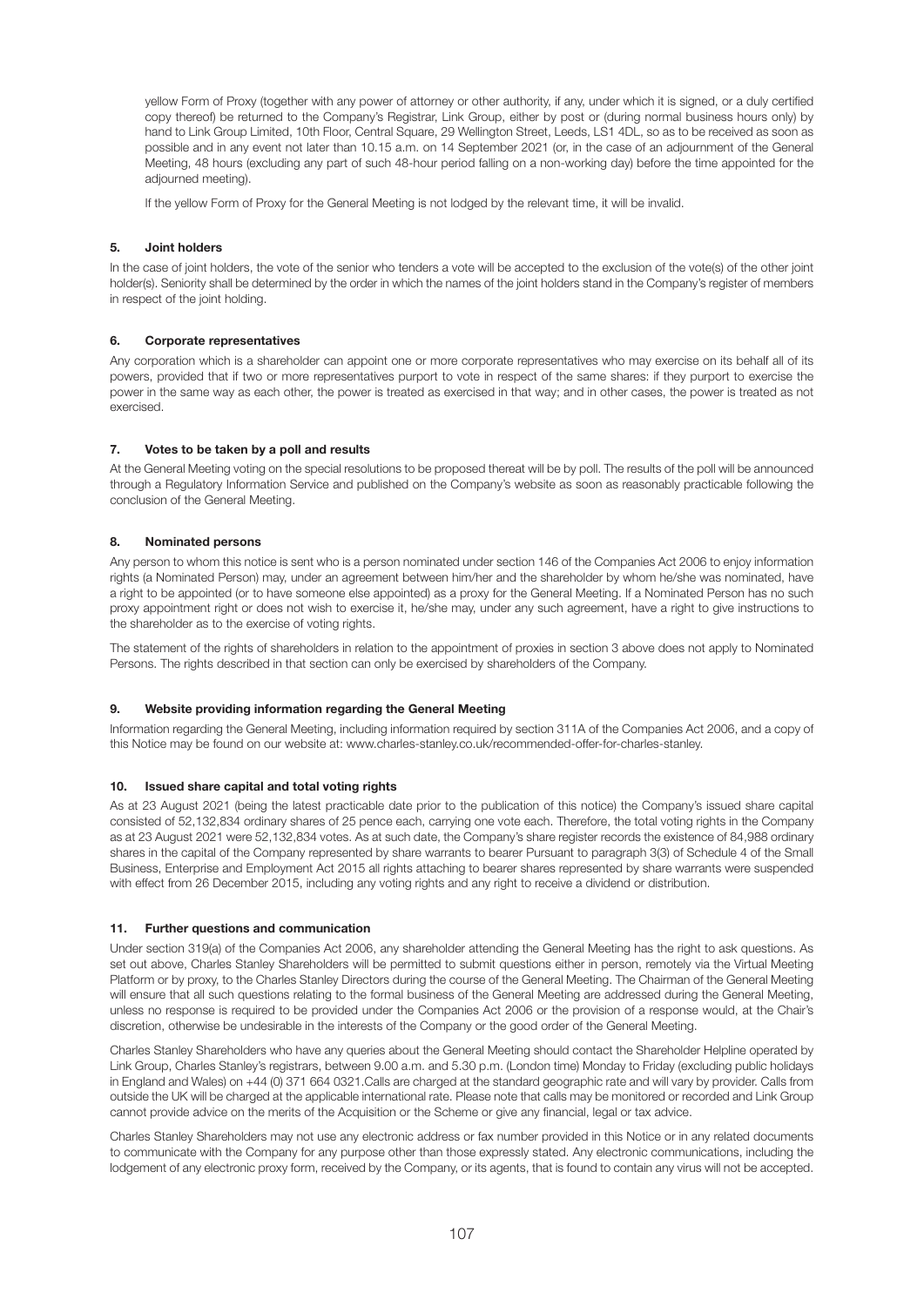yellow Form of Proxy (together with any power of attorney or other authority, if any, under which it is signed, or a duly certified copy thereof) be returned to the Company's Registrar, Link Group, either by post or (during normal business hours only) by hand to Link Group Limited, 10th Floor, Central Square, 29 Wellington Street, Leeds, LS1 4DL, so as to be received as soon as possible and in any event not later than 10.15 a.m. on 14 September 2021 (or, in the case of an adjournment of the General Meeting, 48 hours (excluding any part of such 48-hour period falling on a non-working day) before the time appointed for the adjourned meeting).

If the yellow Form of Proxy for the General Meeting is not lodged by the relevant time, it will be invalid.

### 5. Joint holders

In the case of joint holders, the vote of the senior who tenders a vote will be accepted to the exclusion of the vote(s) of the other joint holder(s). Seniority shall be determined by the order in which the names of the joint holders stand in the Company's register of members in respect of the joint holding.

### 6. Corporate representatives

Any corporation which is a shareholder can appoint one or more corporate representatives who may exercise on its behalf all of its powers, provided that if two or more representatives purport to vote in respect of the same shares: if they purport to exercise the power in the same way as each other, the power is treated as exercised in that way; and in other cases, the power is treated as not exercised.

### 7. Votes to be taken by a poll and results

At the General Meeting voting on the special resolutions to be proposed thereat will be by poll. The results of the poll will be announced through a Regulatory Information Service and published on the Company's website as soon as reasonably practicable following the conclusion of the General Meeting.

### 8. Nominated persons

Any person to whom this notice is sent who is a person nominated under section 146 of the Companies Act 2006 to enjoy information rights (a Nominated Person) may, under an agreement between him/her and the shareholder by whom he/she was nominated, have a right to be appointed (or to have someone else appointed) as a proxy for the General Meeting. If a Nominated Person has no such proxy appointment right or does not wish to exercise it, he/she may, under any such agreement, have a right to give instructions to the shareholder as to the exercise of voting rights.

The statement of the rights of shareholders in relation to the appointment of proxies in section 3 above does not apply to Nominated Persons. The rights described in that section can only be exercised by shareholders of the Company.

### 9. Website providing information regarding the General Meeting

Information regarding the General Meeting, including information required by section 311A of the Companies Act 2006, and a copy of this Notice may be found on our website at: www.charles-stanley.co.uk/recommended-offer-for-charles-stanley.

### 10. Issued share capital and total voting rights

As at 23 August 2021 (being the latest practicable date prior to the publication of this notice) the Company's issued share capital consisted of 52,132,834 ordinary shares of 25 pence each, carrying one vote each. Therefore, the total voting rights in the Company as at 23 August 2021 were 52,132,834 votes. As at such date, the Company's share register records the existence of 84,988 ordinary shares in the capital of the Company represented by share warrants to bearer Pursuant to paragraph 3(3) of Schedule 4 of the Small Business, Enterprise and Employment Act 2015 all rights attaching to bearer shares represented by share warrants were suspended with effect from 26 December 2015, including any voting rights and any right to receive a dividend or distribution.

### 11. Further questions and communication

Under section 319(a) of the Companies Act 2006, any shareholder attending the General Meeting has the right to ask questions. As set out above, Charles Stanley Shareholders will be permitted to submit questions either in person, remotely via the Virtual Meeting Platform or by proxy, to the Charles Stanley Directors during the course of the General Meeting. The Chairman of the General Meeting will ensure that all such questions relating to the formal business of the General Meeting are addressed during the General Meeting, unless no response is required to be provided under the Companies Act 2006 or the provision of a response would, at the Chair's discretion, otherwise be undesirable in the interests of the Company or the good order of the General Meeting.

Charles Stanley Shareholders who have any queries about the General Meeting should contact the Shareholder Helpline operated by Link Group, Charles Stanley's registrars, between 9.00 a.m. and 5.30 p.m. (London time) Monday to Friday (excluding public holidays in England and Wales) on +44 (0) 371 664 0321.Calls are charged at the standard geographic rate and will vary by provider. Calls from outside the UK will be charged at the applicable international rate. Please note that calls may be monitored or recorded and Link Group cannot provide advice on the merits of the Acquisition or the Scheme or give any financial, legal or tax advice.

Charles Stanley Shareholders may not use any electronic address or fax number provided in this Notice or in any related documents to communicate with the Company for any purpose other than those expressly stated. Any electronic communications, including the lodgement of any electronic proxy form, received by the Company, or its agents, that is found to contain any virus will not be accepted.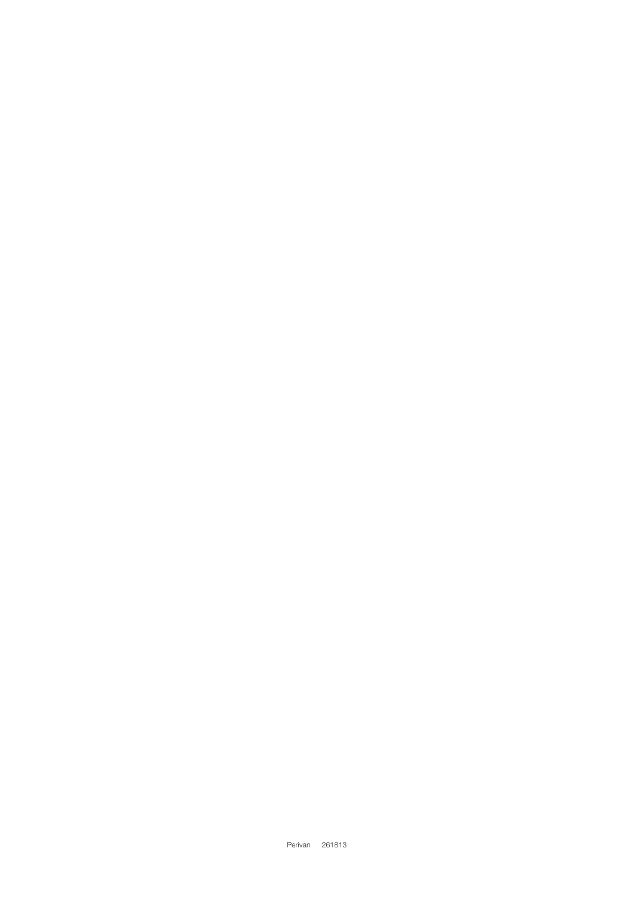Perivan 261813